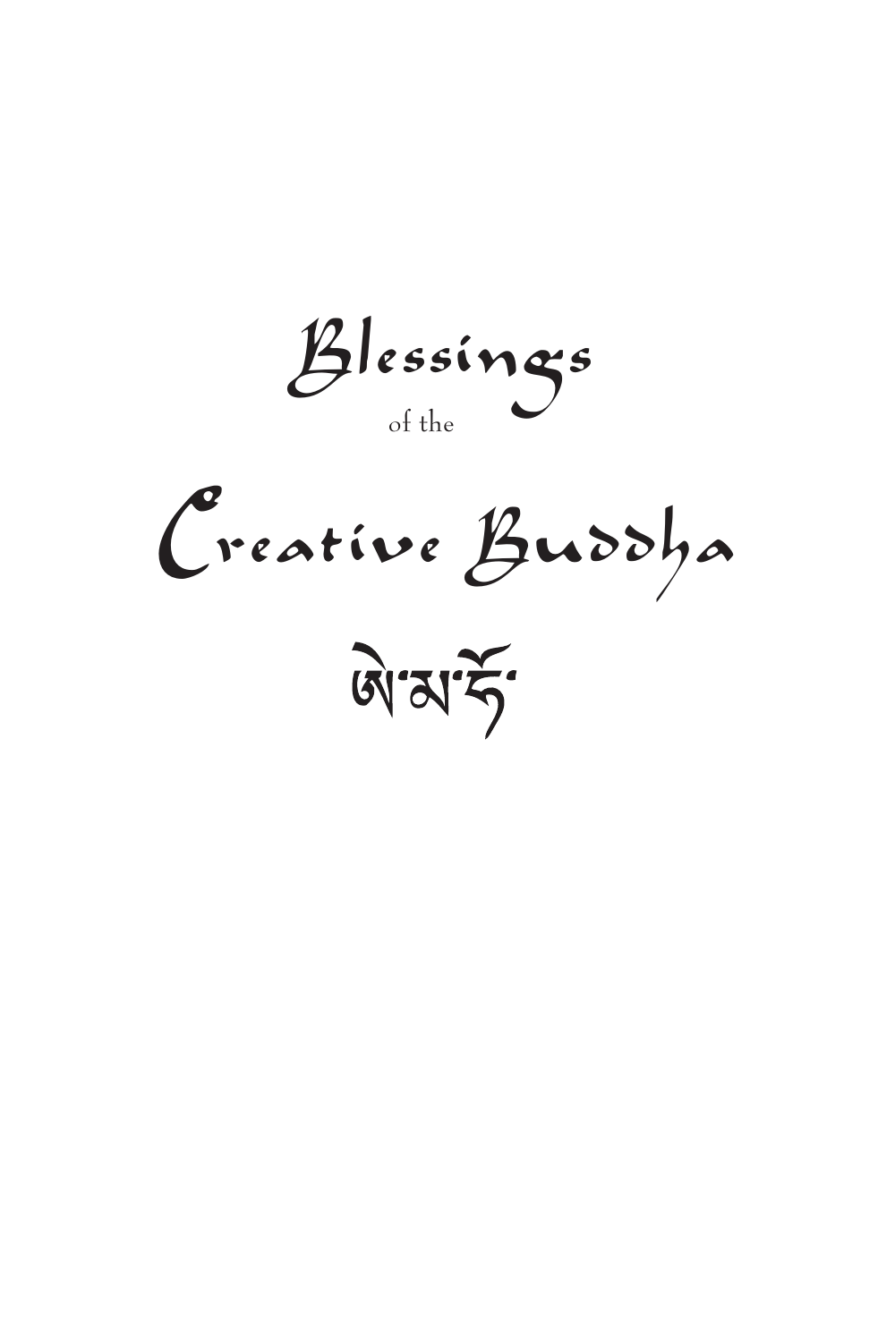# Blessings

of the

# Creative Buddha

ཨེ་མ་ཧོ་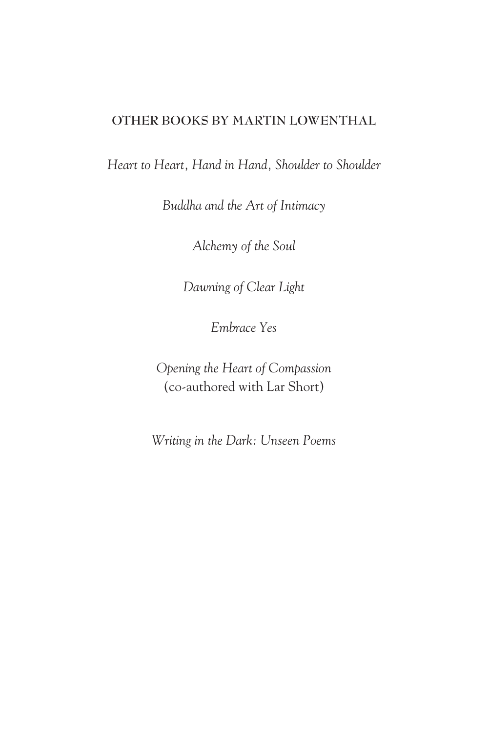## OTHER BOOKS BY MARTIN LOWENTHAL

*Heart to Heart, Hand in Hand, Shoulder to Shoulder*

*Buddha and the Art of Intimacy*

*Alchemy of the Soul*

*Dawning of Clear Light*

*Embrace Yes*

*Opening the Heart of Compassion*
(co-authored with Lar Short)

*Writing in the Dark: Unseen Poems*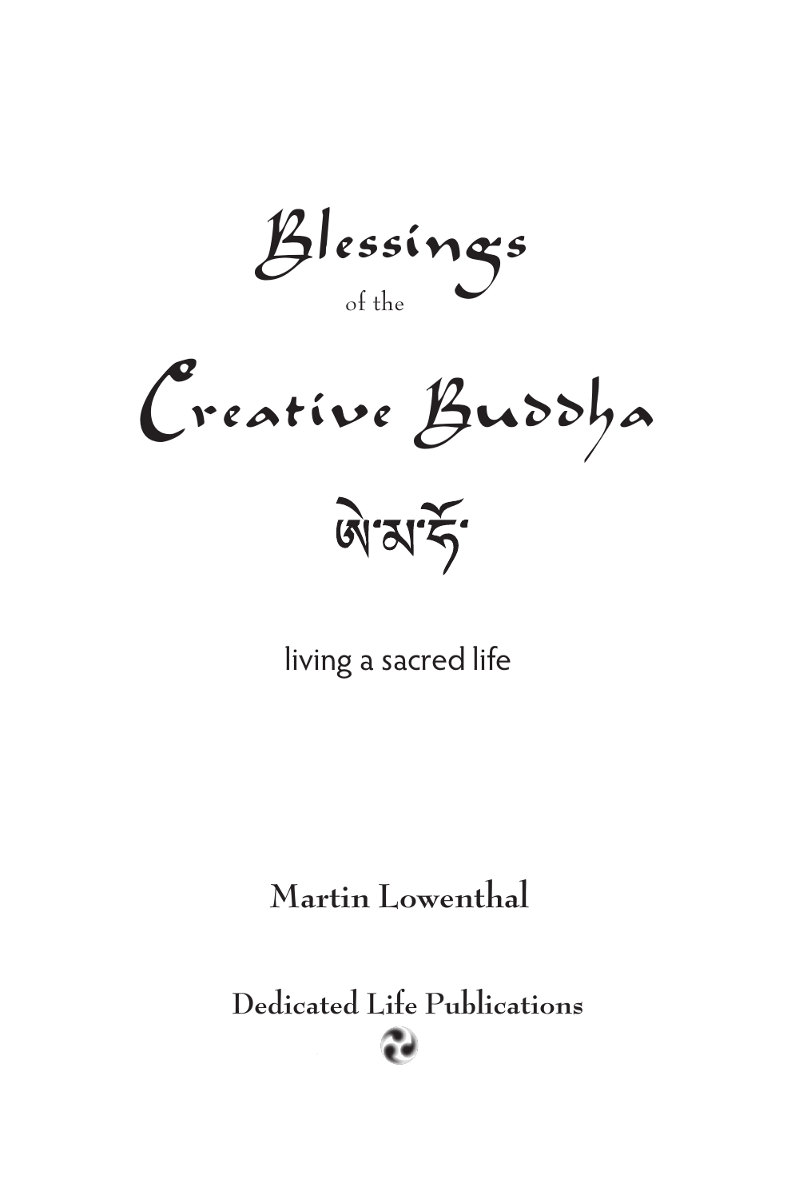# Blessings of the Creative Buddha

ཨ་མ་ཧོ་

living a sacred life

**Martin Lowenthal**

**Dedicated Life Publications**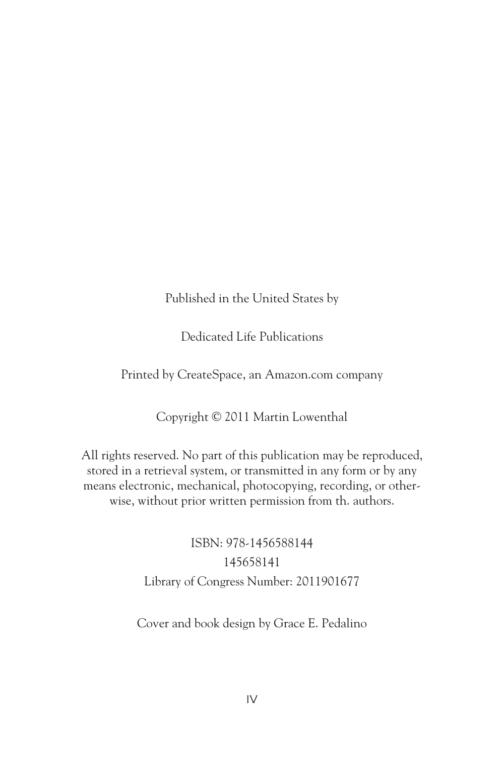Published in the United States by

Dedicated Life Publications

Printed by CreateSpace, an Amazon.com company

Copyright © 2011 Martin Lowenthal

All rights reserved. No part of this publication may be reproduced, stored in a retrieval system, or transmitted in any form or by any means electronic, mechanical, photocopying, recording, or otherwise, without prior written permission from th. authors.

ISBN: 978-1456588144
145658141
Library of Congress Number: 2011901677

Cover and book design by Grace E. Pedalino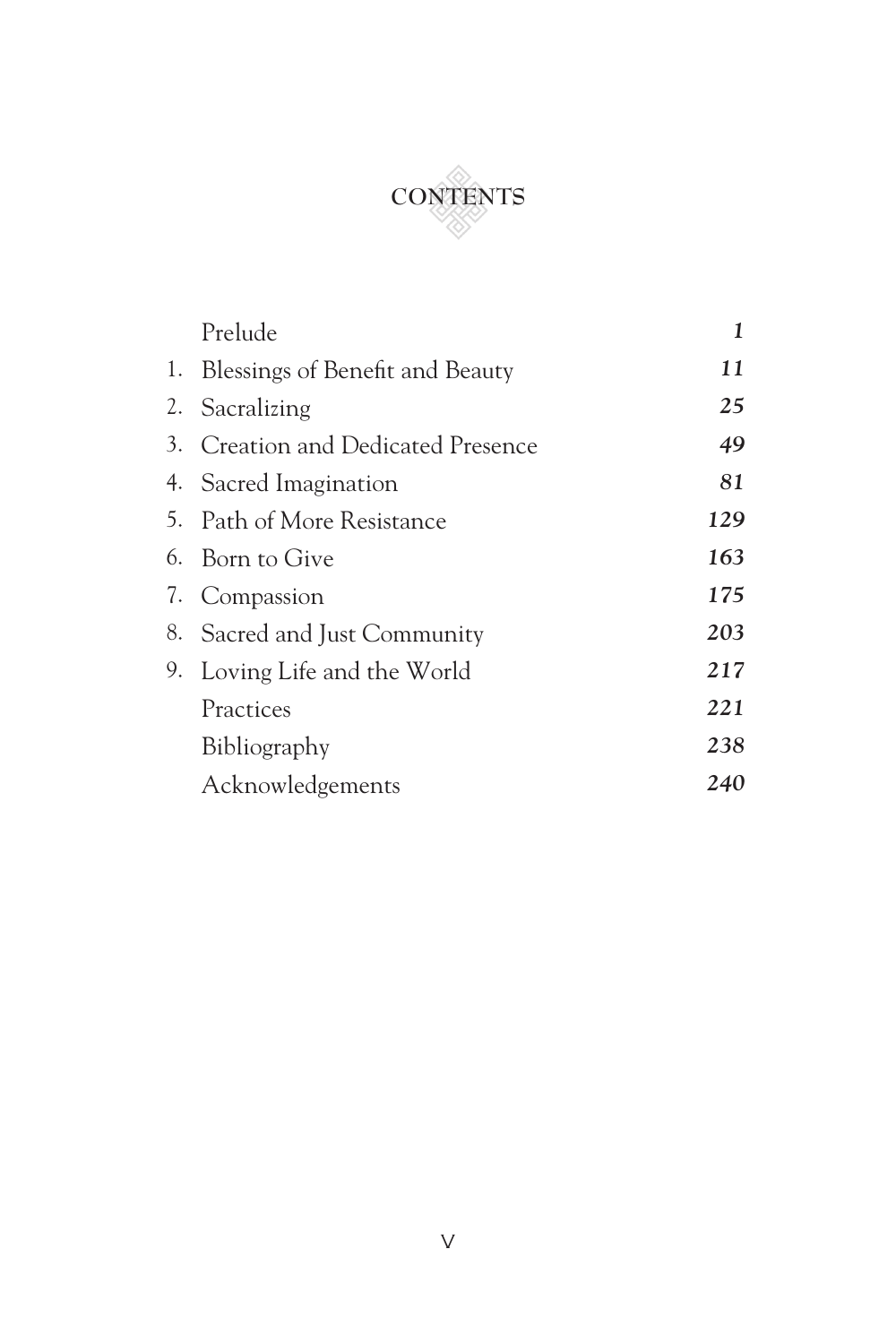# CONTENTS

| | | |
|---|---|---|
| | Prelude | *1* |
| 1. | Blessings of Benefit and Beauty | *11* |
| 2. | Sacralizing | *25* |
| 3. | Creation and Dedicated Presence | *49* |
| 4. | Sacred Imagination | *81* |
| 5. | Path of More Resistance | *129* |
| 6. | Born to Give | *163* |
| 7. | Compassion | *175* |
| 8. | Sacred and Just Community | *203* |
| 9. | Loving Life and the World | *217* |
| | Practices | *221* |
| | Bibliography | *238* |
| | Acknowledgements | *240* |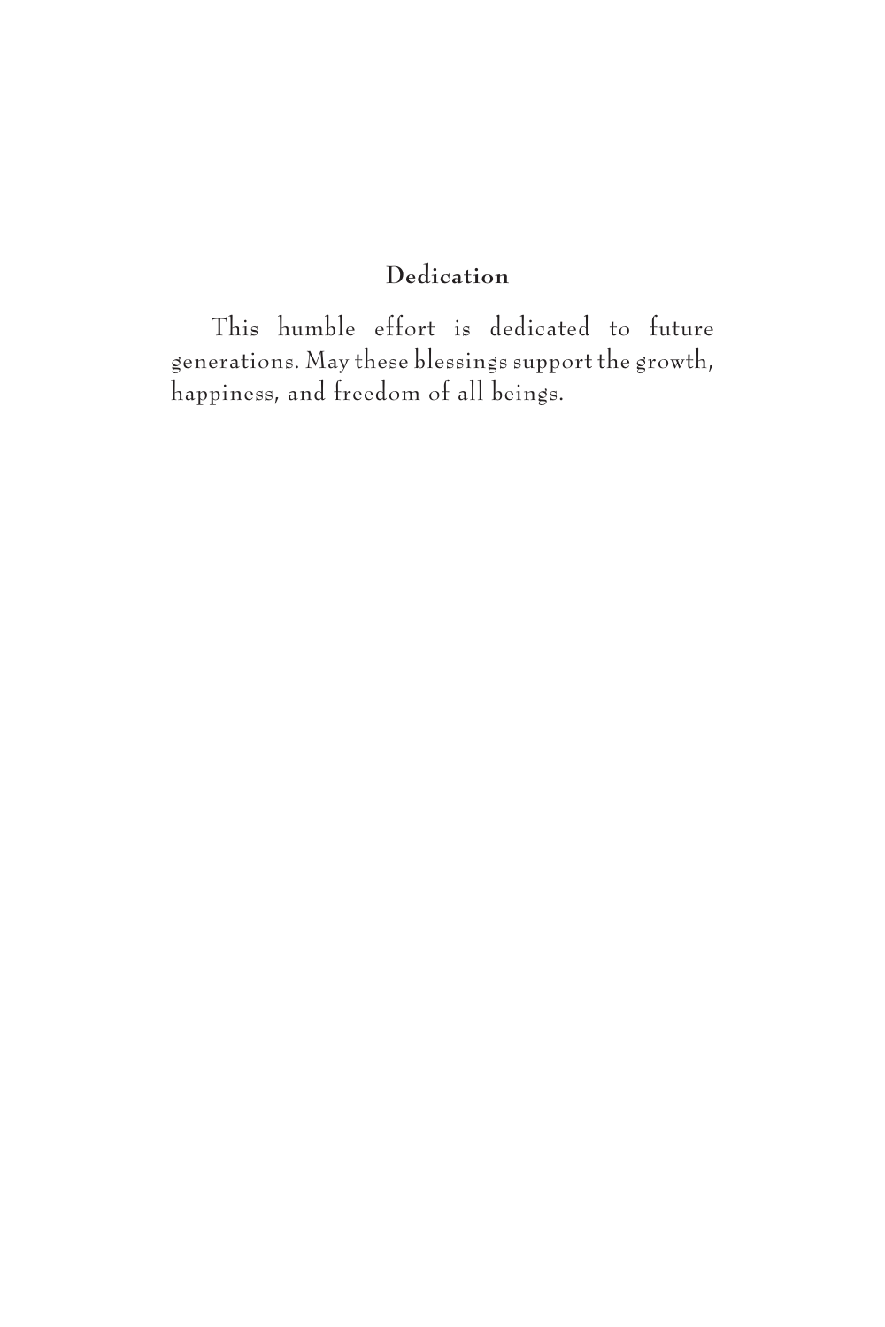## Dedication

This humble effort is dedicated to future generations. May these blessings support the growth, happiness, and freedom of all beings.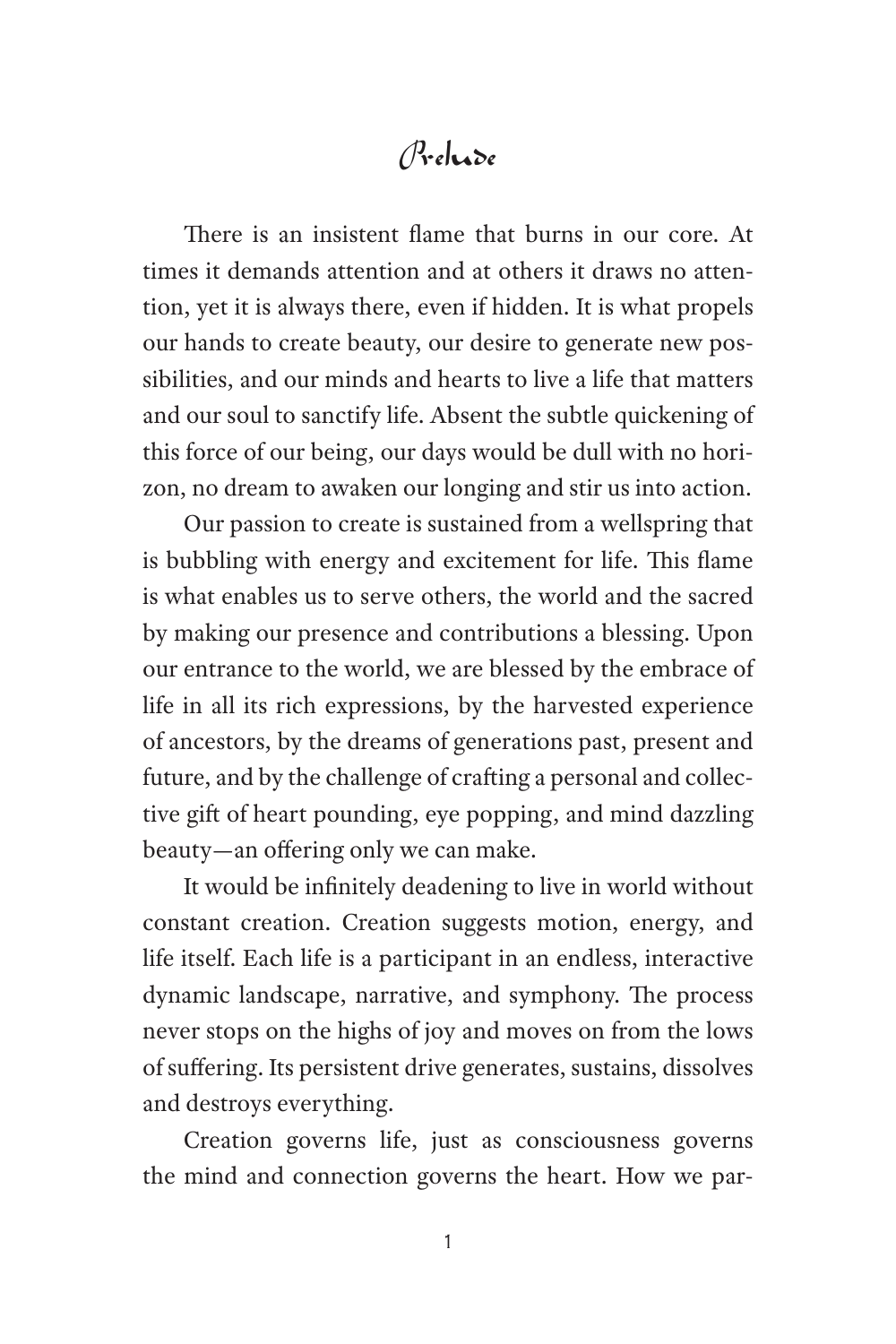# Prelude

There is an insistent flame that burns in our core. At times it demands attention and at others it draws no attention, yet it is always there, even if hidden. It is what propels our hands to create beauty, our desire to generate new possibilities, and our minds and hearts to live a life that matters and our soul to sanctify life. Absent the subtle quickening of this force of our being, our days would be dull with no horizon, no dream to awaken our longing and stir us into action.

Our passion to create is sustained from a wellspring that is bubbling with energy and excitement for life. This flame is what enables us to serve others, the world and the sacred by making our presence and contributions a blessing. Upon our entrance to the world, we are blessed by the embrace of life in all its rich expressions, by the harvested experience of ancestors, by the dreams of generations past, present and future, and by the challenge of crafting a personal and collective gift of heart pounding, eye popping, and mind dazzling beauty—an offering only we can make.

It would be infinitely deadening to live in world without constant creation. Creation suggests motion, energy, and life itself. Each life is a participant in an endless, interactive dynamic landscape, narrative, and symphony. The process never stops on the highs of joy and moves on from the lows of suffering. Its persistent drive generates, sustains, dissolves and destroys everything.

Creation governs life, just as consciousness governs the mind and connection governs the heart. How we par-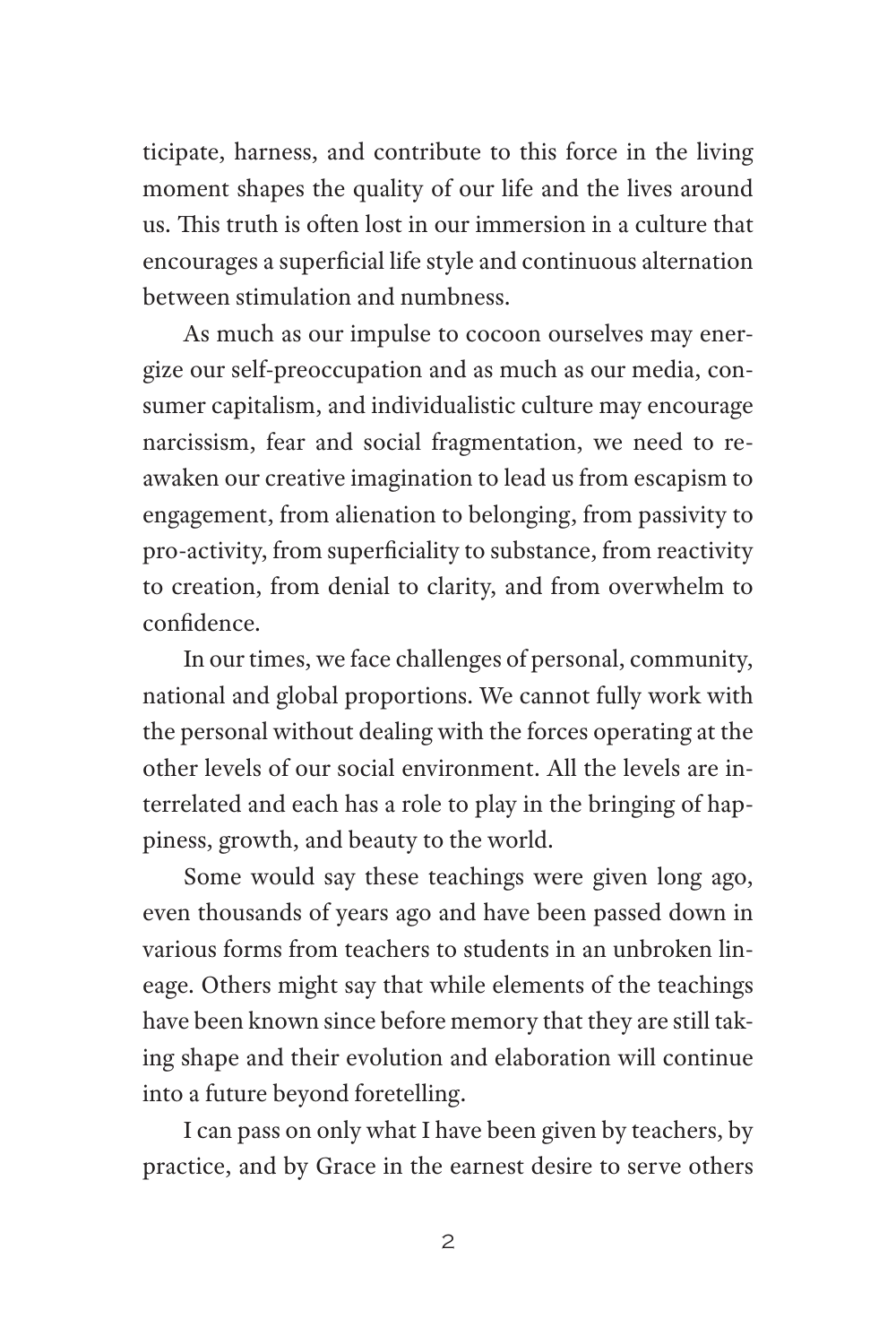ticipate, harness, and contribute to this force in the living moment shapes the quality of our life and the lives around us. This truth is often lost in our immersion in a culture that encourages a superficial life style and continuous alternation between stimulation and numbness.

As much as our impulse to cocoon ourselves may energize our self-preoccupation and as much as our media, consumer capitalism, and individualistic culture may encourage narcissism, fear and social fragmentation, we need to reawaken our creative imagination to lead us from escapism to engagement, from alienation to belonging, from passivity to pro-activity, from superficiality to substance, from reactivity to creation, from denial to clarity, and from overwhelm to confidence.

In our times, we face challenges of personal, community, national and global proportions. We cannot fully work with the personal without dealing with the forces operating at the other levels of our social environment. All the levels are interrelated and each has a role to play in the bringing of happiness, growth, and beauty to the world.

Some would say these teachings were given long ago, even thousands of years ago and have been passed down in various forms from teachers to students in an unbroken lineage. Others might say that while elements of the teachings have been known since before memory that they are still taking shape and their evolution and elaboration will continue into a future beyond foretelling.

I can pass on only what I have been given by teachers, by practice, and by Grace in the earnest desire to serve others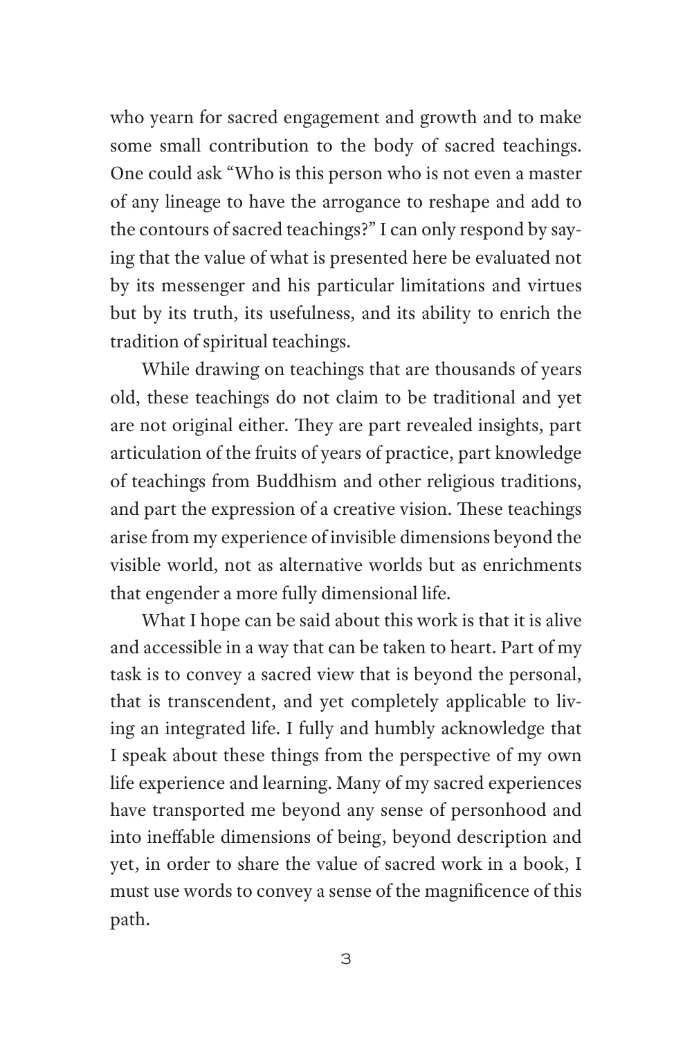who yearn for sacred engagement and growth and to make some small contribution to the body of sacred teachings. One could ask "Who is this person who is not even a master of any lineage to have the arrogance to reshape and add to the contours of sacred teachings?" I can only respond by saying that the value of what is presented here be evaluated not by its messenger and his particular limitations and virtues but by its truth, its usefulness, and its ability to enrich the tradition of spiritual teachings.

While drawing on teachings that are thousands of years old, these teachings do not claim to be traditional and yet are not original either. They are part revealed insights, part articulation of the fruits of years of practice, part knowledge of teachings from Buddhism and other religious traditions, and part the expression of a creative vision. These teachings arise from my experience of invisible dimensions beyond the visible world, not as alternative worlds but as enrichments that engender a more fully dimensional life.

What I hope can be said about this work is that it is alive and accessible in a way that can be taken to heart. Part of my task is to convey a sacred view that is beyond the personal, that is transcendent, and yet completely applicable to living an integrated life. I fully and humbly acknowledge that I speak about these things from the perspective of my own life experience and learning. Many of my sacred experiences have transported me beyond any sense of personhood and into ineffable dimensions of being, beyond description and yet, in order to share the value of sacred work in a book, I must use words to convey a sense of the magnificence of this path.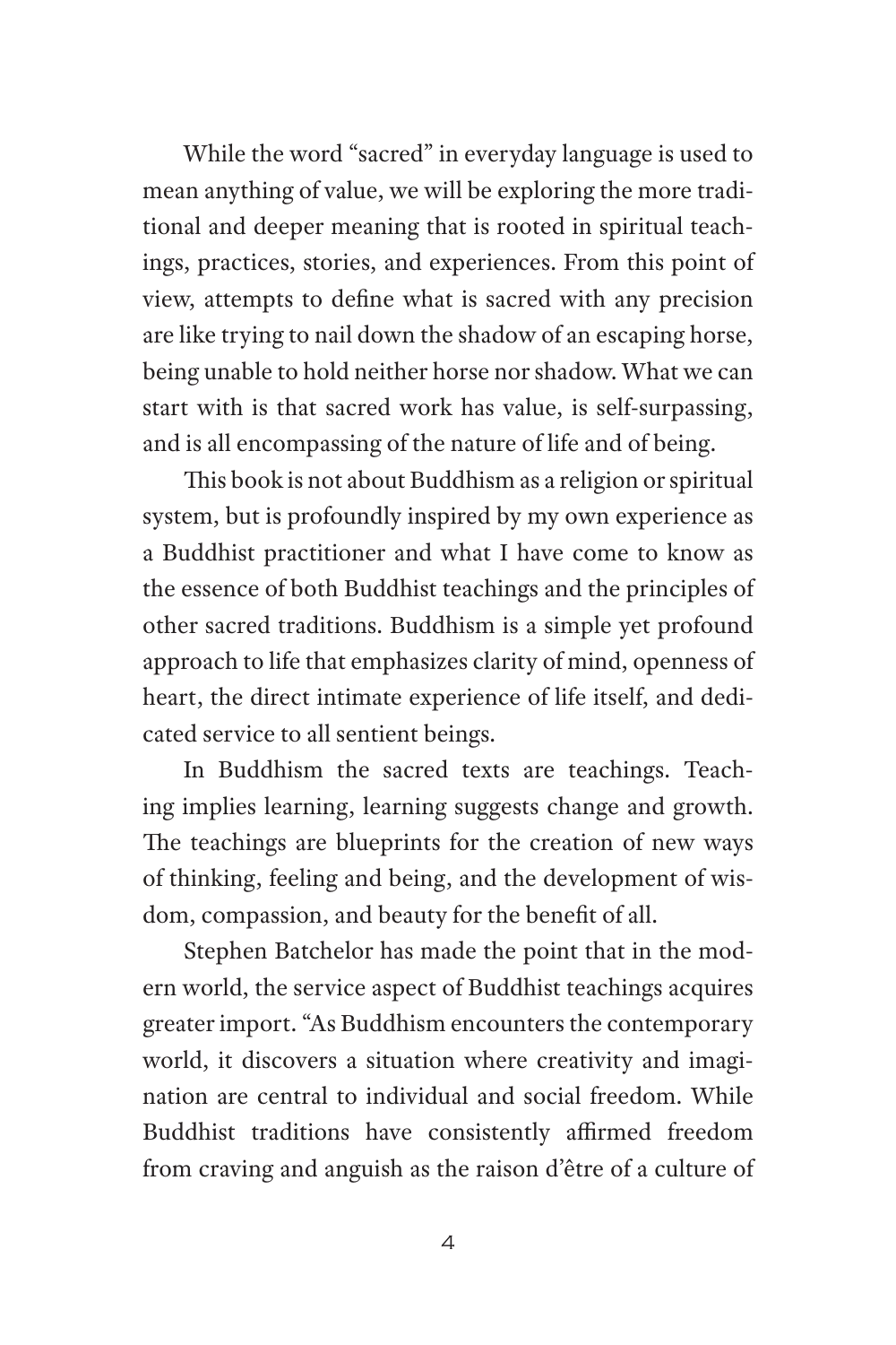While the word "sacred" in everyday language is used to mean anything of value, we will be exploring the more traditional and deeper meaning that is rooted in spiritual teachings, practices, stories, and experiences. From this point of view, attempts to define what is sacred with any precision are like trying to nail down the shadow of an escaping horse, being unable to hold neither horse nor shadow. What we can start with is that sacred work has value, is self-surpassing, and is all encompassing of the nature of life and of being.

This book is not about Buddhism as a religion or spiritual system, but is profoundly inspired by my own experience as a Buddhist practitioner and what I have come to know as the essence of both Buddhist teachings and the principles of other sacred traditions. Buddhism is a simple yet profound approach to life that emphasizes clarity of mind, openness of heart, the direct intimate experience of life itself, and dedicated service to all sentient beings.

In Buddhism the sacred texts are teachings. Teaching implies learning, learning suggests change and growth. The teachings are blueprints for the creation of new ways of thinking, feeling and being, and the development of wisdom, compassion, and beauty for the benefit of all.

Stephen Batchelor has made the point that in the modern world, the service aspect of Buddhist teachings acquires greater import. "As Buddhism encounters the contemporary world, it discovers a situation where creativity and imagination are central to individual and social freedom. While Buddhist traditions have consistently affirmed freedom from craving and anguish as the raison d'être of a culture of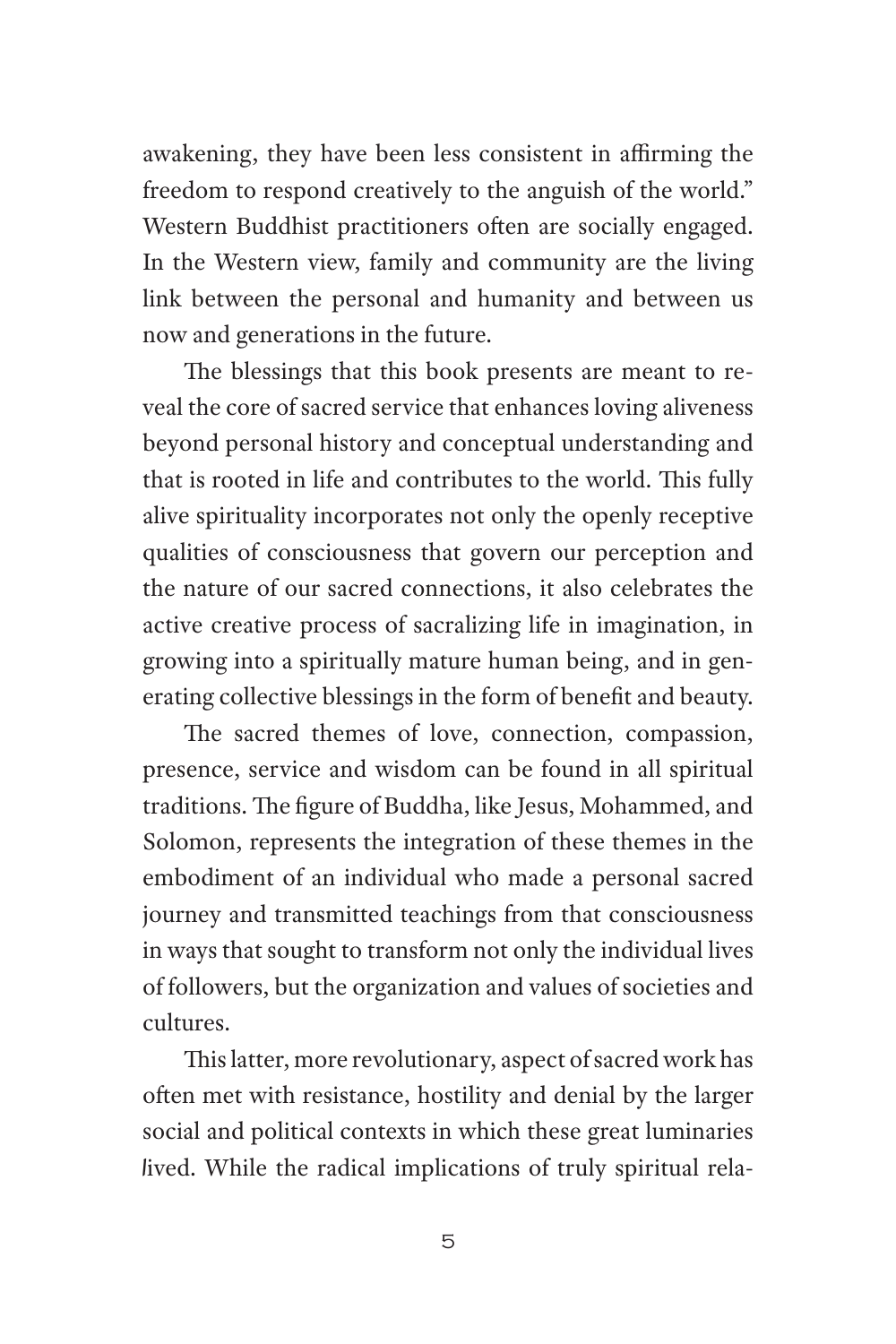awakening, they have been less consistent in affirming the freedom to respond creatively to the anguish of the world." Western Buddhist practitioners often are socially engaged. In the Western view, family and community are the living link between the personal and humanity and between us now and generations in the future.

The blessings that this book presents are meant to reveal the core of sacred service that enhances loving aliveness beyond personal history and conceptual understanding and that is rooted in life and contributes to the world. This fully alive spirituality incorporates not only the openly receptive qualities of consciousness that govern our perception and the nature of our sacred connections, it also celebrates the active creative process of sacralizing life in imagination, in growing into a spiritually mature human being, and in generating collective blessings in the form of benefit and beauty.

The sacred themes of love, connection, compassion, presence, service and wisdom can be found in all spiritual traditions. The figure of Buddha, like Jesus, Mohammed, and Solomon, represents the integration of these themes in the embodiment of an individual who made a personal sacred journey and transmitted teachings from that consciousness in ways that sought to transform not only the individual lives of followers, but the organization and values of societies and cultures.

This latter, more revolutionary, aspect of sacred work has often met with resistance, hostility and denial by the larger social and political contexts in which these great luminaries lived. While the radical implications of truly spiritual rela-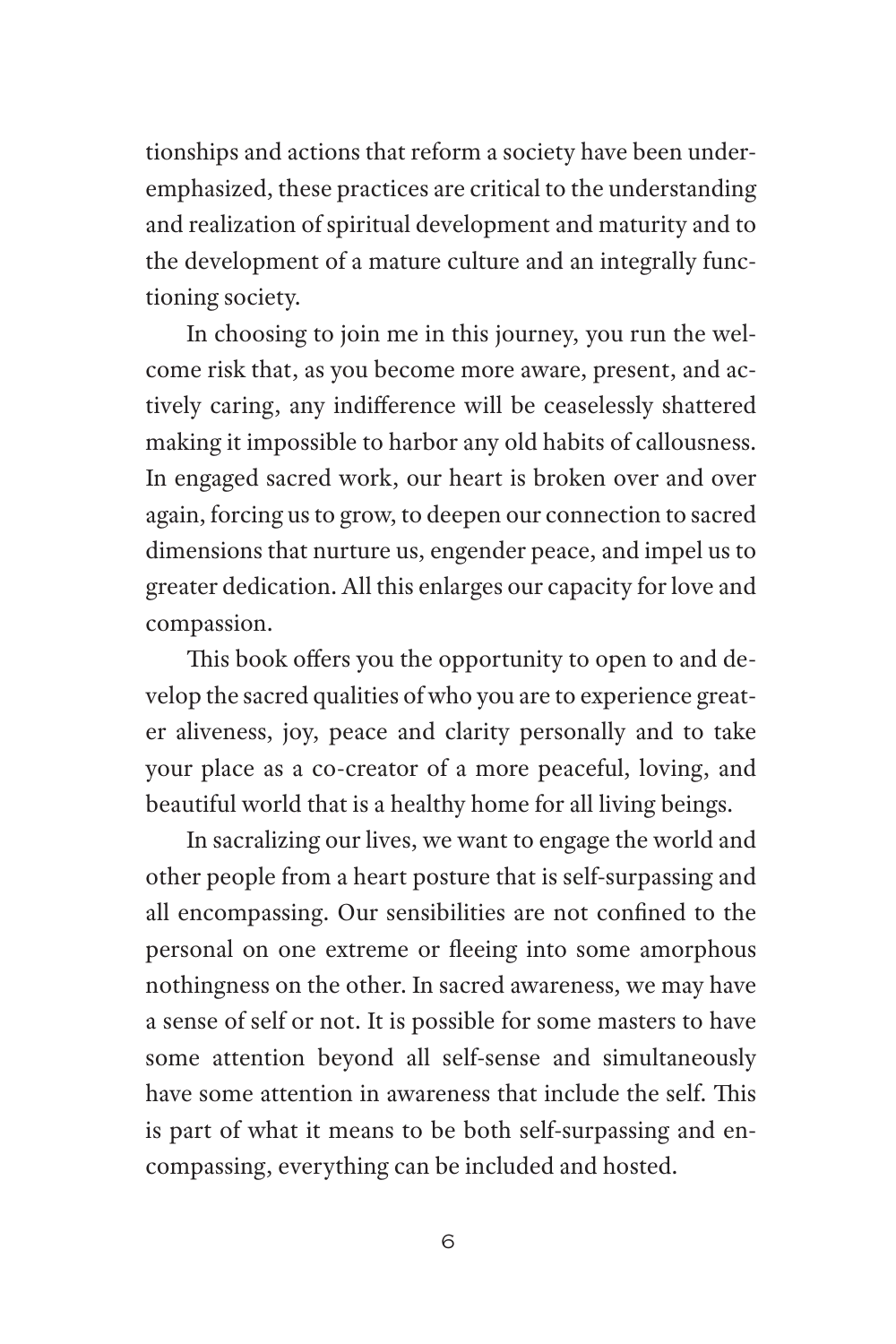tionships and actions that reform a society have been underemphasized, these practices are critical to the understanding and realization of spiritual development and maturity and to the development of a mature culture and an integrally functioning society.

In choosing to join me in this journey, you run the welcome risk that, as you become more aware, present, and actively caring, any indifference will be ceaselessly shattered making it impossible to harbor any old habits of callousness. In engaged sacred work, our heart is broken over and over again, forcing us to grow, to deepen our connection to sacred dimensions that nurture us, engender peace, and impel us to greater dedication. All this enlarges our capacity for love and compassion.

This book offers you the opportunity to open to and develop the sacred qualities of who you are to experience greater aliveness, joy, peace and clarity personally and to take your place as a co-creator of a more peaceful, loving, and beautiful world that is a healthy home for all living beings.

In sacralizing our lives, we want to engage the world and other people from a heart posture that is self-surpassing and all encompassing. Our sensibilities are not confined to the personal on one extreme or fleeing into some amorphous nothingness on the other. In sacred awareness, we may have a sense of self or not. It is possible for some masters to have some attention beyond all self-sense and simultaneously have some attention in awareness that include the self. This is part of what it means to be both self-surpassing and encompassing, everything can be included and hosted.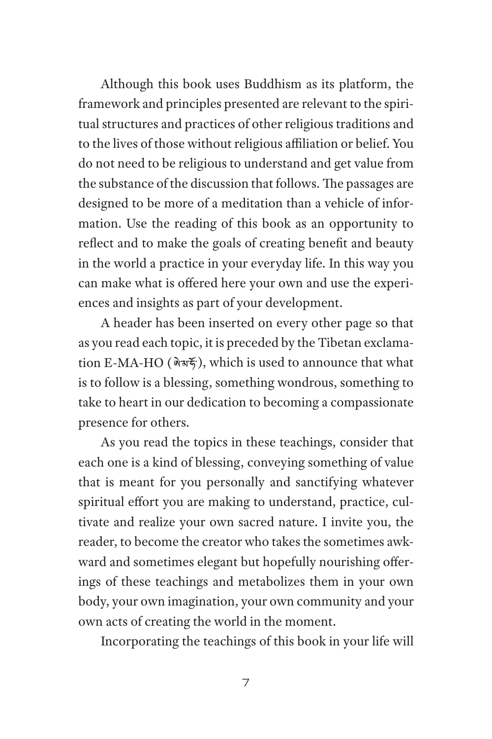Although this book uses Buddhism as its platform, the framework and principles presented are relevant to the spiritual structures and practices of other religious traditions and to the lives of those without religious affiliation or belief. You do not need to be religious to understand and get value from the substance of the discussion that follows. The passages are designed to be more of a meditation than a vehicle of information. Use the reading of this book as an opportunity to reflect and to make the goals of creating benefit and beauty in the world a practice in your everyday life. In this way you can make what is offered here your own and use the experiences and insights as part of your development.

A header has been inserted on every other page so that as you read each topic, it is preceded by the Tibetan exclamation E-MA-HO (ཨེ་མ་ཧོ་), which is used to announce that what is to follow is a blessing, something wondrous, something to take to heart in our dedication to becoming a compassionate presence for others.

As you read the topics in these teachings, consider that each one is a kind of blessing, conveying something of value that is meant for you personally and sanctifying whatever spiritual effort you are making to understand, practice, cultivate and realize your own sacred nature. I invite you, the reader, to become the creator who takes the sometimes awkward and sometimes elegant but hopefully nourishing offerings of these teachings and metabolizes them in your own body, your own imagination, your own community and your own acts of creating the world in the moment.

Incorporating the teachings of this book in your life will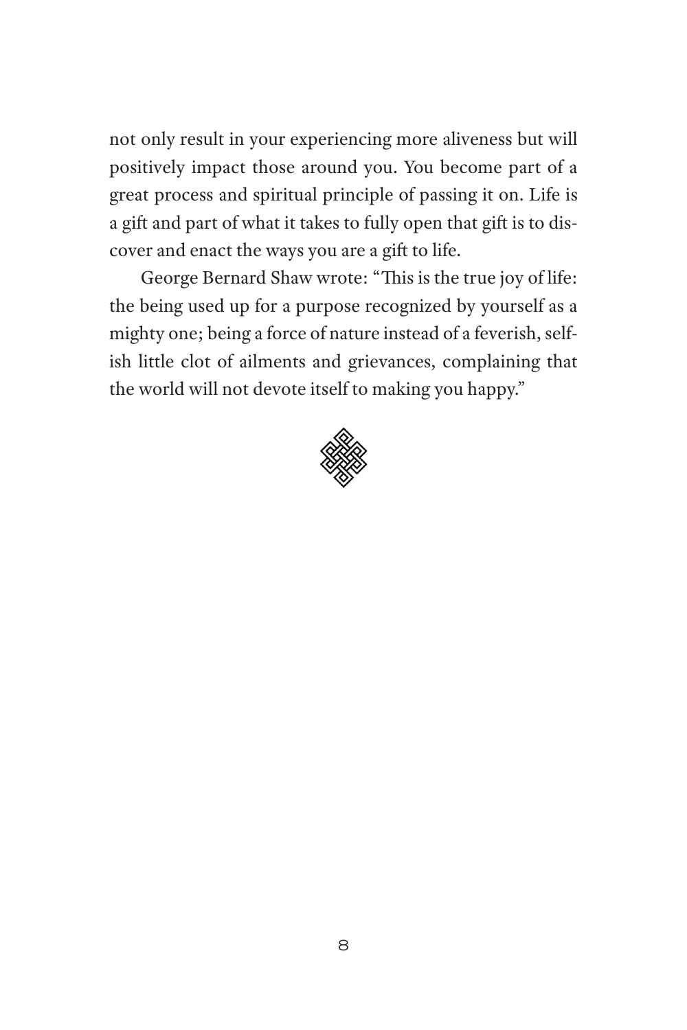not only result in your experiencing more aliveness but will positively impact those around you. You become part of a great process and spiritual principle of passing it on. Life is a gift and part of what it takes to fully open that gift is to discover and enact the ways you are a gift to life.

George Bernard Shaw wrote: "This is the true joy of life: the being used up for a purpose recognized by yourself as a mighty one; being a force of nature instead of a feverish, selfish little clot of ailments and grievances, complaining that the world will not devote itself to making you happy."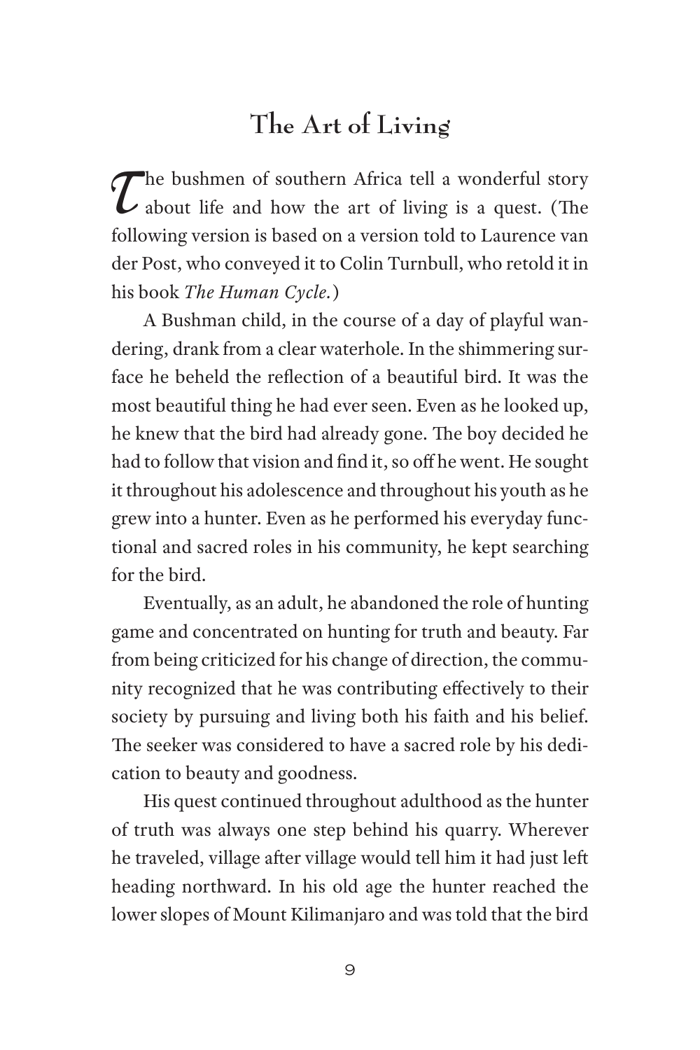## The Art of Living

The bushmen of southern Africa tell a wonderful story about life and how the art of living is a quest. (The following version is based on a version told to Laurence van der Post, who conveyed it to Colin Turnbull, who retold it in his book *The Human Cycle.*)

A Bushman child, in the course of a day of playful wandering, drank from a clear waterhole. In the shimmering surface he beheld the reflection of a beautiful bird. It was the most beautiful thing he had ever seen. Even as he looked up, he knew that the bird had already gone. The boy decided he had to follow that vision and find it, so off he went. He sought it throughout his adolescence and throughout his youth as he grew into a hunter. Even as he performed his everyday functional and sacred roles in his community, he kept searching for the bird.

Eventually, as an adult, he abandoned the role of hunting game and concentrated on hunting for truth and beauty. Far from being criticized for his change of direction, the community recognized that he was contributing effectively to their society by pursuing and living both his faith and his belief. The seeker was considered to have a sacred role by his dedication to beauty and goodness.

His quest continued throughout adulthood as the hunter of truth was always one step behind his quarry. Wherever he traveled, village after village would tell him it had just left heading northward. In his old age the hunter reached the lower slopes of Mount Kilimanjaro and was told that the bird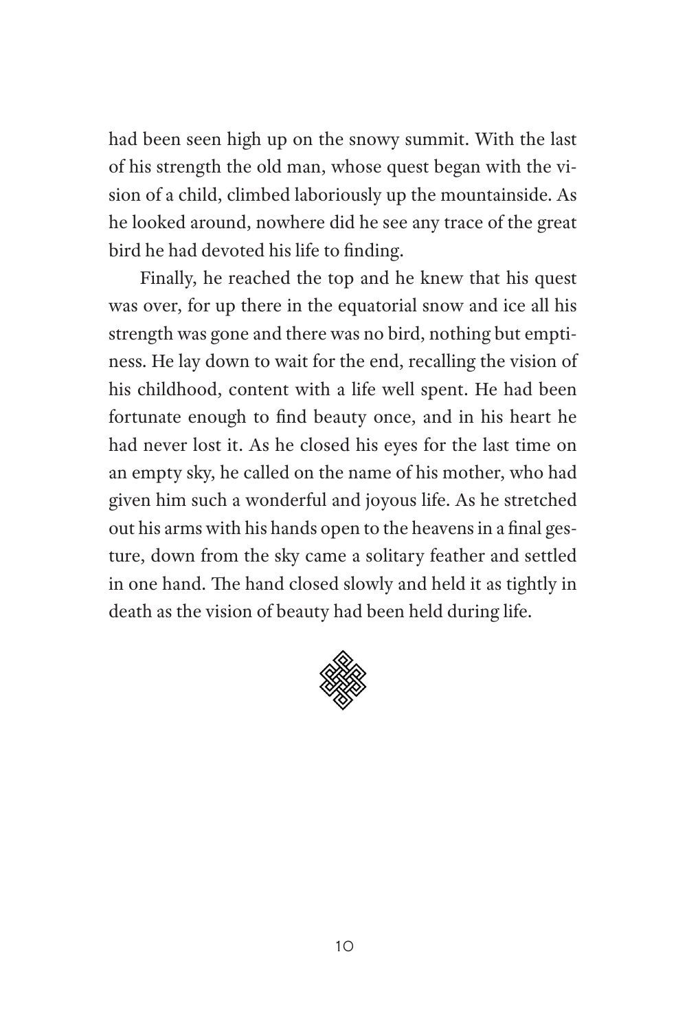had been seen high up on the snowy summit. With the last of his strength the old man, whose quest began with the vision of a child, climbed laboriously up the mountainside. As he looked around, nowhere did he see any trace of the great bird he had devoted his life to finding.

Finally, he reached the top and he knew that his quest was over, for up there in the equatorial snow and ice all his strength was gone and there was no bird, nothing but emptiness. He lay down to wait for the end, recalling the vision of his childhood, content with a life well spent. He had been fortunate enough to find beauty once, and in his heart he had never lost it. As he closed his eyes for the last time on an empty sky, he called on the name of his mother, who had given him such a wonderful and joyous life. As he stretched out his arms with his hands open to the heavens in a final gesture, down from the sky came a solitary feather and settled in one hand. The hand closed slowly and held it as tightly in death as the vision of beauty had been held during life.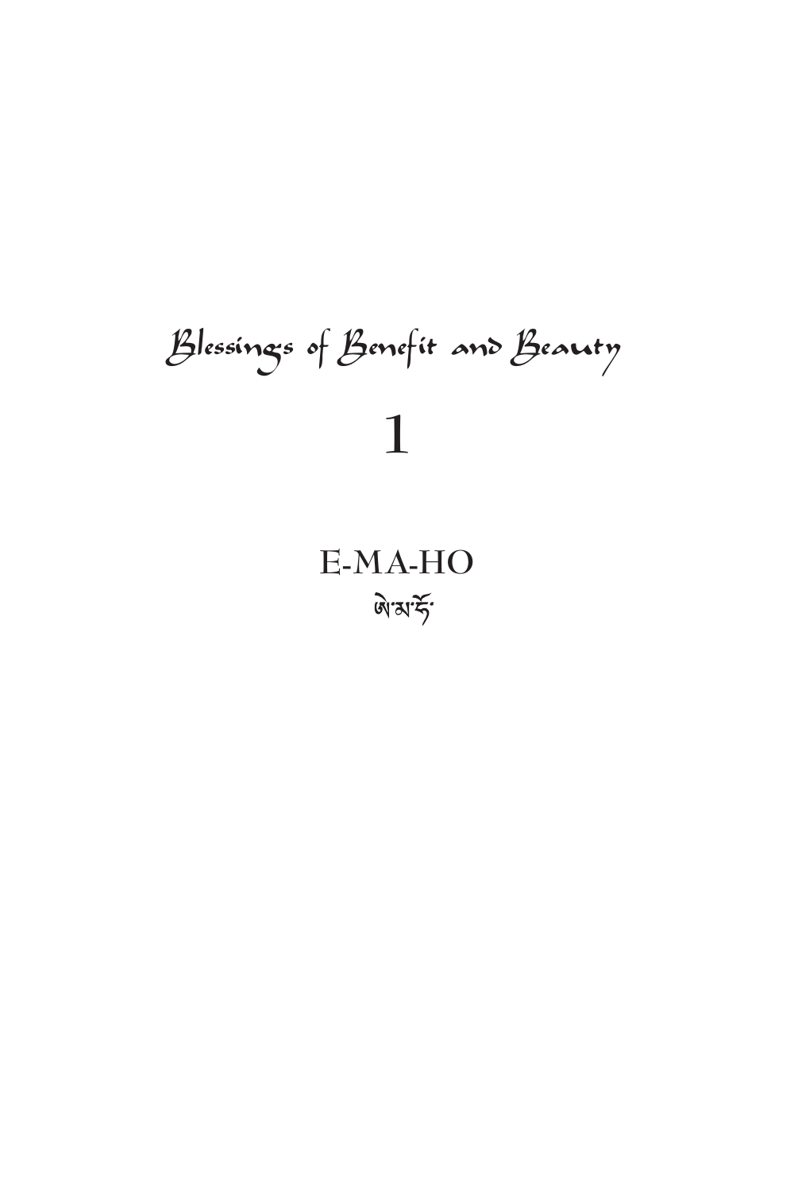# Blessings of Benefit and Beauty

# 1

## E-MA-HO

ཨེ་མ་ཧོ་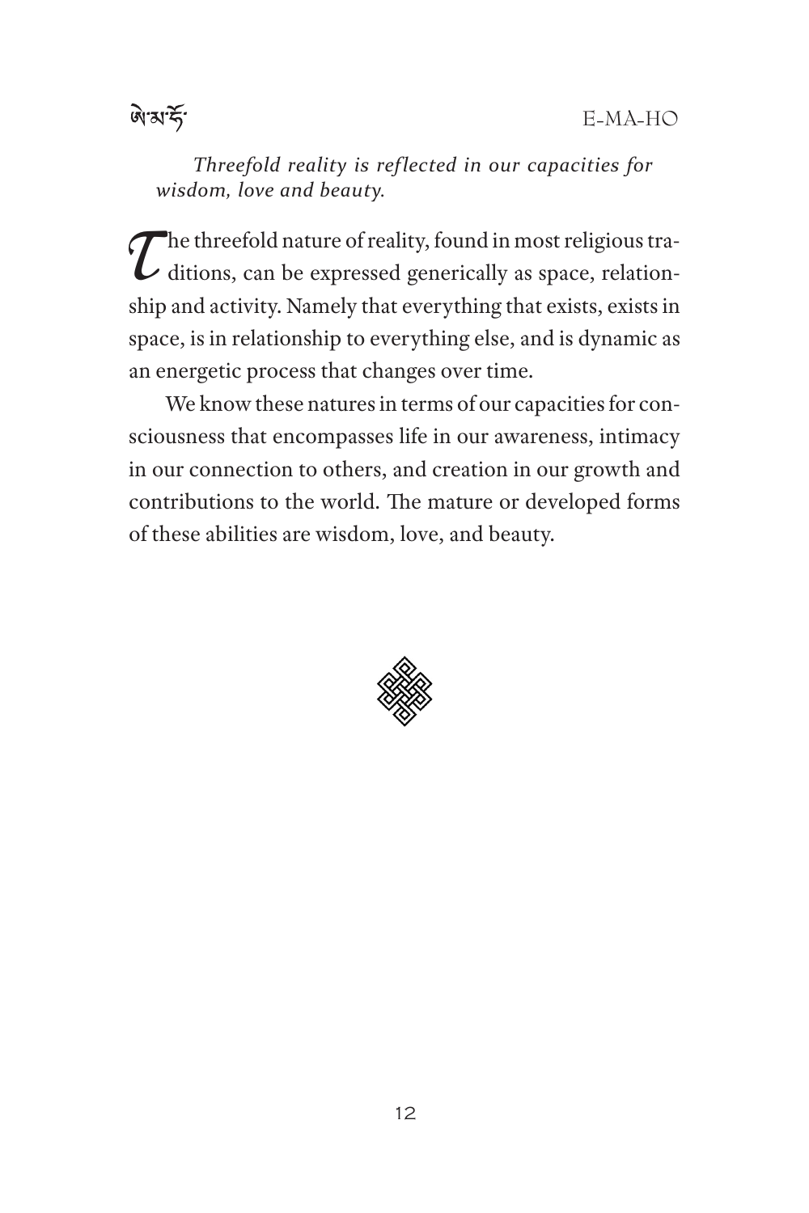*Threefold reality is reflected in our capacities for wisdom, love and beauty.*

The threefold nature of reality, found in most religious traditions, can be expressed generically as space, relationship and activity. Namely that everything that exists, exists in space, is in relationship to everything else, and is dynamic as an energetic process that changes over time.

We know these natures in terms of our capacities for consciousness that encompasses life in our awareness, intimacy in our connection to others, and creation in our growth and contributions to the world. The mature or developed forms of these abilities are wisdom, love, and beauty.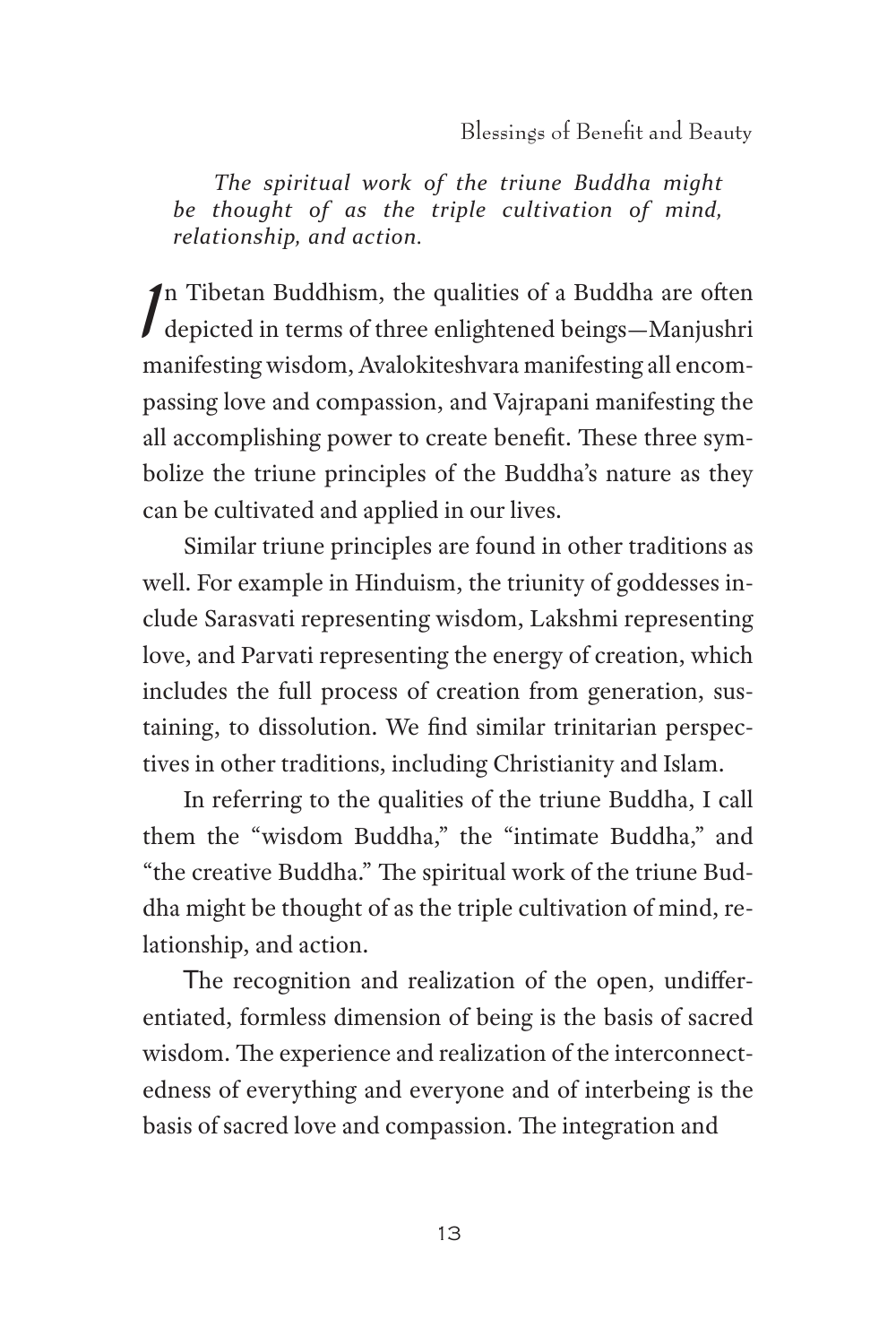*The spiritual work of the triune Buddha might be thought of as the triple cultivation of mind, relationship, and action.*

In Tibetan Buddhism, the qualities of a Buddha are often depicted in terms of three enlightened beings—Manjushri manifesting wisdom, Avalokiteshvara manifesting all encompassing love and compassion, and Vajrapani manifesting the all accomplishing power to create benefit. These three symbolize the triune principles of the Buddha's nature as they can be cultivated and applied in our lives.

Similar triune principles are found in other traditions as well. For example in Hinduism, the triunity of goddesses include Sarasvati representing wisdom, Lakshmi representing love, and Parvati representing the energy of creation, which includes the full process of creation from generation, sustaining, to dissolution. We find similar trinitarian perspectives in other traditions, including Christianity and Islam.

In referring to the qualities of the triune Buddha, I call them the "wisdom Buddha," the "intimate Buddha," and "the creative Buddha." The spiritual work of the triune Buddha might be thought of as the triple cultivation of mind, relationship, and action.

The recognition and realization of the open, undifferentiated, formless dimension of being is the basis of sacred wisdom. The experience and realization of the interconnectedness of everything and everyone and of interbeing is the basis of sacred love and compassion. The integration and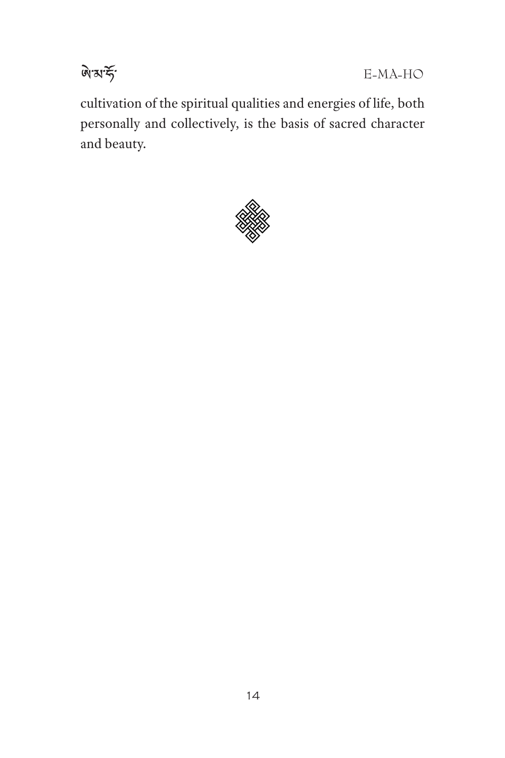cultivation of the spiritual qualities and energies of life, both personally and collectively, is the basis of sacred character and beauty.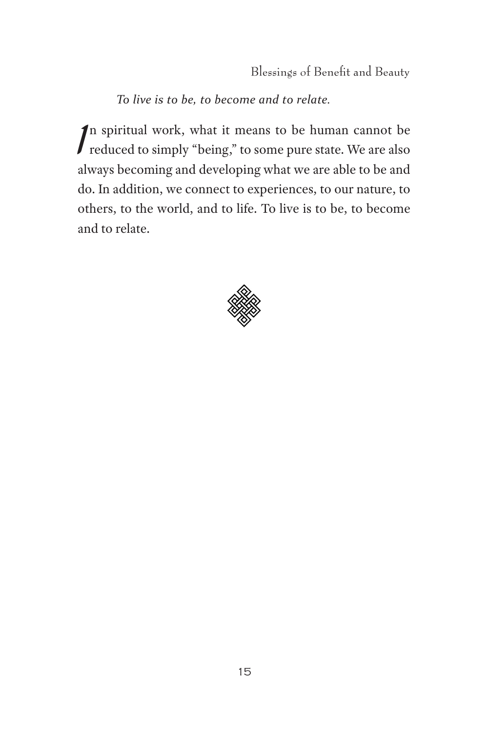*To live is to be, to become and to relate.*

In spiritual work, what it means to be human cannot be reduced to simply "being," to some pure state. We are also always becoming and developing what we are able to be and do. In addition, we connect to experiences, to our nature, to others, to the world, and to life. To live is to be, to become and to relate.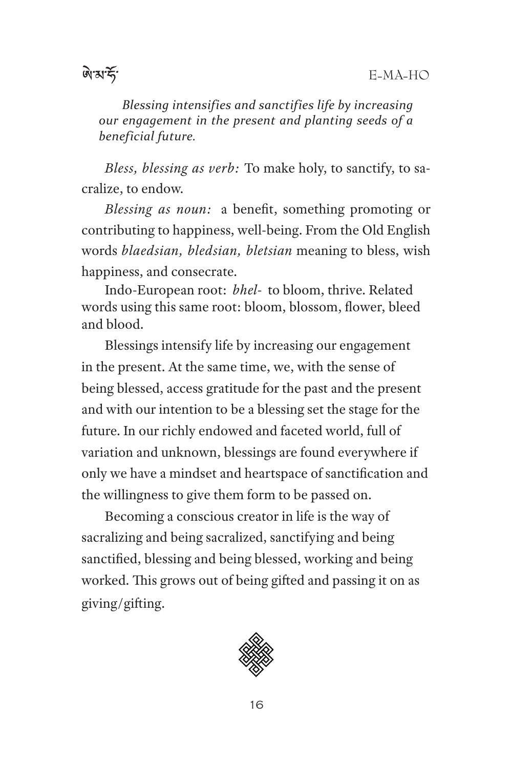*Blessing intensifies and sanctifies life by increasing our engagement in the present and planting seeds of a beneficial future.*

*Bless, blessing as verb:* To make holy, to sanctify, to sacralize, to endow.

*Blessing as noun:* a benefit, something promoting or contributing to happiness, well-being. From the Old English words *blaedsian, bledsian, bletsian* meaning to bless, wish happiness, and consecrate.

Indo-European root: *bhel-* to bloom, thrive. Related words using this same root: bloom, blossom, flower, bleed and blood.

Blessings intensify life by increasing our engagement in the present. At the same time, we, with the sense of being blessed, access gratitude for the past and the present and with our intention to be a blessing set the stage for the future. In our richly endowed and faceted world, full of variation and unknown, blessings are found everywhere if only we have a mindset and heartspace of sanctification and the willingness to give them form to be passed on.

Becoming a conscious creator in life is the way of sacralizing and being sacralized, sanctifying and being sanctified, blessing and being blessed, working and being worked. This grows out of being gifted and passing it on as giving/gifting.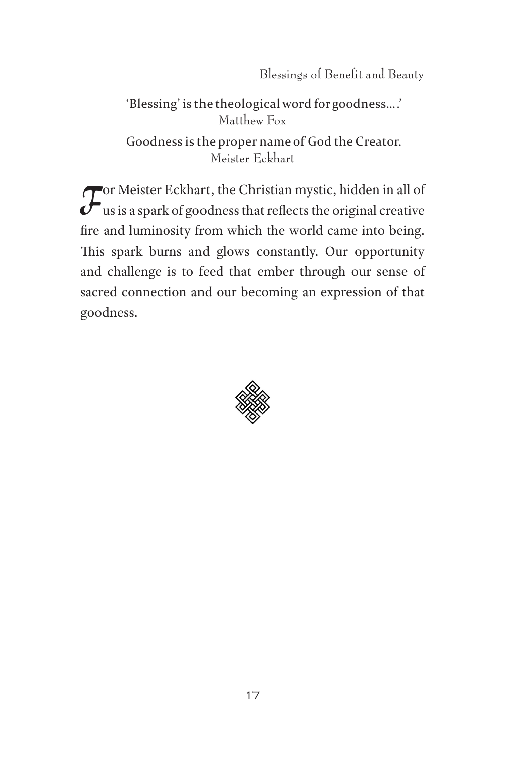‘Blessing’ is the theological word for goodness….’
Matthew Fox

Goodness is the proper name of God the Creator.
Meister Eckhart

For Meister Eckhart, the Christian mystic, hidden in all of us is a spark of goodness that reflects the original creative fire and luminosity from which the world came into being. This spark burns and glows constantly. Our opportunity and challenge is to feed that ember through our sense of sacred connection and our becoming an expression of that goodness.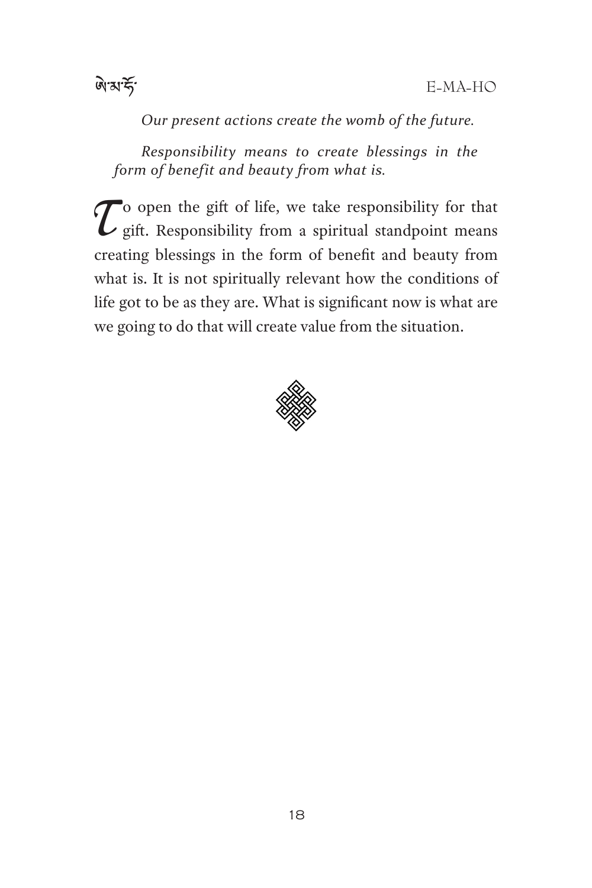*Our present actions create the womb of the future.*

*Responsibility means to create blessings in the form of benefit and beauty from what is.*

To open the gift of life, we take responsibility for that gift. Responsibility from a spiritual standpoint means creating blessings in the form of benefit and beauty from what is. It is not spiritually relevant how the conditions of life got to be as they are. What is significant now is what are we going to do that will create value from the situation.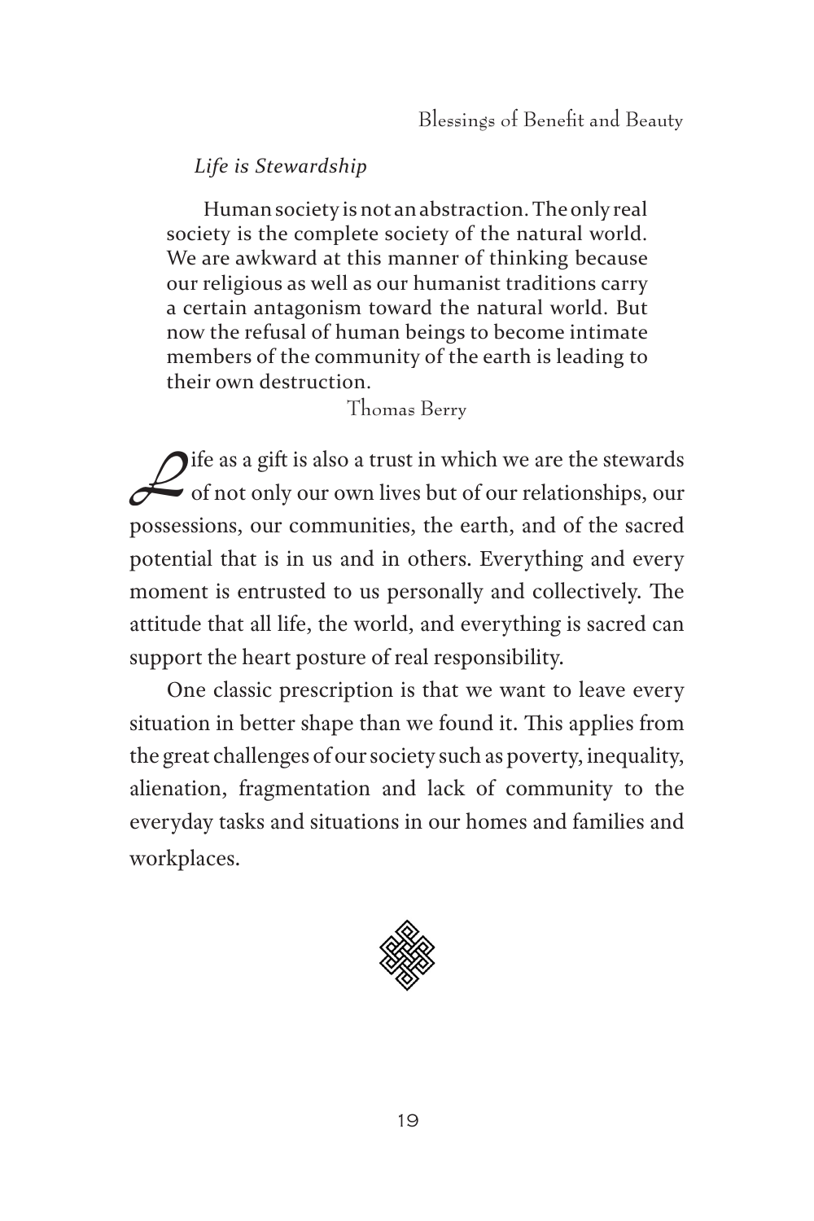*Life is Stewardship*

> Human society is not an abstraction. The only real society is the complete society of the natural world. We are awkward at this manner of thinking because our religious as well as our humanist traditions carry a certain antagonism toward the natural world. But now the refusal of human beings to become intimate members of the community of the earth is leading to their own destruction.
>
> Thomas Berry

Life as a gift is also a trust in which we are the stewards of not only our own lives but of our relationships, our possessions, our communities, the earth, and of the sacred potential that is in us and in others. Everything and every moment is entrusted to us personally and collectively. The attitude that all life, the world, and everything is sacred can support the heart posture of real responsibility.

One classic prescription is that we want to leave every situation in better shape than we found it. This applies from the great challenges of our society such as poverty, inequality, alienation, fragmentation and lack of community to the everyday tasks and situations in our homes and families and workplaces.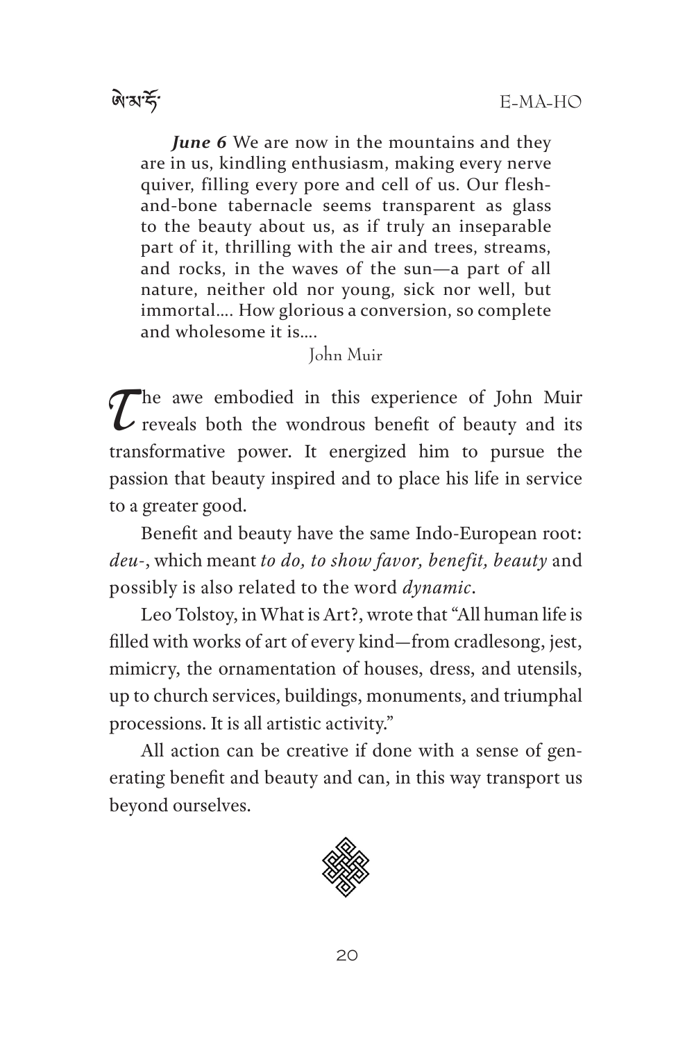***June 6*** We are now in the mountains and they are in us, kindling enthusiasm, making every nerve quiver, filling every pore and cell of us. Our flesh-and-bone tabernacle seems transparent as glass to the beauty about us, as if truly an inseparable part of it, thrilling with the air and trees, streams, and rocks, in the waves of the sun—a part of all nature, neither old nor young, sick nor well, but immortal.... How glorious a conversion, so complete and wholesome it is....

John Muir

The awe embodied in this experience of John Muir reveals both the wondrous benefit of beauty and its transformative power. It energized him to pursue the passion that beauty inspired and to place his life in service to a greater good.

Benefit and beauty have the same Indo-European root: *deu-*, which meant *to do, to show favor, benefit, beauty* and possibly is also related to the word *dynamic*.

Leo Tolstoy, in What is Art?, wrote that "All human life is filled with works of art of every kind—from cradlesong, jest, mimicry, the ornamentation of houses, dress, and utensils, up to church services, buildings, monuments, and triumphal processions. It is all artistic activity."

All action can be creative if done with a sense of generating benefit and beauty and can, in this way transport us beyond ourselves.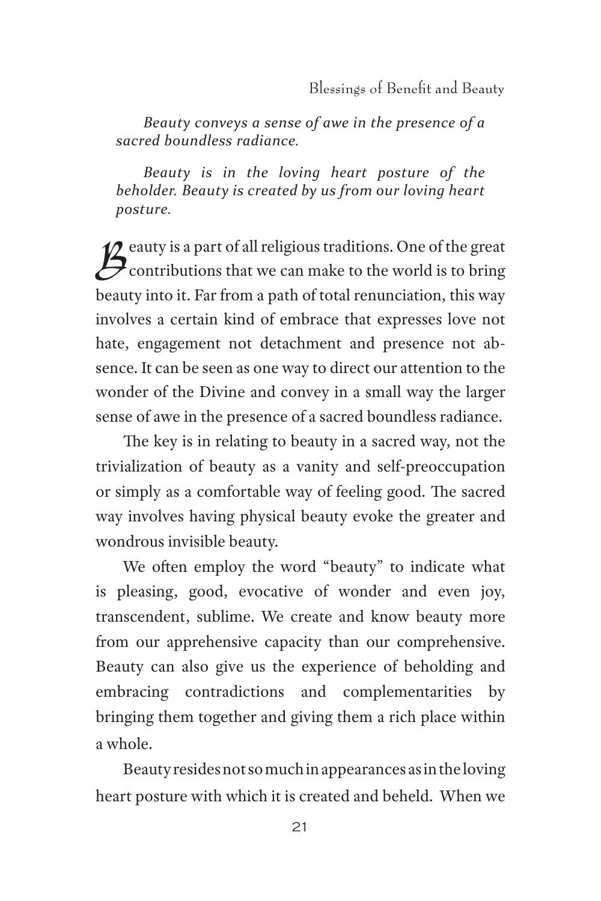*Beauty conveys a sense of awe in the presence of a sacred boundless radiance.*

*Beauty is in the loving heart posture of the beholder. Beauty is created by us from our loving heart posture.*

Beauty is a part of all religious traditions. One of the great contributions that we can make to the world is to bring beauty into it. Far from a path of total renunciation, this way involves a certain kind of embrace that expresses love not hate, engagement not detachment and presence not absence. It can be seen as one way to direct our attention to the wonder of the Divine and convey in a small way the larger sense of awe in the presence of a sacred boundless radiance.

The key is in relating to beauty in a sacred way, not the trivialization of beauty as a vanity and self-preoccupation or simply as a comfortable way of feeling good. The sacred way involves having physical beauty evoke the greater and wondrous invisible beauty.

We often employ the word "beauty" to indicate what is pleasing, good, evocative of wonder and even joy, transcendent, sublime. We create and know beauty more from our apprehensive capacity than our comprehensive. Beauty can also give us the experience of beholding and embracing contradictions and complementarities by bringing them together and giving them a rich place within a whole.

Beauty resides not so much in appearances as in the loving heart posture with which it is created and beheld. When we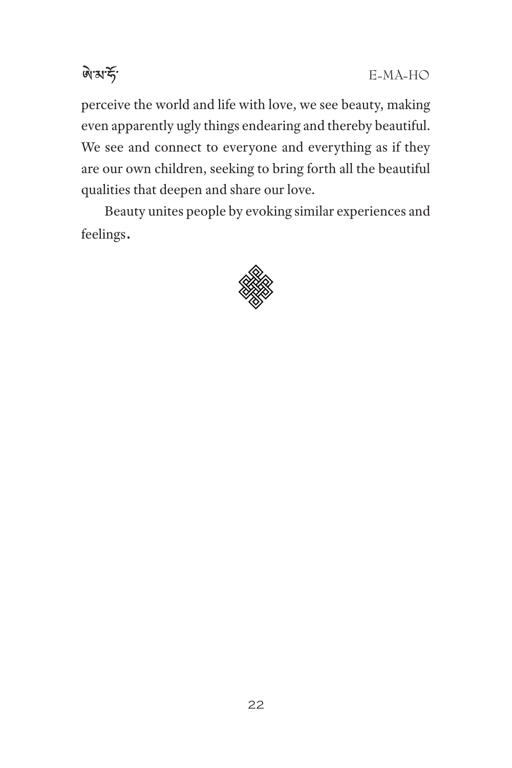perceive the world and life with love, we see beauty, making even apparently ugly things endearing and thereby beautiful. We see and connect to everyone and everything as if they are our own children, seeking to bring forth all the beautiful qualities that deepen and share our love.

Beauty unites people by evoking similar experiences and feelings.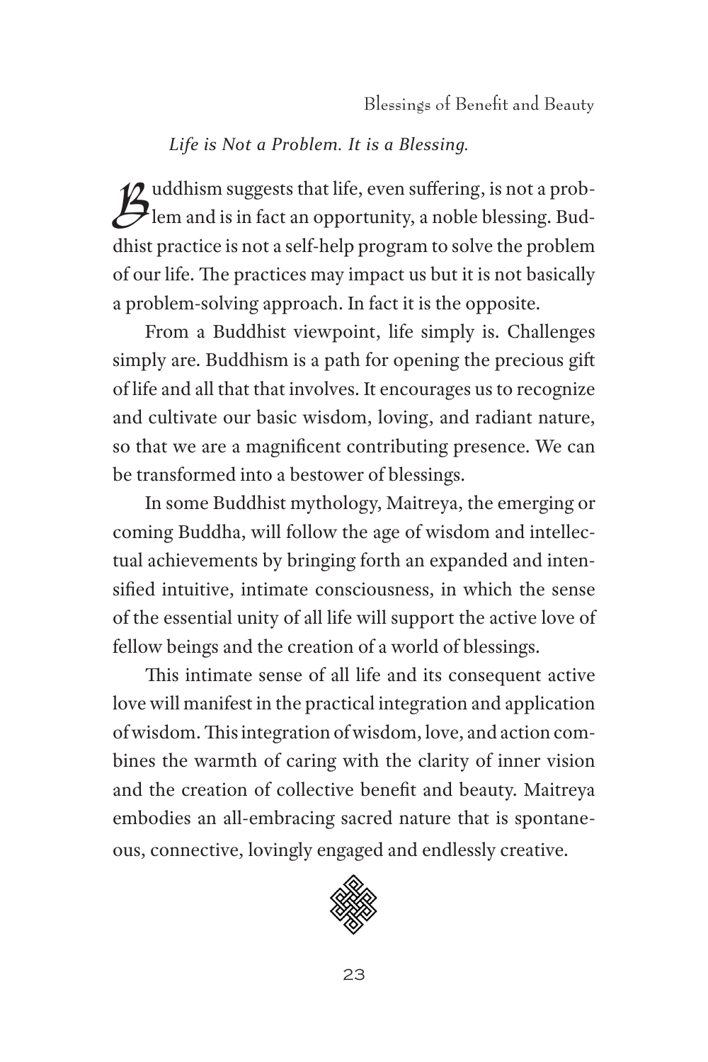*Life is Not a Problem. It is a Blessing.*

Buddhism suggests that life, even suffering, is not a problem and is in fact an opportunity, a noble blessing. Buddhist practice is not a self-help program to solve the problem of our life. The practices may impact us but it is not basically a problem-solving approach. In fact it is the opposite.

From a Buddhist viewpoint, life simply is. Challenges simply are. Buddhism is a path for opening the precious gift of life and all that that involves. It encourages us to recognize and cultivate our basic wisdom, loving, and radiant nature, so that we are a magnificent contributing presence. We can be transformed into a bestower of blessings.

In some Buddhist mythology, Maitreya, the emerging or coming Buddha, will follow the age of wisdom and intellectual achievements by bringing forth an expanded and intensified intuitive, intimate consciousness, in which the sense of the essential unity of all life will support the active love of fellow beings and the creation of a world of blessings.

This intimate sense of all life and its consequent active love will manifest in the practical integration and application of wisdom. This integration of wisdom, love, and action combines the warmth of caring with the clarity of inner vision and the creation of collective benefit and beauty. Maitreya embodies an all-embracing sacred nature that is spontaneous, connective, lovingly engaged and endlessly creative.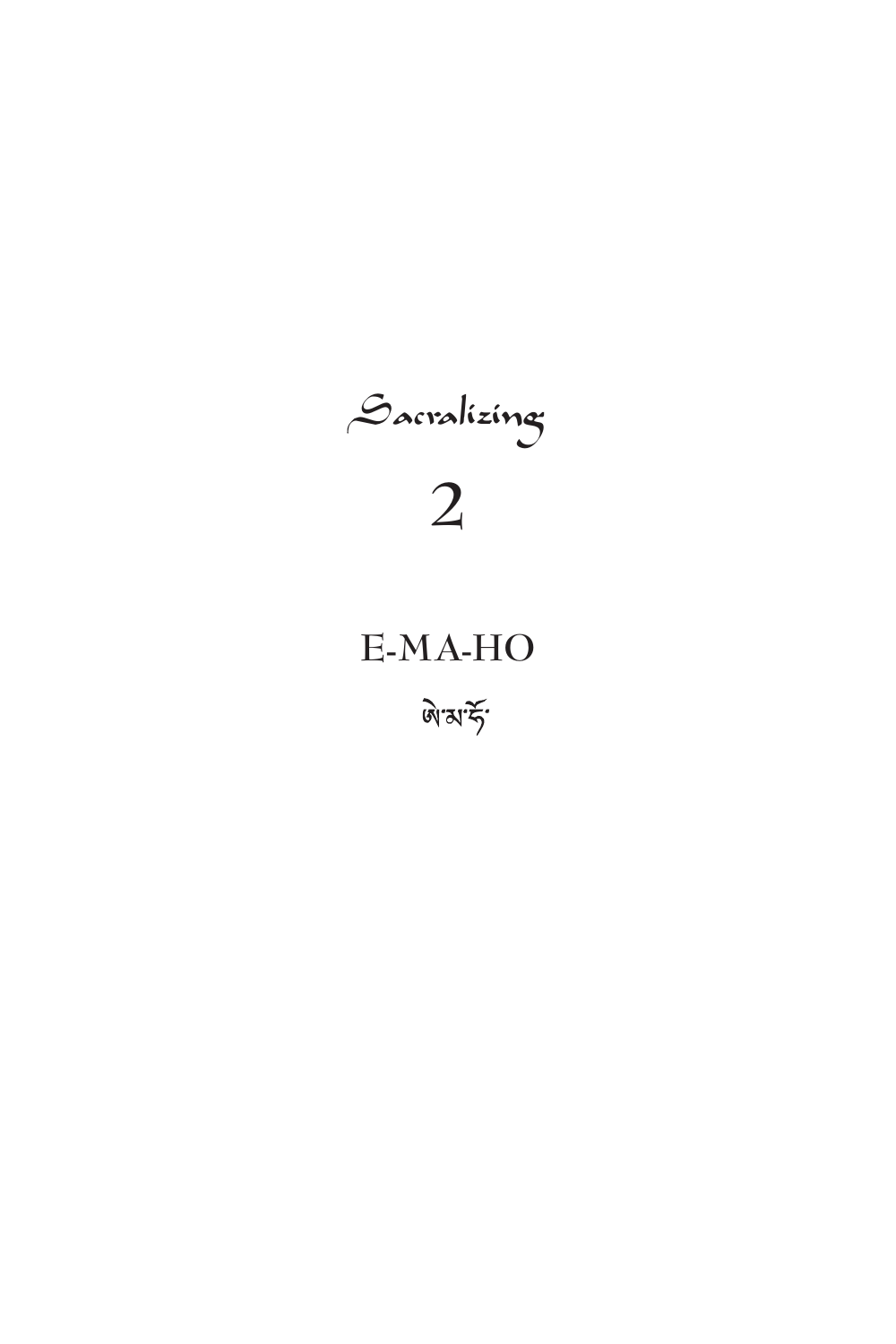# Sacralizing

# 2

## E-MA-HO

ཨེ་མ་ཧོ་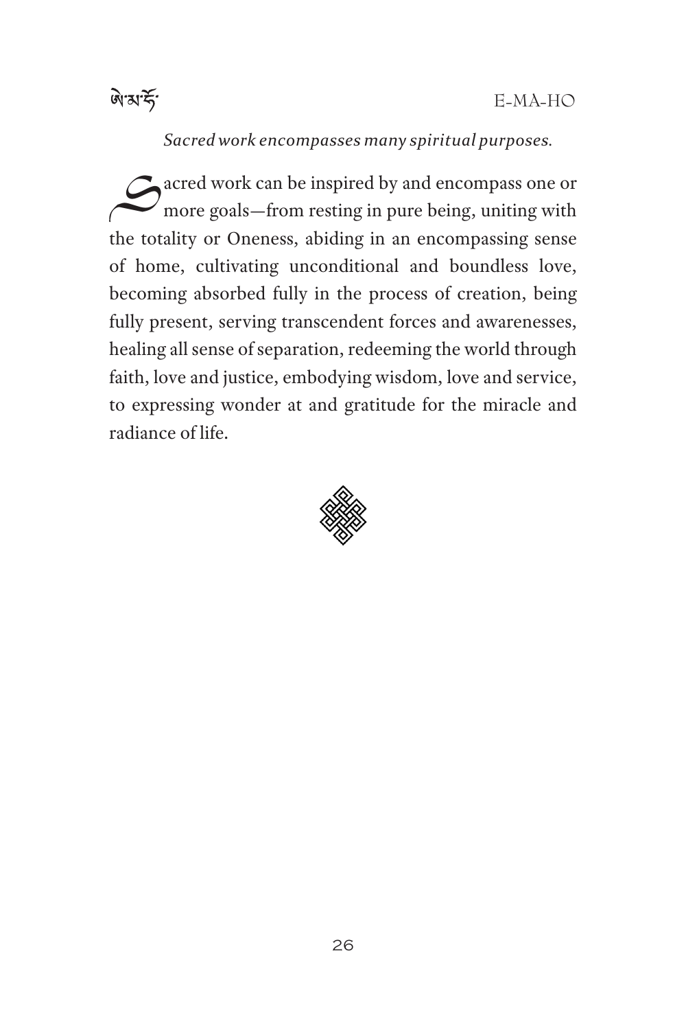*Sacred work encompasses many spiritual purposes.*

Sacred work can be inspired by and encompass one or more goals—from resting in pure being, uniting with the totality or Oneness, abiding in an encompassing sense of home, cultivating unconditional and boundless love, becoming absorbed fully in the process of creation, being fully present, serving transcendent forces and awarenesses, healing all sense of separation, redeeming the world through faith, love and justice, embodying wisdom, love and service, to expressing wonder at and gratitude for the miracle and radiance of life.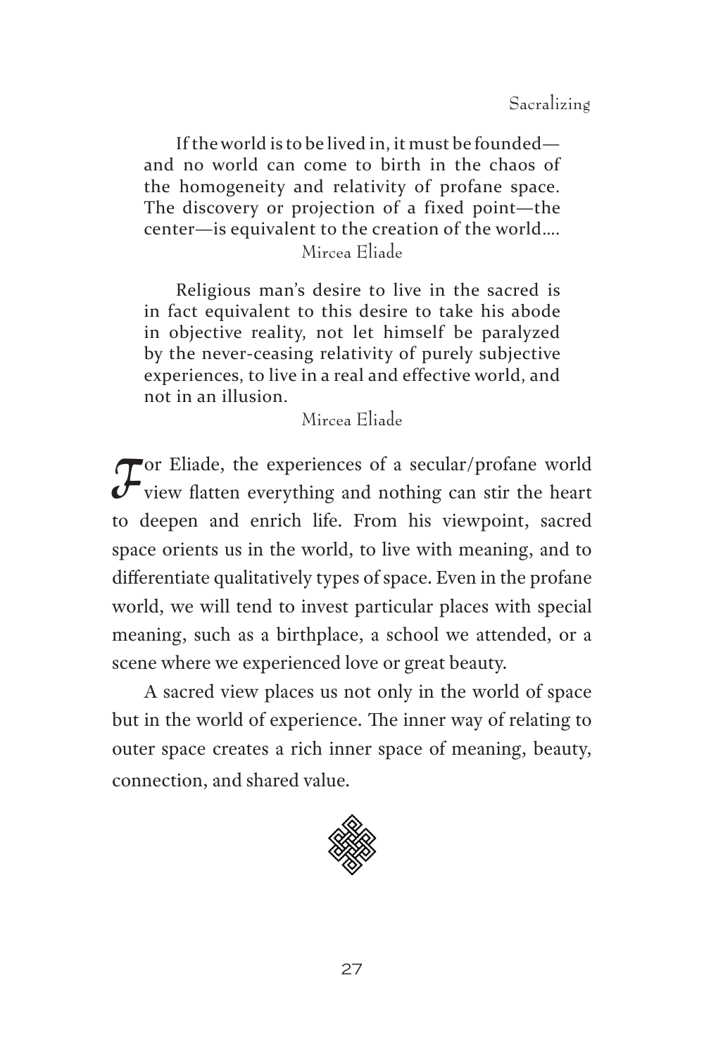> If the world is to be lived in, it must be founded—and no world can come to birth in the chaos of the homogeneity and relativity of profane space. The discovery or projection of a fixed point—the center—is equivalent to the creation of the world....
>
> Mircea Eliade

> Religious man's desire to live in the sacred is in fact equivalent to this desire to take his abode in objective reality, not let himself be paralyzed by the never-ceasing relativity of purely subjective experiences, to live in a real and effective world, and not in an illusion.
>
> Mircea Eliade

For Eliade, the experiences of a secular/profane world view flatten everything and nothing can stir the heart to deepen and enrich life. From his viewpoint, sacred space orients us in the world, to live with meaning, and to differentiate qualitatively types of space. Even in the profane world, we will tend to invest particular places with special meaning, such as a birthplace, a school we attended, or a scene where we experienced love or great beauty.

A sacred view places us not only in the world of space but in the world of experience. The inner way of relating to outer space creates a rich inner space of meaning, beauty, connection, and shared value.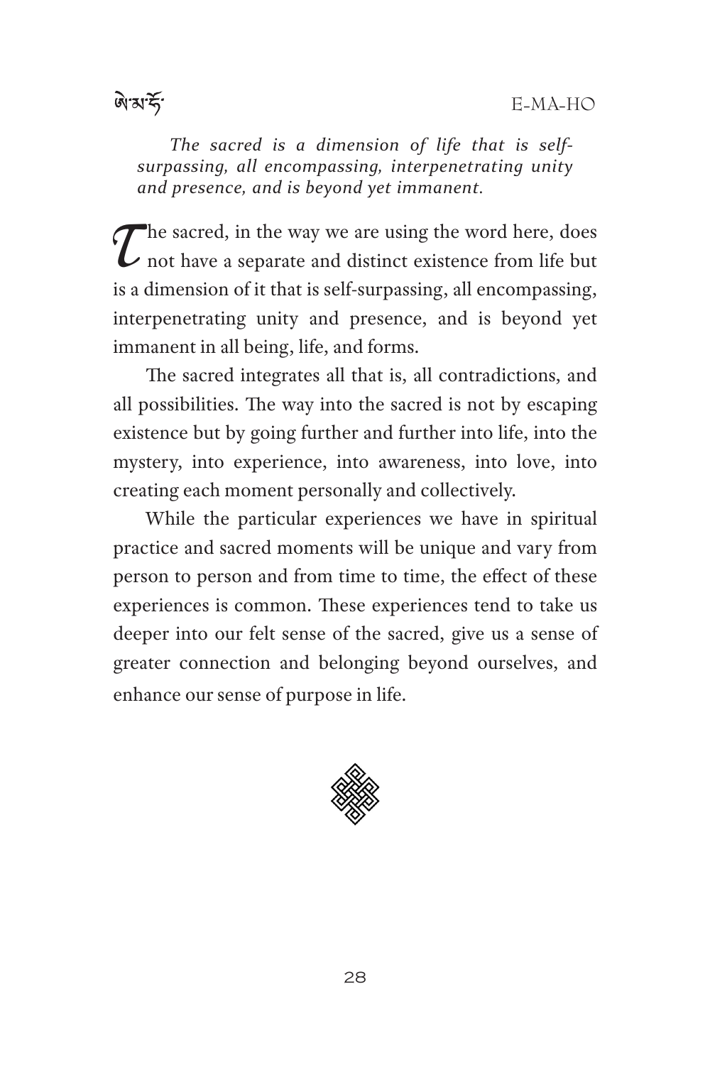*The sacred is a dimension of life that is self-surpassing, all encompassing, interpenetrating unity and presence, and is beyond yet immanent.*

The sacred, in the way we are using the word here, does not have a separate and distinct existence from life but is a dimension of it that is self-surpassing, all encompassing, interpenetrating unity and presence, and is beyond yet immanent in all being, life, and forms.

The sacred integrates all that is, all contradictions, and all possibilities. The way into the sacred is not by escaping existence but by going further and further into life, into the mystery, into experience, into awareness, into love, into creating each moment personally and collectively.

While the particular experiences we have in spiritual practice and sacred moments will be unique and vary from person to person and from time to time, the effect of these experiences is common. These experiences tend to take us deeper into our felt sense of the sacred, give us a sense of greater connection and belonging beyond ourselves, and enhance our sense of purpose in life.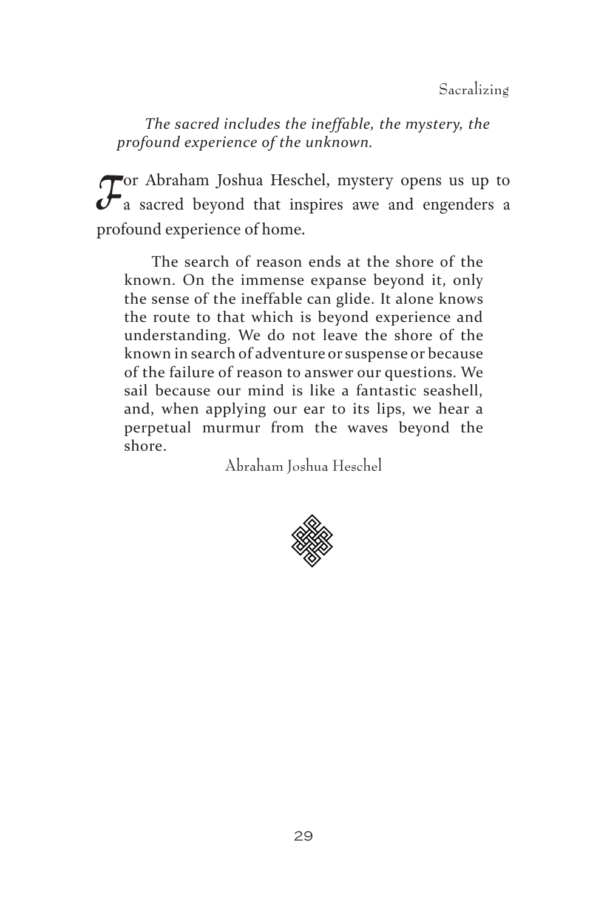*The sacred includes the ineffable, the mystery, the profound experience of the unknown.*

For Abraham Joshua Heschel, mystery opens us up to a sacred beyond that inspires awe and engenders a profound experience of home.

> The search of reason ends at the shore of the known. On the immense expanse beyond it, only the sense of the ineffable can glide. It alone knows the route to that which is beyond experience and understanding. We do not leave the shore of the known in search of adventure or suspense or because of the failure of reason to answer our questions. We sail because our mind is like a fantastic seashell, and, when applying our ear to its lips, we hear a perpetual murmur from the waves beyond the shore.
>
> Abraham Joshua Heschel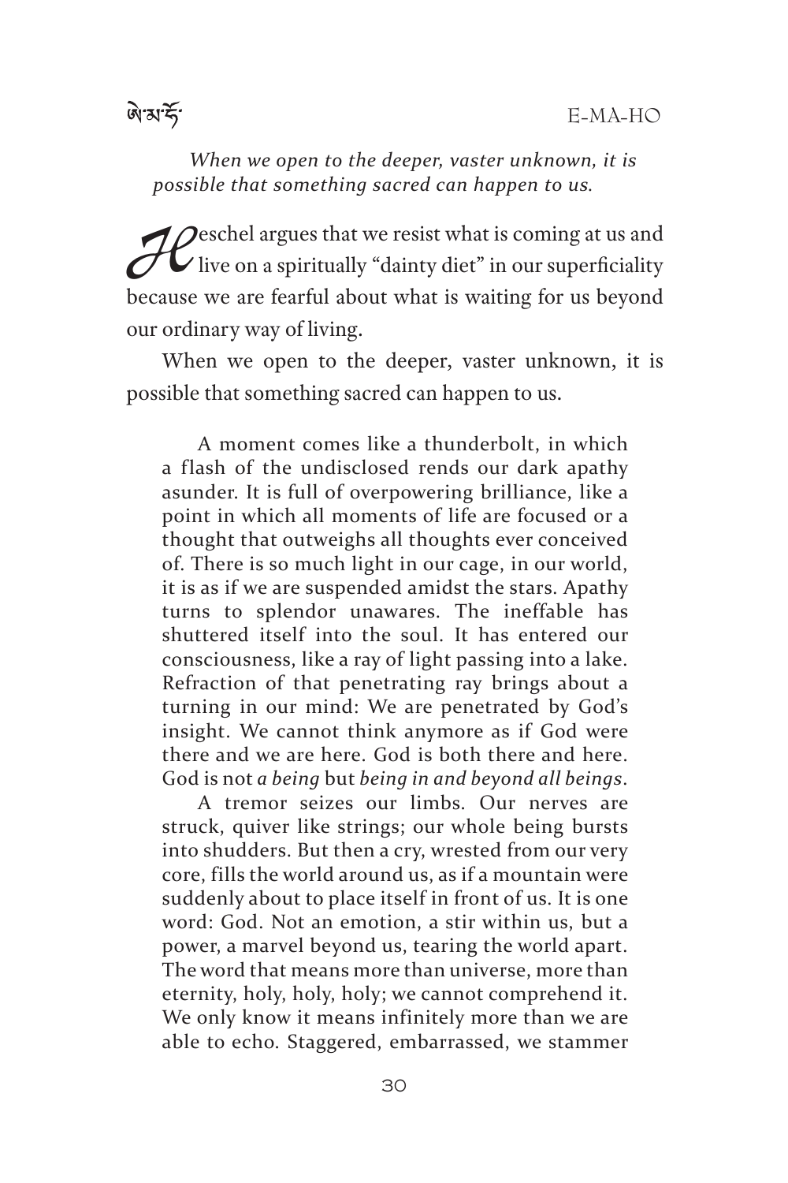*When we open to the deeper, vaster unknown, it is possible that something sacred can happen to us.*

Heschel argues that we resist what is coming at us and live on a spiritually "dainty diet" in our superficiality because we are fearful about what is waiting for us beyond our ordinary way of living.

When we open to the deeper, vaster unknown, it is possible that something sacred can happen to us.

> A moment comes like a thunderbolt, in which a flash of the undisclosed rends our dark apathy asunder. It is full of overpowering brilliance, like a point in which all moments of life are focused or a thought that outweighs all thoughts ever conceived of. There is so much light in our cage, in our world, it is as if we are suspended amidst the stars. Apathy turns to splendor unawares. The ineffable has shuttered itself into the soul. It has entered our consciousness, like a ray of light passing into a lake. Refraction of that penetrating ray brings about a turning in our mind: We are penetrated by God's insight. We cannot think anymore as if God were there and we are here. God is both there and here. God is not *a being* but *being in and beyond all beings*.
>
> A tremor seizes our limbs. Our nerves are struck, quiver like strings; our whole being bursts into shudders. But then a cry, wrested from our very core, fills the world around us, as if a mountain were suddenly about to place itself in front of us. It is one word: God. Not an emotion, a stir within us, but a power, a marvel beyond us, tearing the world apart. The word that means more than universe, more than eternity, holy, holy, holy; we cannot comprehend it. We only know it means infinitely more than we are able to echo. Staggered, embarrassed, we stammer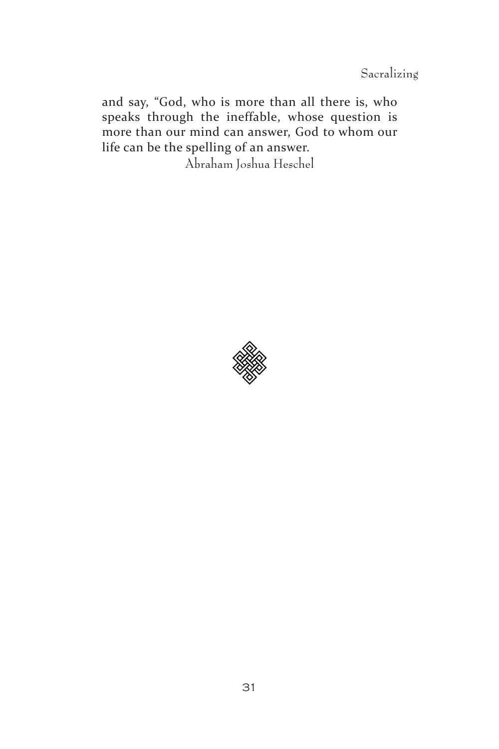and say, "God, who is more than all there is, who speaks through the ineffable, whose question is more than our mind can answer, God to whom our life can be the spelling of an answer.

Abraham Joshua Heschel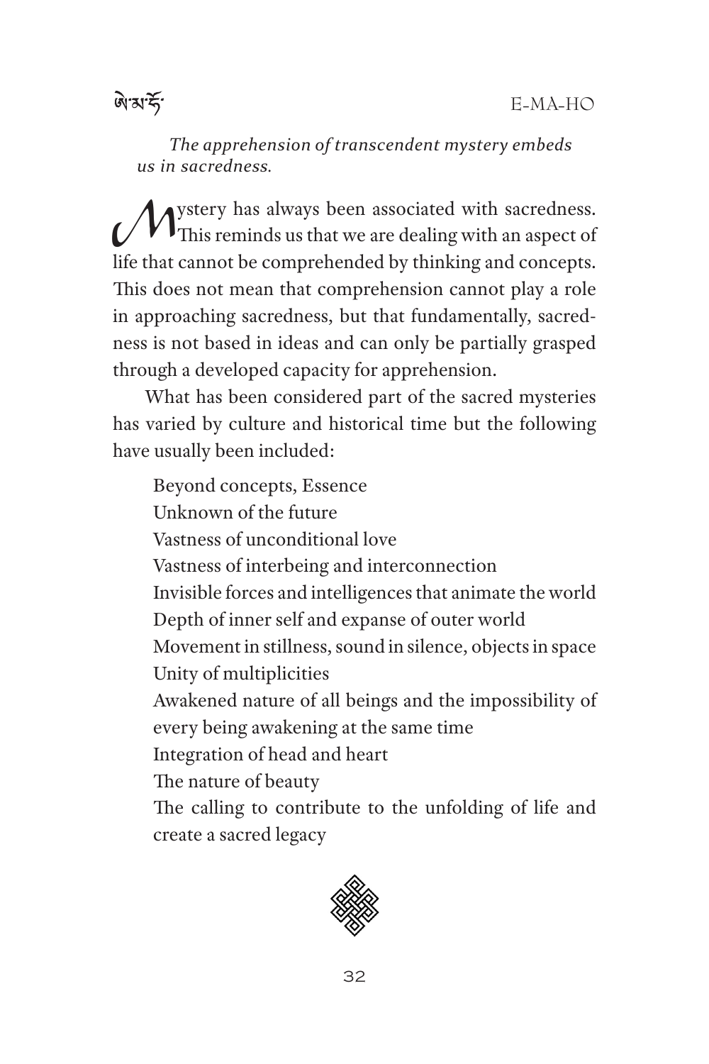*The apprehension of transcendent mystery embeds us in sacredness.*

Mystery has always been associated with sacredness. This reminds us that we are dealing with an aspect of life that cannot be comprehended by thinking and concepts. This does not mean that comprehension cannot play a role in approaching sacredness, but that fundamentally, sacredness is not based in ideas and can only be partially grasped through a developed capacity for apprehension.

What has been considered part of the sacred mysteries has varied by culture and historical time but the following have usually been included:

Beyond concepts, Essence
Unknown of the future
Vastness of unconditional love
Vastness of interbeing and interconnection
Invisible forces and intelligences that animate the world
Depth of inner self and expanse of outer world
Movement in stillness, sound in silence, objects in space
Unity of multiplicities
Awakened nature of all beings and the impossibility of every being awakening at the same time
Integration of head and heart
The nature of beauty
The calling to contribute to the unfolding of life and create a sacred legacy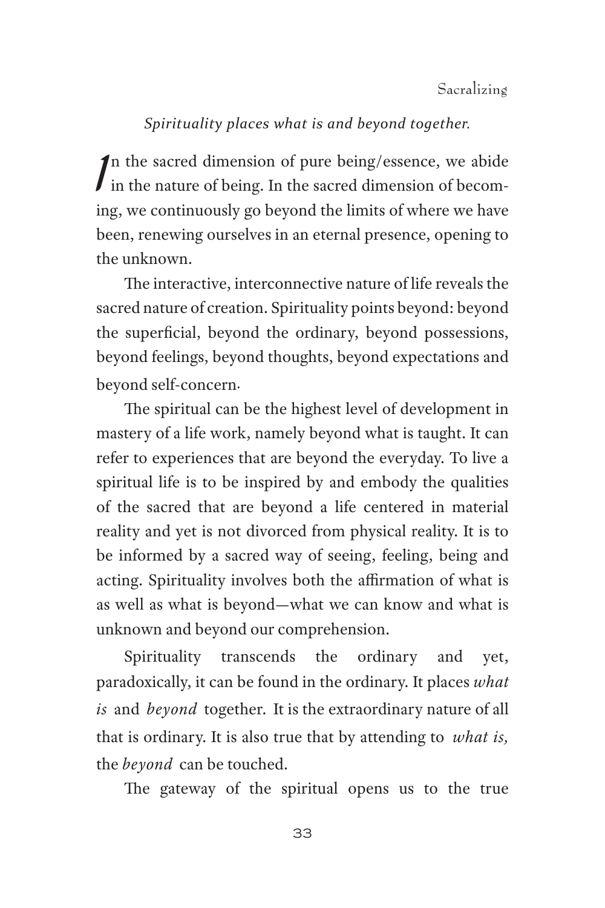*Spirituality places what is and beyond together.*

In the sacred dimension of pure being/essence, we abide in the nature of being. In the sacred dimension of becoming, we continuously go beyond the limits of where we have been, renewing ourselves in an eternal presence, opening to the unknown.

The interactive, interconnective nature of life reveals the sacred nature of creation. Spirituality points beyond: beyond the superficial, beyond the ordinary, beyond possessions, beyond feelings, beyond thoughts, beyond expectations and beyond self-concern.

The spiritual can be the highest level of development in mastery of a life work, namely beyond what is taught. It can refer to experiences that are beyond the everyday. To live a spiritual life is to be inspired by and embody the qualities of the sacred that are beyond a life centered in material reality and yet is not divorced from physical reality. It is to be informed by a sacred way of seeing, feeling, being and acting. Spirituality involves both the affirmation of what is as well as what is beyond—what we can know and what is unknown and beyond our comprehension.

Spirituality transcends the ordinary and yet, paradoxically, it can be found in the ordinary. It places *what is* and *beyond* together. It is the extraordinary nature of all that is ordinary. It is also true that by attending to *what is,* the *beyond* can be touched.

The gateway of the spiritual opens us to the true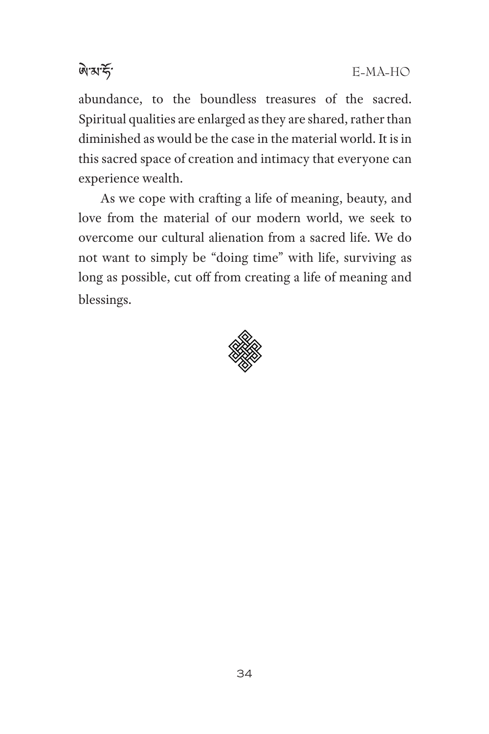abundance, to the boundless treasures of the sacred. Spiritual qualities are enlarged as they are shared, rather than diminished as would be the case in the material world. It is in this sacred space of creation and intimacy that everyone can experience wealth.

As we cope with crafting a life of meaning, beauty, and love from the material of our modern world, we seek to overcome our cultural alienation from a sacred life. We do not want to simply be "doing time" with life, surviving as long as possible, cut off from creating a life of meaning and blessings.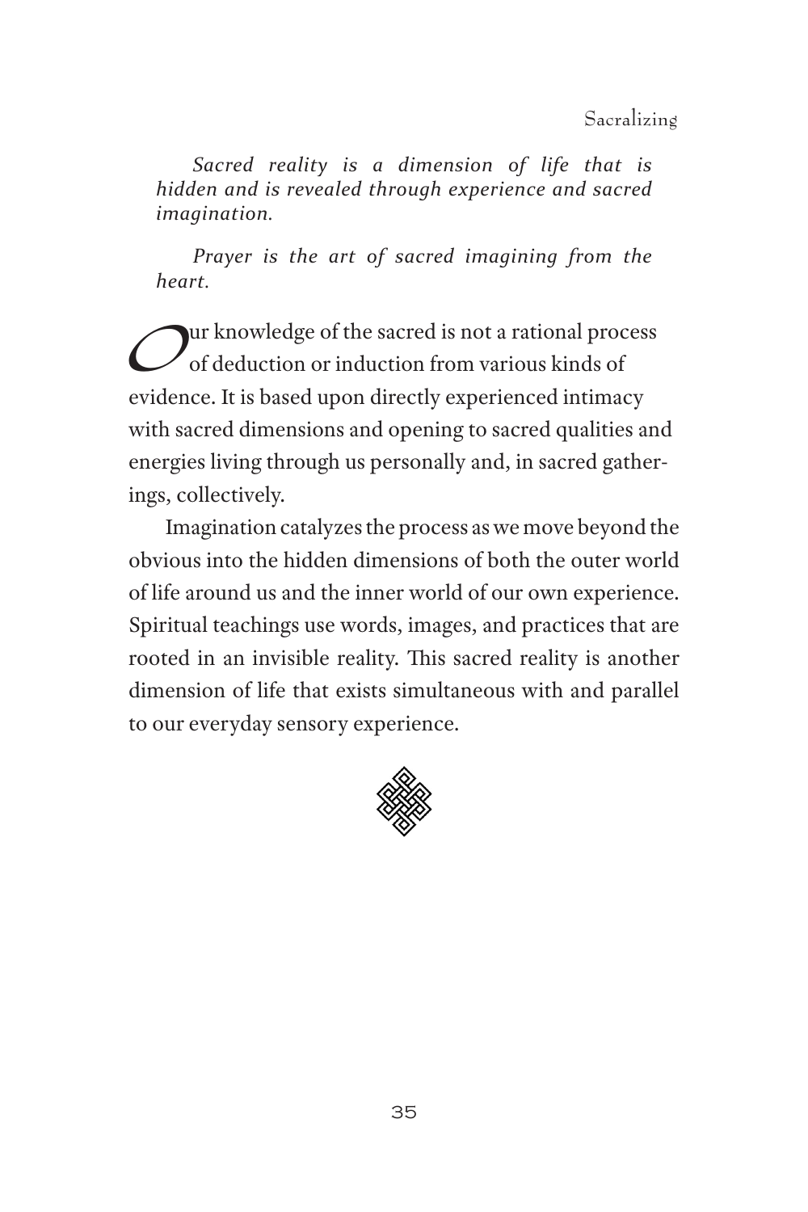*Sacred reality is a dimension of life that is hidden and is revealed through experience and sacred imagination.*

*Prayer is the art of sacred imagining from the heart.*

Our knowledge of the sacred is not a rational process of deduction or induction from various kinds of evidence. It is based upon directly experienced intimacy with sacred dimensions and opening to sacred qualities and energies living through us personally and, in sacred gatherings, collectively.

Imagination catalyzes the process as we move beyond the obvious into the hidden dimensions of both the outer world of life around us and the inner world of our own experience. Spiritual teachings use words, images, and practices that are rooted in an invisible reality. This sacred reality is another dimension of life that exists simultaneous with and parallel to our everyday sensory experience.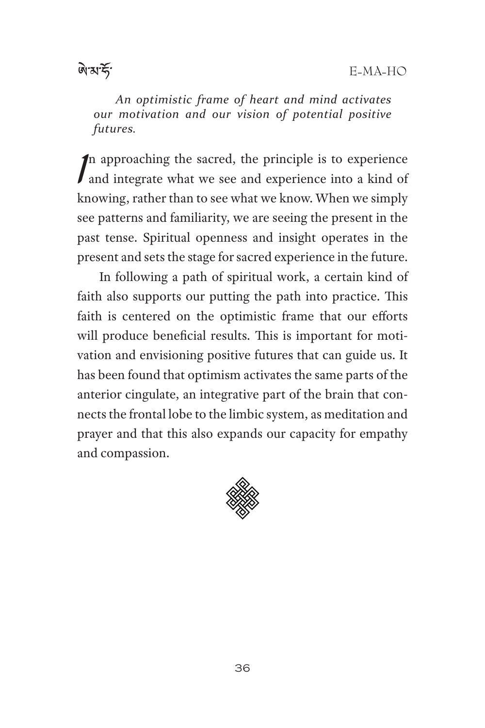*An optimistic frame of heart and mind activates our motivation and our vision of potential positive futures.*

In approaching the sacred, the principle is to experience and integrate what we see and experience into a kind of knowing, rather than to see what we know. When we simply see patterns and familiarity, we are seeing the present in the past tense. Spiritual openness and insight operates in the present and sets the stage for sacred experience in the future.

In following a path of spiritual work, a certain kind of faith also supports our putting the path into practice. This faith is centered on the optimistic frame that our efforts will produce beneficial results. This is important for motivation and envisioning positive futures that can guide us. It has been found that optimism activates the same parts of the anterior cingulate, an integrative part of the brain that connects the frontal lobe to the limbic system, as meditation and prayer and that this also expands our capacity for empathy and compassion.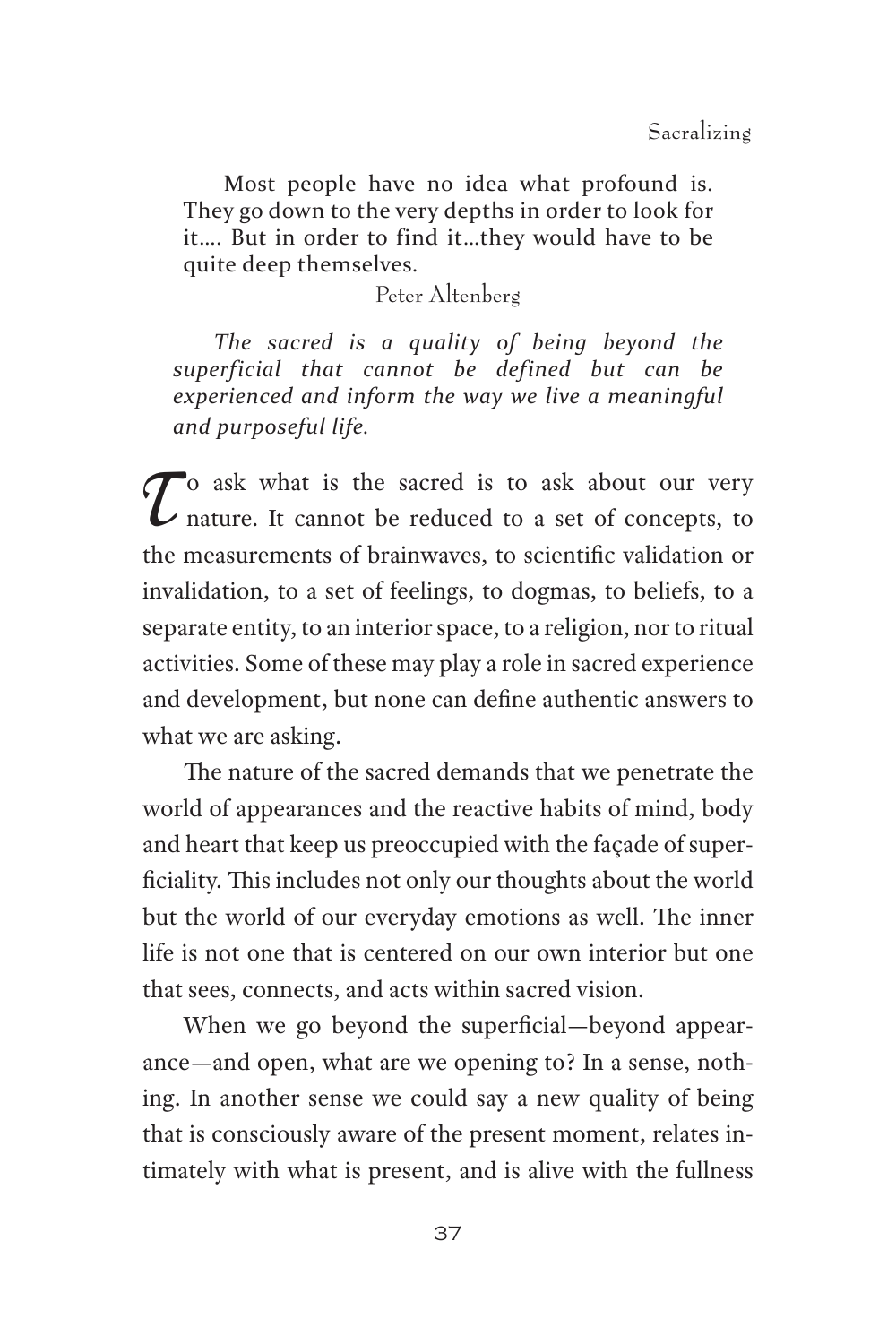Most people have no idea what profound is. They go down to the very depths in order to look for it…. But in order to find it…they would have to be quite deep themselves.

Peter Altenberg

*The sacred is a quality of being beyond the superficial that cannot be defined but can be experienced and inform the way we live a meaningful and purposeful life.*

To ask what is the sacred is to ask about our very nature. It cannot be reduced to a set of concepts, to the measurements of brainwaves, to scientific validation or invalidation, to a set of feelings, to dogmas, to beliefs, to a separate entity, to an interior space, to a religion, nor to ritual activities. Some of these may play a role in sacred experience and development, but none can define authentic answers to what we are asking.

The nature of the sacred demands that we penetrate the world of appearances and the reactive habits of mind, body and heart that keep us preoccupied with the façade of superficiality. This includes not only our thoughts about the world but the world of our everyday emotions as well. The inner life is not one that is centered on our own interior but one that sees, connects, and acts within sacred vision.

When we go beyond the superficial—beyond appearance—and open, what are we opening to? In a sense, nothing. In another sense we could say a new quality of being that is consciously aware of the present moment, relates intimately with what is present, and is alive with the fullness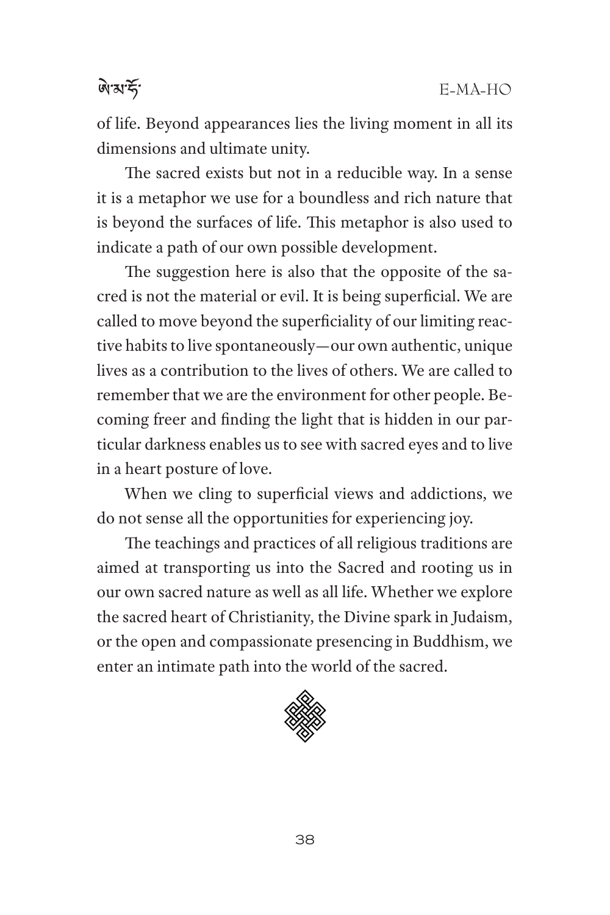of life. Beyond appearances lies the living moment in all its dimensions and ultimate unity.

The sacred exists but not in a reducible way. In a sense it is a metaphor we use for a boundless and rich nature that is beyond the surfaces of life. This metaphor is also used to indicate a path of our own possible development.

The suggestion here is also that the opposite of the sacred is not the material or evil. It is being superficial. We are called to move beyond the superficiality of our limiting reactive habits to live spontaneously—our own authentic, unique lives as a contribution to the lives of others. We are called to remember that we are the environment for other people. Becoming freer and finding the light that is hidden in our particular darkness enables us to see with sacred eyes and to live in a heart posture of love.

When we cling to superficial views and addictions, we do not sense all the opportunities for experiencing joy.

The teachings and practices of all religious traditions are aimed at transporting us into the Sacred and rooting us in our own sacred nature as well as all life. Whether we explore the sacred heart of Christianity, the Divine spark in Judaism, or the open and compassionate presencing in Buddhism, we enter an intimate path into the world of the sacred.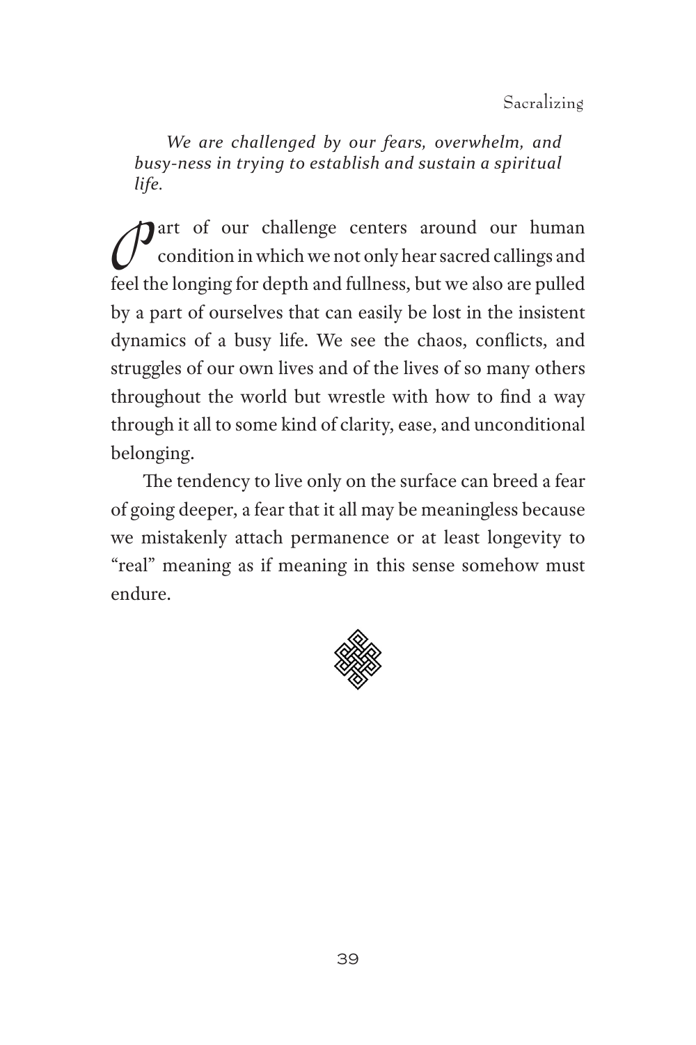*We are challenged by our fears, overwhelm, and busy-ness in trying to establish and sustain a spiritual life.*

Part of our challenge centers around our human condition in which we not only hear sacred callings and feel the longing for depth and fullness, but we also are pulled by a part of ourselves that can easily be lost in the insistent dynamics of a busy life. We see the chaos, conflicts, and struggles of our own lives and of the lives of so many others throughout the world but wrestle with how to find a way through it all to some kind of clarity, ease, and unconditional belonging.

The tendency to live only on the surface can breed a fear of going deeper, a fear that it all may be meaningless because we mistakenly attach permanence or at least longevity to "real" meaning as if meaning in this sense somehow must endure.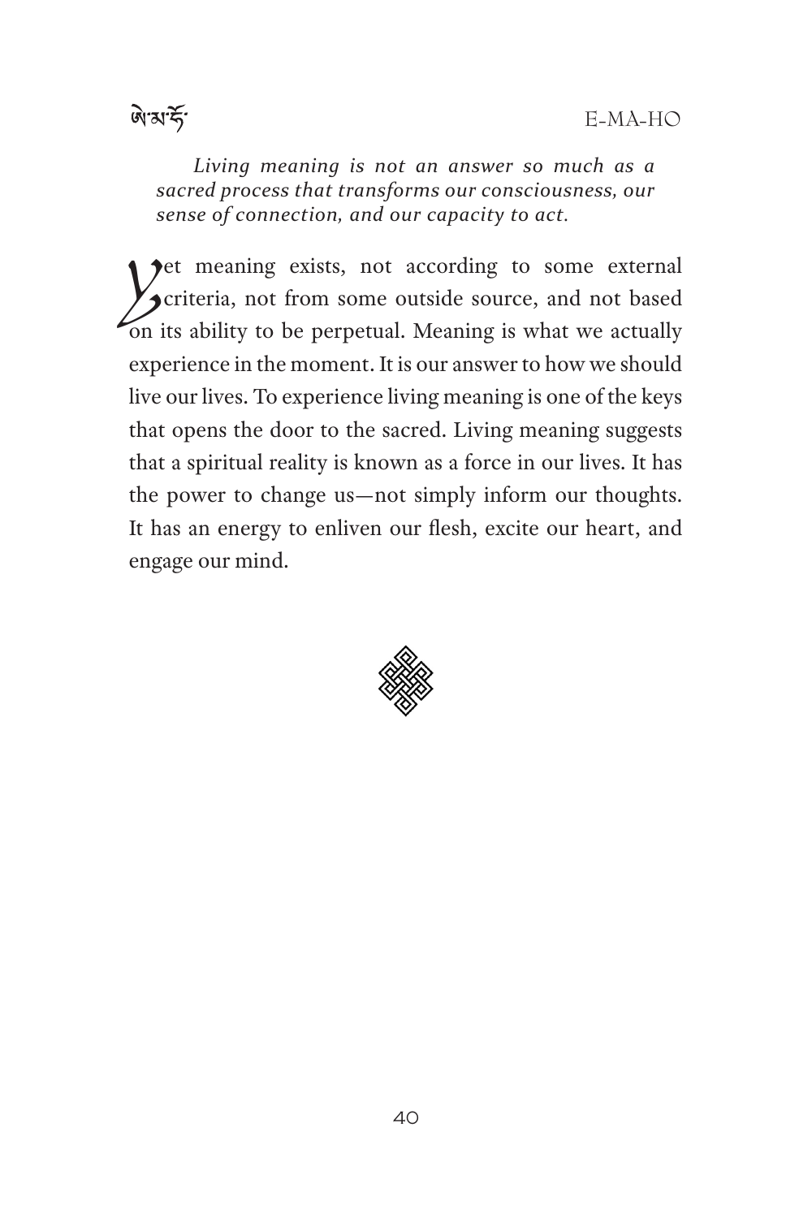*Living meaning is not an answer so much as a sacred process that transforms our consciousness, our sense of connection, and our capacity to act.*

Yet meaning exists, not according to some external criteria, not from some outside source, and not based on its ability to be perpetual. Meaning is what we actually experience in the moment. It is our answer to how we should live our lives. To experience living meaning is one of the keys that opens the door to the sacred. Living meaning suggests that a spiritual reality is known as a force in our lives. It has the power to change us—not simply inform our thoughts. It has an energy to enliven our flesh, excite our heart, and engage our mind.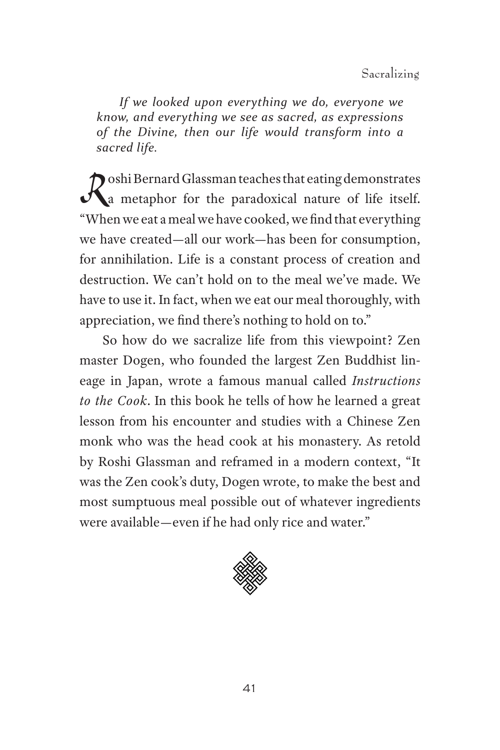*If we looked upon everything we do, everyone we know, and everything we see as sacred, as expressions of the Divine, then our life would transform into a sacred life.*

Roshi Bernard Glassman teaches that eating demonstrates a metaphor for the paradoxical nature of life itself. "When we eat a meal we have cooked, we find that everything we have created—all our work—has been for consumption, for annihilation. Life is a constant process of creation and destruction. We can't hold on to the meal we've made. We have to use it. In fact, when we eat our meal thoroughly, with appreciation, we find there's nothing to hold on to."

So how do we sacralize life from this viewpoint? Zen master Dogen, who founded the largest Zen Buddhist lineage in Japan, wrote a famous manual called *Instructions to the Cook*. In this book he tells of how he learned a great lesson from his encounter and studies with a Chinese Zen monk who was the head cook at his monastery. As retold by Roshi Glassman and reframed in a modern context, "It was the Zen cook's duty, Dogen wrote, to make the best and most sumptuous meal possible out of whatever ingredients were available—even if he had only rice and water."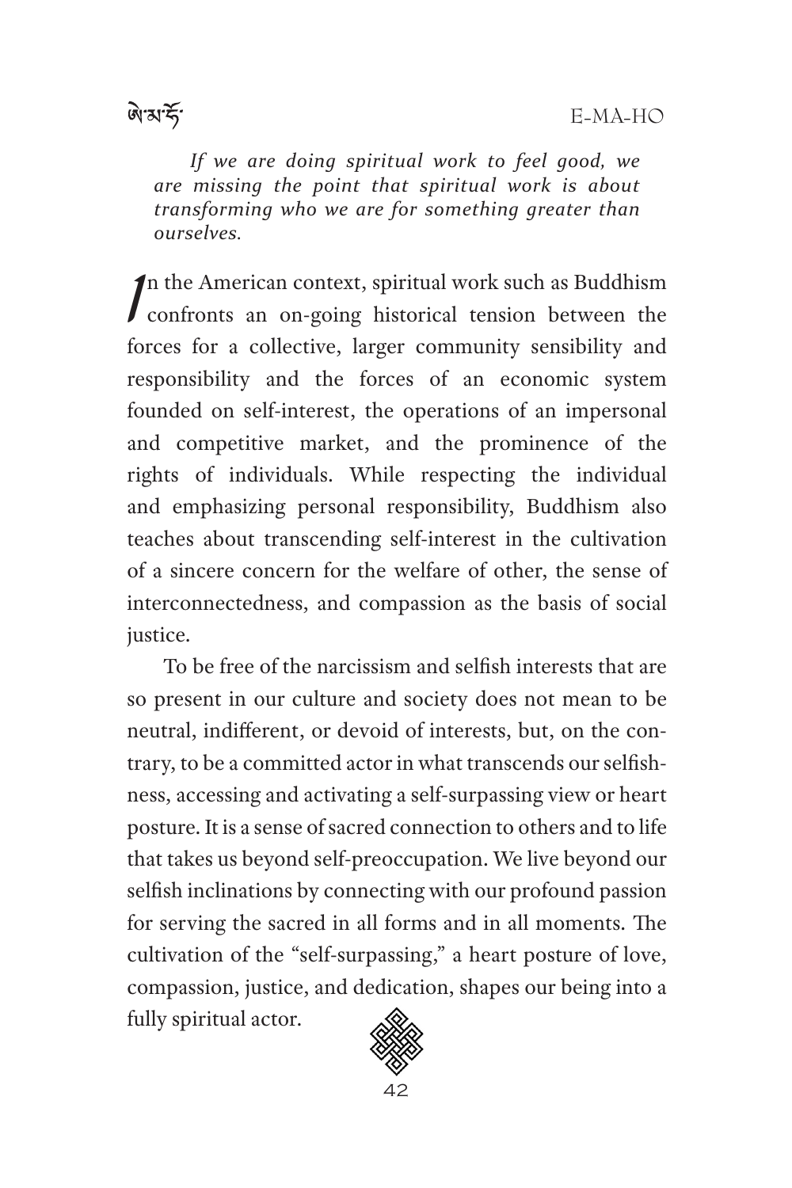*If we are doing spiritual work to feel good, we are missing the point that spiritual work is about transforming who we are for something greater than ourselves.*

In the American context, spiritual work such as Buddhism confronts an on-going historical tension between the forces for a collective, larger community sensibility and responsibility and the forces of an economic system founded on self-interest, the operations of an impersonal and competitive market, and the prominence of the rights of individuals. While respecting the individual and emphasizing personal responsibility, Buddhism also teaches about transcending self-interest in the cultivation of a sincere concern for the welfare of other, the sense of interconnectedness, and compassion as the basis of social justice.

To be free of the narcissism and selfish interests that are so present in our culture and society does not mean to be neutral, indifferent, or devoid of interests, but, on the contrary, to be a committed actor in what transcends our selfishness, accessing and activating a self-surpassing view or heart posture. It is a sense of sacred connection to others and to life that takes us beyond self-preoccupation. We live beyond our selfish inclinations by connecting with our profound passion for serving the sacred in all forms and in all moments. The cultivation of the "self-surpassing," a heart posture of love, compassion, justice, and dedication, shapes our being into a fully spiritual actor.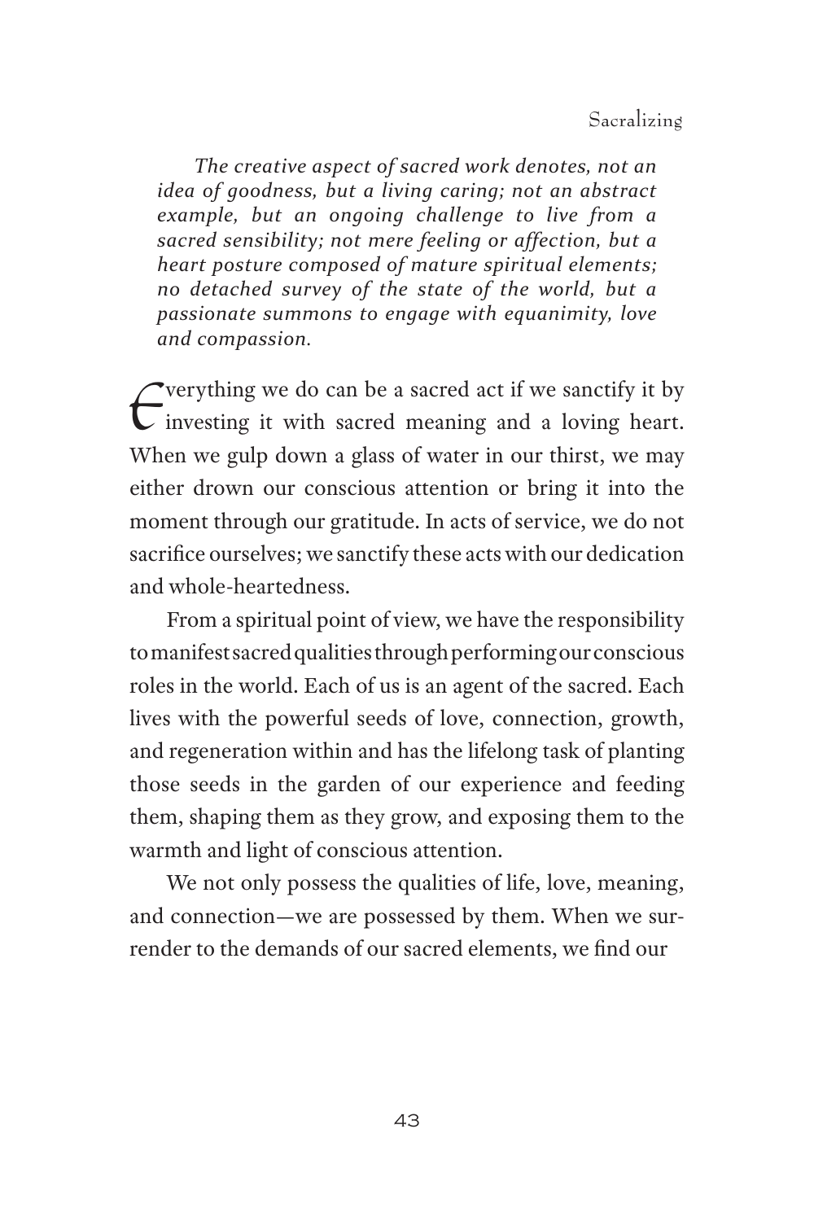*The creative aspect of sacred work denotes, not an idea of goodness, but a living caring; not an abstract example, but an ongoing challenge to live from a sacred sensibility; not mere feeling or affection, but a heart posture composed of mature spiritual elements; no detached survey of the state of the world, but a passionate summons to engage with equanimity, love and compassion.*

Everything we do can be a sacred act if we sanctify it by investing it with sacred meaning and a loving heart. When we gulp down a glass of water in our thirst, we may either drown our conscious attention or bring it into the moment through our gratitude. In acts of service, we do not sacrifice ourselves; we sanctify these acts with our dedication and whole-heartedness.

From a spiritual point of view, we have the responsibility to manifest sacred qualities through performing our conscious roles in the world. Each of us is an agent of the sacred. Each lives with the powerful seeds of love, connection, growth, and regeneration within and has the lifelong task of planting those seeds in the garden of our experience and feeding them, shaping them as they grow, and exposing them to the warmth and light of conscious attention.

We not only possess the qualities of life, love, meaning, and connection—we are possessed by them. When we surrender to the demands of our sacred elements, we find our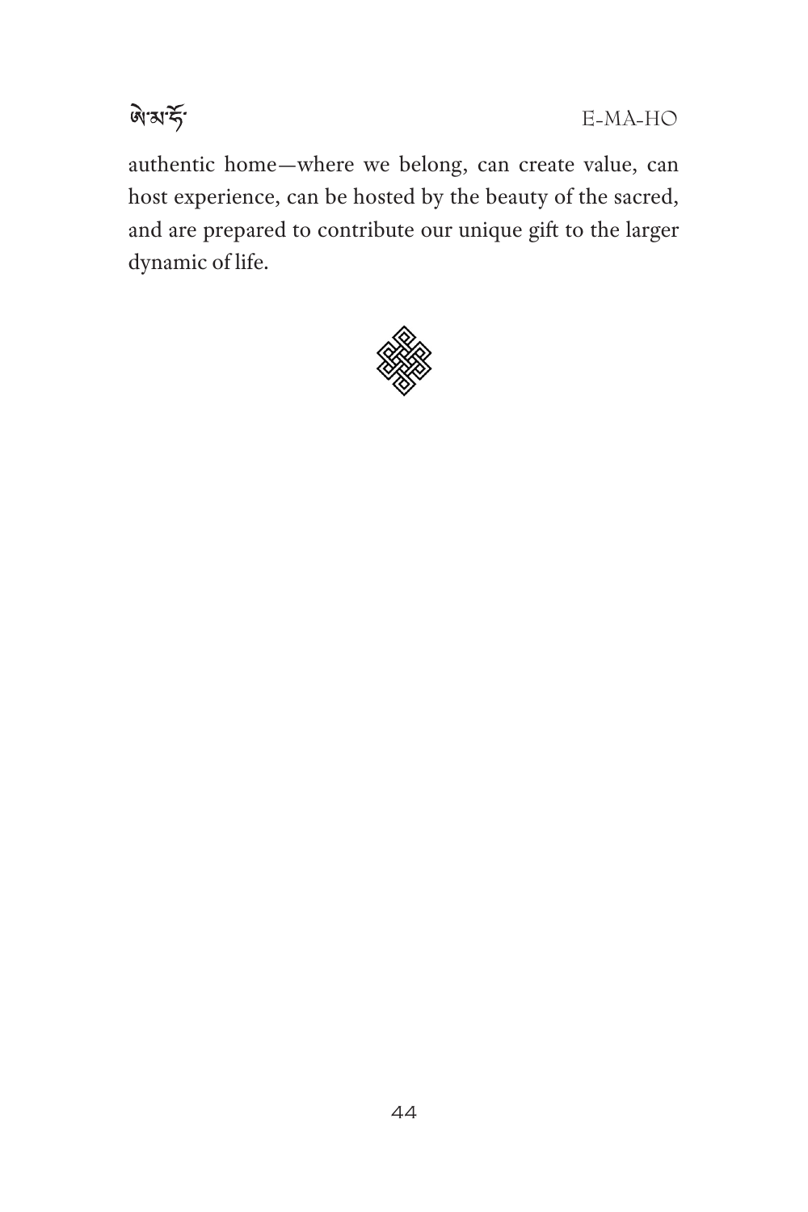authentic home—where we belong, can create value, can host experience, can be hosted by the beauty of the sacred, and are prepared to contribute our unique gift to the larger dynamic of life.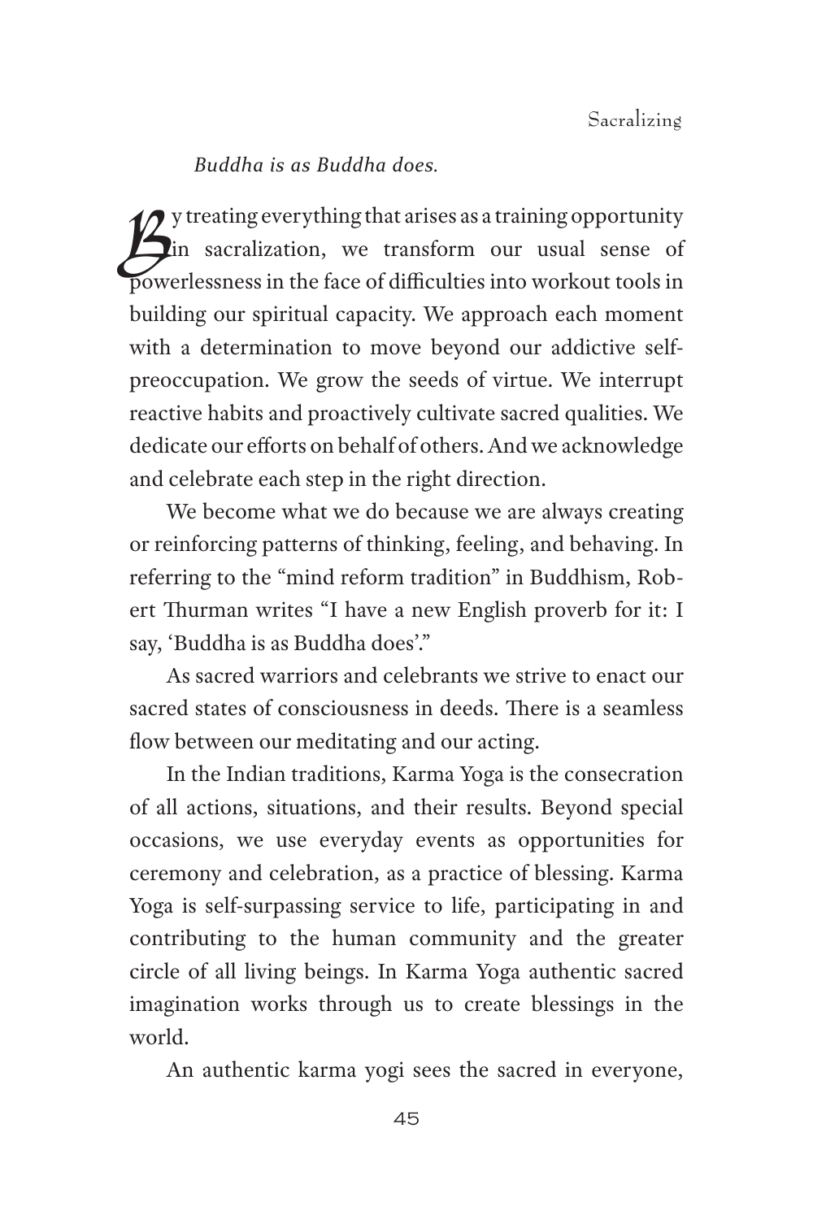*Buddha is as Buddha does.*

By treating everything that arises as a training opportunity in sacralization, we transform our usual sense of powerlessness in the face of difficulties into workout tools in building our spiritual capacity. We approach each moment with a determination to move beyond our addictive self-preoccupation. We grow the seeds of virtue. We interrupt reactive habits and proactively cultivate sacred qualities. We dedicate our efforts on behalf of others. And we acknowledge and celebrate each step in the right direction.

We become what we do because we are always creating or reinforcing patterns of thinking, feeling, and behaving. In referring to the "mind reform tradition" in Buddhism, Robert Thurman writes "I have a new English proverb for it: I say, 'Buddha is as Buddha does'."

As sacred warriors and celebrants we strive to enact our sacred states of consciousness in deeds. There is a seamless flow between our meditating and our acting.

In the Indian traditions, Karma Yoga is the consecration of all actions, situations, and their results. Beyond special occasions, we use everyday events as opportunities for ceremony and celebration, as a practice of blessing. Karma Yoga is self-surpassing service to life, participating in and contributing to the human community and the greater circle of all living beings. In Karma Yoga authentic sacred imagination works through us to create blessings in the world.

An authentic karma yogi sees the sacred in everyone,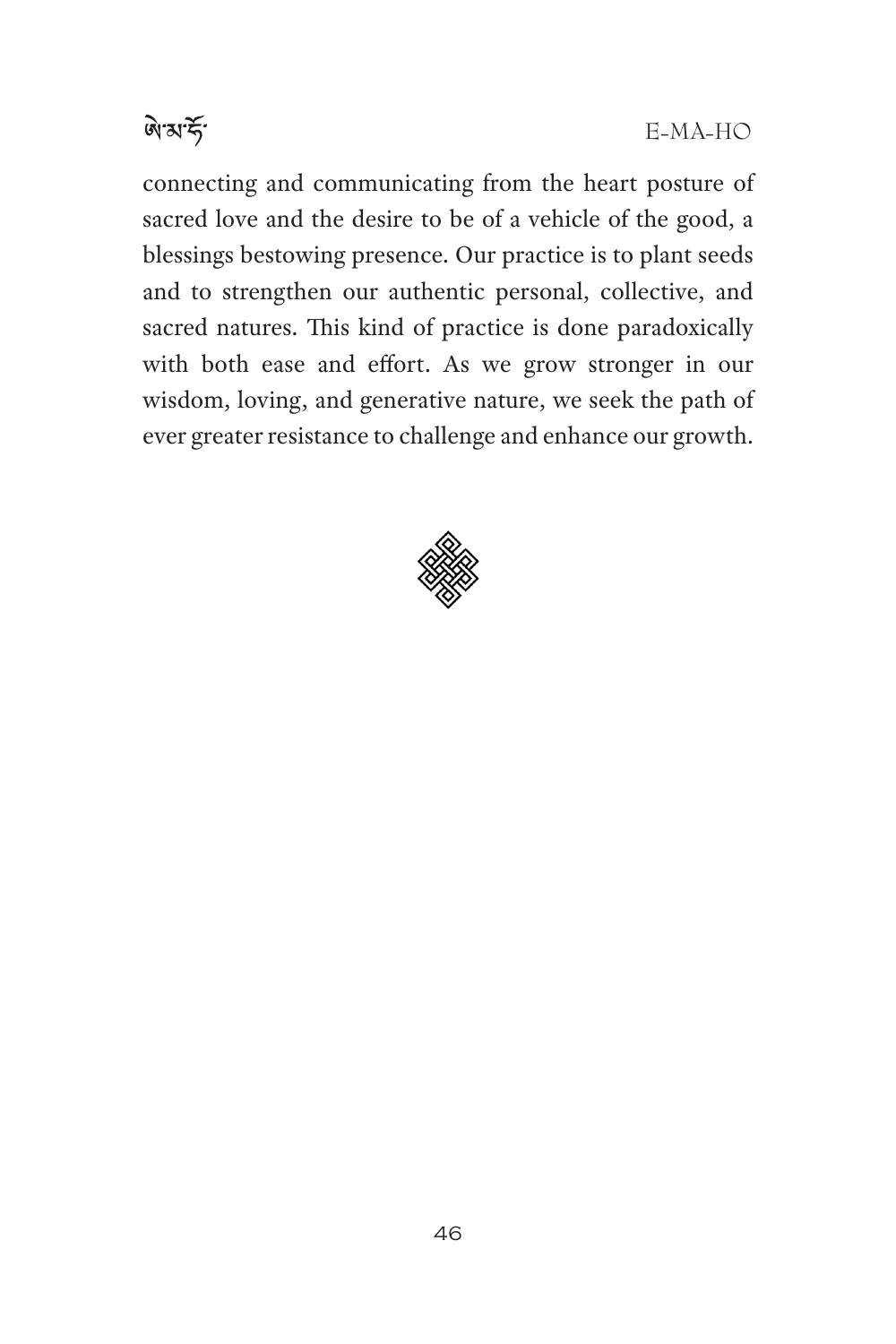connecting and communicating from the heart posture of sacred love and the desire to be of a vehicle of the good, a blessings bestowing presence. Our practice is to plant seeds and to strengthen our authentic personal, collective, and sacred natures. This kind of practice is done paradoxically with both ease and effort. As we grow stronger in our wisdom, loving, and generative nature, we seek the path of ever greater resistance to challenge and enhance our growth.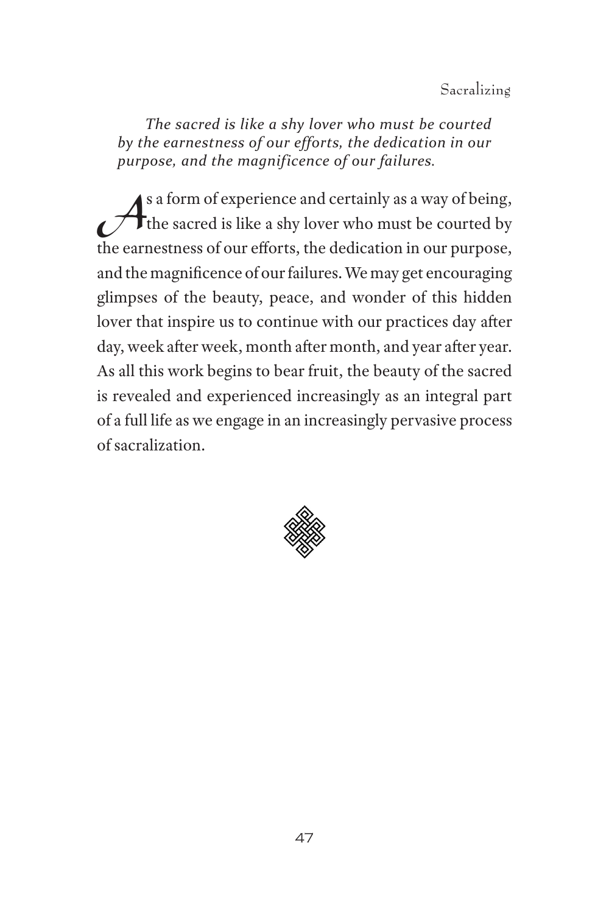*The sacred is like a shy lover who must be courted by the earnestness of our efforts, the dedication in our purpose, and the magnificence of our failures.*

As a form of experience and certainly as a way of being, the sacred is like a shy lover who must be courted by the earnestness of our efforts, the dedication in our purpose, and the magnificence of our failures. We may get encouraging glimpses of the beauty, peace, and wonder of this hidden lover that inspire us to continue with our practices day after day, week after week, month after month, and year after year. As all this work begins to bear fruit, the beauty of the sacred is revealed and experienced increasingly as an integral part of a full life as we engage in an increasingly pervasive process of sacralization.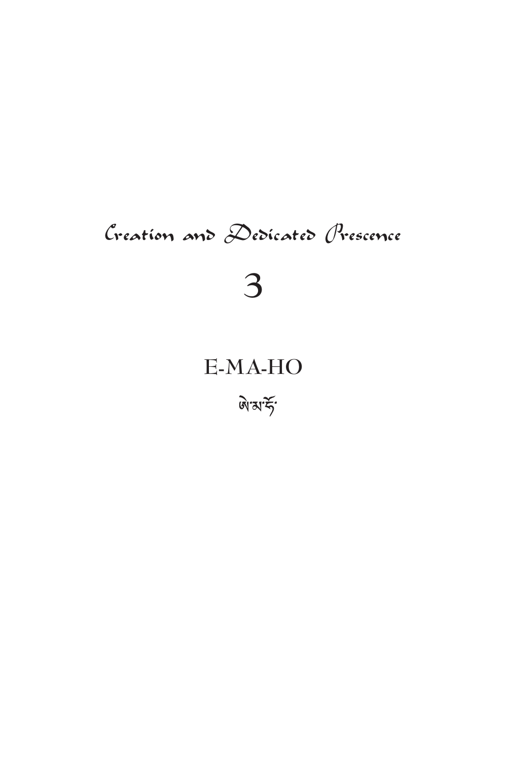*Creation and Dedicated Presence*

# 3

# E-MA-HO

ཨེ་མ་ཧོ་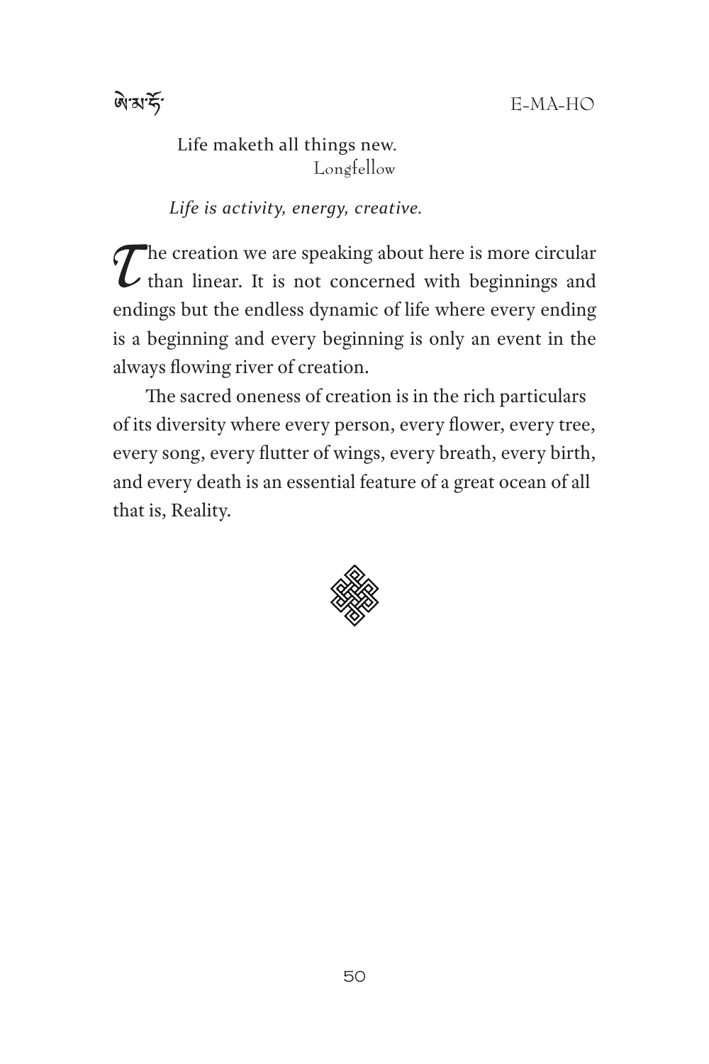Life maketh all things new.
Longfellow

*Life is activity, energy, creative.*

The creation we are speaking about here is more circular than linear. It is not concerned with beginnings and endings but the endless dynamic of life where every ending is a beginning and every beginning is only an event in the always flowing river of creation.

The sacred oneness of creation is in the rich particulars of its diversity where every person, every flower, every tree, every song, every flutter of wings, every breath, every birth, and every death is an essential feature of a great ocean of all that is, Reality.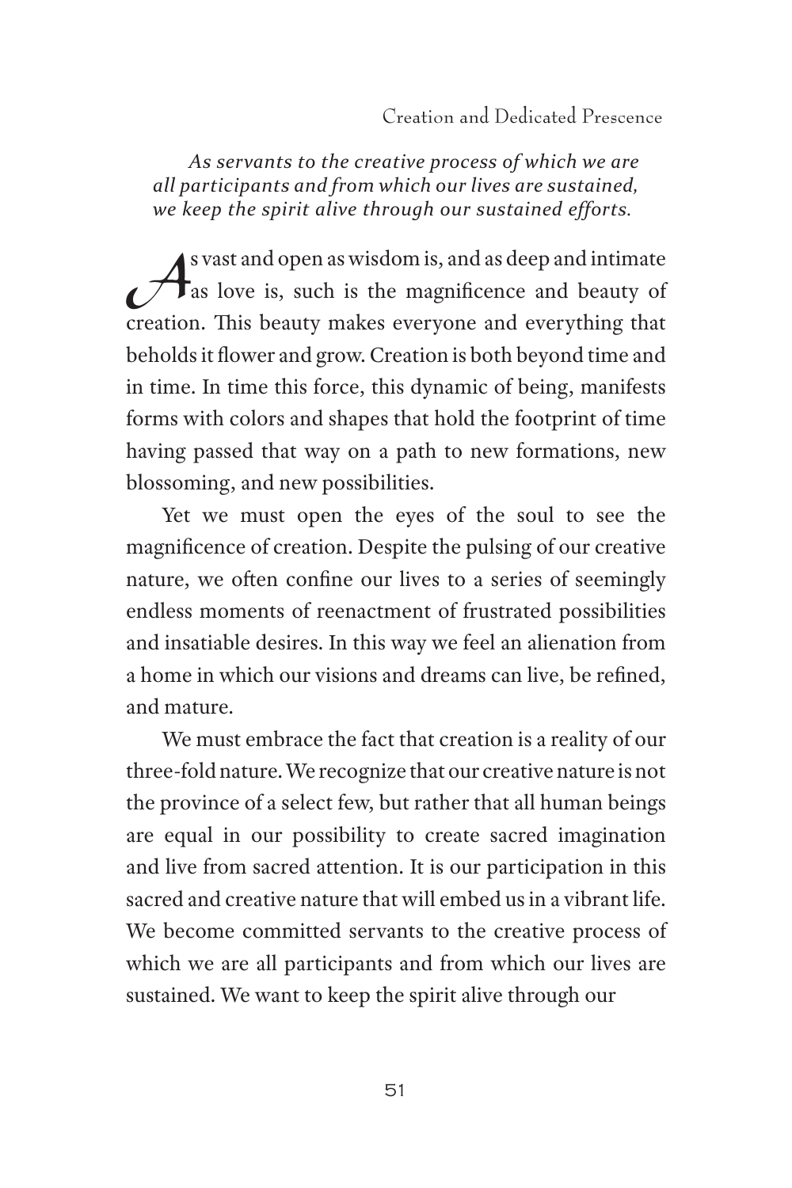*As servants to the creative process of which we are all participants and from which our lives are sustained, we keep the spirit alive through our sustained efforts.*

As vast and open as wisdom is, and as deep and intimate as love is, such is the magnificence and beauty of creation. This beauty makes everyone and everything that beholds it flower and grow. Creation is both beyond time and in time. In time this force, this dynamic of being, manifests forms with colors and shapes that hold the footprint of time having passed that way on a path to new formations, new blossoming, and new possibilities.

Yet we must open the eyes of the soul to see the magnificence of creation. Despite the pulsing of our creative nature, we often confine our lives to a series of seemingly endless moments of reenactment of frustrated possibilities and insatiable desires. In this way we feel an alienation from a home in which our visions and dreams can live, be refined, and mature.

We must embrace the fact that creation is a reality of our three-fold nature. We recognize that our creative nature is not the province of a select few, but rather that all human beings are equal in our possibility to create sacred imagination and live from sacred attention. It is our participation in this sacred and creative nature that will embed us in a vibrant life. We become committed servants to the creative process of which we are all participants and from which our lives are sustained. We want to keep the spirit alive through our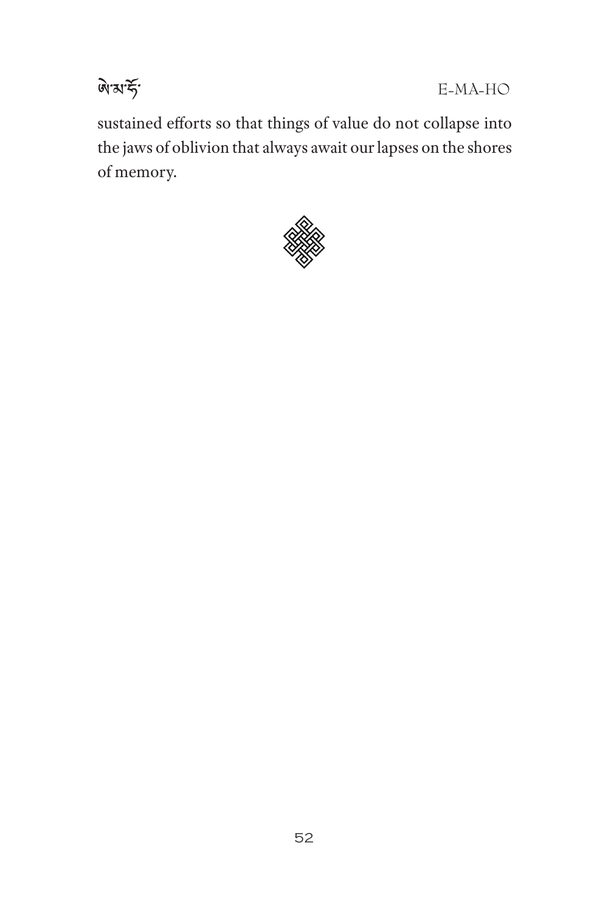sustained efforts so that things of value do not collapse into the jaws of oblivion that always await our lapses on the shores of memory.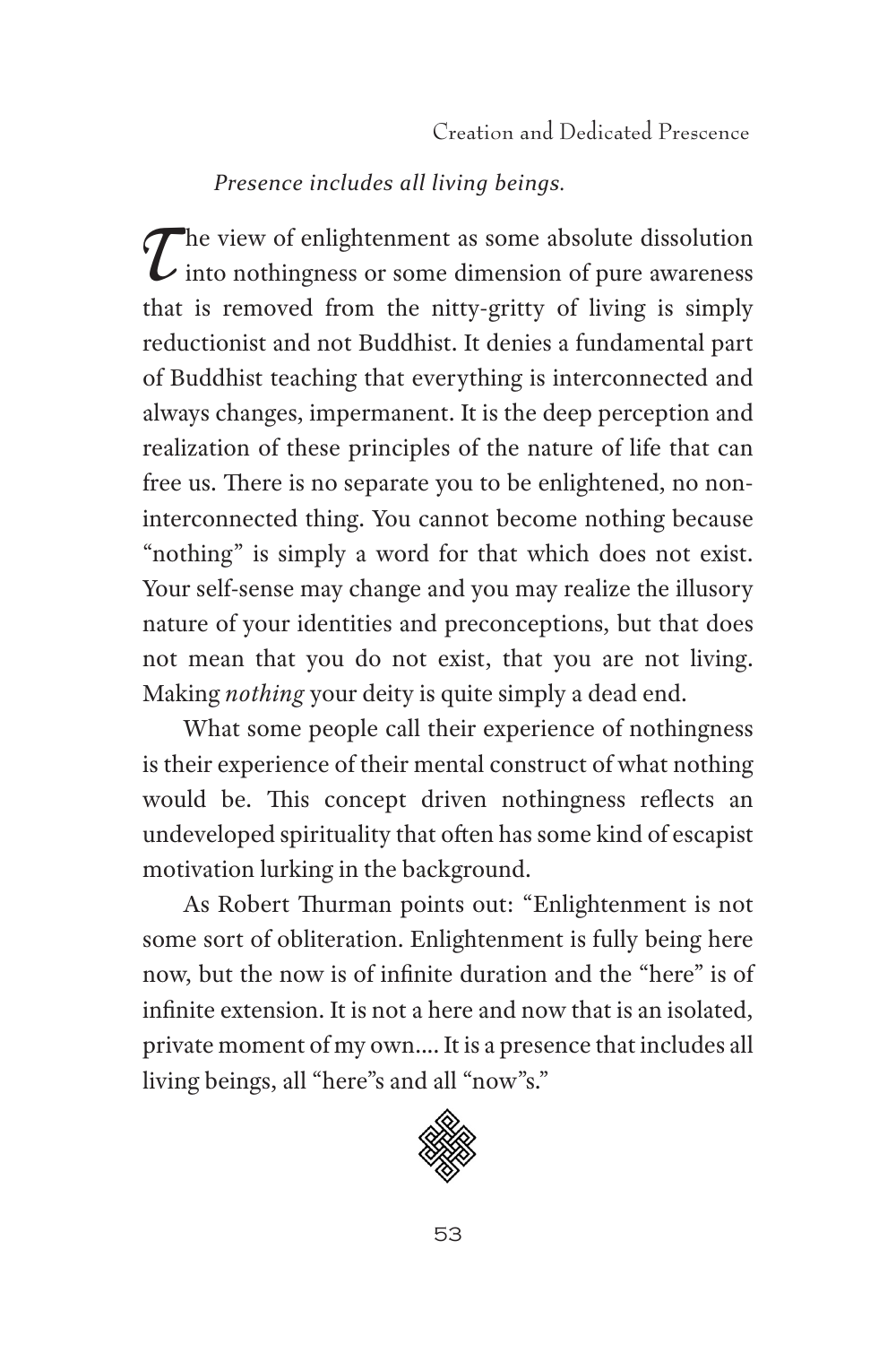*Presence includes all living beings.*

The view of enlightenment as some absolute dissolution into nothingness or some dimension of pure awareness that is removed from the nitty-gritty of living is simply reductionist and not Buddhist. It denies a fundamental part of Buddhist teaching that everything is interconnected and always changes, impermanent. It is the deep perception and realization of these principles of the nature of life that can free us. There is no separate you to be enlightened, no non-interconnected thing. You cannot become nothing because "nothing" is simply a word for that which does not exist. Your self-sense may change and you may realize the illusory nature of your identities and preconceptions, but that does not mean that you do not exist, that you are not living. Making *nothing* your deity is quite simply a dead end.

What some people call their experience of nothingness is their experience of their mental construct of what nothing would be. This concept driven nothingness reflects an undeveloped spirituality that often has some kind of escapist motivation lurking in the background.

As Robert Thurman points out: "Enlightenment is not some sort of obliteration. Enlightenment is fully being here now, but the now is of infinite duration and the "here" is of infinite extension. It is not a here and now that is an isolated, private moment of my own.... It is a presence that includes all living beings, all "here"s and all "now"s."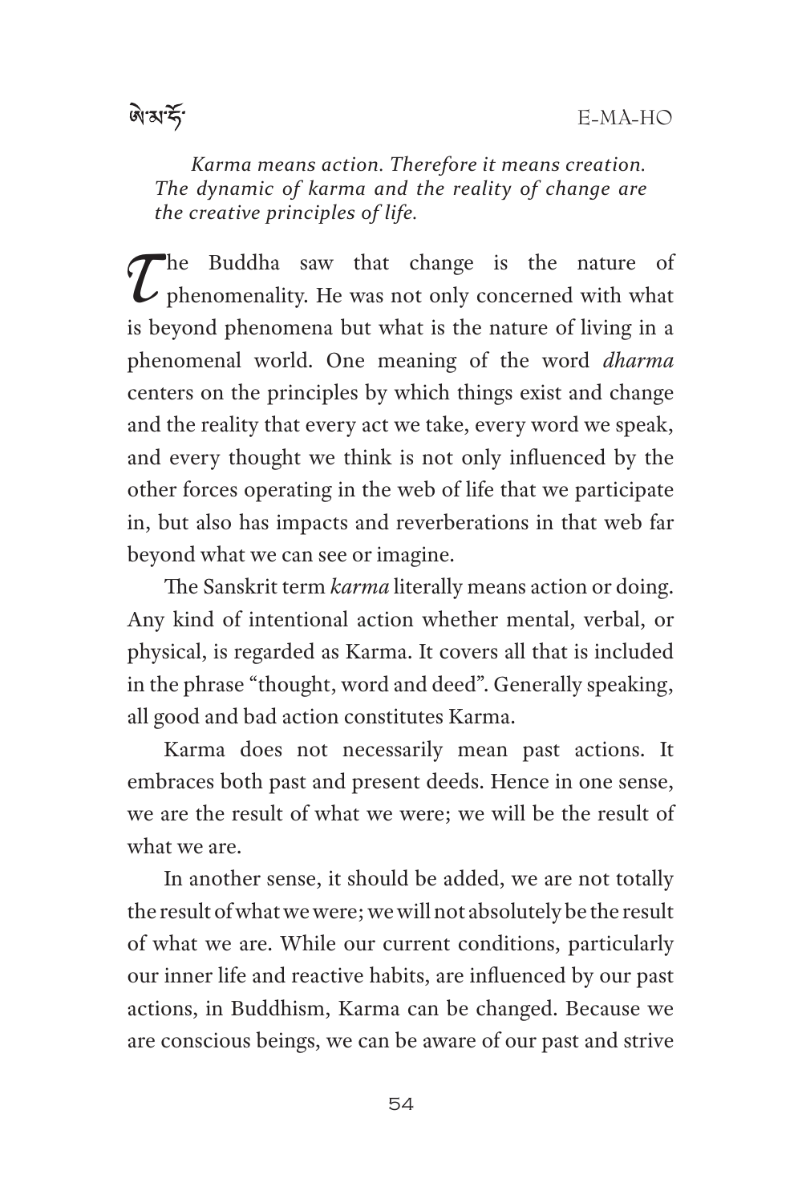*Karma means action. Therefore it means creation. The dynamic of karma and the reality of change are the creative principles of life.*

The Buddha saw that change is the nature of phenomenality. He was not only concerned with what is beyond phenomena but what is the nature of living in a phenomenal world. One meaning of the word *dharma* centers on the principles by which things exist and change and the reality that every act we take, every word we speak, and every thought we think is not only influenced by the other forces operating in the web of life that we participate in, but also has impacts and reverberations in that web far beyond what we can see or imagine.

The Sanskrit term *karma* literally means action or doing. Any kind of intentional action whether mental, verbal, or physical, is regarded as Karma. It covers all that is included in the phrase "thought, word and deed". Generally speaking, all good and bad action constitutes Karma.

Karma does not necessarily mean past actions. It embraces both past and present deeds. Hence in one sense, we are the result of what we were; we will be the result of what we are.

In another sense, it should be added, we are not totally the result of what we were; we will not absolutely be the result of what we are. While our current conditions, particularly our inner life and reactive habits, are influenced by our past actions, in Buddhism, Karma can be changed. Because we are conscious beings, we can be aware of our past and strive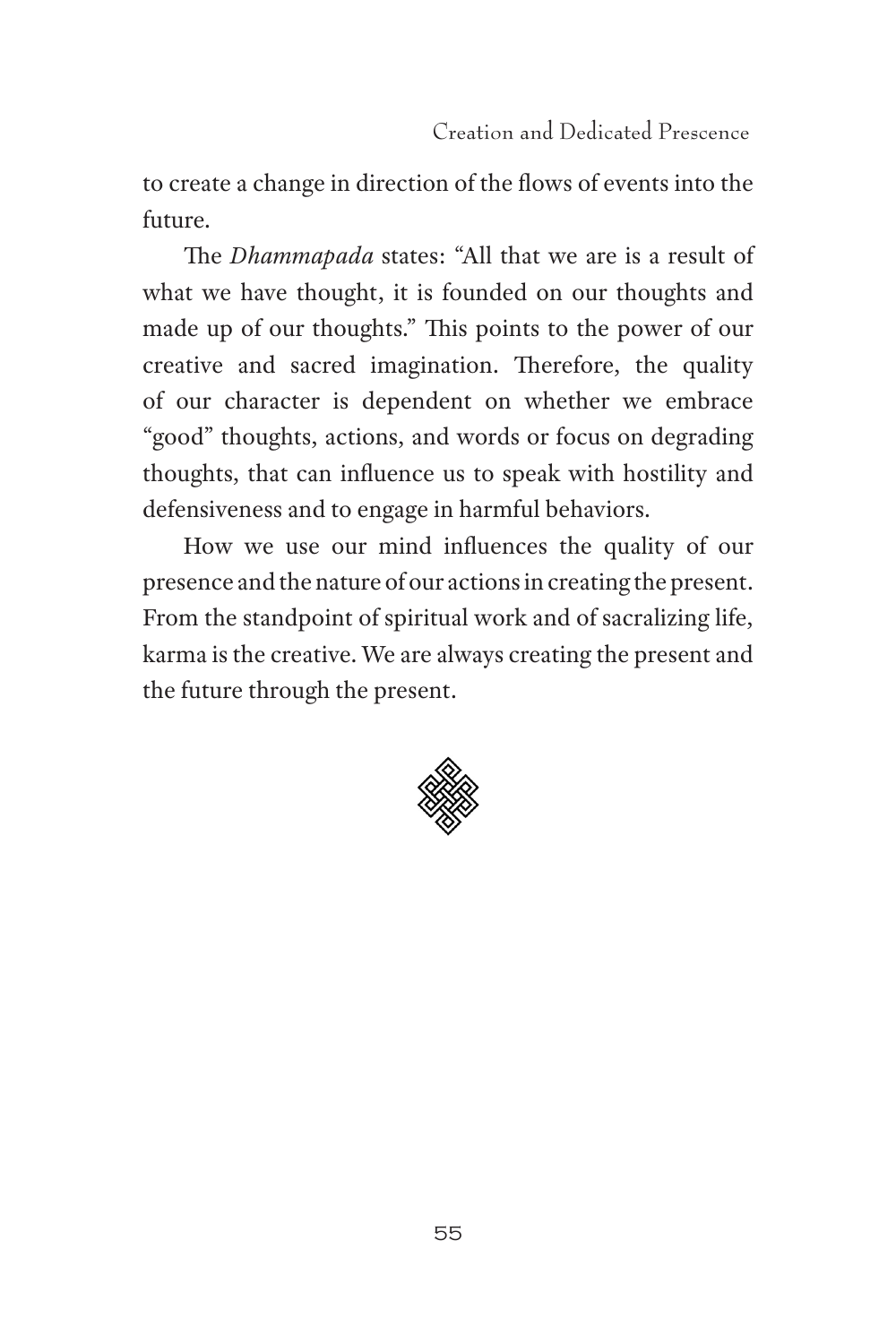to create a change in direction of the flows of events into the future.

The *Dhammapada* states: "All that we are is a result of what we have thought, it is founded on our thoughts and made up of our thoughts." This points to the power of our creative and sacred imagination. Therefore, the quality of our character is dependent on whether we embrace "good" thoughts, actions, and words or focus on degrading thoughts, that can influence us to speak with hostility and defensiveness and to engage in harmful behaviors.

How we use our mind influences the quality of our presence and the nature of our actions in creating the present. From the standpoint of spiritual work and of sacralizing life, karma is the creative. We are always creating the present and the future through the present.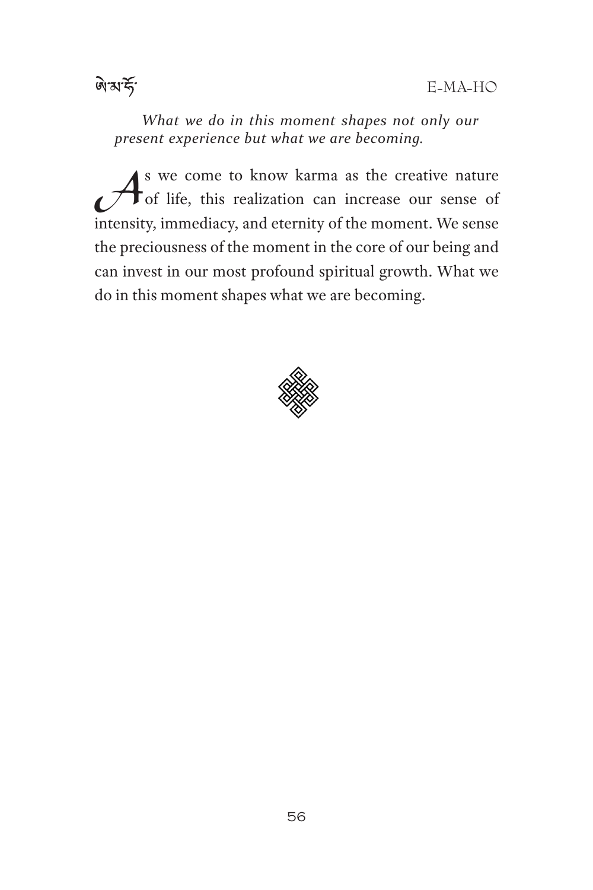*What we do in this moment shapes not only our present experience but what we are becoming.*

As we come to know karma as the creative nature of life, this realization can increase our sense of intensity, immediacy, and eternity of the moment. We sense the preciousness of the moment in the core of our being and can invest in our most profound spiritual growth. What we do in this moment shapes what we are becoming.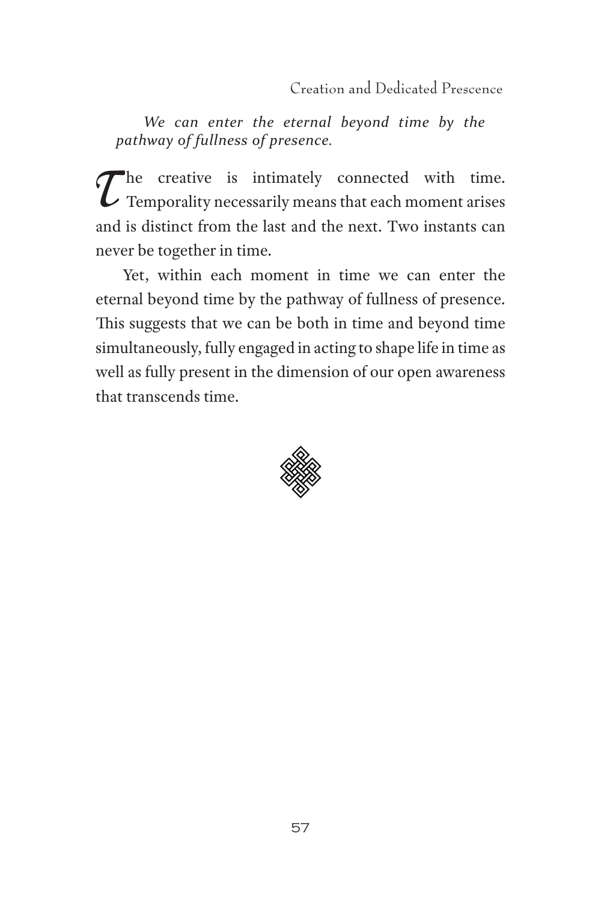*We can enter the eternal beyond time by the pathway of fullness of presence.*

The creative is intimately connected with time. Temporality necessarily means that each moment arises and is distinct from the last and the next. Two instants can never be together in time.

Yet, within each moment in time we can enter the eternal beyond time by the pathway of fullness of presence. This suggests that we can be both in time and beyond time simultaneously, fully engaged in acting to shape life in time as well as fully present in the dimension of our open awareness that transcends time.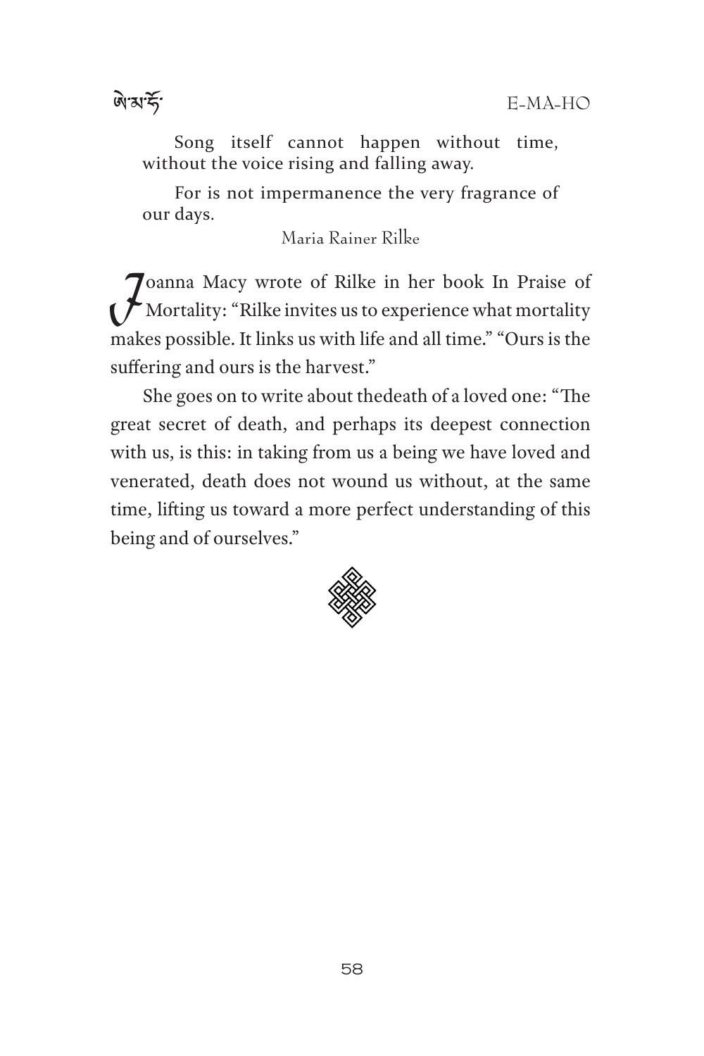Song itself cannot happen without time, without the voice rising and falling away.

For is not impermanence the very fragrance of our days.

Maria Rainer Rilke

Joanna Macy wrote of Rilke in her book In Praise of Mortality: "Rilke invites us to experience what mortality makes possible. It links us with life and all time." "Ours is the suffering and ours is the harvest."

She goes on to write about thedeath of a loved one: "The great secret of death, and perhaps its deepest connection with us, is this: in taking from us a being we have loved and venerated, death does not wound us without, at the same time, lifting us toward a more perfect understanding of this being and of ourselves."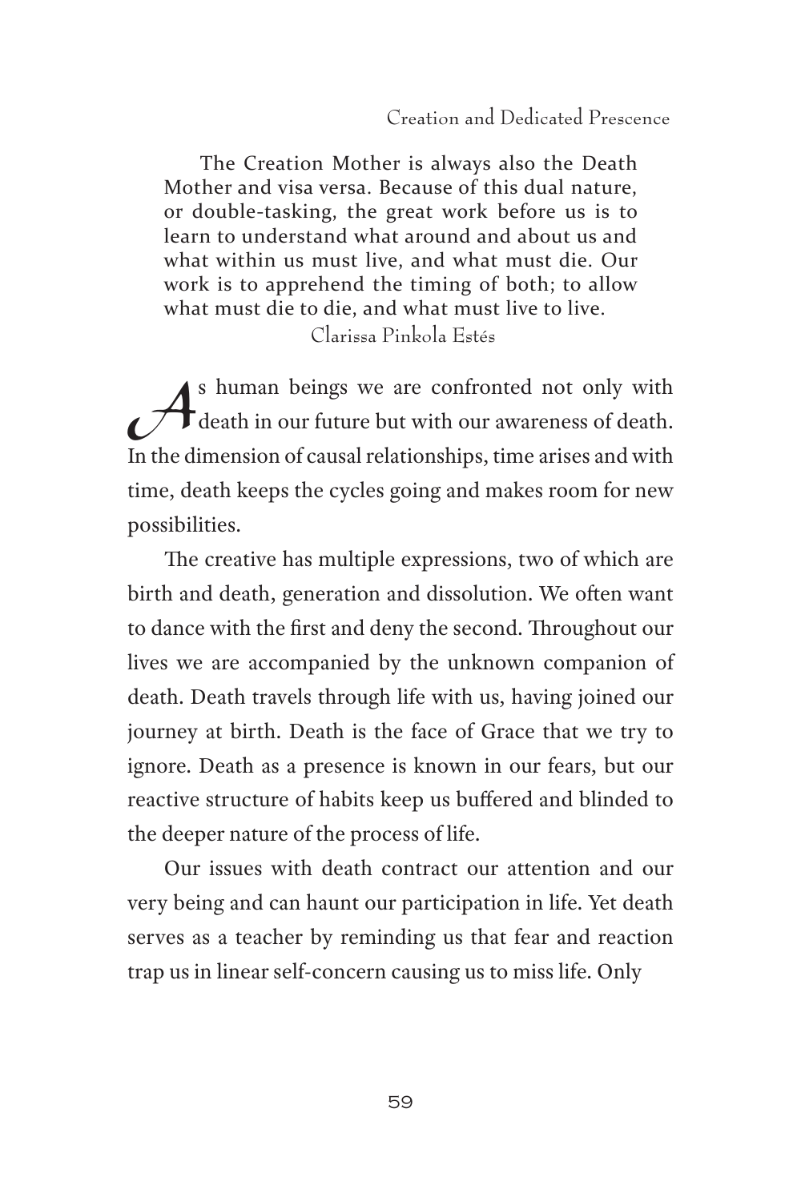> The Creation Mother is always also the Death Mother and visa versa. Because of this dual nature, or double-tasking, the great work before us is to learn to understand what around and about us and what within us must live, and what must die. Our work is to apprehend the timing of both; to allow what must die to die, and what must live to live.
>
> Clarissa Pinkola Estés

As human beings we are confronted not only with death in our future but with our awareness of death. In the dimension of causal relationships, time arises and with time, death keeps the cycles going and makes room for new possibilities.

The creative has multiple expressions, two of which are birth and death, generation and dissolution. We often want to dance with the first and deny the second. Throughout our lives we are accompanied by the unknown companion of death. Death travels through life with us, having joined our journey at birth. Death is the face of Grace that we try to ignore. Death as a presence is known in our fears, but our reactive structure of habits keep us buffered and blinded to the deeper nature of the process of life.

Our issues with death contract our attention and our very being and can haunt our participation in life. Yet death serves as a teacher by reminding us that fear and reaction trap us in linear self-concern causing us to miss life. Only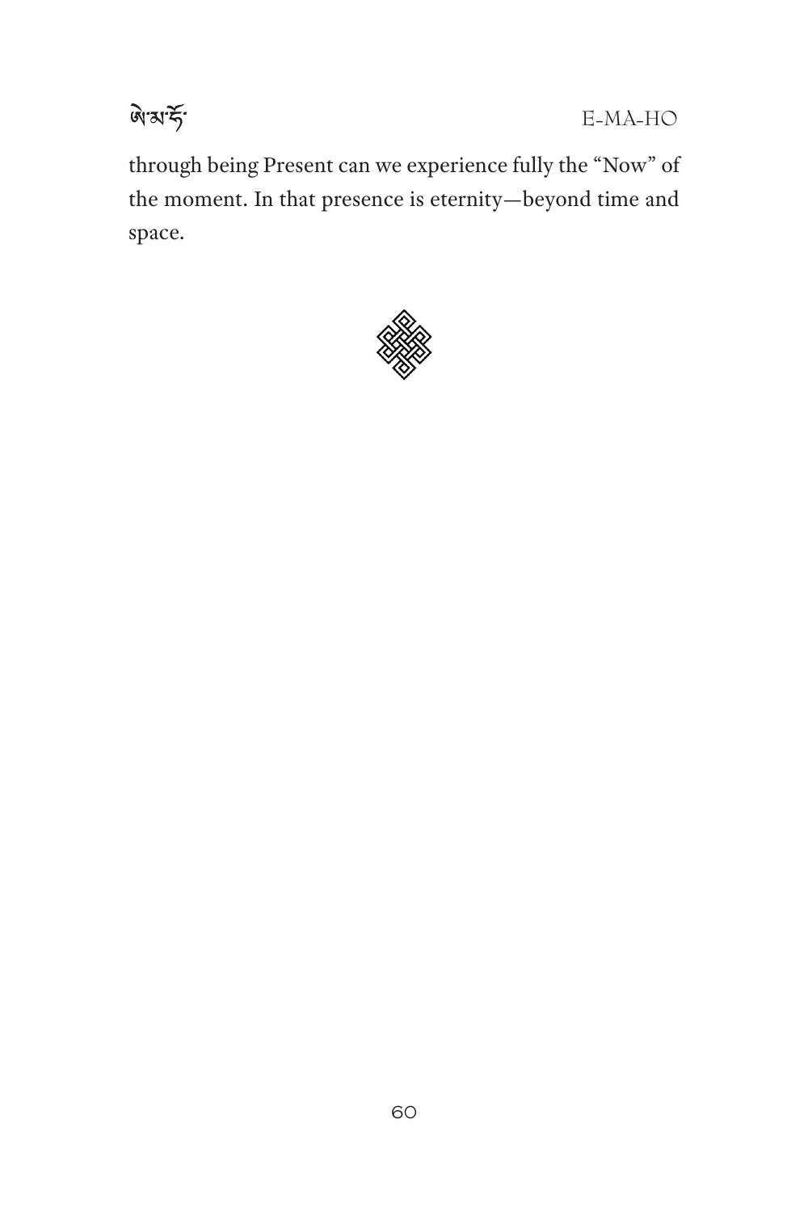through being Present can we experience fully the "Now" of the moment. In that presence is eternity—beyond time and space.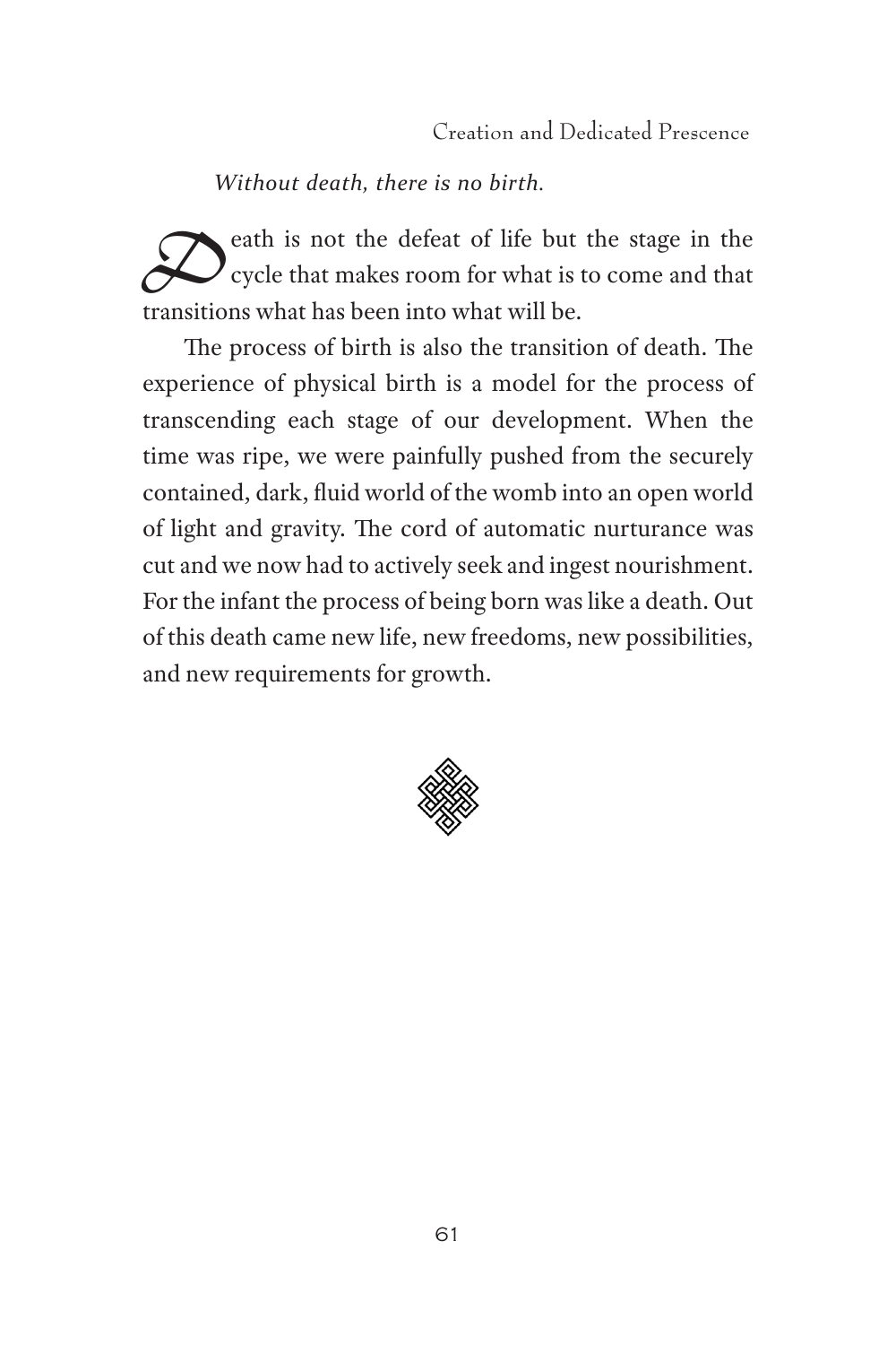*Without death, there is no birth.*

Death is not the defeat of life but the stage in the cycle that makes room for what is to come and that transitions what has been into what will be.

The process of birth is also the transition of death. The experience of physical birth is a model for the process of transcending each stage of our development. When the time was ripe, we were painfully pushed from the securely contained, dark, fluid world of the womb into an open world of light and gravity. The cord of automatic nurturance was cut and we now had to actively seek and ingest nourishment. For the infant the process of being born was like a death. Out of this death came new life, new freedoms, new possibilities, and new requirements for growth.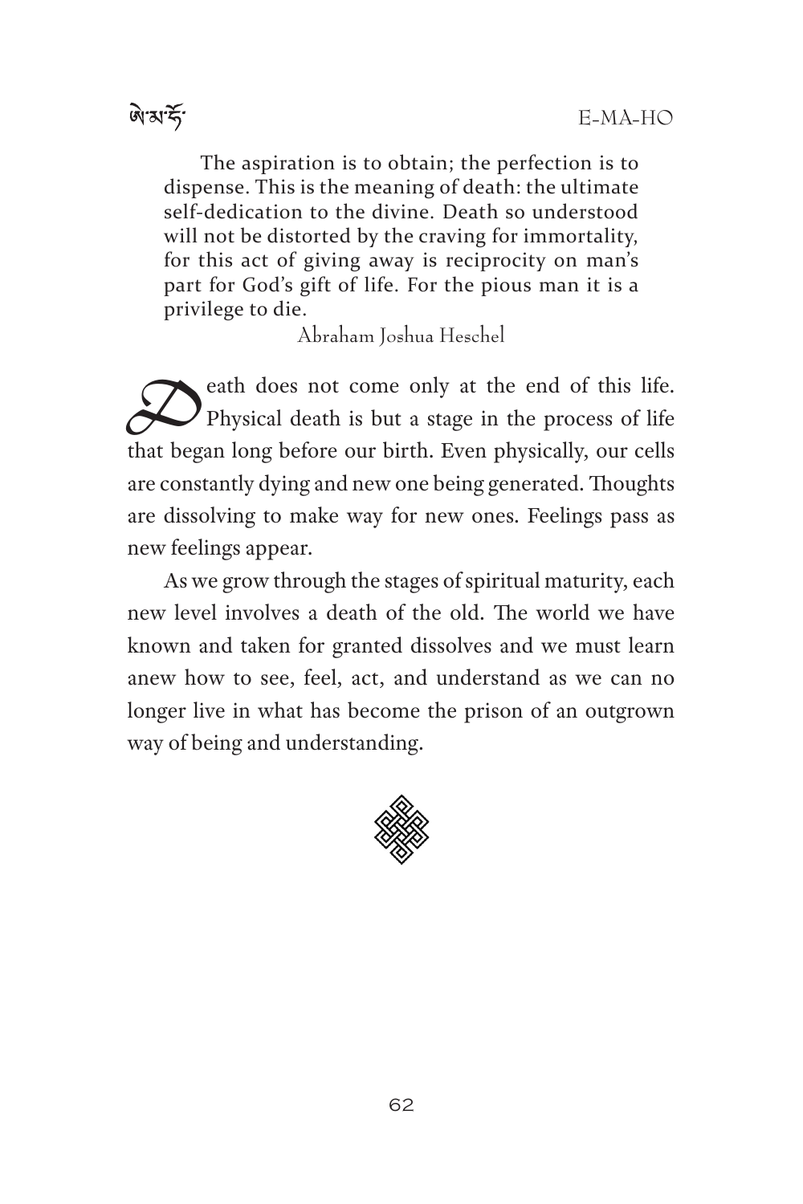> The aspiration is to obtain; the perfection is to dispense. This is the meaning of death: the ultimate self-dedication to the divine. Death so understood will not be distorted by the craving for immortality, for this act of giving away is reciprocity on man's part for God's gift of life. For the pious man it is a privilege to die.
>
> Abraham Joshua Heschel

Death does not come only at the end of this life. Physical death is but a stage in the process of life that began long before our birth. Even physically, our cells are constantly dying and new one being generated. Thoughts are dissolving to make way for new ones. Feelings pass as new feelings appear.

As we grow through the stages of spiritual maturity, each new level involves a death of the old. The world we have known and taken for granted dissolves and we must learn anew how to see, feel, act, and understand as we can no longer live in what has become the prison of an outgrown way of being and understanding.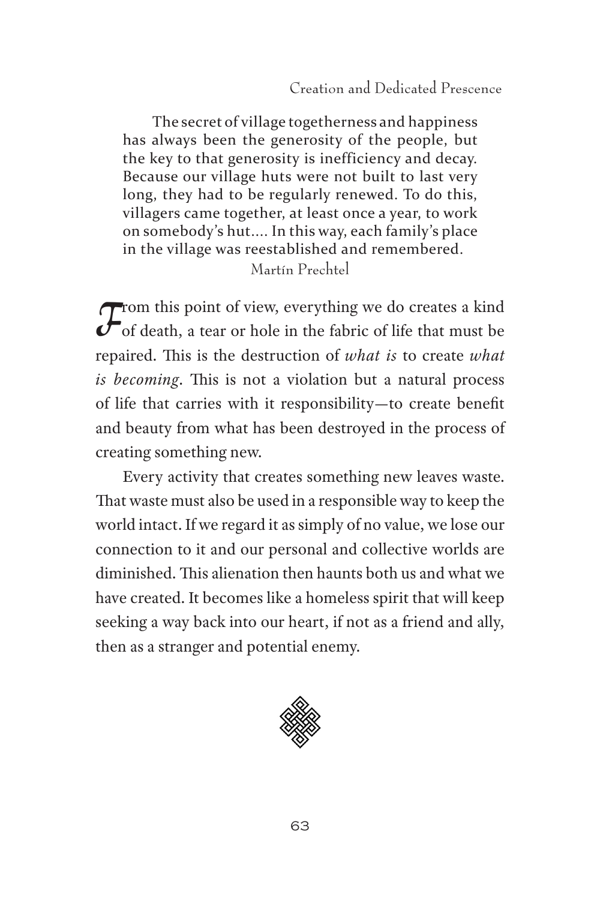> The secret of village togetherness and happiness has always been the generosity of the people, but the key to that generosity is inefficiency and decay. Because our village huts were not built to last very long, they had to be regularly renewed. To do this, villagers came together, at least once a year, to work on somebody's hut.... In this way, each family's place in the village was reestablished and remembered.
>
> Martín Prechtel

From this point of view, everything we do creates a kind of death, a tear or hole in the fabric of life that must be repaired. This is the destruction of *what is* to create *what is becoming*. This is not a violation but a natural process of life that carries with it responsibility—to create benefit and beauty from what has been destroyed in the process of creating something new.

Every activity that creates something new leaves waste. That waste must also be used in a responsible way to keep the world intact. If we regard it as simply of no value, we lose our connection to it and our personal and collective worlds are diminished. This alienation then haunts both us and what we have created. It becomes like a homeless spirit that will keep seeking a way back into our heart, if not as a friend and ally, then as a stranger and potential enemy.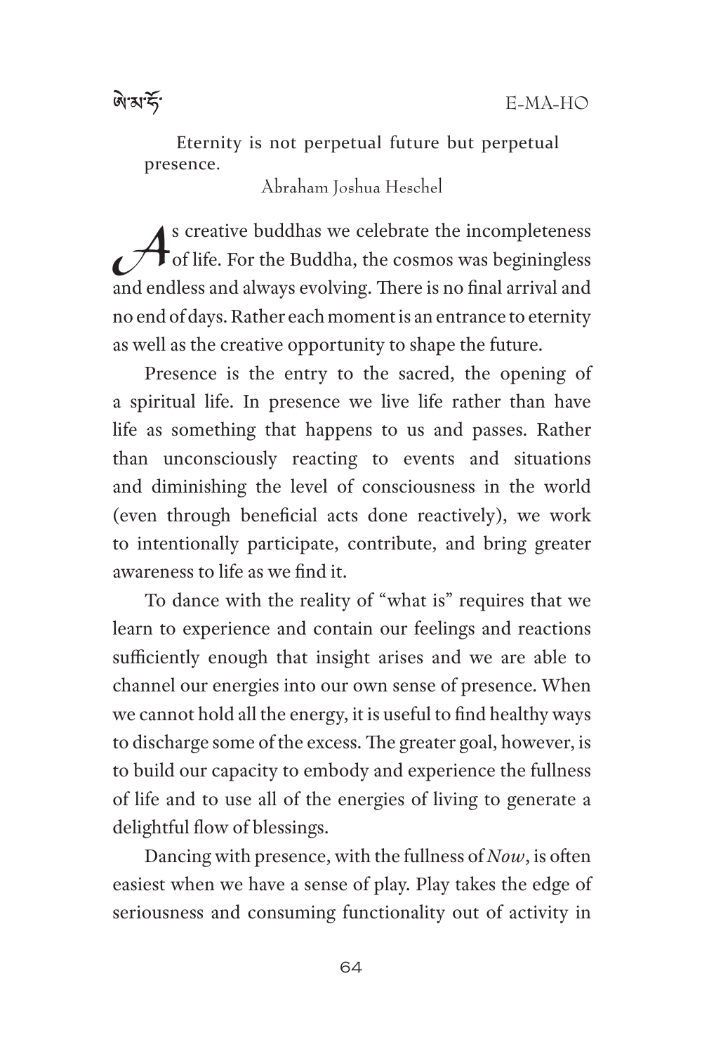Eternity is not perpetual future but perpetual presence.

Abraham Joshua Heschel

As creative buddhas we celebrate the incompleteness of life. For the Buddha, the cosmos was beginingless and endless and always evolving. There is no final arrival and no end of days. Rather each moment is an entrance to eternity as well as the creative opportunity to shape the future.

Presence is the entry to the sacred, the opening of a spiritual life. In presence we live life rather than have life as something that happens to us and passes. Rather than unconsciously reacting to events and situations and diminishing the level of consciousness in the world (even through beneficial acts done reactively), we work to intentionally participate, contribute, and bring greater awareness to life as we find it.

To dance with the reality of "what is" requires that we learn to experience and contain our feelings and reactions sufficiently enough that insight arises and we are able to channel our energies into our own sense of presence. When we cannot hold all the energy, it is useful to find healthy ways to discharge some of the excess. The greater goal, however, is to build our capacity to embody and experience the fullness of life and to use all of the energies of living to generate a delightful flow of blessings.

Dancing with presence, with the fullness of *Now*, is often easiest when we have a sense of play. Play takes the edge of seriousness and consuming functionality out of activity in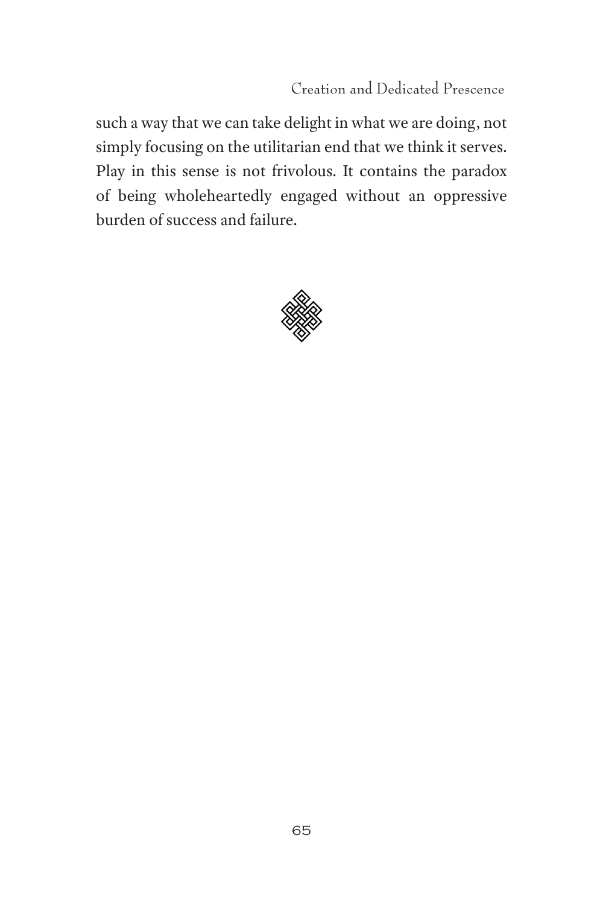such a way that we can take delight in what we are doing, not simply focusing on the utilitarian end that we think it serves. Play in this sense is not frivolous. It contains the paradox of being wholeheartedly engaged without an oppressive burden of success and failure.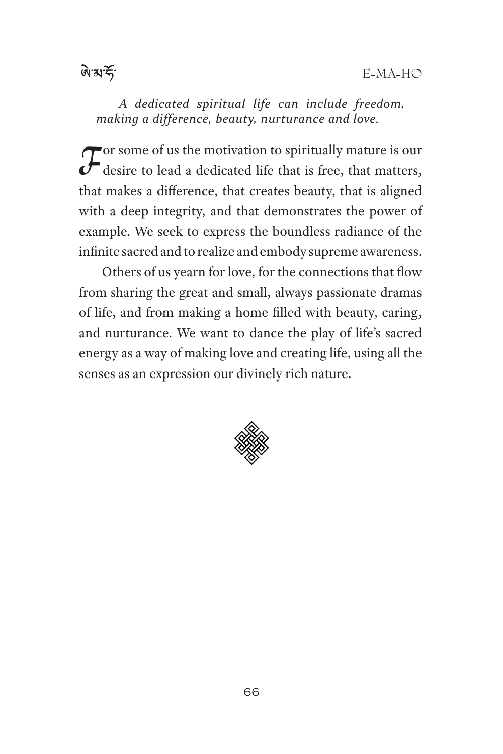*A dedicated spiritual life can include freedom, making a difference, beauty, nurturance and love.*

For some of us the motivation to spiritually mature is our desire to lead a dedicated life that is free, that matters, that makes a difference, that creates beauty, that is aligned with a deep integrity, and that demonstrates the power of example. We seek to express the boundless radiance of the infinite sacred and to realize and embody supreme awareness.

Others of us yearn for love, for the connections that flow from sharing the great and small, always passionate dramas of life, and from making a home filled with beauty, caring, and nurturance. We want to dance the play of life's sacred energy as a way of making love and creating life, using all the senses as an expression our divinely rich nature.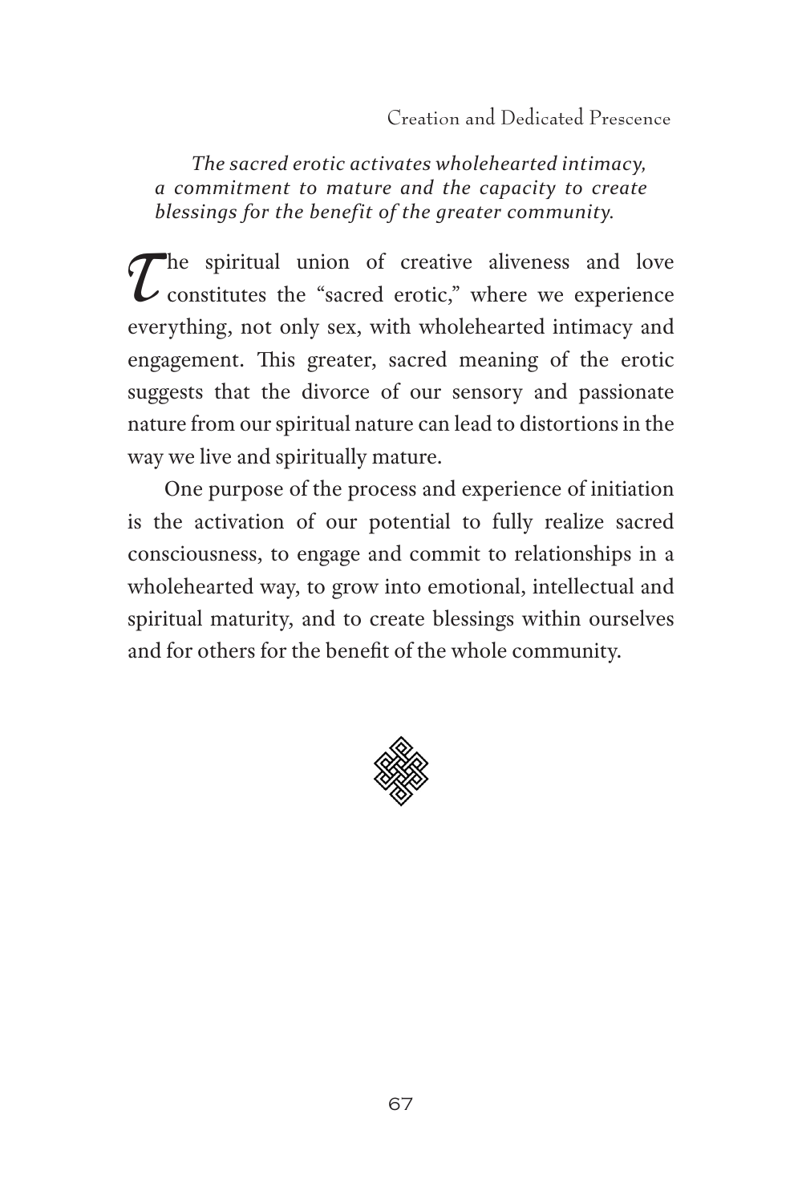*The sacred erotic activates wholehearted intimacy, a commitment to mature and the capacity to create blessings for the benefit of the greater community.*

The spiritual union of creative aliveness and love constitutes the "sacred erotic," where we experience everything, not only sex, with wholehearted intimacy and engagement. This greater, sacred meaning of the erotic suggests that the divorce of our sensory and passionate nature from our spiritual nature can lead to distortions in the way we live and spiritually mature.

One purpose of the process and experience of initiation is the activation of our potential to fully realize sacred consciousness, to engage and commit to relationships in a wholehearted way, to grow into emotional, intellectual and spiritual maturity, and to create blessings within ourselves and for others for the benefit of the whole community.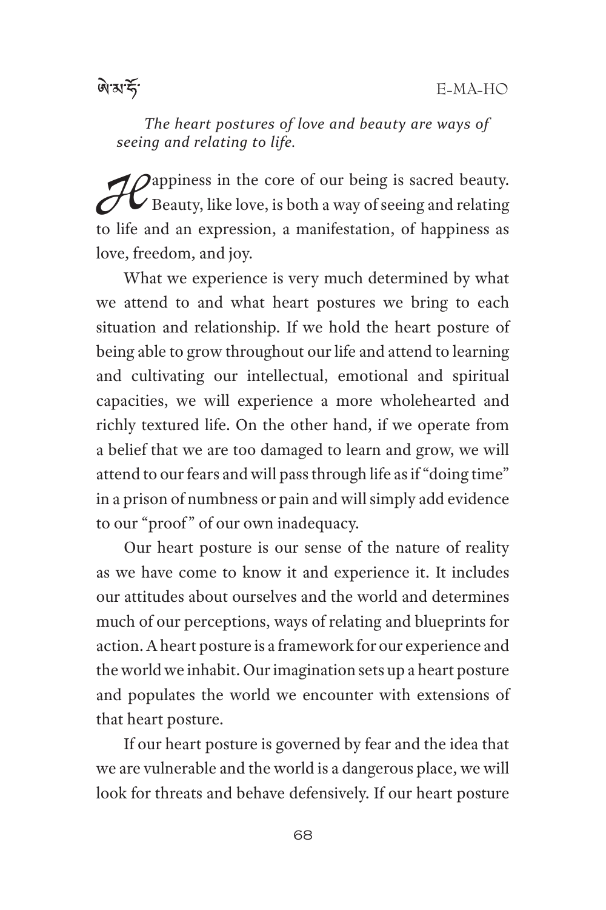*The heart postures of love and beauty are ways of seeing and relating to life.*

Happiness in the core of our being is sacred beauty. Beauty, like love, is both a way of seeing and relating to life and an expression, a manifestation, of happiness as love, freedom, and joy.

What we experience is very much determined by what we attend to and what heart postures we bring to each situation and relationship. If we hold the heart posture of being able to grow throughout our life and attend to learning and cultivating our intellectual, emotional and spiritual capacities, we will experience a more wholehearted and richly textured life. On the other hand, if we operate from a belief that we are too damaged to learn and grow, we will attend to our fears and will pass through life as if "doing time" in a prison of numbness or pain and will simply add evidence to our "proof" of our own inadequacy.

Our heart posture is our sense of the nature of reality as we have come to know it and experience it. It includes our attitudes about ourselves and the world and determines much of our perceptions, ways of relating and blueprints for action. A heart posture is a framework for our experience and the world we inhabit. Our imagination sets up a heart posture and populates the world we encounter with extensions of that heart posture.

If our heart posture is governed by fear and the idea that we are vulnerable and the world is a dangerous place, we will look for threats and behave defensively. If our heart posture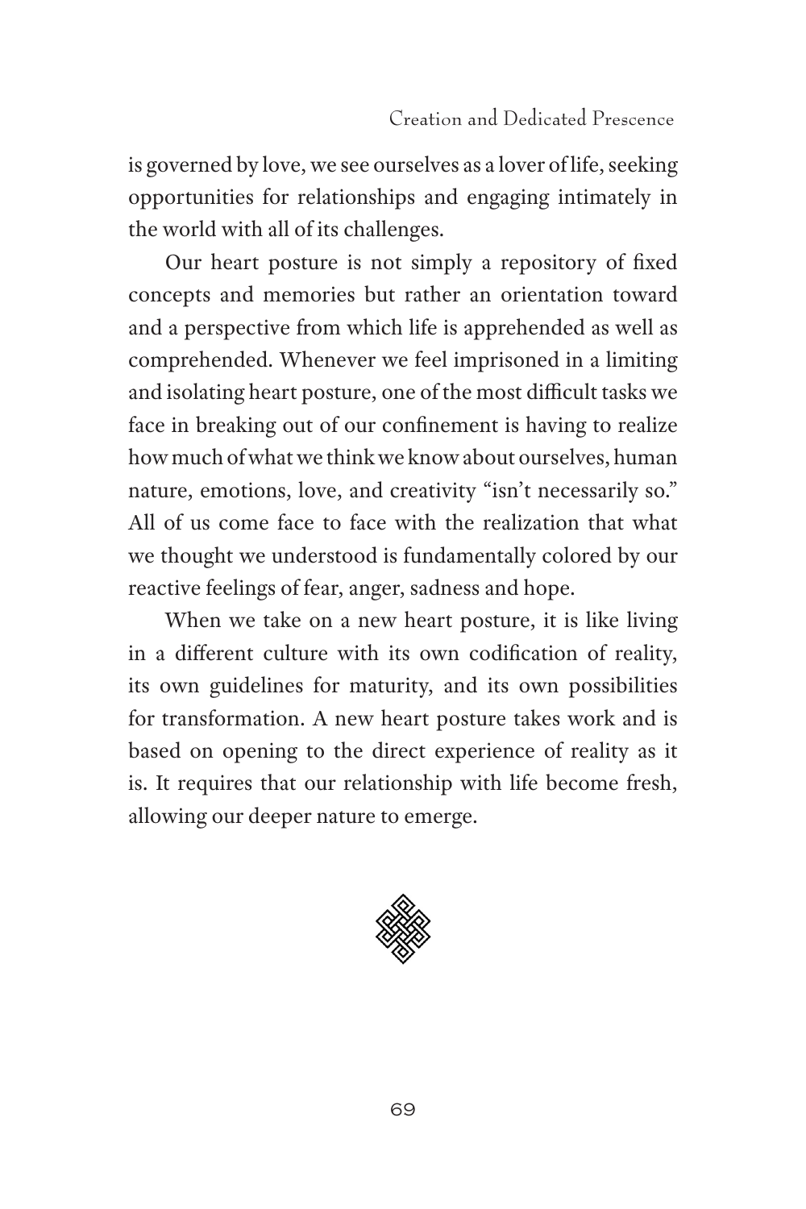is governed by love, we see ourselves as a lover of life, seeking opportunities for relationships and engaging intimately in the world with all of its challenges.

Our heart posture is not simply a repository of fixed concepts and memories but rather an orientation toward and a perspective from which life is apprehended as well as comprehended. Whenever we feel imprisoned in a limiting and isolating heart posture, one of the most difficult tasks we face in breaking out of our confinement is having to realize how much of what we think we know about ourselves, human nature, emotions, love, and creativity "isn't necessarily so." All of us come face to face with the realization that what we thought we understood is fundamentally colored by our reactive feelings of fear, anger, sadness and hope.

When we take on a new heart posture, it is like living in a different culture with its own codification of reality, its own guidelines for maturity, and its own possibilities for transformation. A new heart posture takes work and is based on opening to the direct experience of reality as it is. It requires that our relationship with life become fresh, allowing our deeper nature to emerge.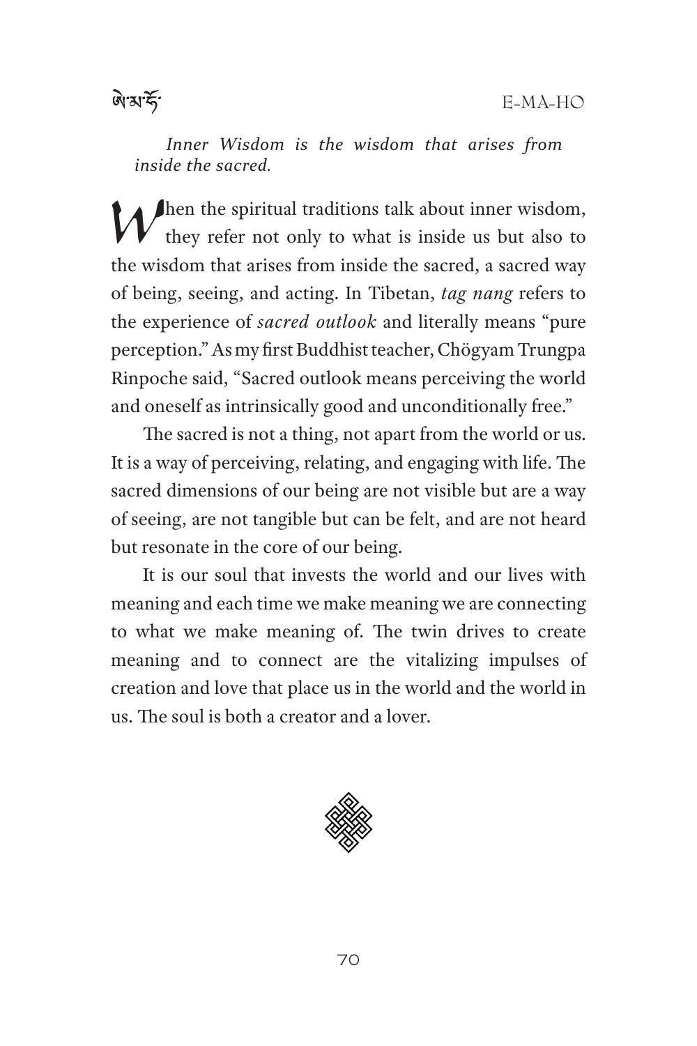*Inner Wisdom is the wisdom that arises from inside the sacred.*

When the spiritual traditions talk about inner wisdom, they refer not only to what is inside us but also to the wisdom that arises from inside the sacred, a sacred way of being, seeing, and acting. In Tibetan, *tag nang* refers to the experience of *sacred outlook* and literally means "pure perception." As my first Buddhist teacher, Chögyam Trungpa Rinpoche said, "Sacred outlook means perceiving the world and oneself as intrinsically good and unconditionally free."

The sacred is not a thing, not apart from the world or us. It is a way of perceiving, relating, and engaging with life. The sacred dimensions of our being are not visible but are a way of seeing, are not tangible but can be felt, and are not heard but resonate in the core of our being.

It is our soul that invests the world and our lives with meaning and each time we make meaning we are connecting to what we make meaning of. The twin drives to create meaning and to connect are the vitalizing impulses of creation and love that place us in the world and the world in us. The soul is both a creator and a lover.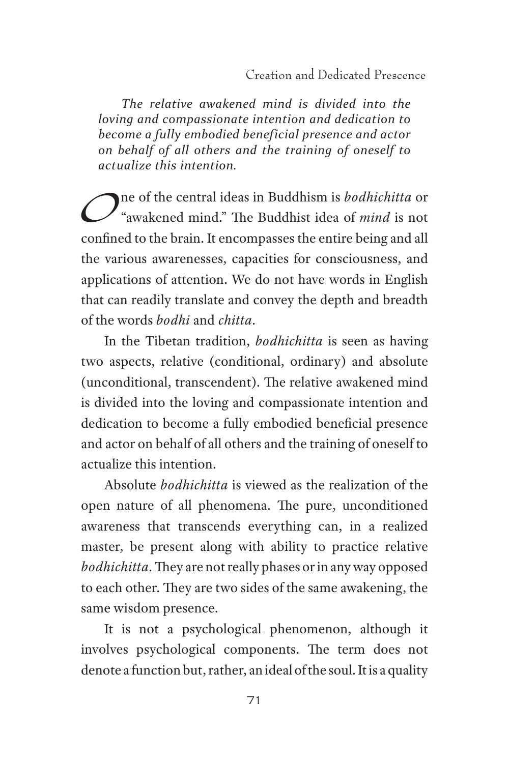*The relative awakened mind is divided into the loving and compassionate intention and dedication to become a fully embodied beneficial presence and actor on behalf of all others and the training of oneself to actualize this intention.*

One of the central ideas in Buddhism is *bodhichitta* or "awakened mind." The Buddhist idea of *mind* is not confined to the brain. It encompasses the entire being and all the various awarenesses, capacities for consciousness, and applications of attention. We do not have words in English that can readily translate and convey the depth and breadth of the words *bodhi* and *chitta*.

In the Tibetan tradition, *bodhichitta* is seen as having two aspects, relative (conditional, ordinary) and absolute (unconditional, transcendent). The relative awakened mind is divided into the loving and compassionate intention and dedication to become a fully embodied beneficial presence and actor on behalf of all others and the training of oneself to actualize this intention.

Absolute *bodhichitta* is viewed as the realization of the open nature of all phenomena. The pure, unconditioned awareness that transcends everything can, in a realized master, be present along with ability to practice relative *bodhichitta*. They are not really phases or in any way opposed to each other. They are two sides of the same awakening, the same wisdom presence.

It is not a psychological phenomenon, although it involves psychological components. The term does not denote a function but, rather, an ideal of the soul. It is a quality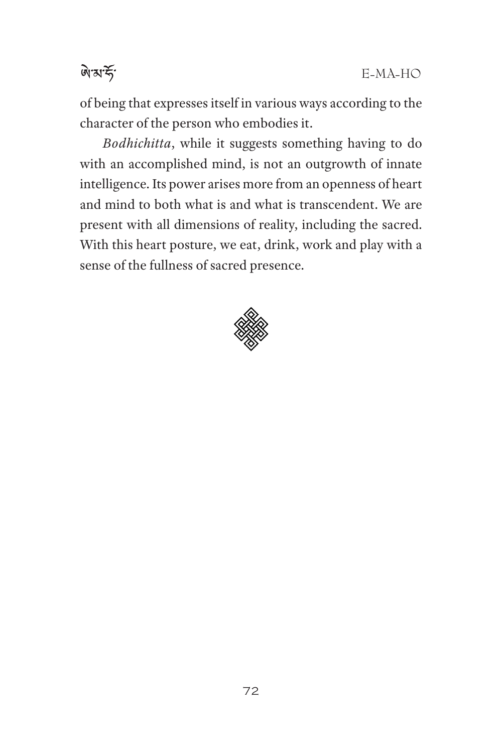of being that expresses itself in various ways according to the character of the person who embodies it.

*Bodhichitta*, while it suggests something having to do with an accomplished mind, is not an outgrowth of innate intelligence. Its power arises more from an openness of heart and mind to both what is and what is transcendent. We are present with all dimensions of reality, including the sacred. With this heart posture, we eat, drink, work and play with a sense of the fullness of sacred presence.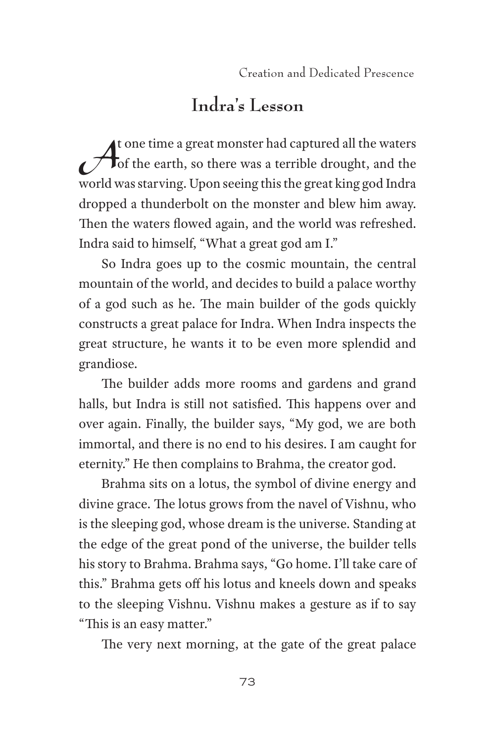## Indra's Lesson

At one time a great monster had captured all the waters of the earth, so there was a terrible drought, and the world was starving. Upon seeing this the great king god Indra dropped a thunderbolt on the monster and blew him away. Then the waters flowed again, and the world was refreshed. Indra said to himself, "What a great god am I."

So Indra goes up to the cosmic mountain, the central mountain of the world, and decides to build a palace worthy of a god such as he. The main builder of the gods quickly constructs a great palace for Indra. When Indra inspects the great structure, he wants it to be even more splendid and grandiose.

The builder adds more rooms and gardens and grand halls, but Indra is still not satisfied. This happens over and over again. Finally, the builder says, "My god, we are both immortal, and there is no end to his desires. I am caught for eternity." He then complains to Brahma, the creator god.

Brahma sits on a lotus, the symbol of divine energy and divine grace. The lotus grows from the navel of Vishnu, who is the sleeping god, whose dream is the universe. Standing at the edge of the great pond of the universe, the builder tells his story to Brahma. Brahma says, "Go home. I'll take care of this." Brahma gets off his lotus and kneels down and speaks to the sleeping Vishnu. Vishnu makes a gesture as if to say "This is an easy matter."

The very next morning, at the gate of the great palace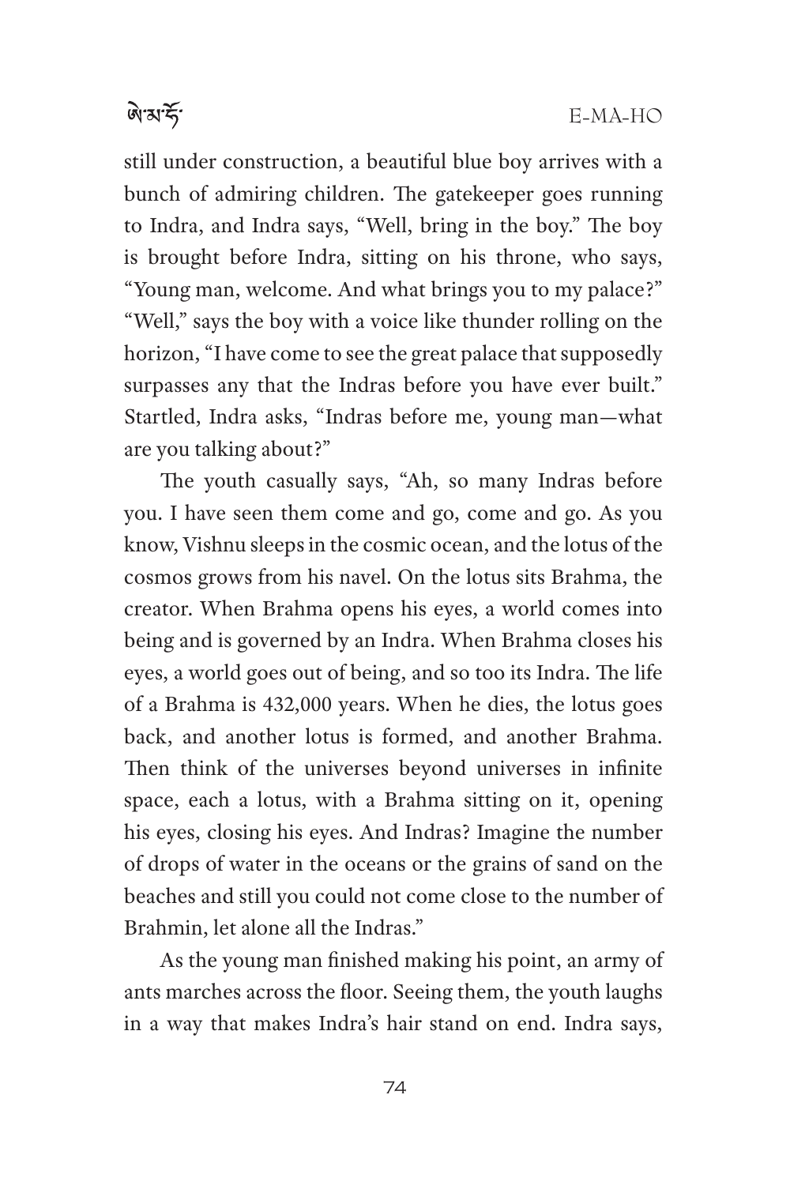still under construction, a beautiful blue boy arrives with a bunch of admiring children. The gatekeeper goes running to Indra, and Indra says, "Well, bring in the boy." The boy is brought before Indra, sitting on his throne, who says, "Young man, welcome. And what brings you to my palace?" "Well," says the boy with a voice like thunder rolling on the horizon, "I have come to see the great palace that supposedly surpasses any that the Indras before you have ever built." Startled, Indra asks, "Indras before me, young man—what are you talking about?"

The youth casually says, "Ah, so many Indras before you. I have seen them come and go, come and go. As you know, Vishnu sleeps in the cosmic ocean, and the lotus of the cosmos grows from his navel. On the lotus sits Brahma, the creator. When Brahma opens his eyes, a world comes into being and is governed by an Indra. When Brahma closes his eyes, a world goes out of being, and so too its Indra. The life of a Brahma is 432,000 years. When he dies, the lotus goes back, and another lotus is formed, and another Brahma. Then think of the universes beyond universes in infinite space, each a lotus, with a Brahma sitting on it, opening his eyes, closing his eyes. And Indras? Imagine the number of drops of water in the oceans or the grains of sand on the beaches and still you could not come close to the number of Brahmin, let alone all the Indras."

As the young man finished making his point, an army of ants marches across the floor. Seeing them, the youth laughs in a way that makes Indra's hair stand on end. Indra says,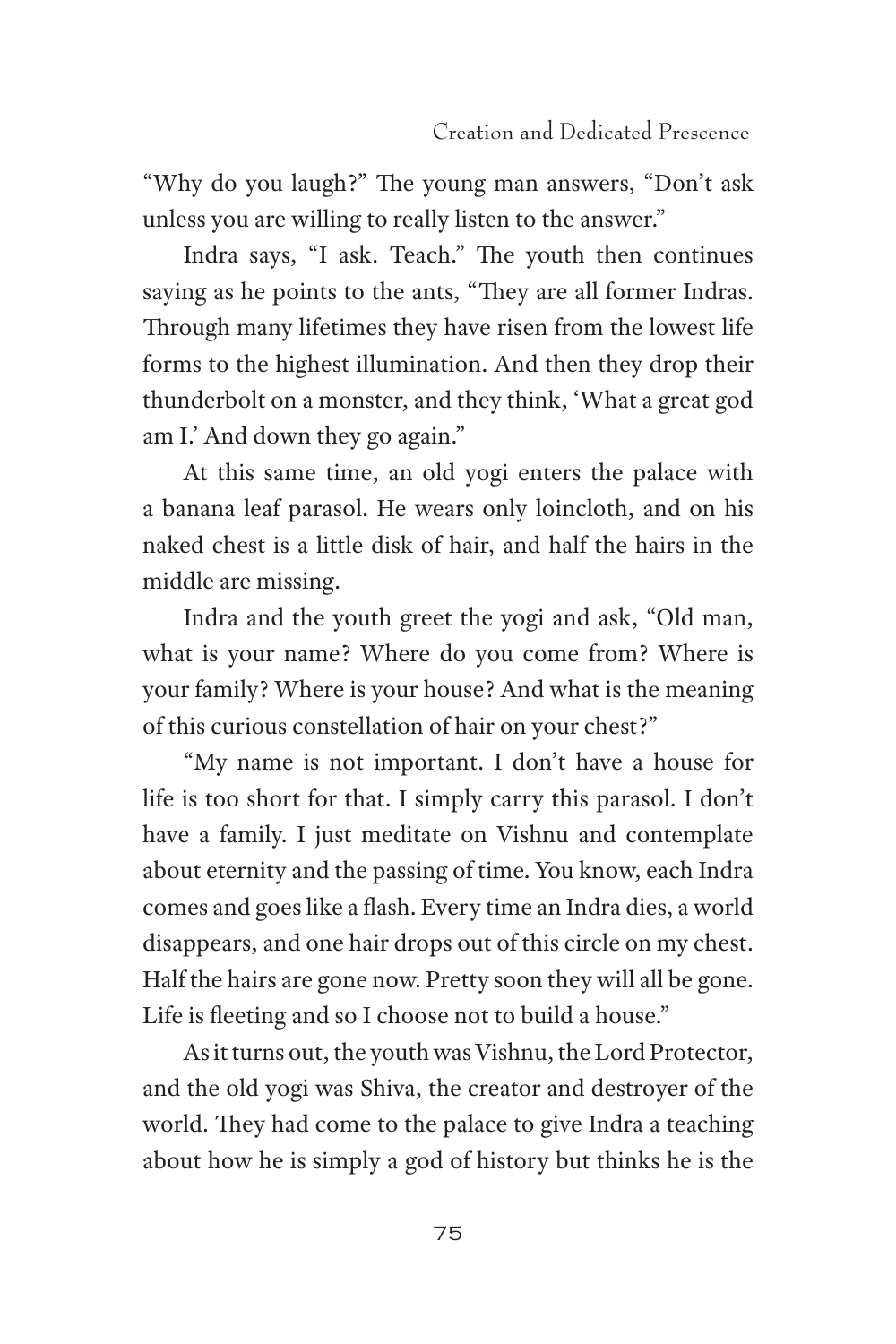"Why do you laugh?" The young man answers, "Don't ask unless you are willing to really listen to the answer."

Indra says, "I ask. Teach." The youth then continues saying as he points to the ants, "They are all former Indras. Through many lifetimes they have risen from the lowest life forms to the highest illumination. And then they drop their thunderbolt on a monster, and they think, 'What a great god am I.' And down they go again."

At this same time, an old yogi enters the palace with a banana leaf parasol. He wears only loincloth, and on his naked chest is a little disk of hair, and half the hairs in the middle are missing.

Indra and the youth greet the yogi and ask, "Old man, what is your name? Where do you come from? Where is your family? Where is your house? And what is the meaning of this curious constellation of hair on your chest?"

"My name is not important. I don't have a house for life is too short for that. I simply carry this parasol. I don't have a family. I just meditate on Vishnu and contemplate about eternity and the passing of time. You know, each Indra comes and goes like a flash. Every time an Indra dies, a world disappears, and one hair drops out of this circle on my chest. Half the hairs are gone now. Pretty soon they will all be gone. Life is fleeting and so I choose not to build a house."

As it turns out, the youth was Vishnu, the Lord Protector, and the old yogi was Shiva, the creator and destroyer of the world. They had come to the palace to give Indra a teaching about how he is simply a god of history but thinks he is the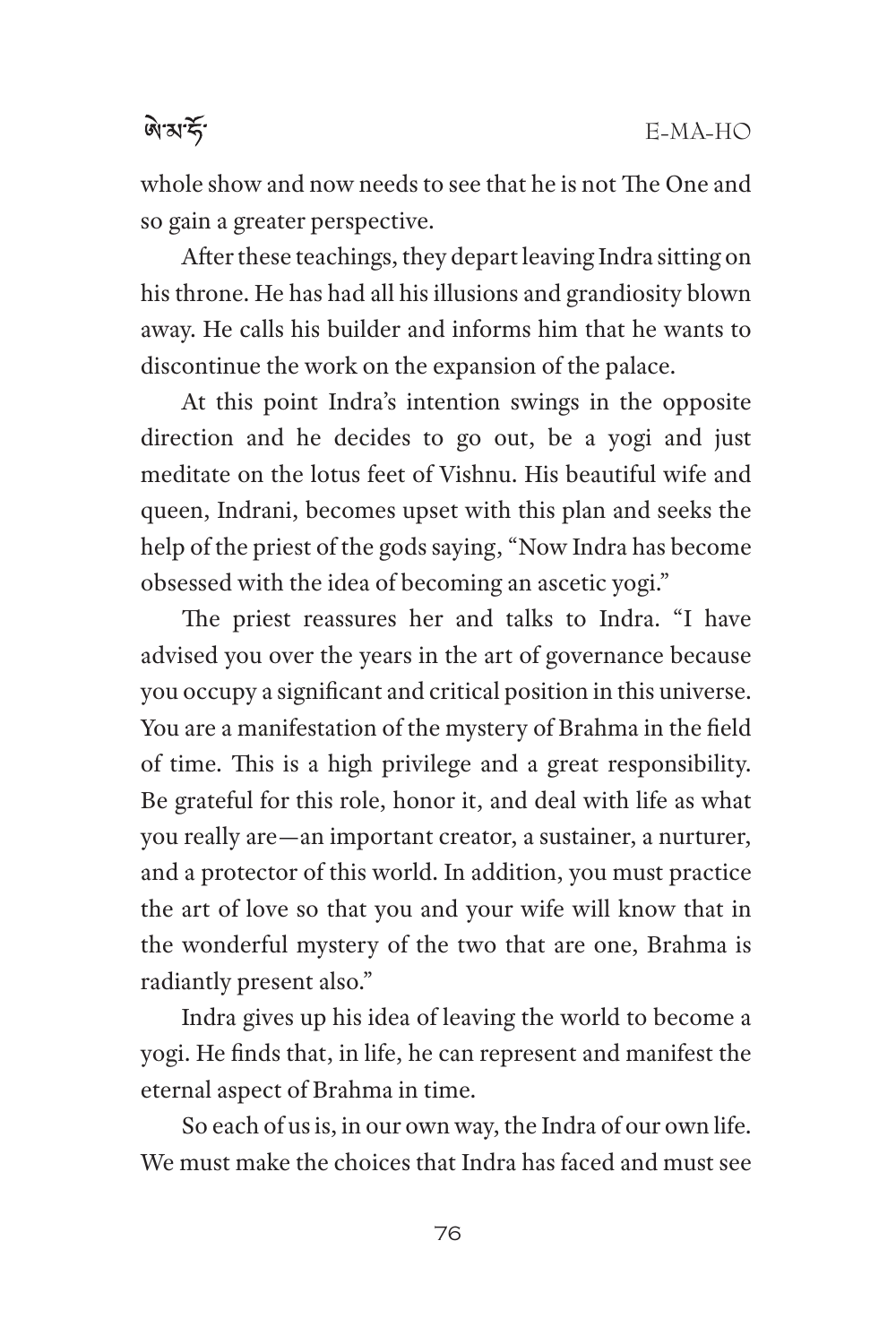whole show and now needs to see that he is not The One and so gain a greater perspective.

After these teachings, they depart leaving Indra sitting on his throne. He has had all his illusions and grandiosity blown away. He calls his builder and informs him that he wants to discontinue the work on the expansion of the palace.

At this point Indra's intention swings in the opposite direction and he decides to go out, be a yogi and just meditate on the lotus feet of Vishnu. His beautiful wife and queen, Indrani, becomes upset with this plan and seeks the help of the priest of the gods saying, "Now Indra has become obsessed with the idea of becoming an ascetic yogi."

The priest reassures her and talks to Indra. "I have advised you over the years in the art of governance because you occupy a significant and critical position in this universe. You are a manifestation of the mystery of Brahma in the field of time. This is a high privilege and a great responsibility. Be grateful for this role, honor it, and deal with life as what you really are—an important creator, a sustainer, a nurturer, and a protector of this world. In addition, you must practice the art of love so that you and your wife will know that in the wonderful mystery of the two that are one, Brahma is radiantly present also."

Indra gives up his idea of leaving the world to become a yogi. He finds that, in life, he can represent and manifest the eternal aspect of Brahma in time.

So each of us is, in our own way, the Indra of our own life. We must make the choices that Indra has faced and must see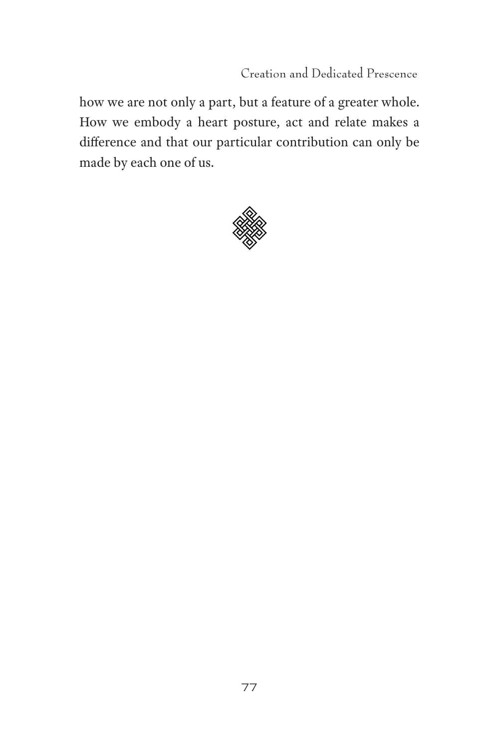how we are not only a part, but a feature of a greater whole. How we embody a heart posture, act and relate makes a difference and that our particular contribution can only be made by each one of us.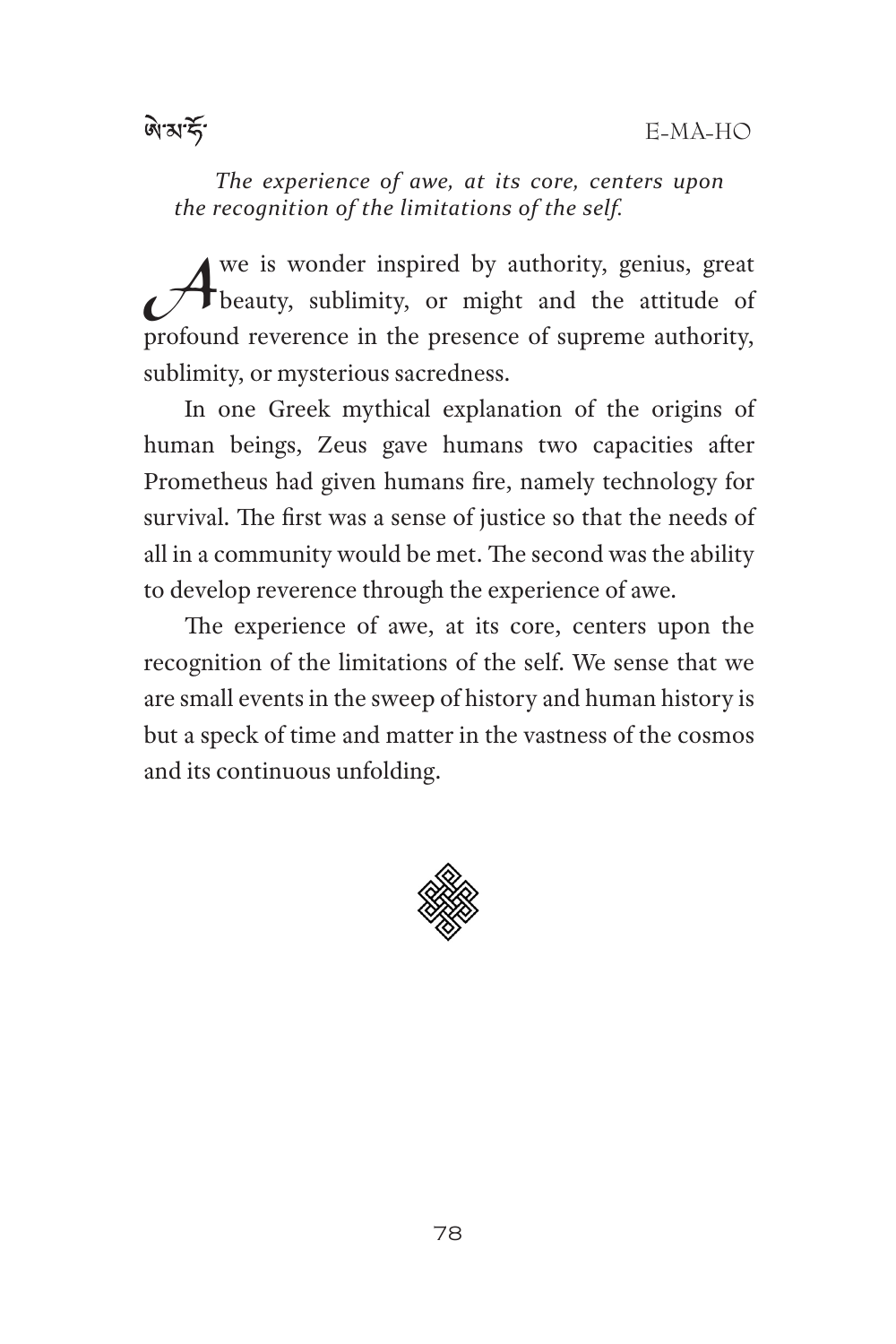*The experience of awe, at its core, centers upon the recognition of the limitations of the self.*

Awe is wonder inspired by authority, genius, great beauty, sublimity, or might and the attitude of profound reverence in the presence of supreme authority, sublimity, or mysterious sacredness.

In one Greek mythical explanation of the origins of human beings, Zeus gave humans two capacities after Prometheus had given humans fire, namely technology for survival. The first was a sense of justice so that the needs of all in a community would be met. The second was the ability to develop reverence through the experience of awe.

The experience of awe, at its core, centers upon the recognition of the limitations of the self. We sense that we are small events in the sweep of history and human history is but a speck of time and matter in the vastness of the cosmos and its continuous unfolding.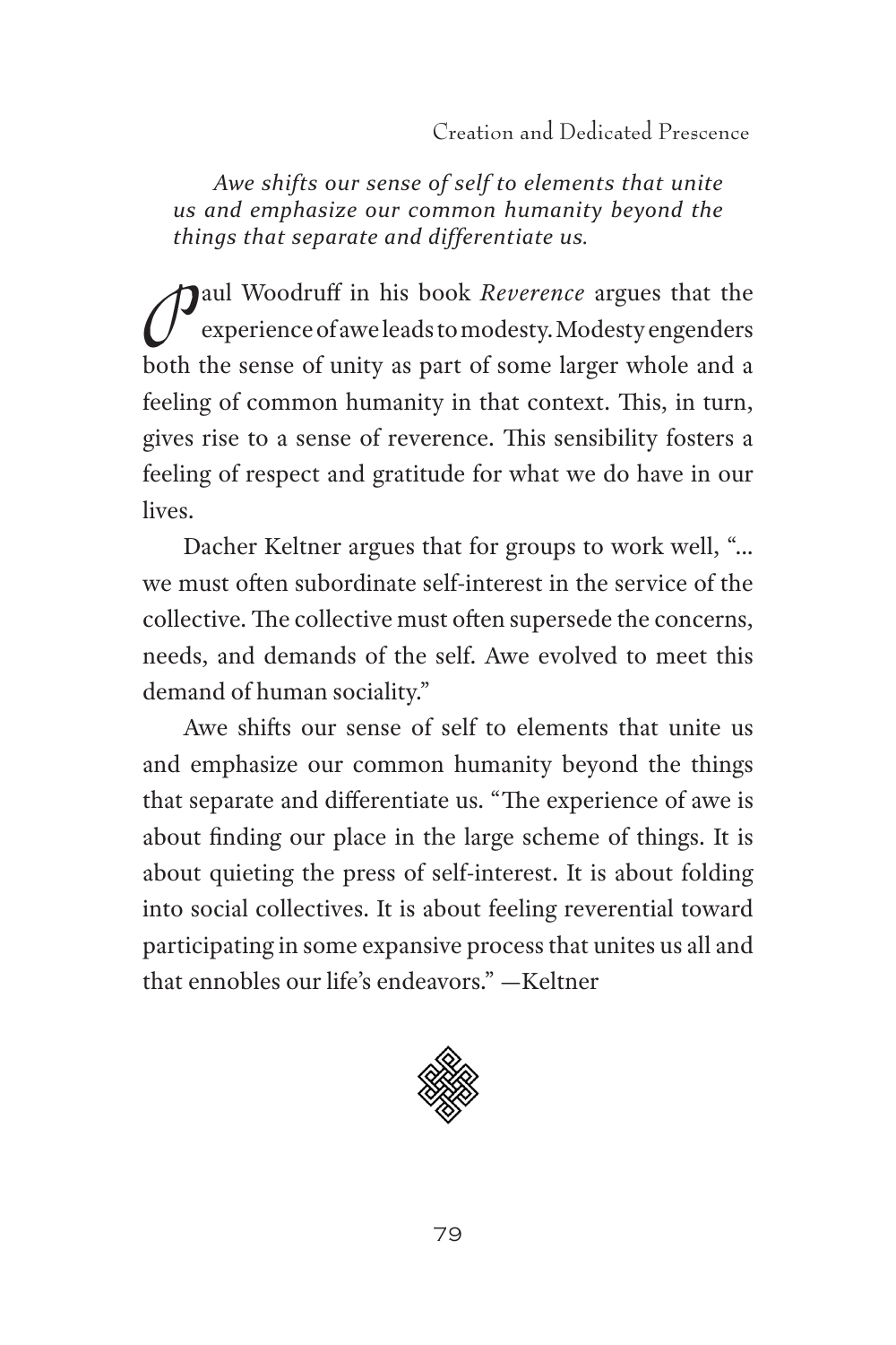*Awe shifts our sense of self to elements that unite us and emphasize our common humanity beyond the things that separate and differentiate us.*

Paul Woodruff in his book *Reverence* argues that the experience of awe leads to modesty. Modesty engenders both the sense of unity as part of some larger whole and a feeling of common humanity in that context. This, in turn, gives rise to a sense of reverence. This sensibility fosters a feeling of respect and gratitude for what we do have in our lives.

Dacher Keltner argues that for groups to work well, "... we must often subordinate self-interest in the service of the collective. The collective must often supersede the concerns, needs, and demands of the self. Awe evolved to meet this demand of human sociality."

Awe shifts our sense of self to elements that unite us and emphasize our common humanity beyond the things that separate and differentiate us. "The experience of awe is about finding our place in the large scheme of things. It is about quieting the press of self-interest. It is about folding into social collectives. It is about feeling reverential toward participating in some expansive process that unites us all and that ennobles our life's endeavors." —Keltner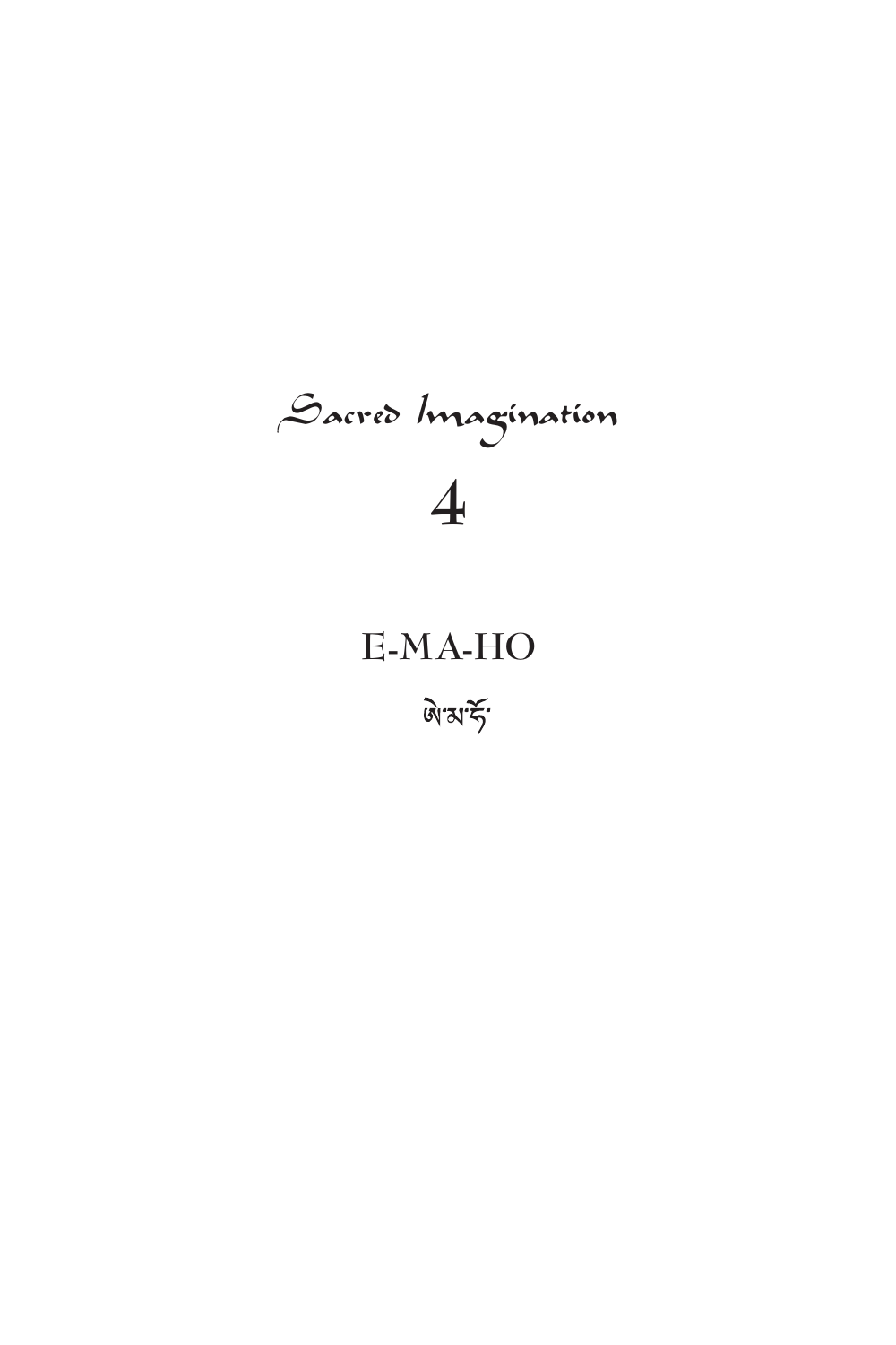# Sacred Imagination

# 4

## E-MA-HO

ཨེ་མ་ཧོ་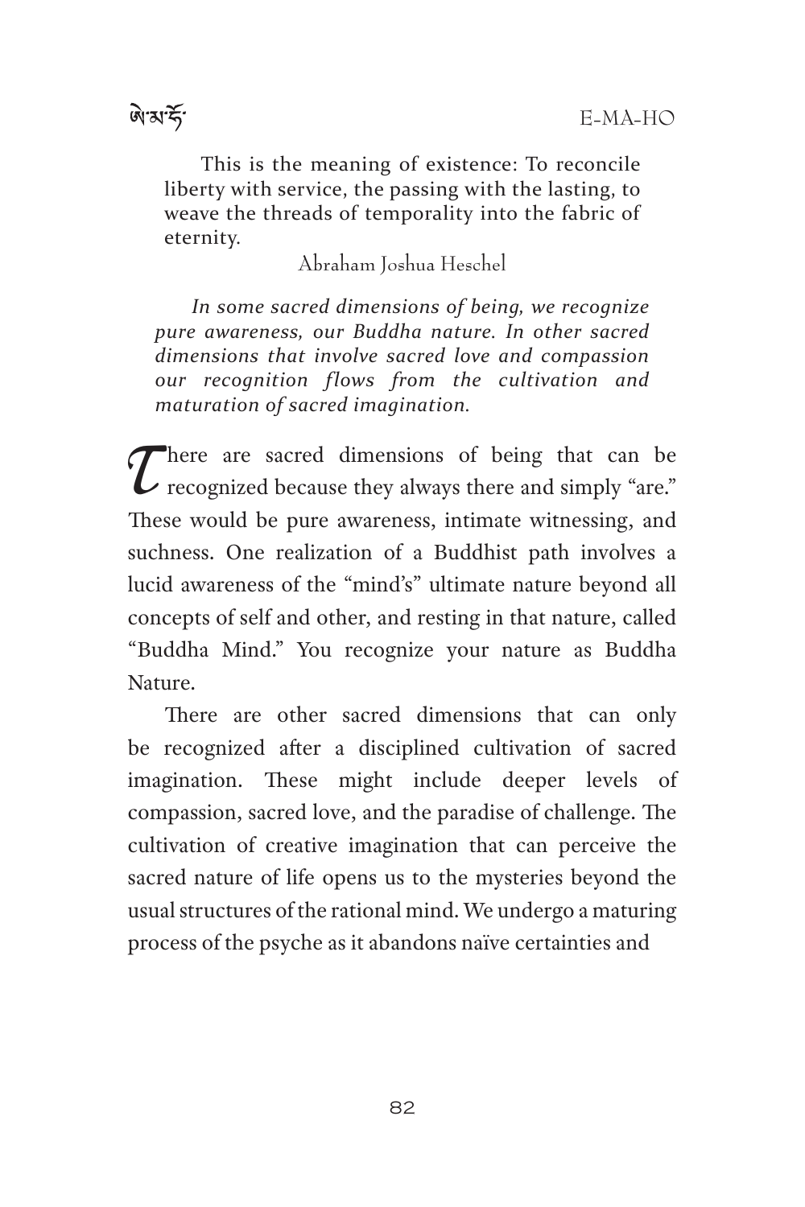This is the meaning of existence: To reconcile liberty with service, the passing with the lasting, to weave the threads of temporality into the fabric of eternity.

Abraham Joshua Heschel

*In some sacred dimensions of being, we recognize pure awareness, our Buddha nature. In other sacred dimensions that involve sacred love and compassion our recognition flows from the cultivation and maturation of sacred imagination.*

There are sacred dimensions of being that can be recognized because they always there and simply "are." These would be pure awareness, intimate witnessing, and suchness. One realization of a Buddhist path involves a lucid awareness of the "mind's" ultimate nature beyond all concepts of self and other, and resting in that nature, called "Buddha Mind." You recognize your nature as Buddha Nature.

There are other sacred dimensions that can only be recognized after a disciplined cultivation of sacred imagination. These might include deeper levels of compassion, sacred love, and the paradise of challenge. The cultivation of creative imagination that can perceive the sacred nature of life opens us to the mysteries beyond the usual structures of the rational mind. We undergo a maturing process of the psyche as it abandons naïve certainties and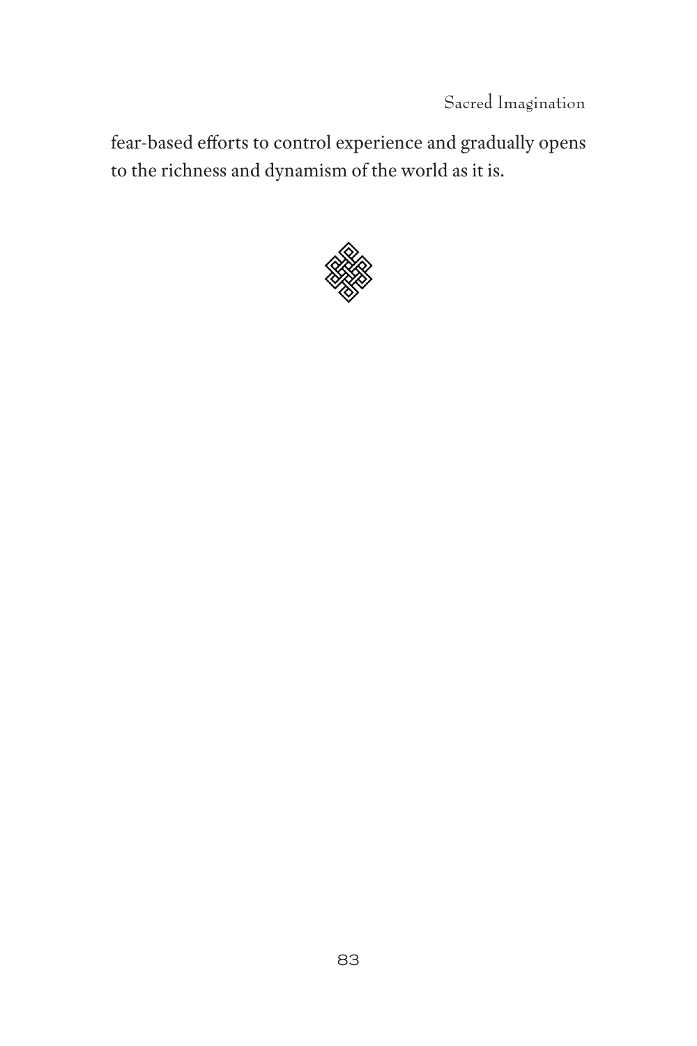fear-based efforts to control experience and gradually opens to the richness and dynamism of the world as it is.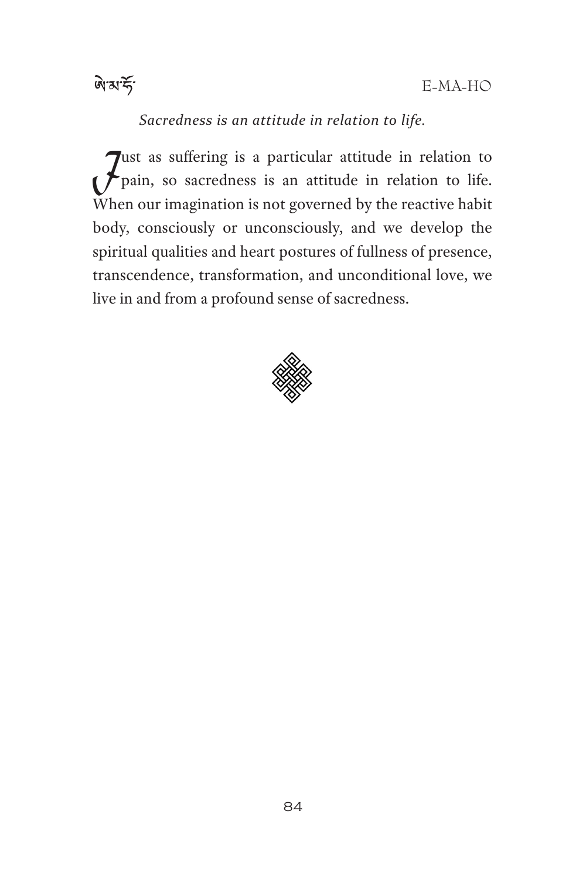*Sacredness is an attitude in relation to life.*

Just as suffering is a particular attitude in relation to pain, so sacredness is an attitude in relation to life. When our imagination is not governed by the reactive habit body, consciously or unconsciously, and we develop the spiritual qualities and heart postures of fullness of presence, transcendence, transformation, and unconditional love, we live in and from a profound sense of sacredness.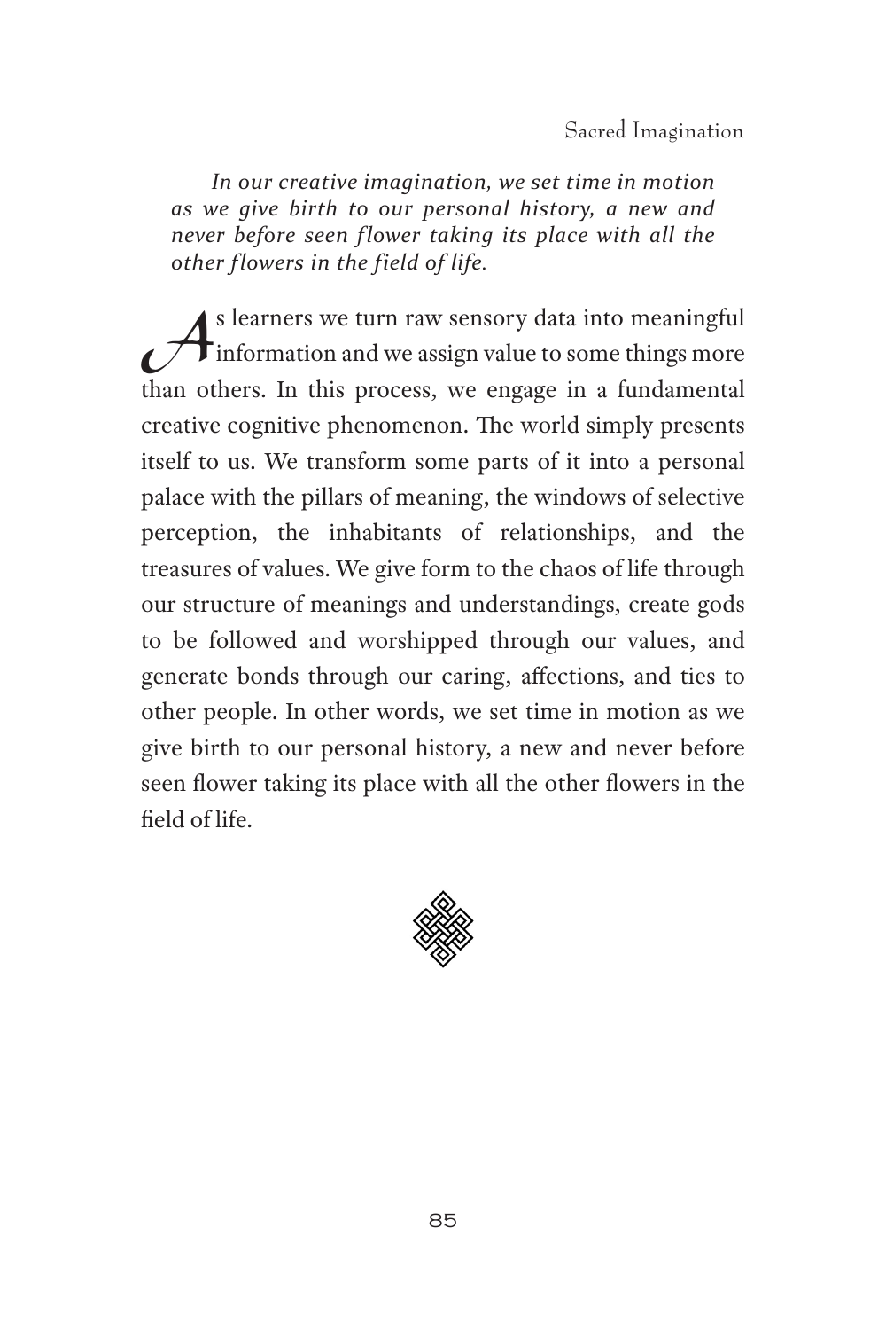*In our creative imagination, we set time in motion as we give birth to our personal history, a new and never before seen flower taking its place with all the other flowers in the field of life.*

As learners we turn raw sensory data into meaningful information and we assign value to some things more than others. In this process, we engage in a fundamental creative cognitive phenomenon. The world simply presents itself to us. We transform some parts of it into a personal palace with the pillars of meaning, the windows of selective perception, the inhabitants of relationships, and the treasures of values. We give form to the chaos of life through our structure of meanings and understandings, create gods to be followed and worshipped through our values, and generate bonds through our caring, affections, and ties to other people. In other words, we set time in motion as we give birth to our personal history, a new and never before seen flower taking its place with all the other flowers in the field of life.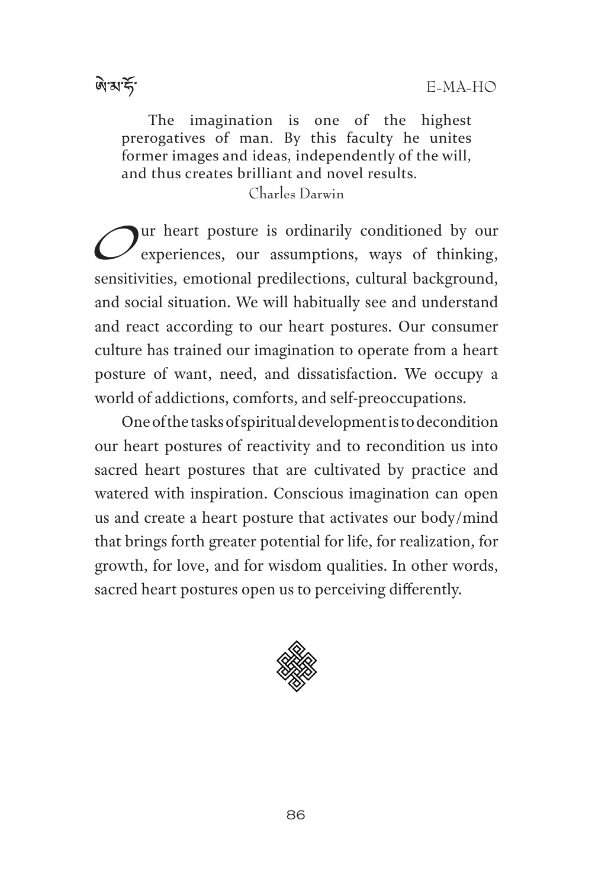> The imagination is one of the highest prerogatives of man. By this faculty he unites former images and ideas, independently of the will, and thus creates brilliant and novel results.
>
> Charles Darwin

Our heart posture is ordinarily conditioned by our experiences, our assumptions, ways of thinking, sensitivities, emotional predilections, cultural background, and social situation. We will habitually see and understand and react according to our heart postures. Our consumer culture has trained our imagination to operate from a heart posture of want, need, and dissatisfaction. We occupy a world of addictions, comforts, and self-preoccupations.

One of the tasks of spiritual development is to decondition our heart postures of reactivity and to recondition us into sacred heart postures that are cultivated by practice and watered with inspiration. Conscious imagination can open us and create a heart posture that activates our body/mind that brings forth greater potential for life, for realization, for growth, for love, and for wisdom qualities. In other words, sacred heart postures open us to perceiving differently.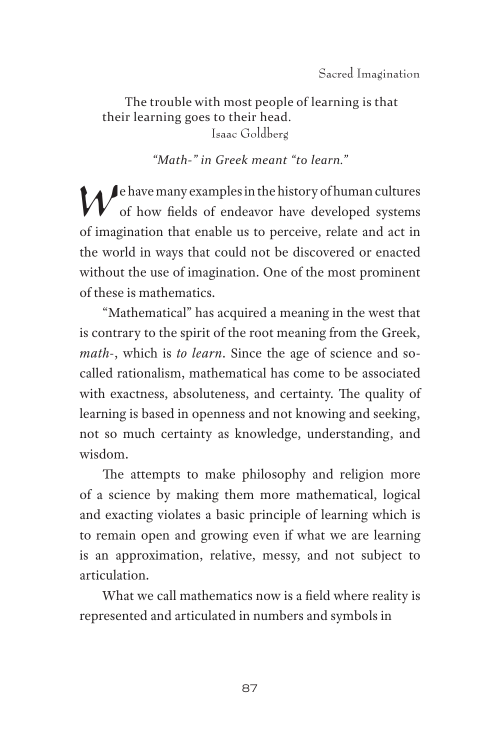The trouble with most people of learning is that their learning goes to their head.
Isaac Goldberg

*"Math-" in Greek meant "to learn."*

We have many examples in the history of human cultures of how fields of endeavor have developed systems of imagination that enable us to perceive, relate and act in the world in ways that could not be discovered or enacted without the use of imagination. One of the most prominent of these is mathematics.

"Mathematical" has acquired a meaning in the west that is contrary to the spirit of the root meaning from the Greek, *math-*, which is *to learn*. Since the age of science and so-called rationalism, mathematical has come to be associated with exactness, absoluteness, and certainty. The quality of learning is based in openness and not knowing and seeking, not so much certainty as knowledge, understanding, and wisdom.

The attempts to make philosophy and religion more of a science by making them more mathematical, logical and exacting violates a basic principle of learning which is to remain open and growing even if what we are learning is an approximation, relative, messy, and not subject to articulation.

What we call mathematics now is a field where reality is represented and articulated in numbers and symbols in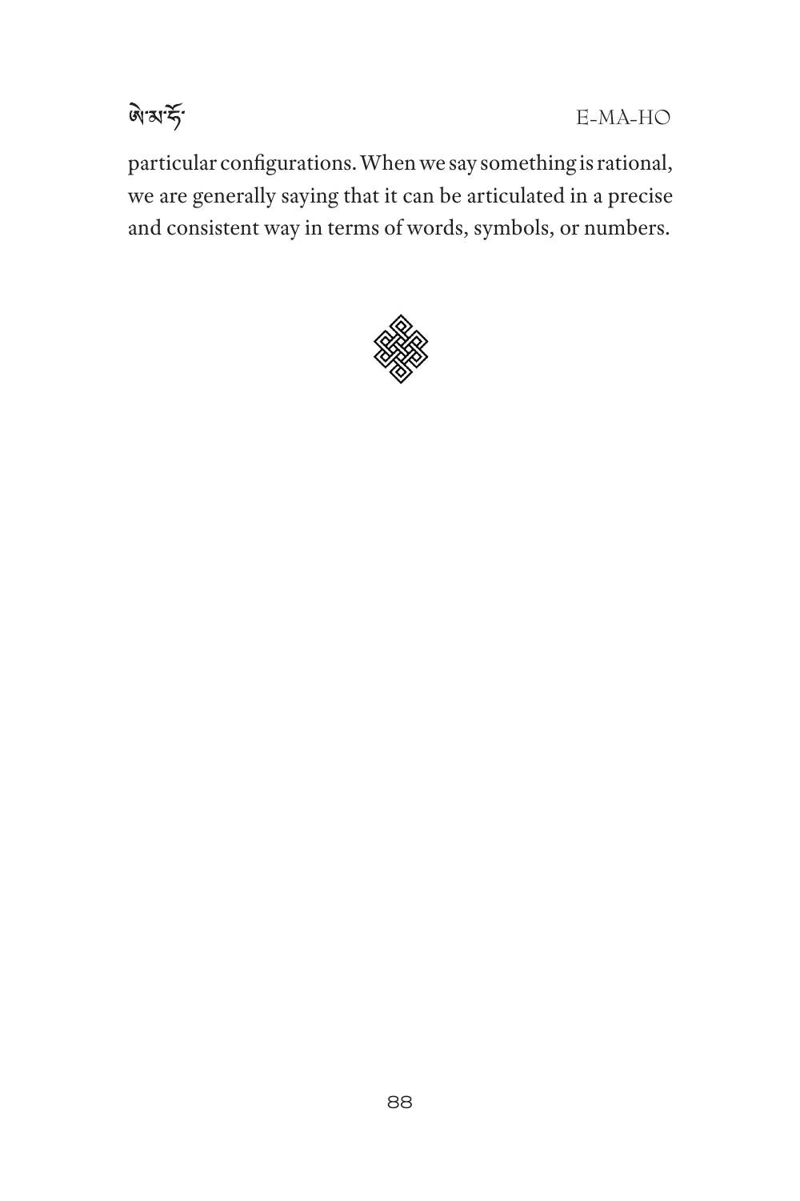particular configurations. When we say something is rational, we are generally saying that it can be articulated in a precise and consistent way in terms of words, symbols, or numbers.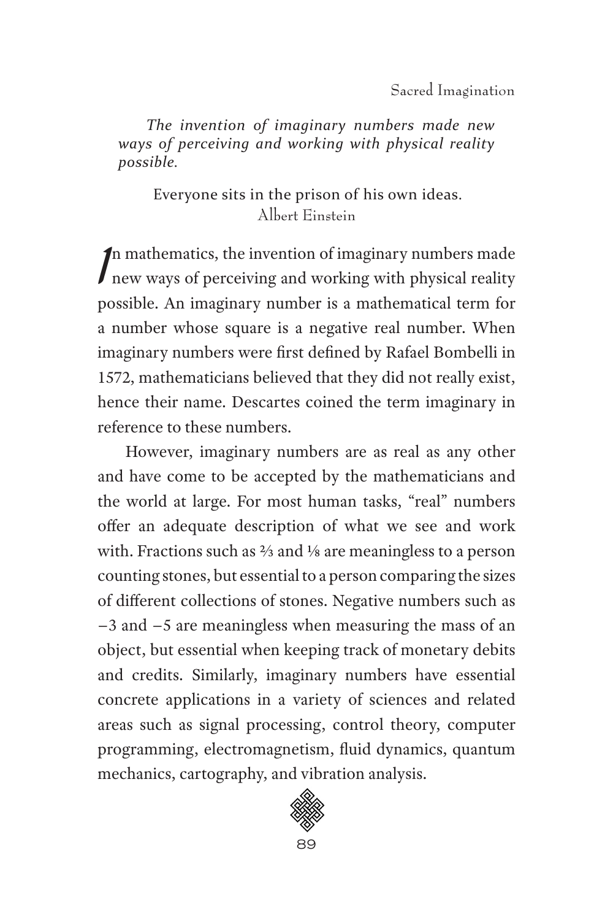*The invention of imaginary numbers made new ways of perceiving and working with physical reality possible.*

Everyone sits in the prison of his own ideas.
Albert Einstein

In mathematics, the invention of imaginary numbers made new ways of perceiving and working with physical reality possible. An imaginary number is a mathematical term for a number whose square is a negative real number. When imaginary numbers were first defined by Rafael Bombelli in 1572, mathematicians believed that they did not really exist, hence their name. Descartes coined the term imaginary in reference to these numbers.

However, imaginary numbers are as real as any other and have come to be accepted by the mathematicians and the world at large. For most human tasks, "real" numbers offer an adequate description of what we see and work with. Fractions such as ⅔ and ⅛ are meaningless to a person counting stones, but essential to a person comparing the sizes of different collections of stones. Negative numbers such as −3 and −5 are meaningless when measuring the mass of an object, but essential when keeping track of monetary debits and credits. Similarly, imaginary numbers have essential concrete applications in a variety of sciences and related areas such as signal processing, control theory, computer programming, electromagnetism, fluid dynamics, quantum mechanics, cartography, and vibration analysis.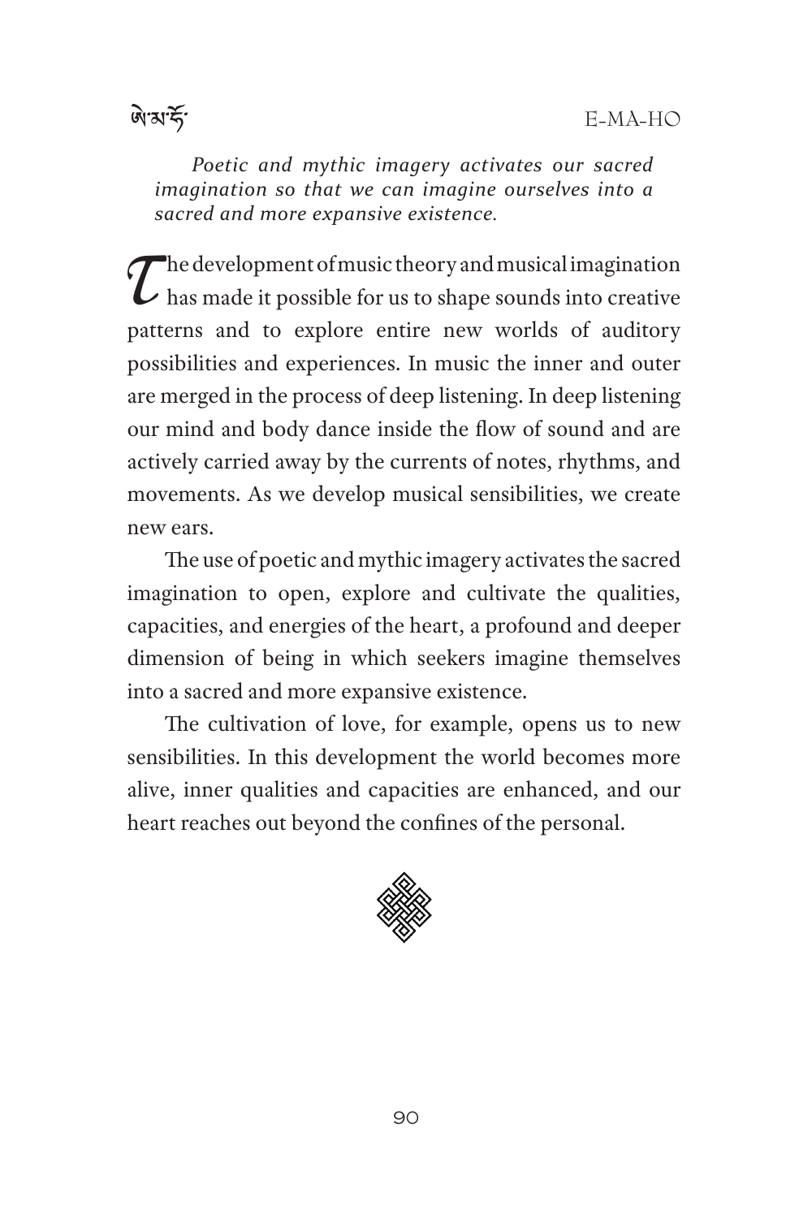*Poetic and mythic imagery activates our sacred imagination so that we can imagine ourselves into a sacred and more expansive existence.*

The development of music theory and musical imagination has made it possible for us to shape sounds into creative patterns and to explore entire new worlds of auditory possibilities and experiences. In music the inner and outer are merged in the process of deep listening. In deep listening our mind and body dance inside the flow of sound and are actively carried away by the currents of notes, rhythms, and movements. As we develop musical sensibilities, we create new ears.

The use of poetic and mythic imagery activates the sacred imagination to open, explore and cultivate the qualities, capacities, and energies of the heart, a profound and deeper dimension of being in which seekers imagine themselves into a sacred and more expansive existence.

The cultivation of love, for example, opens us to new sensibilities. In this development the world becomes more alive, inner qualities and capacities are enhanced, and our heart reaches out beyond the confines of the personal.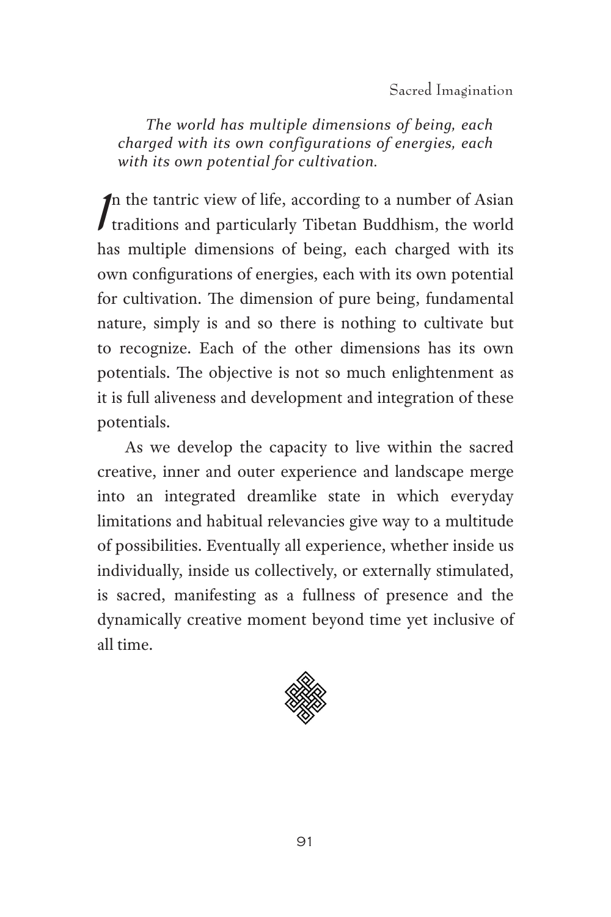*The world has multiple dimensions of being, each charged with its own configurations of energies, each with its own potential for cultivation.*

In the tantric view of life, according to a number of Asian traditions and particularly Tibetan Buddhism, the world has multiple dimensions of being, each charged with its own configurations of energies, each with its own potential for cultivation. The dimension of pure being, fundamental nature, simply is and so there is nothing to cultivate but to recognize. Each of the other dimensions has its own potentials. The objective is not so much enlightenment as it is full aliveness and development and integration of these potentials.

As we develop the capacity to live within the sacred creative, inner and outer experience and landscape merge into an integrated dreamlike state in which everyday limitations and habitual relevancies give way to a multitude of possibilities. Eventually all experience, whether inside us individually, inside us collectively, or externally stimulated, is sacred, manifesting as a fullness of presence and the dynamically creative moment beyond time yet inclusive of all time.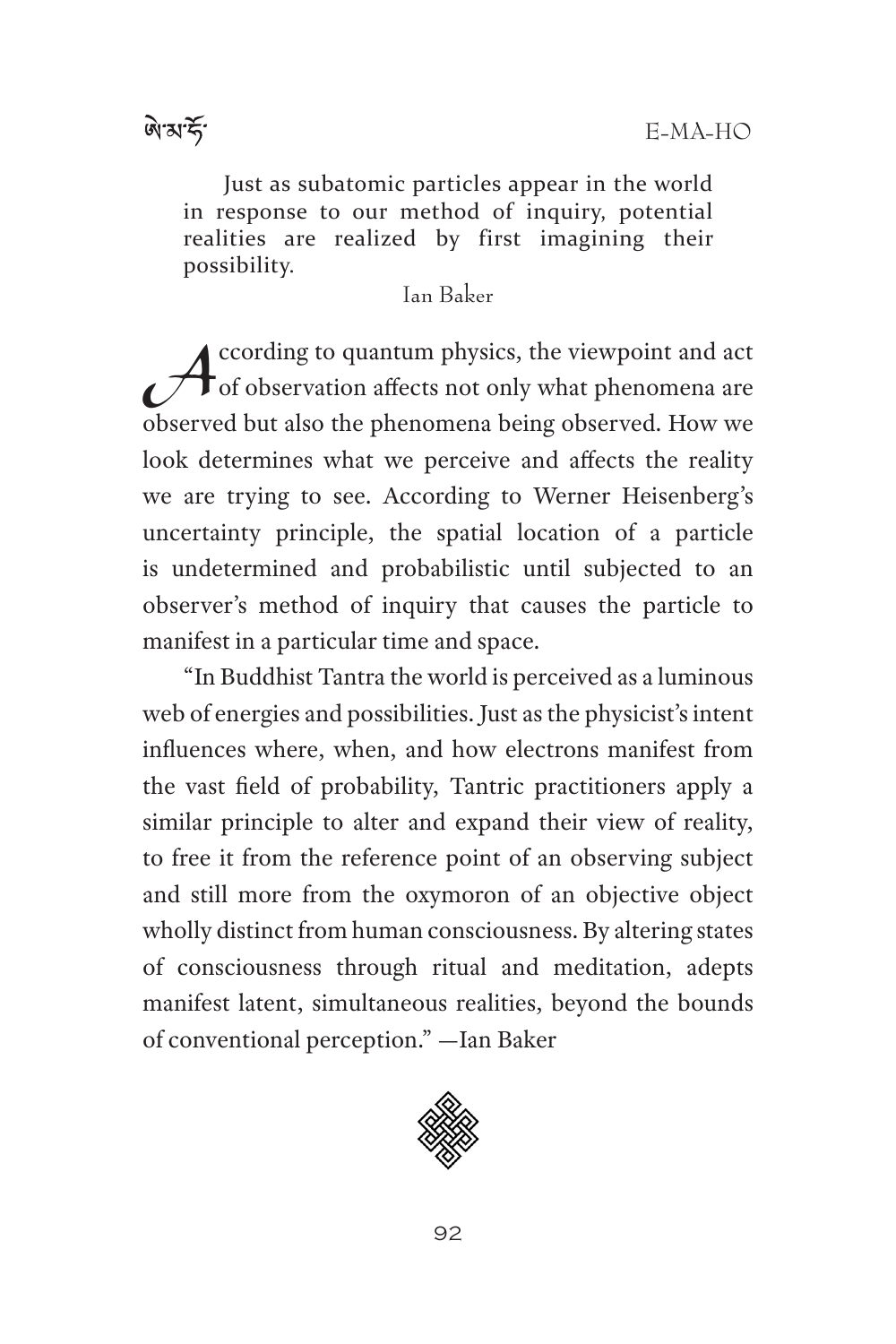Just as subatomic particles appear in the world in response to our method of inquiry, potential realities are realized by first imagining their possibility.

Ian Baker

According to quantum physics, the viewpoint and act of observation affects not only what phenomena are observed but also the phenomena being observed. How we look determines what we perceive and affects the reality we are trying to see. According to Werner Heisenberg's uncertainty principle, the spatial location of a particle is undetermined and probabilistic until subjected to an observer's method of inquiry that causes the particle to manifest in a particular time and space.

"In Buddhist Tantra the world is perceived as a luminous web of energies and possibilities. Just as the physicist's intent influences where, when, and how electrons manifest from the vast field of probability, Tantric practitioners apply a similar principle to alter and expand their view of reality, to free it from the reference point of an observing subject and still more from the oxymoron of an objective object wholly distinct from human consciousness. By altering states of consciousness through ritual and meditation, adepts manifest latent, simultaneous realities, beyond the bounds of conventional perception." —Ian Baker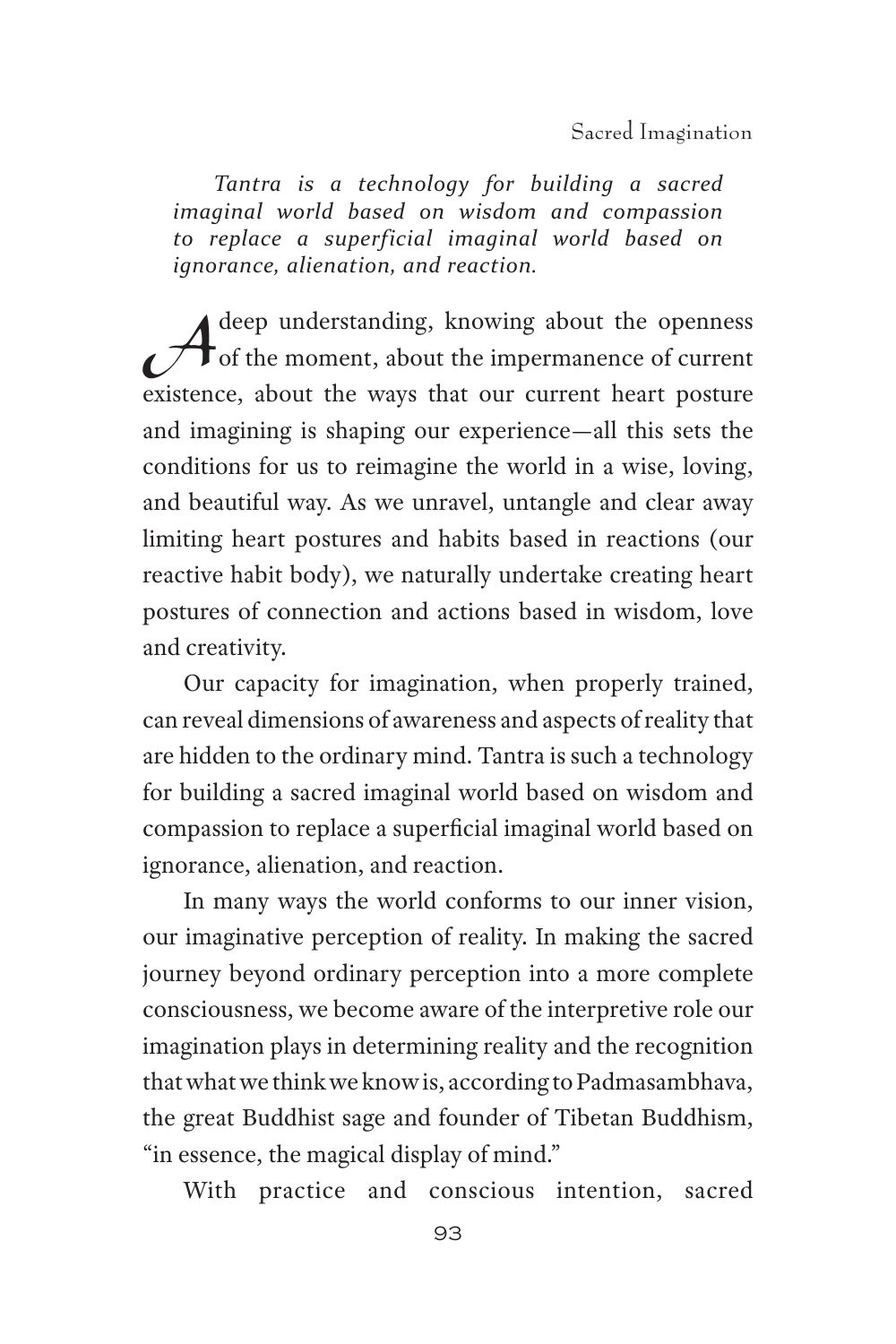*Tantra is a technology for building a sacred imaginal world based on wisdom and compassion to replace a superficial imaginal world based on ignorance, alienation, and reaction.*

A deep understanding, knowing about the openness of the moment, about the impermanence of current existence, about the ways that our current heart posture and imagining is shaping our experience—all this sets the conditions for us to reimagine the world in a wise, loving, and beautiful way. As we unravel, untangle and clear away limiting heart postures and habits based in reactions (our reactive habit body), we naturally undertake creating heart postures of connection and actions based in wisdom, love and creativity.

Our capacity for imagination, when properly trained, can reveal dimensions of awareness and aspects of reality that are hidden to the ordinary mind. Tantra is such a technology for building a sacred imaginal world based on wisdom and compassion to replace a superficial imaginal world based on ignorance, alienation, and reaction.

In many ways the world conforms to our inner vision, our imaginative perception of reality. In making the sacred journey beyond ordinary perception into a more complete consciousness, we become aware of the interpretive role our imagination plays in determining reality and the recognition that what we think we know is, according to Padmasambhava, the great Buddhist sage and founder of Tibetan Buddhism, "in essence, the magical display of mind."

With practice and conscious intention, sacred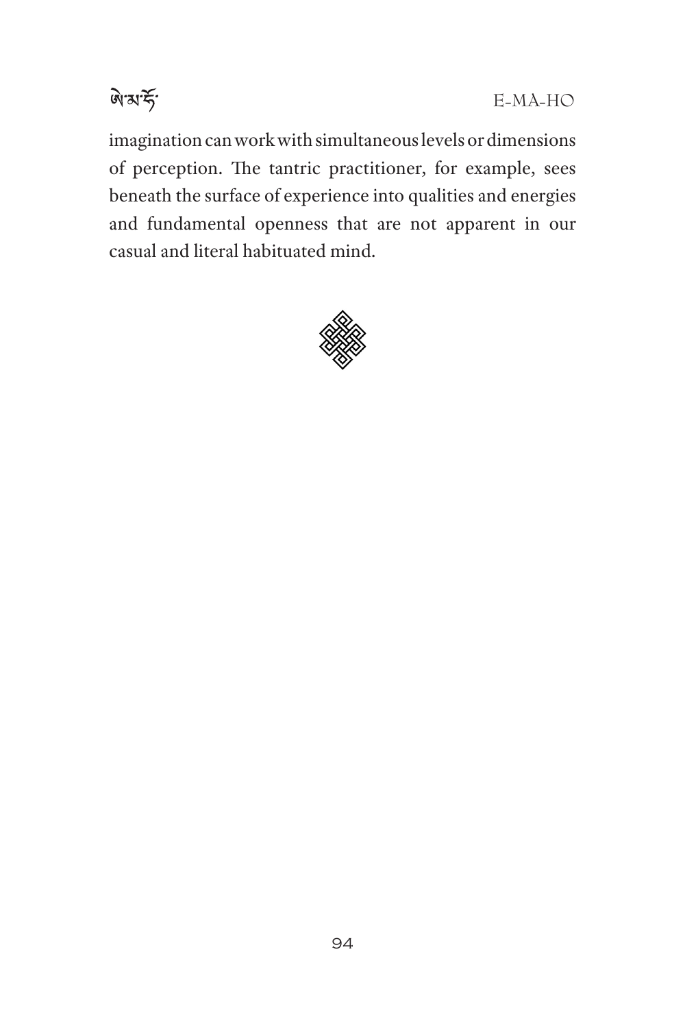imagination can work with simultaneous levels or dimensions of perception. The tantric practitioner, for example, sees beneath the surface of experience into qualities and energies and fundamental openness that are not apparent in our casual and literal habituated mind.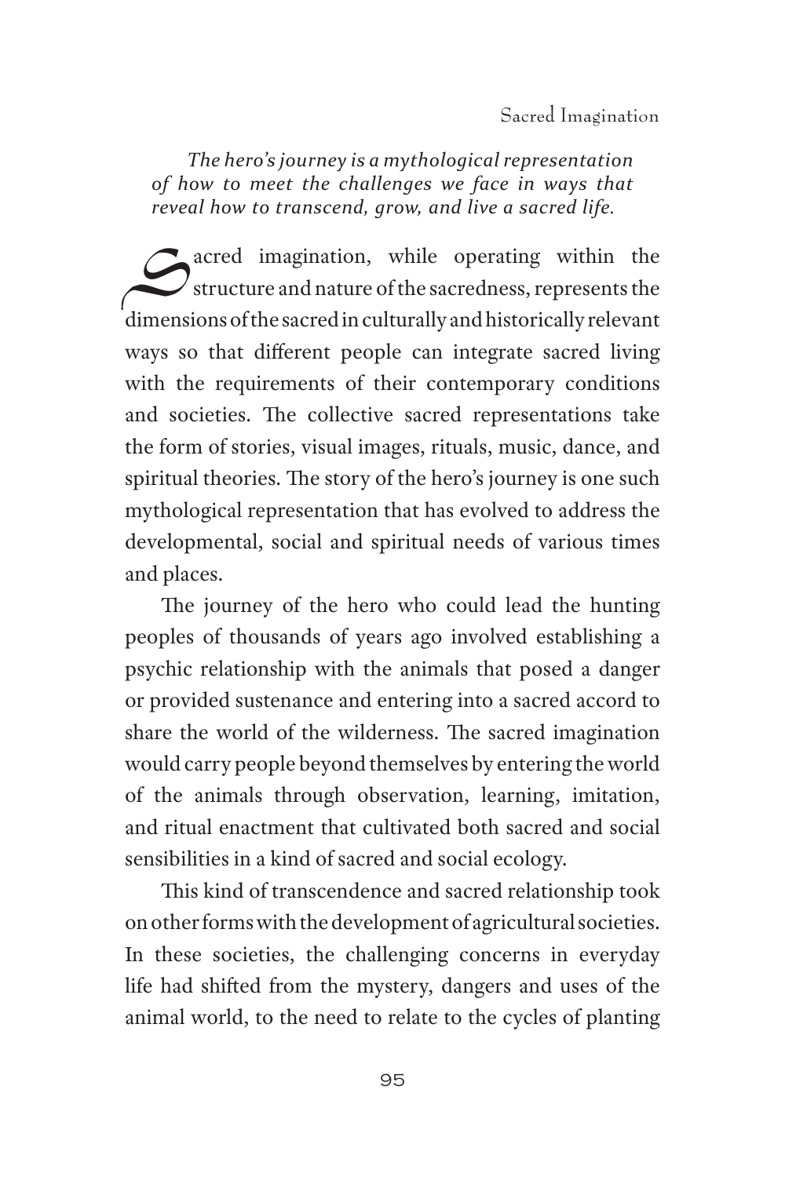*The hero's journey is a mythological representation of how to meet the challenges we face in ways that reveal how to transcend, grow, and live a sacred life.*

Sacred imagination, while operating within the structure and nature of the sacredness, represents the dimensions of the sacred in culturally and historically relevant ways so that different people can integrate sacred living with the requirements of their contemporary conditions and societies. The collective sacred representations take the form of stories, visual images, rituals, music, dance, and spiritual theories. The story of the hero's journey is one such mythological representation that has evolved to address the developmental, social and spiritual needs of various times and places.

The journey of the hero who could lead the hunting peoples of thousands of years ago involved establishing a psychic relationship with the animals that posed a danger or provided sustenance and entering into a sacred accord to share the world of the wilderness. The sacred imagination would carry people beyond themselves by entering the world of the animals through observation, learning, imitation, and ritual enactment that cultivated both sacred and social sensibilities in a kind of sacred and social ecology.

This kind of transcendence and sacred relationship took on other forms with the development of agricultural societies. In these societies, the challenging concerns in everyday life had shifted from the mystery, dangers and uses of the animal world, to the need to relate to the cycles of planting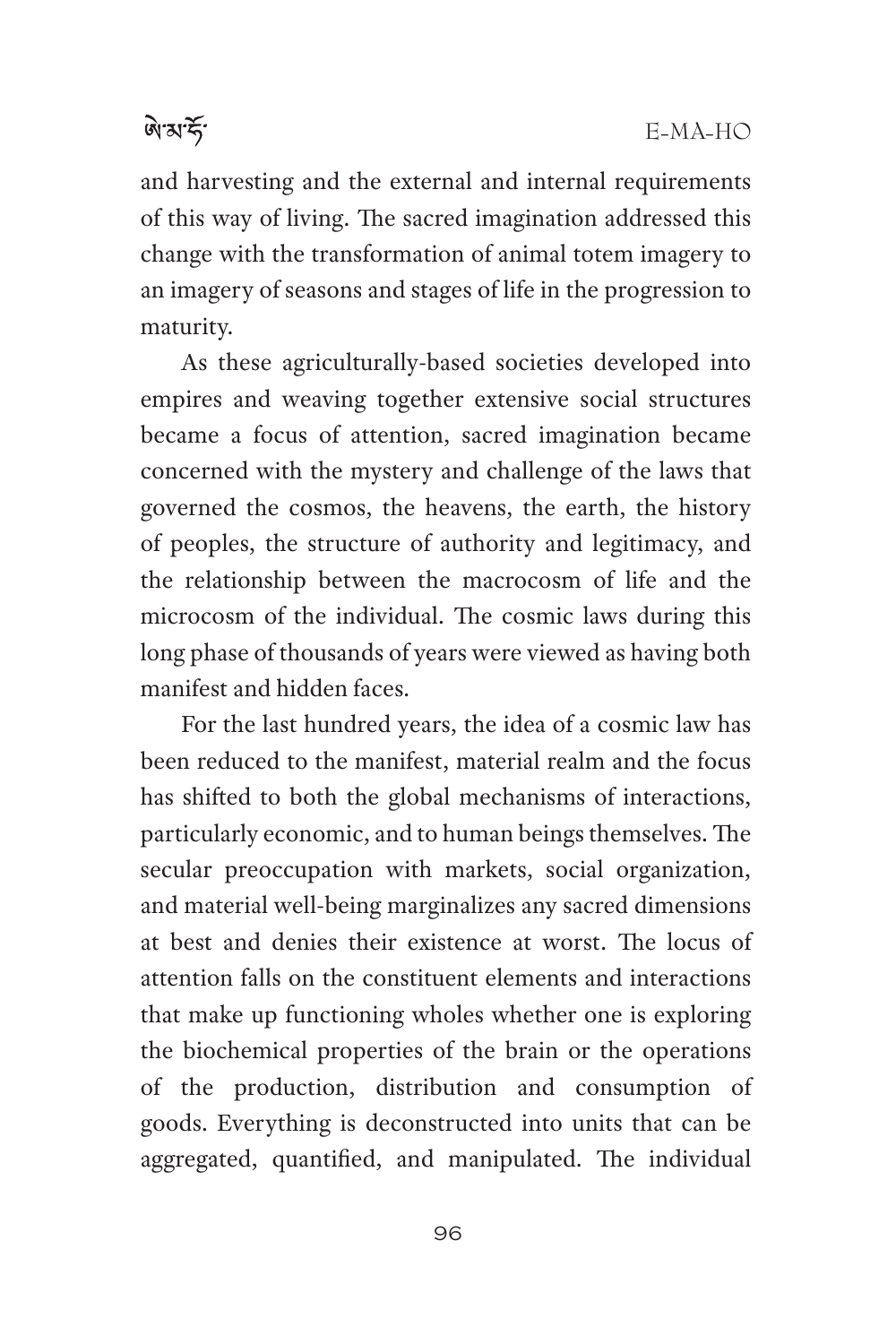and harvesting and the external and internal requirements of this way of living. The sacred imagination addressed this change with the transformation of animal totem imagery to an imagery of seasons and stages of life in the progression to maturity.

As these agriculturally-based societies developed into empires and weaving together extensive social structures became a focus of attention, sacred imagination became concerned with the mystery and challenge of the laws that governed the cosmos, the heavens, the earth, the history of peoples, the structure of authority and legitimacy, and the relationship between the macrocosm of life and the microcosm of the individual. The cosmic laws during this long phase of thousands of years were viewed as having both manifest and hidden faces.

For the last hundred years, the idea of a cosmic law has been reduced to the manifest, material realm and the focus has shifted to both the global mechanisms of interactions, particularly economic, and to human beings themselves. The secular preoccupation with markets, social organization, and material well-being marginalizes any sacred dimensions at best and denies their existence at worst. The locus of attention falls on the constituent elements and interactions that make up functioning wholes whether one is exploring the biochemical properties of the brain or the operations of the production, distribution and consumption of goods. Everything is deconstructed into units that can be aggregated, quantified, and manipulated. The individual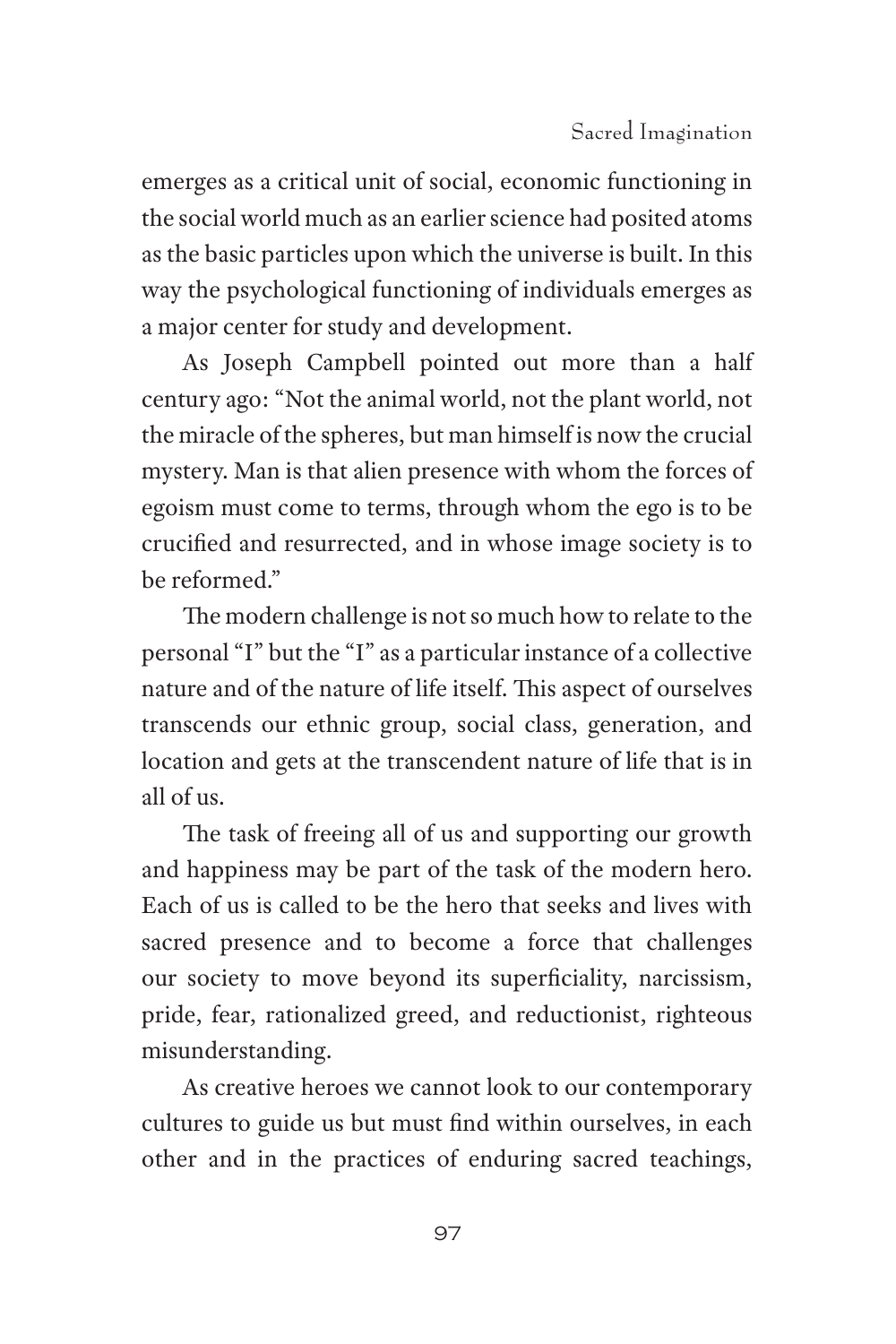emerges as a critical unit of social, economic functioning in the social world much as an earlier science had posited atoms as the basic particles upon which the universe is built. In this way the psychological functioning of individuals emerges as a major center for study and development.

As Joseph Campbell pointed out more than a half century ago: "Not the animal world, not the plant world, not the miracle of the spheres, but man himself is now the crucial mystery. Man is that alien presence with whom the forces of egoism must come to terms, through whom the ego is to be crucified and resurrected, and in whose image society is to be reformed."

The modern challenge is not so much how to relate to the personal "I" but the "I" as a particular instance of a collective nature and of the nature of life itself. This aspect of ourselves transcends our ethnic group, social class, generation, and location and gets at the transcendent nature of life that is in all of us.

The task of freeing all of us and supporting our growth and happiness may be part of the task of the modern hero. Each of us is called to be the hero that seeks and lives with sacred presence and to become a force that challenges our society to move beyond its superficiality, narcissism, pride, fear, rationalized greed, and reductionist, righteous misunderstanding.

As creative heroes we cannot look to our contemporary cultures to guide us but must find within ourselves, in each other and in the practices of enduring sacred teachings,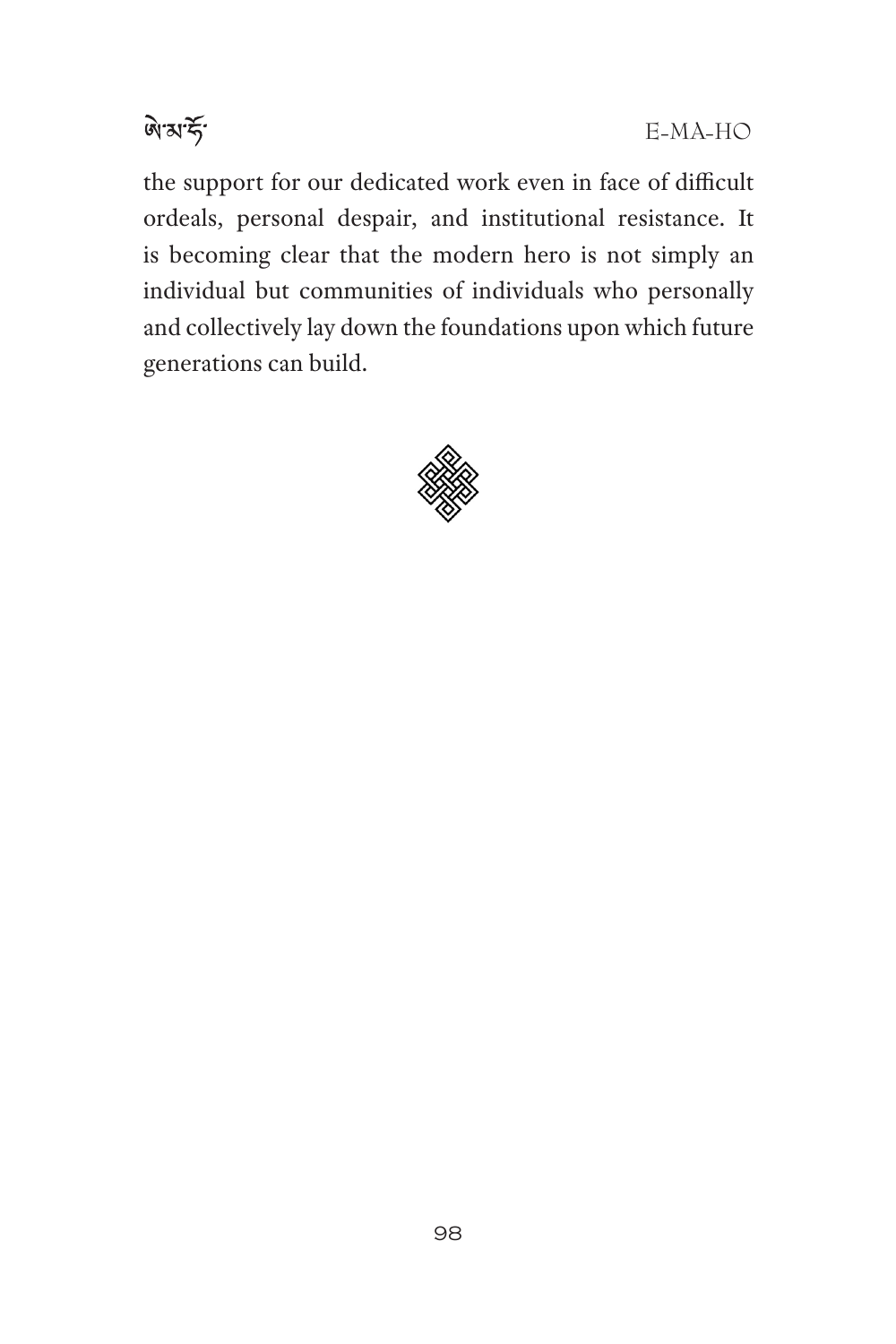the support for our dedicated work even in face of difficult ordeals, personal despair, and institutional resistance. It is becoming clear that the modern hero is not simply an individual but communities of individuals who personally and collectively lay down the foundations upon which future generations can build.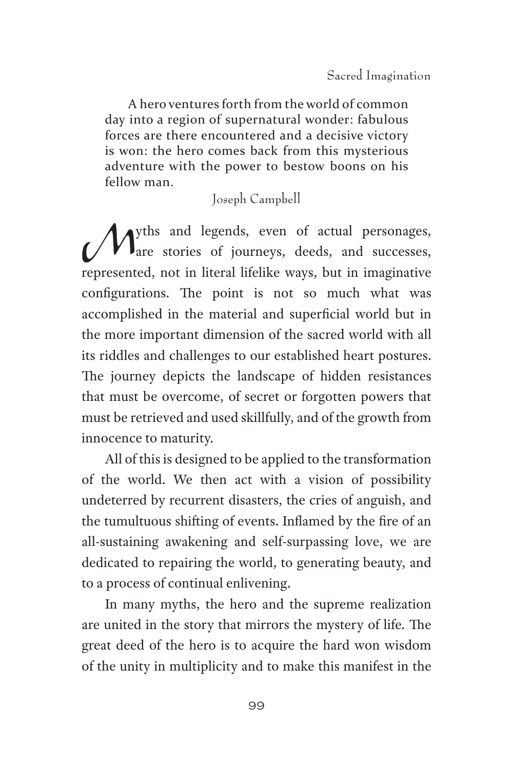> A hero ventures forth from the world of common day into a region of supernatural wonder: fabulous forces are there encountered and a decisive victory is won: the hero comes back from this mysterious adventure with the power to bestow boons on his fellow man.
>
> Joseph Campbell

Myths and legends, even of actual personages, are stories of journeys, deeds, and successes, represented, not in literal lifelike ways, but in imaginative configurations. The point is not so much what was accomplished in the material and superficial world but in the more important dimension of the sacred world with all its riddles and challenges to our established heart postures. The journey depicts the landscape of hidden resistances that must be overcome, of secret or forgotten powers that must be retrieved and used skillfully, and of the growth from innocence to maturity.

All of this is designed to be applied to the transformation of the world. We then act with a vision of possibility undeterred by recurrent disasters, the cries of anguish, and the tumultuous shifting of events. Inflamed by the fire of an all-sustaining awakening and self-surpassing love, we are dedicated to repairing the world, to generating beauty, and to a process of continual enlivening.

In many myths, the hero and the supreme realization are united in the story that mirrors the mystery of life. The great deed of the hero is to acquire the hard won wisdom of the unity in multiplicity and to make this manifest in the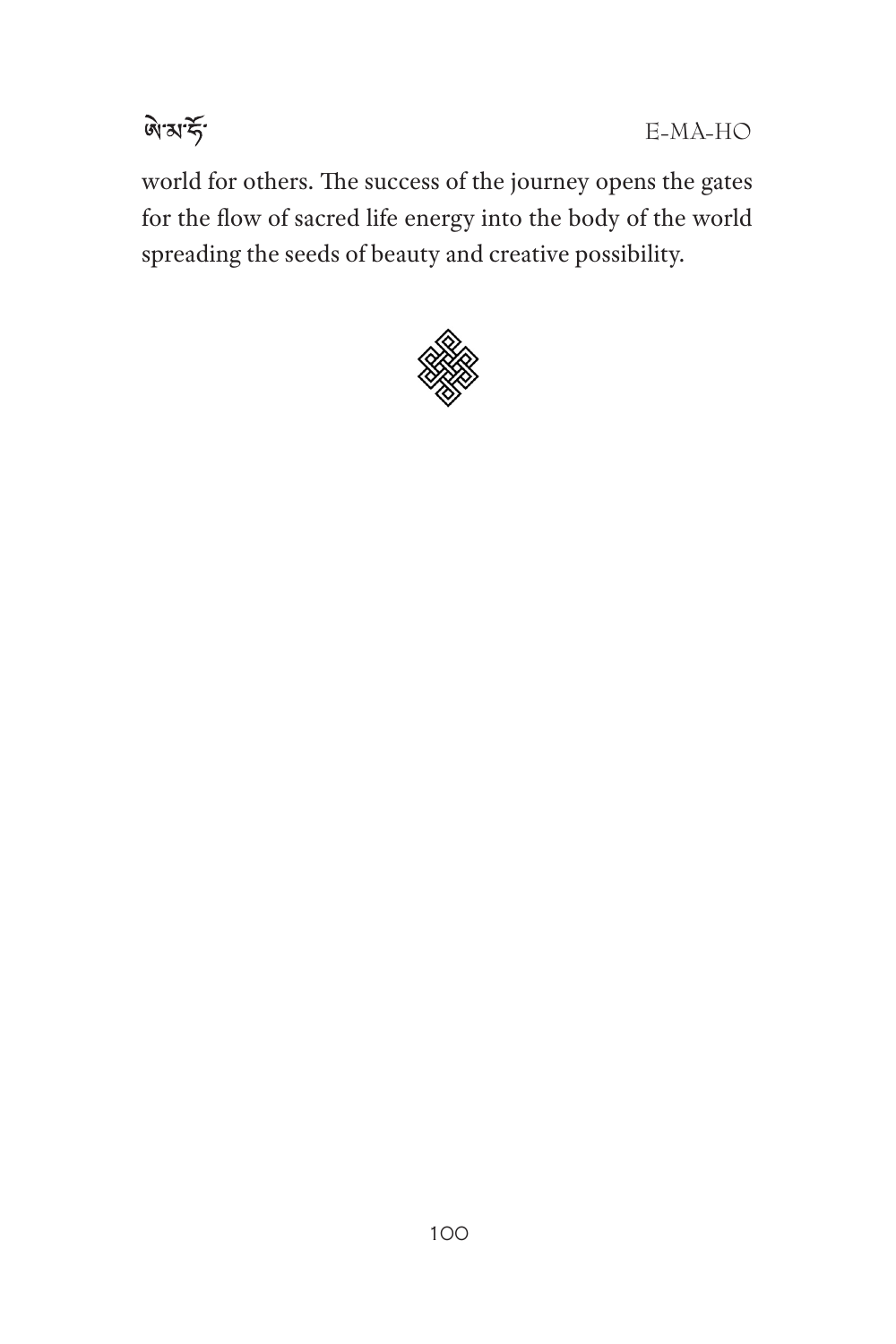world for others. The success of the journey opens the gates for the flow of sacred life energy into the body of the world spreading the seeds of beauty and creative possibility.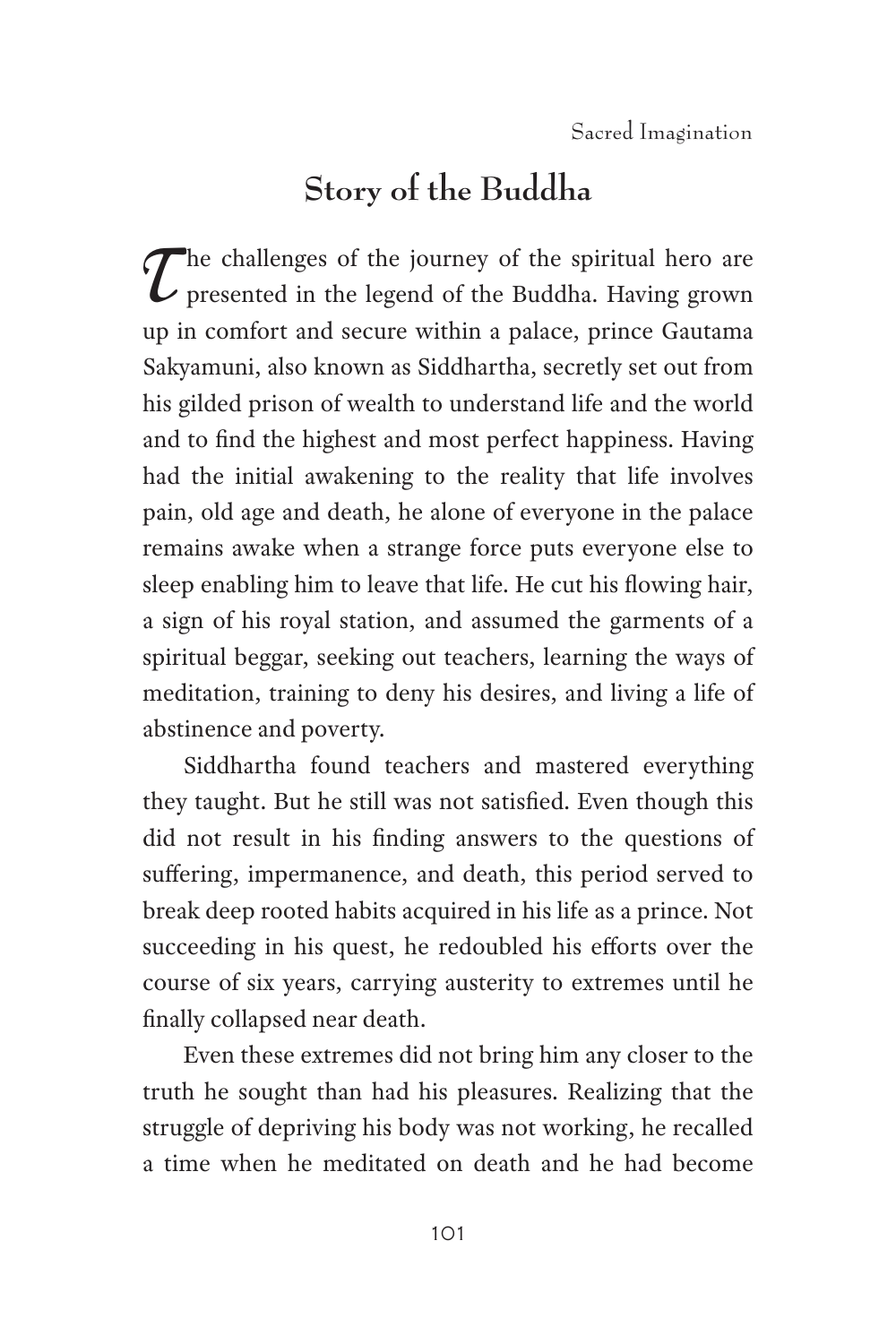## Story of the Buddha

The challenges of the journey of the spiritual hero are presented in the legend of the Buddha. Having grown up in comfort and secure within a palace, prince Gautama Sakyamuni, also known as Siddhartha, secretly set out from his gilded prison of wealth to understand life and the world and to find the highest and most perfect happiness. Having had the initial awakening to the reality that life involves pain, old age and death, he alone of everyone in the palace remains awake when a strange force puts everyone else to sleep enabling him to leave that life. He cut his flowing hair, a sign of his royal station, and assumed the garments of a spiritual beggar, seeking out teachers, learning the ways of meditation, training to deny his desires, and living a life of abstinence and poverty.

Siddhartha found teachers and mastered everything they taught. But he still was not satisfied. Even though this did not result in his finding answers to the questions of suffering, impermanence, and death, this period served to break deep rooted habits acquired in his life as a prince. Not succeeding in his quest, he redoubled his efforts over the course of six years, carrying austerity to extremes until he finally collapsed near death.

Even these extremes did not bring him any closer to the truth he sought than had his pleasures. Realizing that the struggle of depriving his body was not working, he recalled a time when he meditated on death and he had become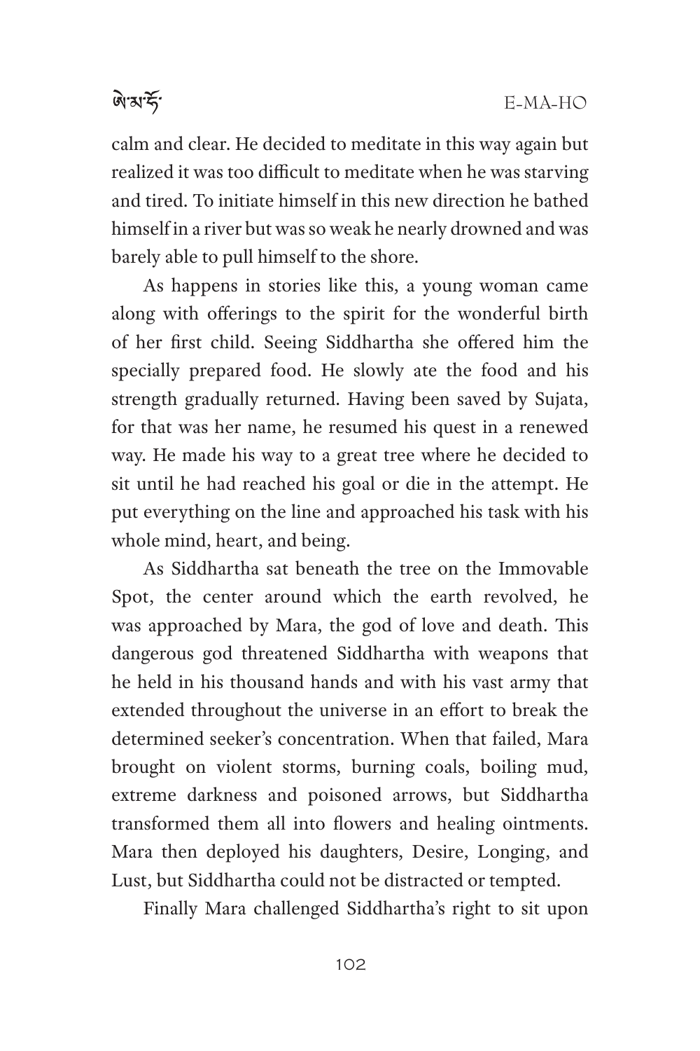calm and clear. He decided to meditate in this way again but realized it was too difficult to meditate when he was starving and tired. To initiate himself in this new direction he bathed himself in a river but was so weak he nearly drowned and was barely able to pull himself to the shore.

As happens in stories like this, a young woman came along with offerings to the spirit for the wonderful birth of her first child. Seeing Siddhartha she offered him the specially prepared food. He slowly ate the food and his strength gradually returned. Having been saved by Sujata, for that was her name, he resumed his quest in a renewed way. He made his way to a great tree where he decided to sit until he had reached his goal or die in the attempt. He put everything on the line and approached his task with his whole mind, heart, and being.

As Siddhartha sat beneath the tree on the Immovable Spot, the center around which the earth revolved, he was approached by Mara, the god of love and death. This dangerous god threatened Siddhartha with weapons that he held in his thousand hands and with his vast army that extended throughout the universe in an effort to break the determined seeker's concentration. When that failed, Mara brought on violent storms, burning coals, boiling mud, extreme darkness and poisoned arrows, but Siddhartha transformed them all into flowers and healing ointments. Mara then deployed his daughters, Desire, Longing, and Lust, but Siddhartha could not be distracted or tempted.

Finally Mara challenged Siddhartha's right to sit upon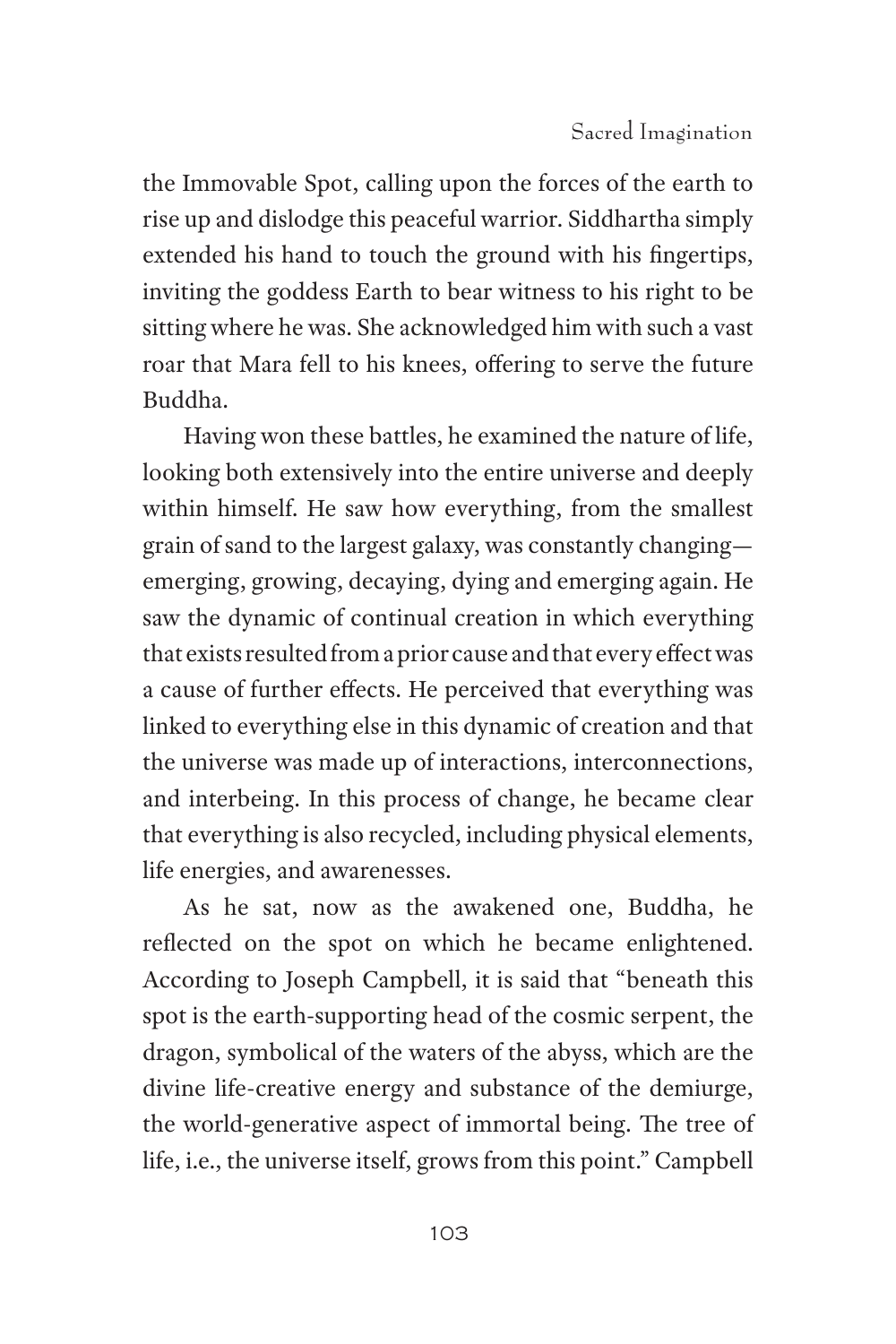the Immovable Spot, calling upon the forces of the earth to rise up and dislodge this peaceful warrior. Siddhartha simply extended his hand to touch the ground with his fingertips, inviting the goddess Earth to bear witness to his right to be sitting where he was. She acknowledged him with such a vast roar that Mara fell to his knees, offering to serve the future Buddha.

Having won these battles, he examined the nature of life, looking both extensively into the entire universe and deeply within himself. He saw how everything, from the smallest grain of sand to the largest galaxy, was constantly changing—emerging, growing, decaying, dying and emerging again. He saw the dynamic of continual creation in which everything that exists resulted from a prior cause and that every effect was a cause of further effects. He perceived that everything was linked to everything else in this dynamic of creation and that the universe was made up of interactions, interconnections, and interbeing. In this process of change, he became clear that everything is also recycled, including physical elements, life energies, and awarenesses.

As he sat, now as the awakened one, Buddha, he reflected on the spot on which he became enlightened. According to Joseph Campbell, it is said that "beneath this spot is the earth-supporting head of the cosmic serpent, the dragon, symbolical of the waters of the abyss, which are the divine life-creative energy and substance of the demiurge, the world-generative aspect of immortal being. The tree of life, i.e., the universe itself, grows from this point." Campbell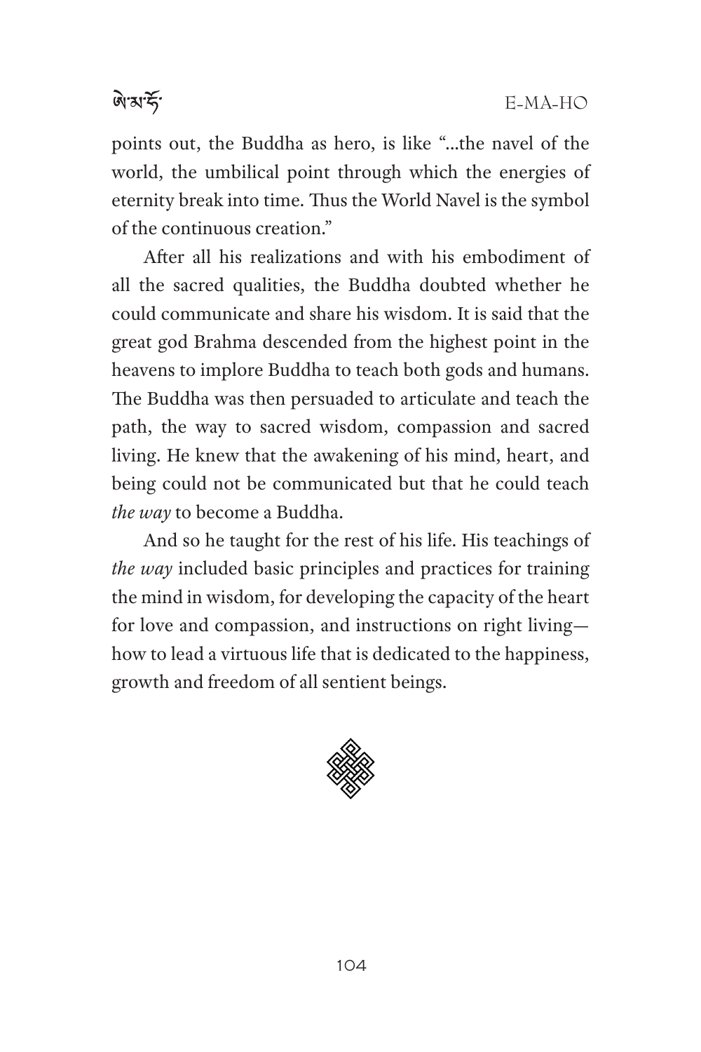points out, the Buddha as hero, is like "...the navel of the world, the umbilical point through which the energies of eternity break into time. Thus the World Navel is the symbol of the continuous creation."

After all his realizations and with his embodiment of all the sacred qualities, the Buddha doubted whether he could communicate and share his wisdom. It is said that the great god Brahma descended from the highest point in the heavens to implore Buddha to teach both gods and humans. The Buddha was then persuaded to articulate and teach the path, the way to sacred wisdom, compassion and sacred living. He knew that the awakening of his mind, heart, and being could not be communicated but that he could teach *the way* to become a Buddha.

And so he taught for the rest of his life. His teachings of *the way* included basic principles and practices for training the mind in wisdom, for developing the capacity of the heart for love and compassion, and instructions on right living—how to lead a virtuous life that is dedicated to the happiness, growth and freedom of all sentient beings.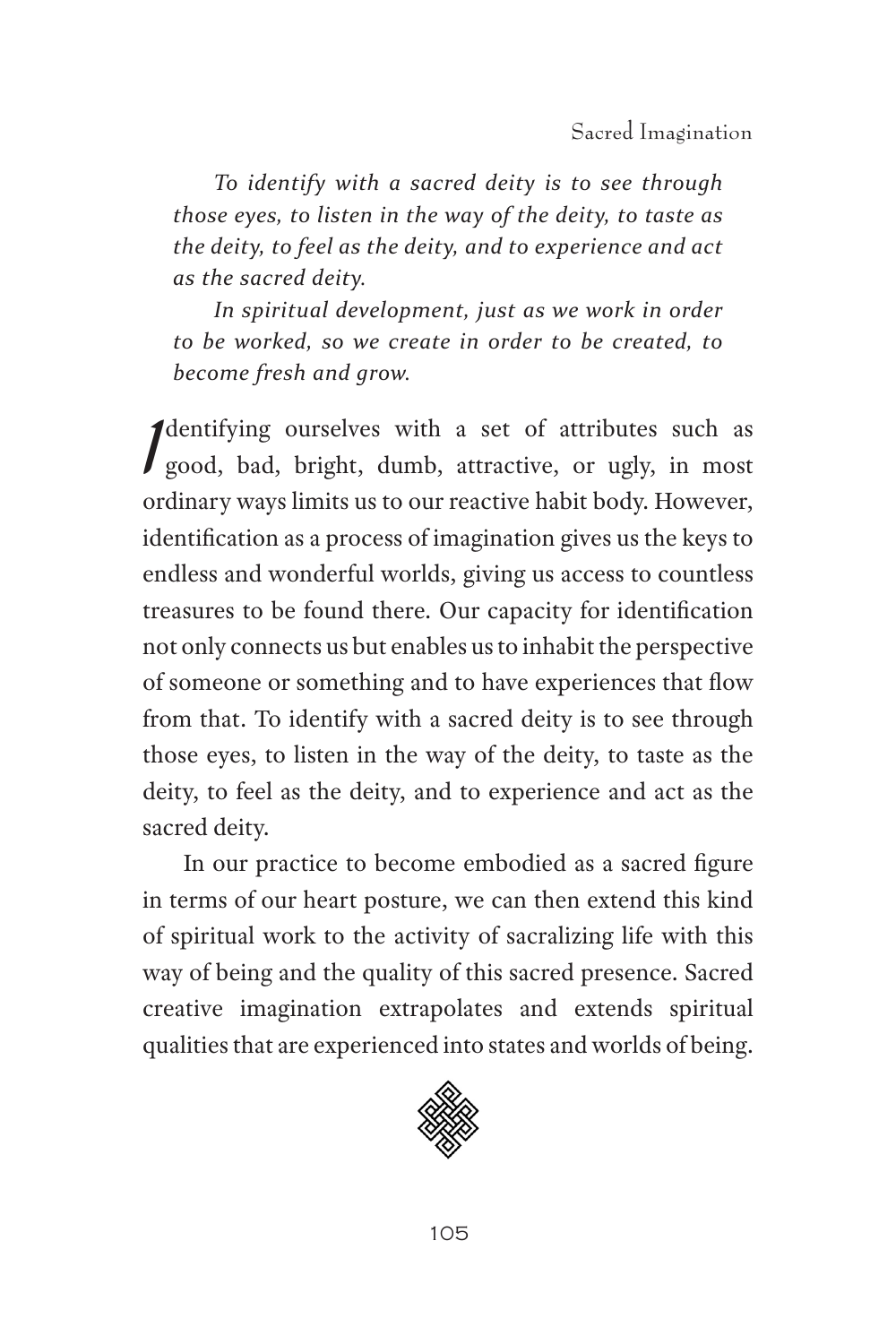*To identify with a sacred deity is to see through those eyes, to listen in the way of the deity, to taste as the deity, to feel as the deity, and to experience and act as the sacred deity.*

*In spiritual development, just as we work in order to be worked, so we create in order to be created, to become fresh and grow.*

Identifying ourselves with a set of attributes such as good, bad, bright, dumb, attractive, or ugly, in most ordinary ways limits us to our reactive habit body. However, identification as a process of imagination gives us the keys to endless and wonderful worlds, giving us access to countless treasures to be found there. Our capacity for identification not only connects us but enables us to inhabit the perspective of someone or something and to have experiences that flow from that. To identify with a sacred deity is to see through those eyes, to listen in the way of the deity, to taste as the deity, to feel as the deity, and to experience and act as the sacred deity.

In our practice to become embodied as a sacred figure in terms of our heart posture, we can then extend this kind of spiritual work to the activity of sacralizing life with this way of being and the quality of this sacred presence. Sacred creative imagination extrapolates and extends spiritual qualities that are experienced into states and worlds of being.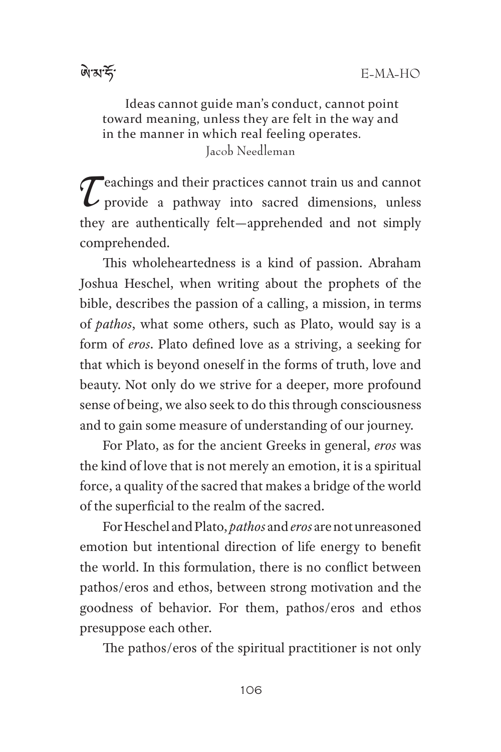Ideas cannot guide man's conduct, cannot point toward meaning, unless they are felt in the way and in the manner in which real feeling operates.

Jacob Needleman

Teachings and their practices cannot train us and cannot provide a pathway into sacred dimensions, unless they are authentically felt—apprehended and not simply comprehended.

This wholeheartedness is a kind of passion. Abraham Joshua Heschel, when writing about the prophets of the bible, describes the passion of a calling, a mission, in terms of *pathos*, what some others, such as Plato, would say is a form of *eros*. Plato defined love as a striving, a seeking for that which is beyond oneself in the forms of truth, love and beauty. Not only do we strive for a deeper, more profound sense of being, we also seek to do this through consciousness and to gain some measure of understanding of our journey.

For Plato, as for the ancient Greeks in general, *eros* was the kind of love that is not merely an emotion, it is a spiritual force, a quality of the sacred that makes a bridge of the world of the superficial to the realm of the sacred.

For Heschel and Plato, *pathos* and *eros* are not unreasoned emotion but intentional direction of life energy to benefit the world. In this formulation, there is no conflict between pathos/eros and ethos, between strong motivation and the goodness of behavior. For them, pathos/eros and ethos presuppose each other.

The pathos/eros of the spiritual practitioner is not only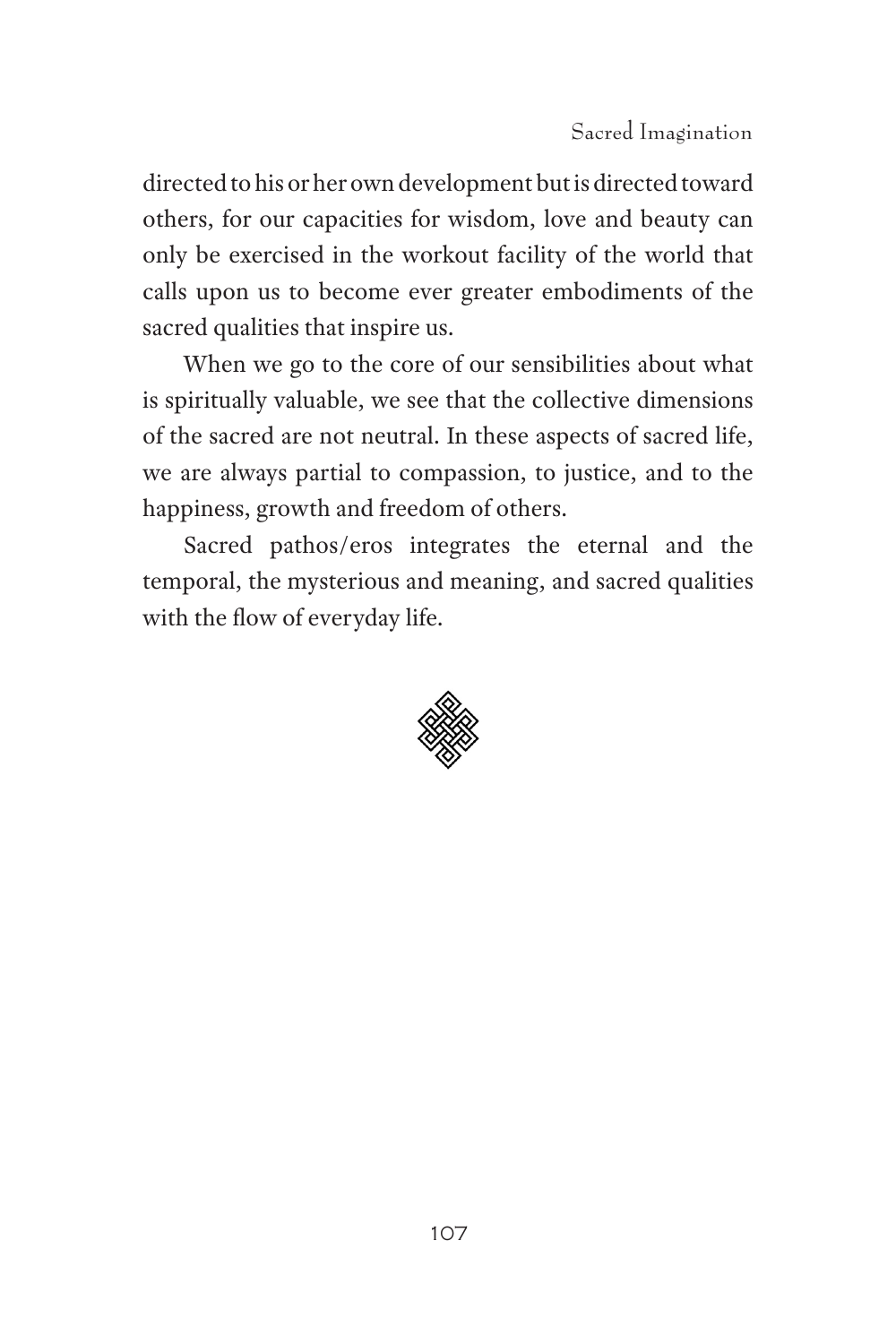directed to his or her own development but is directed toward others, for our capacities for wisdom, love and beauty can only be exercised in the workout facility of the world that calls upon us to become ever greater embodiments of the sacred qualities that inspire us.

When we go to the core of our sensibilities about what is spiritually valuable, we see that the collective dimensions of the sacred are not neutral. In these aspects of sacred life, we are always partial to compassion, to justice, and to the happiness, growth and freedom of others.

Sacred pathos/eros integrates the eternal and the temporal, the mysterious and meaning, and sacred qualities with the flow of everyday life.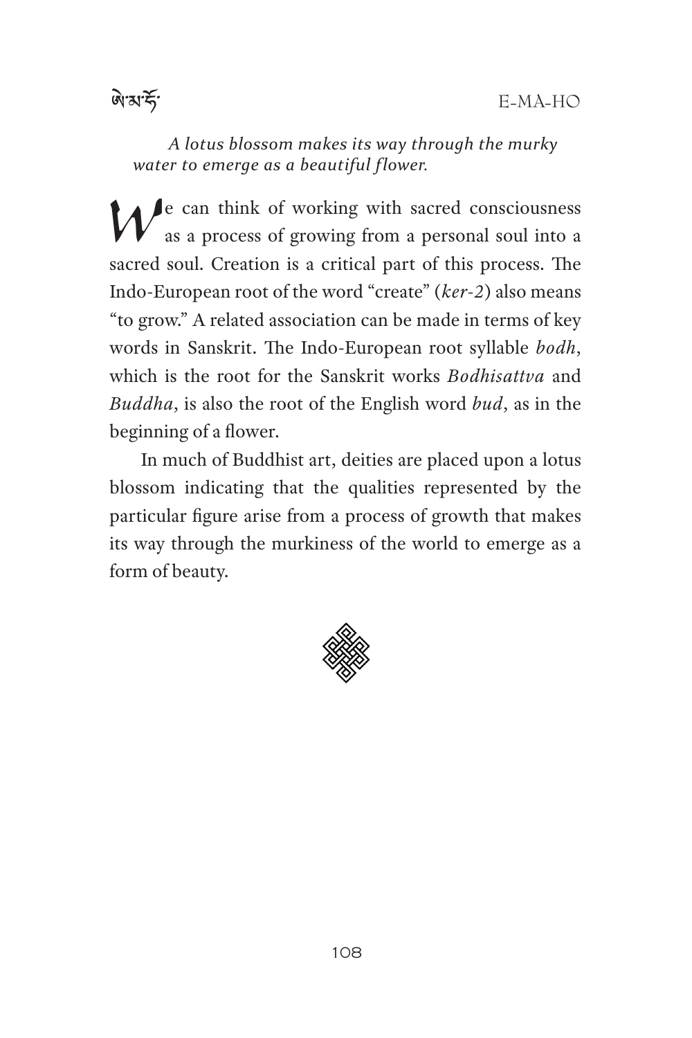*A lotus blossom makes its way through the murky water to emerge as a beautiful flower.*

We can think of working with sacred consciousness as a process of growing from a personal soul into a sacred soul. Creation is a critical part of this process. The Indo-European root of the word "create" (*ker-2*) also means "to grow." A related association can be made in terms of key words in Sanskrit. The Indo-European root syllable *bodh*, which is the root for the Sanskrit works *Bodhisattva* and *Buddha*, is also the root of the English word *bud*, as in the beginning of a flower.

In much of Buddhist art, deities are placed upon a lotus blossom indicating that the qualities represented by the particular figure arise from a process of growth that makes its way through the murkiness of the world to emerge as a form of beauty.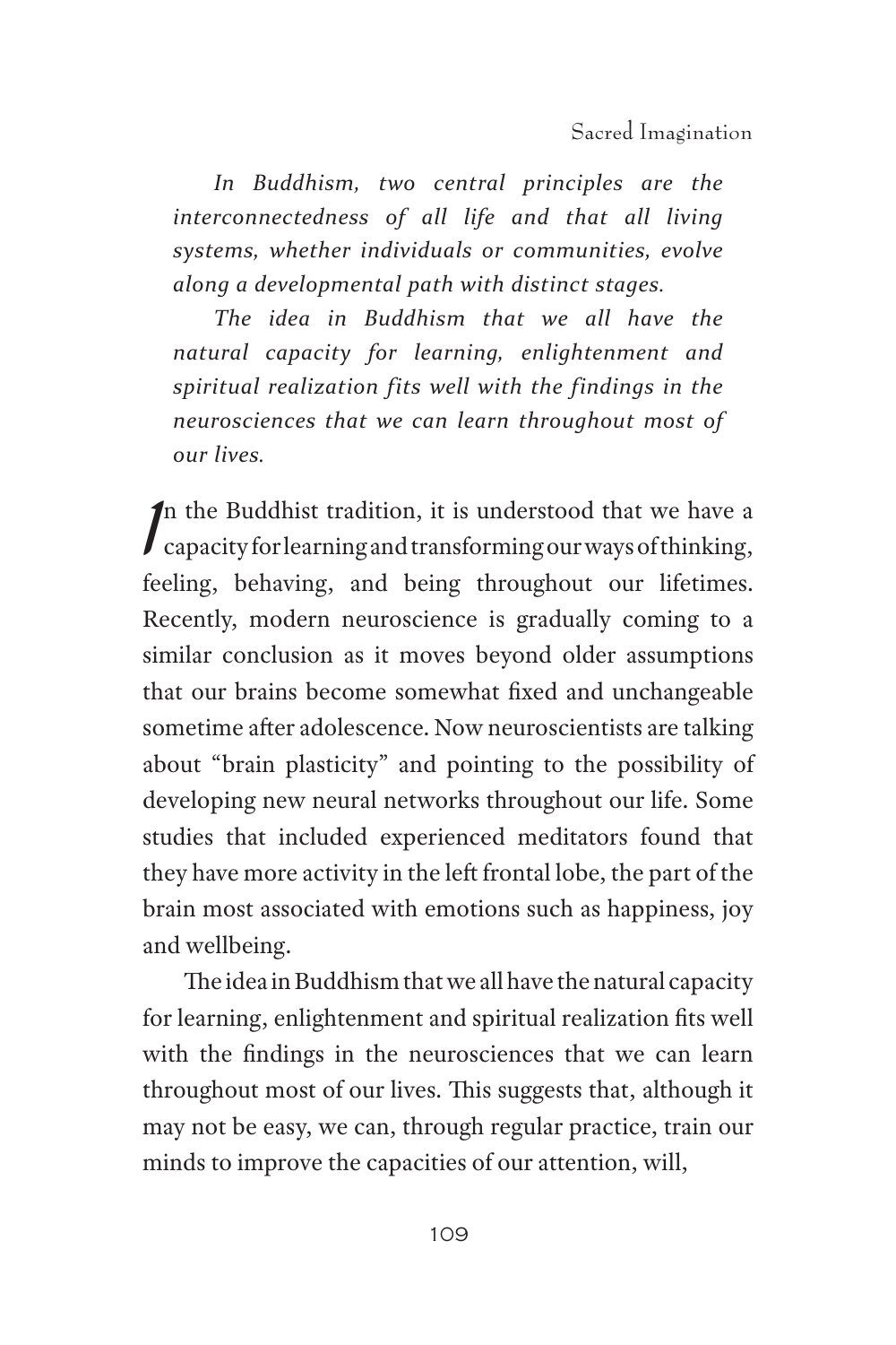*In Buddhism, two central principles are the interconnectedness of all life and that all living systems, whether individuals or communities, evolve along a developmental path with distinct stages.*

*The idea in Buddhism that we all have the natural capacity for learning, enlightenment and spiritual realization fits well with the findings in the neurosciences that we can learn throughout most of our lives.*

In the Buddhist tradition, it is understood that we have a capacity for learning and transforming our ways of thinking, feeling, behaving, and being throughout our lifetimes. Recently, modern neuroscience is gradually coming to a similar conclusion as it moves beyond older assumptions that our brains become somewhat fixed and unchangeable sometime after adolescence. Now neuroscientists are talking about "brain plasticity" and pointing to the possibility of developing new neural networks throughout our life. Some studies that included experienced meditators found that they have more activity in the left frontal lobe, the part of the brain most associated with emotions such as happiness, joy and wellbeing.

The idea in Buddhism that we all have the natural capacity for learning, enlightenment and spiritual realization fits well with the findings in the neurosciences that we can learn throughout most of our lives. This suggests that, although it may not be easy, we can, through regular practice, train our minds to improve the capacities of our attention, will,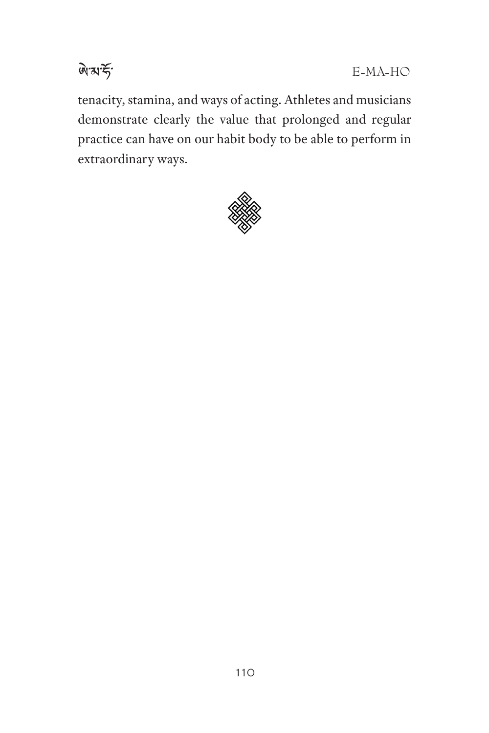tenacity, stamina, and ways of acting. Athletes and musicians demonstrate clearly the value that prolonged and regular practice can have on our habit body to be able to perform in extraordinary ways.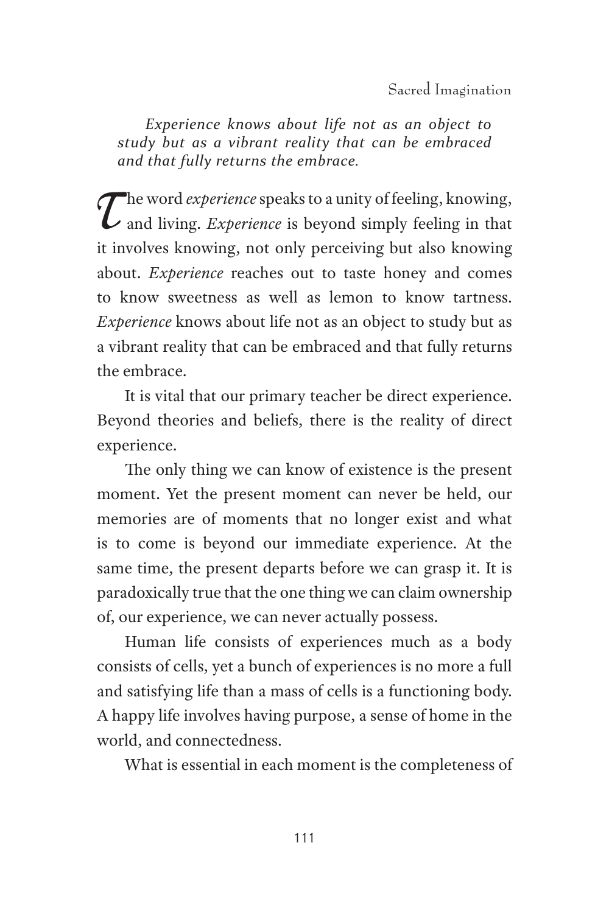*Experience knows about life not as an object to study but as a vibrant reality that can be embraced and that fully returns the embrace.*

The word *experience* speaks to a unity of feeling, knowing, and living. *Experience* is beyond simply feeling in that it involves knowing, not only perceiving but also knowing about. *Experience* reaches out to taste honey and comes to know sweetness as well as lemon to know tartness. *Experience* knows about life not as an object to study but as a vibrant reality that can be embraced and that fully returns the embrace.

It is vital that our primary teacher be direct experience. Beyond theories and beliefs, there is the reality of direct experience.

The only thing we can know of existence is the present moment. Yet the present moment can never be held, our memories are of moments that no longer exist and what is to come is beyond our immediate experience. At the same time, the present departs before we can grasp it. It is paradoxically true that the one thing we can claim ownership of, our experience, we can never actually possess.

Human life consists of experiences much as a body consists of cells, yet a bunch of experiences is no more a full and satisfying life than a mass of cells is a functioning body. A happy life involves having purpose, a sense of home in the world, and connectedness.

What is essential in each moment is the completeness of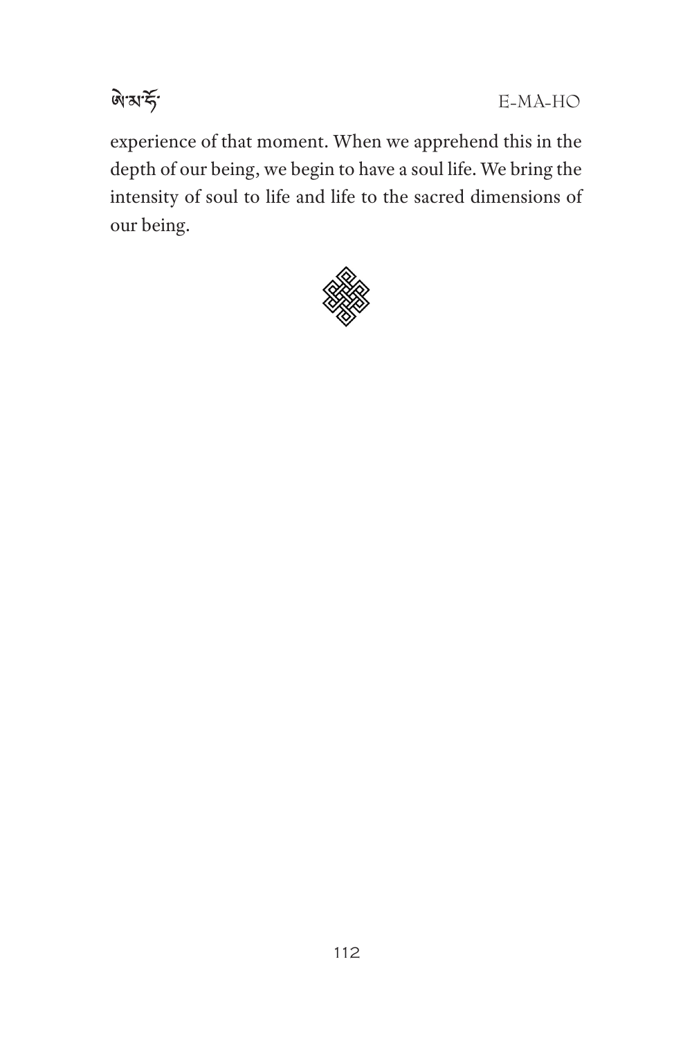experience of that moment. When we apprehend this in the depth of our being, we begin to have a soul life. We bring the intensity of soul to life and life to the sacred dimensions of our being.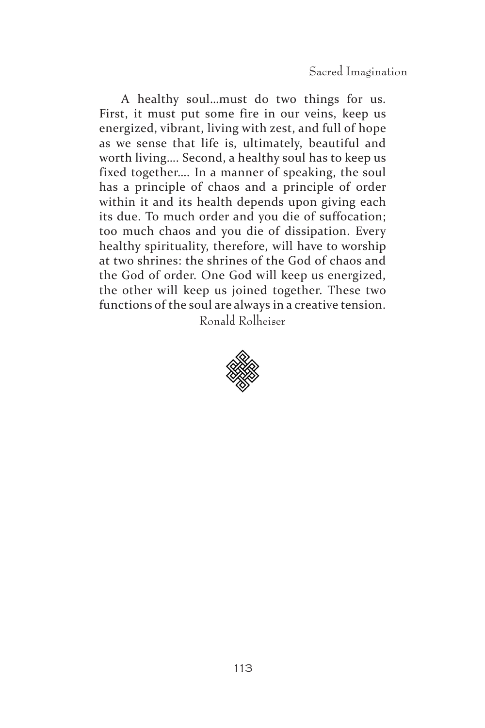A healthy soul...must do two things for us. First, it must put some fire in our veins, keep us energized, vibrant, living with zest, and full of hope as we sense that life is, ultimately, beautiful and worth living.... Second, a healthy soul has to keep us fixed together.... In a manner of speaking, the soul has a principle of chaos and a principle of order within it and its health depends upon giving each its due. To much order and you die of suffocation; too much chaos and you die of dissipation. Every healthy spirituality, therefore, will have to worship at two shrines: the shrines of the God of chaos and the God of order. One God will keep us energized, the other will keep us joined together. These two functions of the soul are always in a creative tension.

Ronald Rolheiser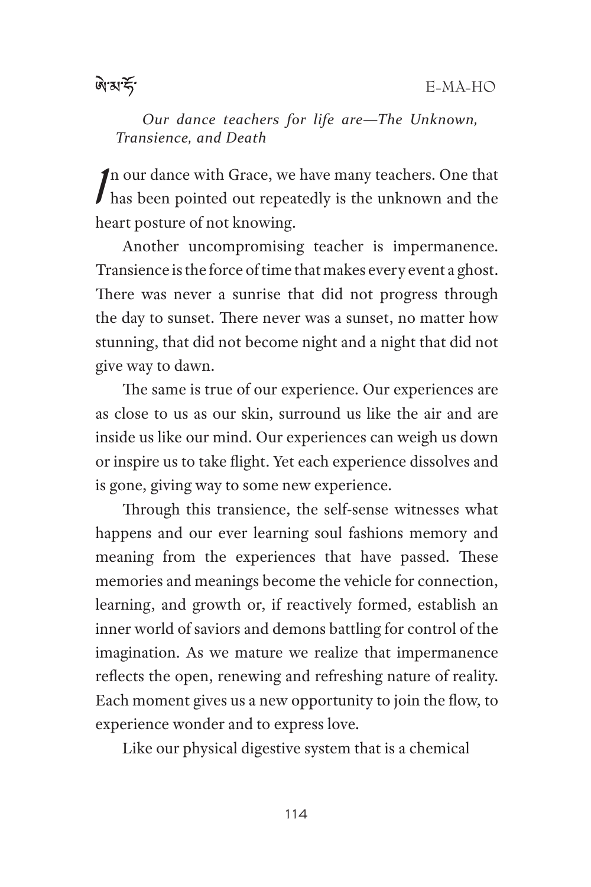*Our dance teachers for life are—The Unknown, Transience, and Death*

In our dance with Grace, we have many teachers. One that has been pointed out repeatedly is the unknown and the heart posture of not knowing.

Another uncompromising teacher is impermanence. Transience is the force of time that makes every event a ghost. There was never a sunrise that did not progress through the day to sunset. There never was a sunset, no matter how stunning, that did not become night and a night that did not give way to dawn.

The same is true of our experience. Our experiences are as close to us as our skin, surround us like the air and are inside us like our mind. Our experiences can weigh us down or inspire us to take flight. Yet each experience dissolves and is gone, giving way to some new experience.

Through this transience, the self-sense witnesses what happens and our ever learning soul fashions memory and meaning from the experiences that have passed. These memories and meanings become the vehicle for connection, learning, and growth or, if reactively formed, establish an inner world of saviors and demons battling for control of the imagination. As we mature we realize that impermanence reflects the open, renewing and refreshing nature of reality. Each moment gives us a new opportunity to join the flow, to experience wonder and to express love.

Like our physical digestive system that is a chemical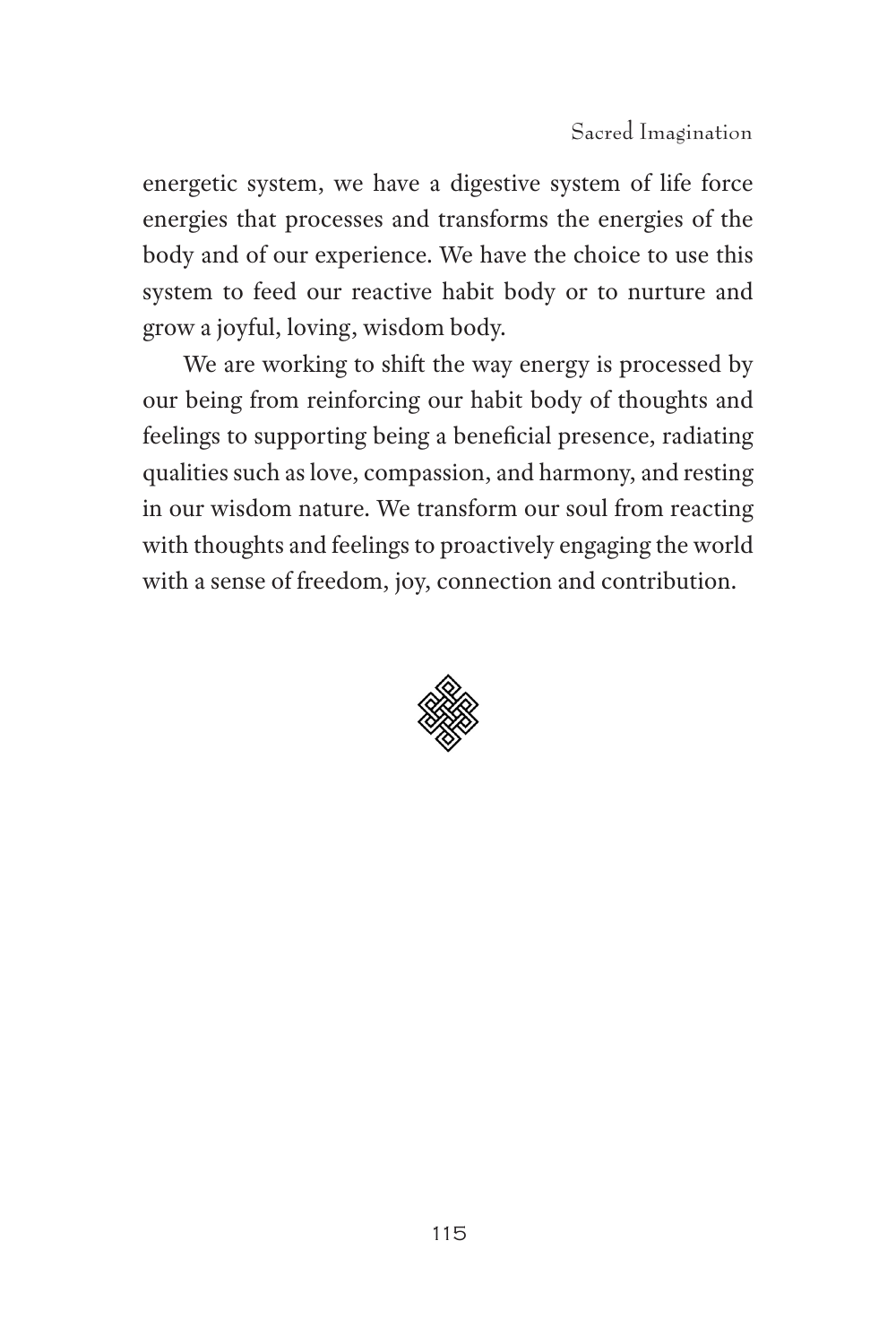energetic system, we have a digestive system of life force energies that processes and transforms the energies of the body and of our experience. We have the choice to use this system to feed our reactive habit body or to nurture and grow a joyful, loving, wisdom body.

We are working to shift the way energy is processed by our being from reinforcing our habit body of thoughts and feelings to supporting being a beneficial presence, radiating qualities such as love, compassion, and harmony, and resting in our wisdom nature. We transform our soul from reacting with thoughts and feelings to proactively engaging the world with a sense of freedom, joy, connection and contribution.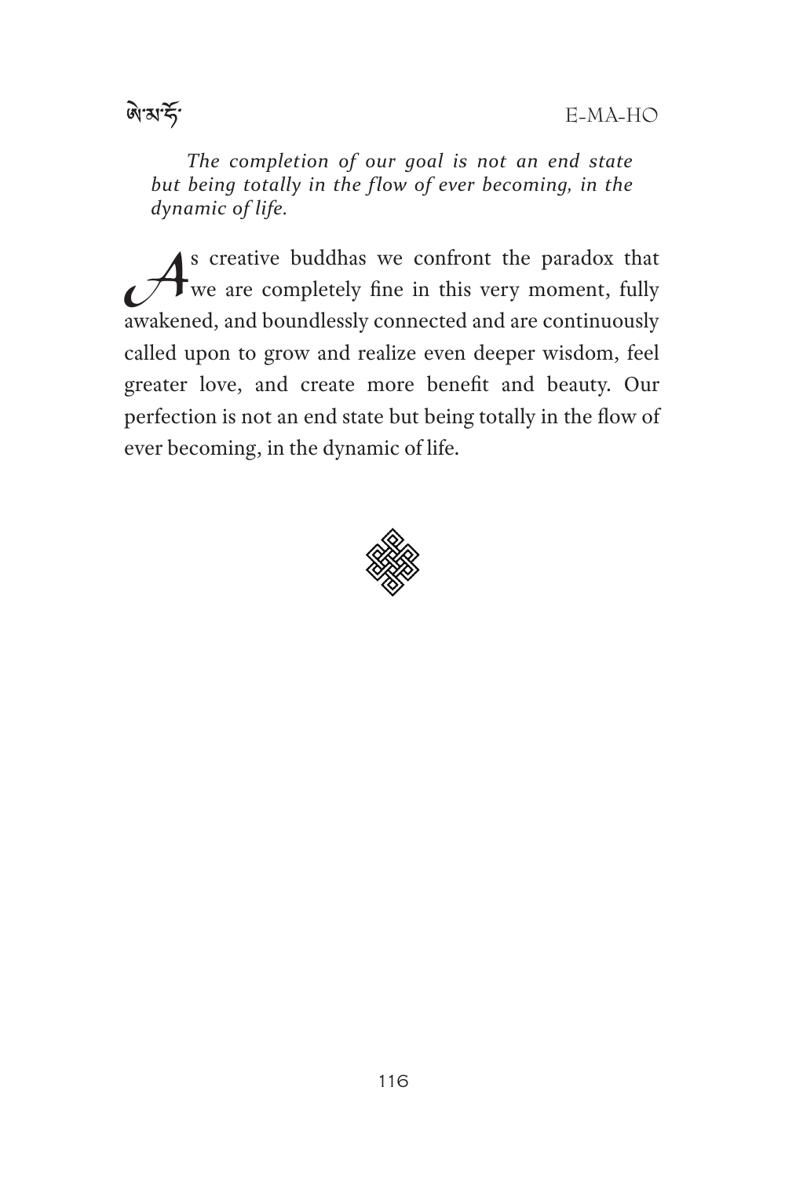*The completion of our goal is not an end state but being totally in the flow of ever becoming, in the dynamic of life.*

As creative buddhas we confront the paradox that we are completely fine in this very moment, fully awakened, and boundlessly connected and are continuously called upon to grow and realize even deeper wisdom, feel greater love, and create more benefit and beauty. Our perfection is not an end state but being totally in the flow of ever becoming, in the dynamic of life.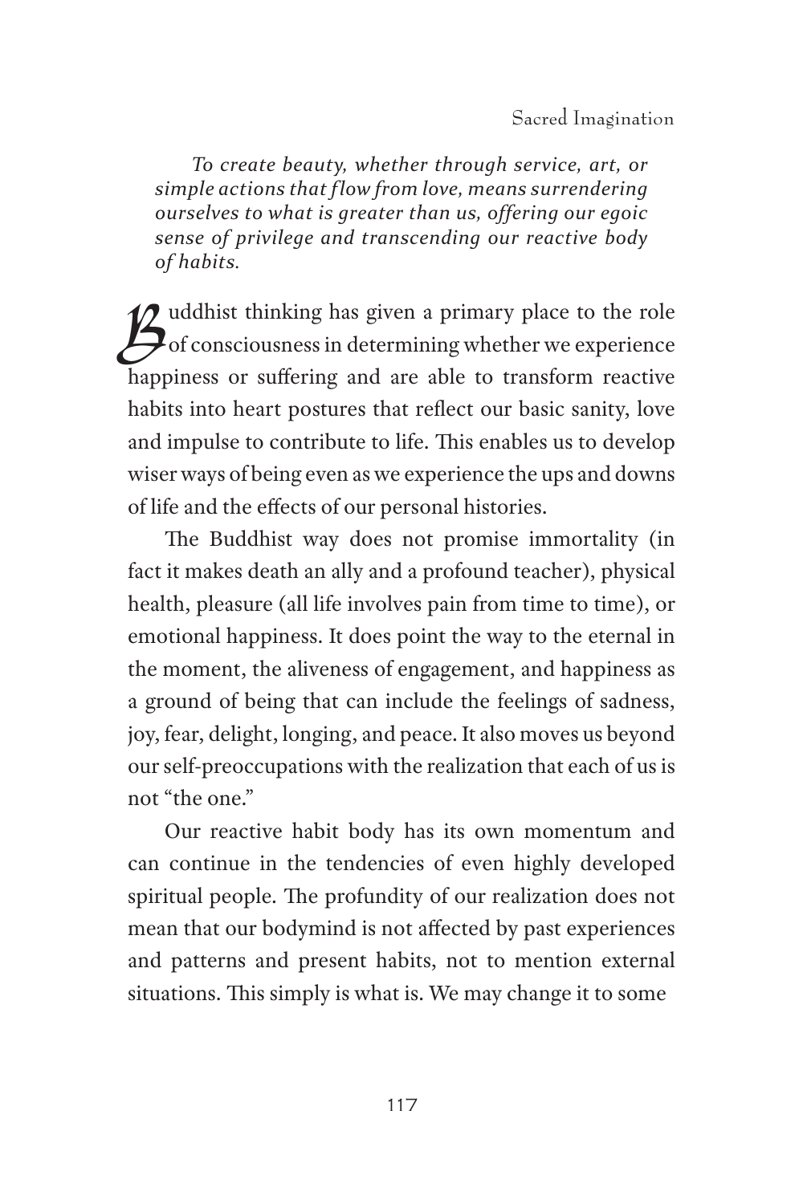*To create beauty, whether through service, art, or simple actions that flow from love, means surrendering ourselves to what is greater than us, offering our egoic sense of privilege and transcending our reactive body of habits.*

Buddhist thinking has given a primary place to the role of consciousness in determining whether we experience happiness or suffering and are able to transform reactive habits into heart postures that reflect our basic sanity, love and impulse to contribute to life. This enables us to develop wiser ways of being even as we experience the ups and downs of life and the effects of our personal histories.

The Buddhist way does not promise immortality (in fact it makes death an ally and a profound teacher), physical health, pleasure (all life involves pain from time to time), or emotional happiness. It does point the way to the eternal in the moment, the aliveness of engagement, and happiness as a ground of being that can include the feelings of sadness, joy, fear, delight, longing, and peace. It also moves us beyond our self-preoccupations with the realization that each of us is not "the one."

Our reactive habit body has its own momentum and can continue in the tendencies of even highly developed spiritual people. The profundity of our realization does not mean that our bodymind is not affected by past experiences and patterns and present habits, not to mention external situations. This simply is what is. We may change it to some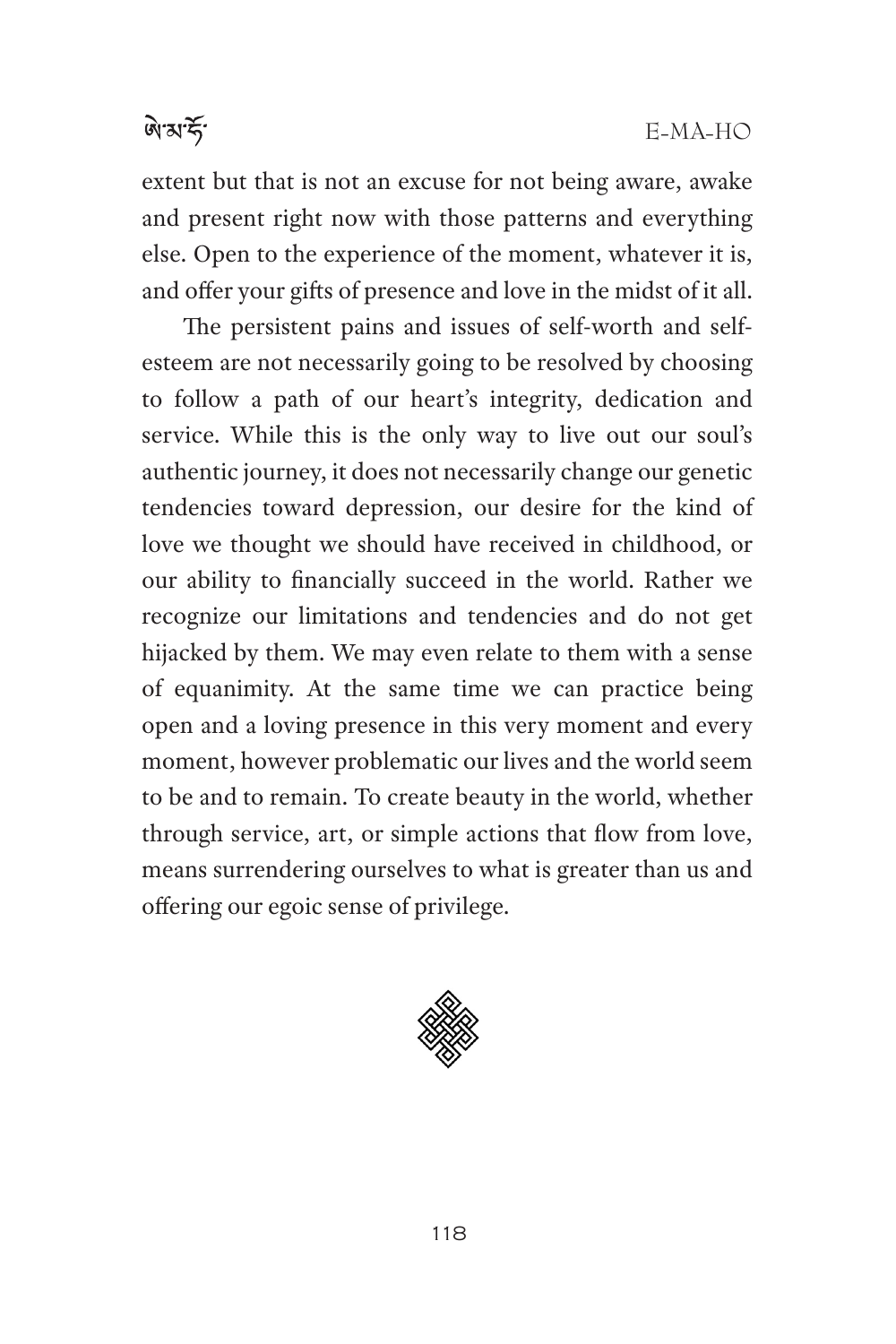extent but that is not an excuse for not being aware, awake and present right now with those patterns and everything else. Open to the experience of the moment, whatever it is, and offer your gifts of presence and love in the midst of it all.

The persistent pains and issues of self-worth and self-esteem are not necessarily going to be resolved by choosing to follow a path of our heart's integrity, dedication and service. While this is the only way to live out our soul's authentic journey, it does not necessarily change our genetic tendencies toward depression, our desire for the kind of love we thought we should have received in childhood, or our ability to financially succeed in the world. Rather we recognize our limitations and tendencies and do not get hijacked by them. We may even relate to them with a sense of equanimity. At the same time we can practice being open and a loving presence in this very moment and every moment, however problematic our lives and the world seem to be and to remain. To create beauty in the world, whether through service, art, or simple actions that flow from love, means surrendering ourselves to what is greater than us and offering our egoic sense of privilege.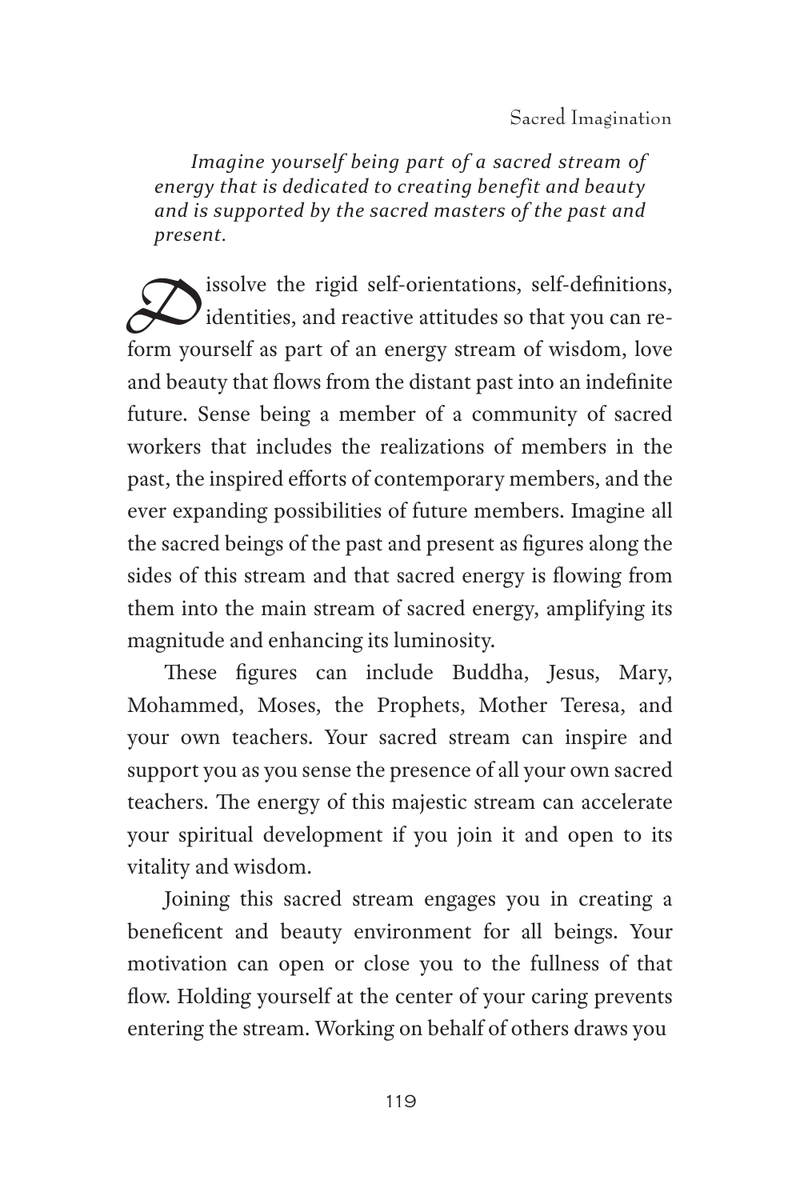*Imagine yourself being part of a sacred stream of energy that is dedicated to creating benefit and beauty and is supported by the sacred masters of the past and present.*

Dissolve the rigid self-orientations, self-definitions, identities, and reactive attitudes so that you can re-form yourself as part of an energy stream of wisdom, love and beauty that flows from the distant past into an indefinite future. Sense being a member of a community of sacred workers that includes the realizations of members in the past, the inspired efforts of contemporary members, and the ever expanding possibilities of future members. Imagine all the sacred beings of the past and present as figures along the sides of this stream and that sacred energy is flowing from them into the main stream of sacred energy, amplifying its magnitude and enhancing its luminosity.

These figures can include Buddha, Jesus, Mary, Mohammed, Moses, the Prophets, Mother Teresa, and your own teachers. Your sacred stream can inspire and support you as you sense the presence of all your own sacred teachers. The energy of this majestic stream can accelerate your spiritual development if you join it and open to its vitality and wisdom.

Joining this sacred stream engages you in creating a beneficent and beauty environment for all beings. Your motivation can open or close you to the fullness of that flow. Holding yourself at the center of your caring prevents entering the stream. Working on behalf of others draws you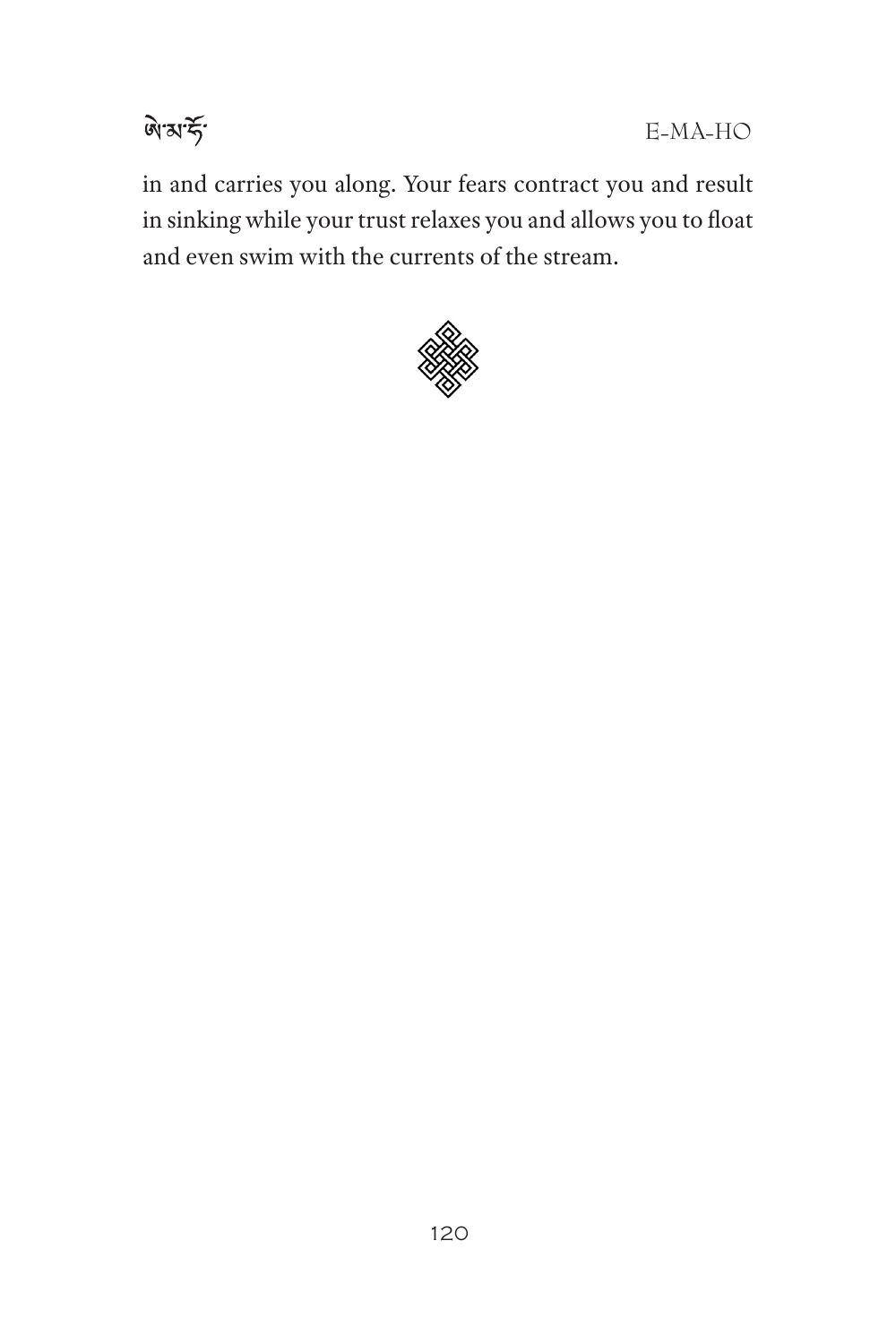in and carries you along. Your fears contract you and result in sinking while your trust relaxes you and allows you to float and even swim with the currents of the stream.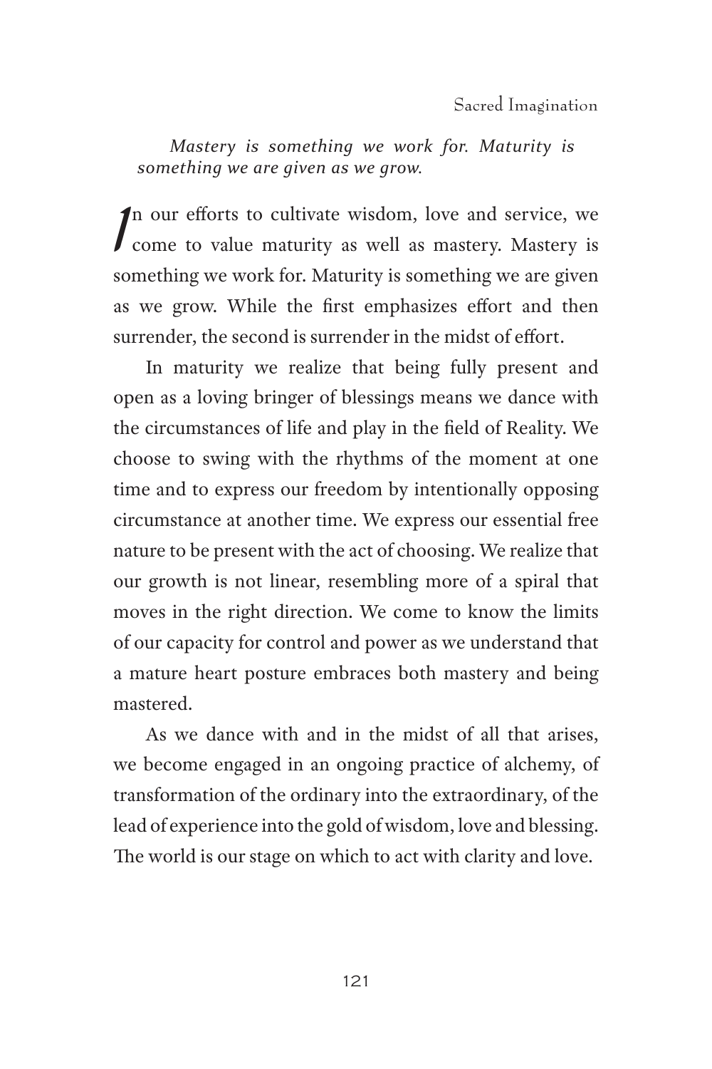*Mastery is something we work for. Maturity is something we are given as we grow.*

In our efforts to cultivate wisdom, love and service, we come to value maturity as well as mastery. Mastery is something we work for. Maturity is something we are given as we grow. While the first emphasizes effort and then surrender, the second is surrender in the midst of effort.

In maturity we realize that being fully present and open as a loving bringer of blessings means we dance with the circumstances of life and play in the field of Reality. We choose to swing with the rhythms of the moment at one time and to express our freedom by intentionally opposing circumstance at another time. We express our essential free nature to be present with the act of choosing. We realize that our growth is not linear, resembling more of a spiral that moves in the right direction. We come to know the limits of our capacity for control and power as we understand that a mature heart posture embraces both mastery and being mastered.

As we dance with and in the midst of all that arises, we become engaged in an ongoing practice of alchemy, of transformation of the ordinary into the extraordinary, of the lead of experience into the gold of wisdom, love and blessing. The world is our stage on which to act with clarity and love.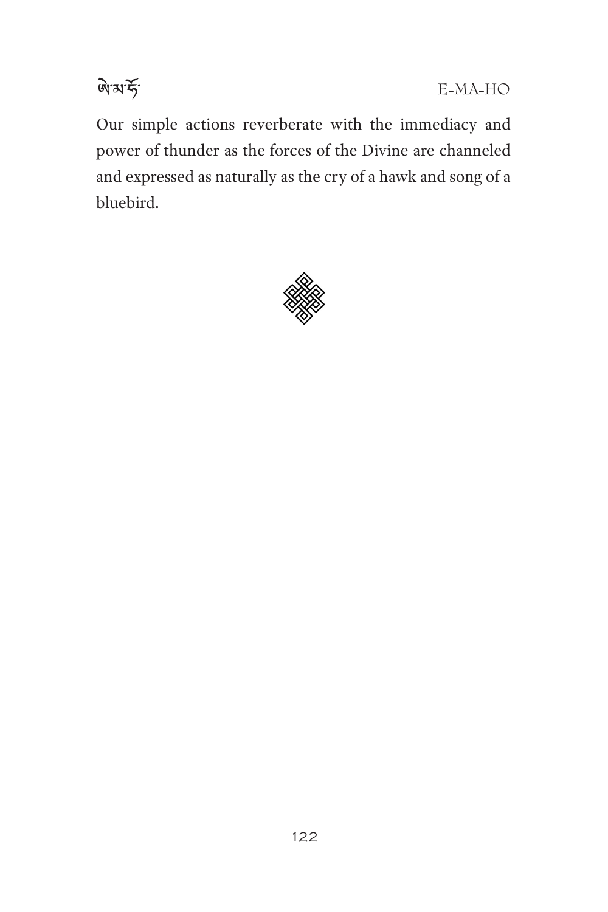Our simple actions reverberate with the immediacy and power of thunder as the forces of the Divine are channeled and expressed as naturally as the cry of a hawk and song of a bluebird.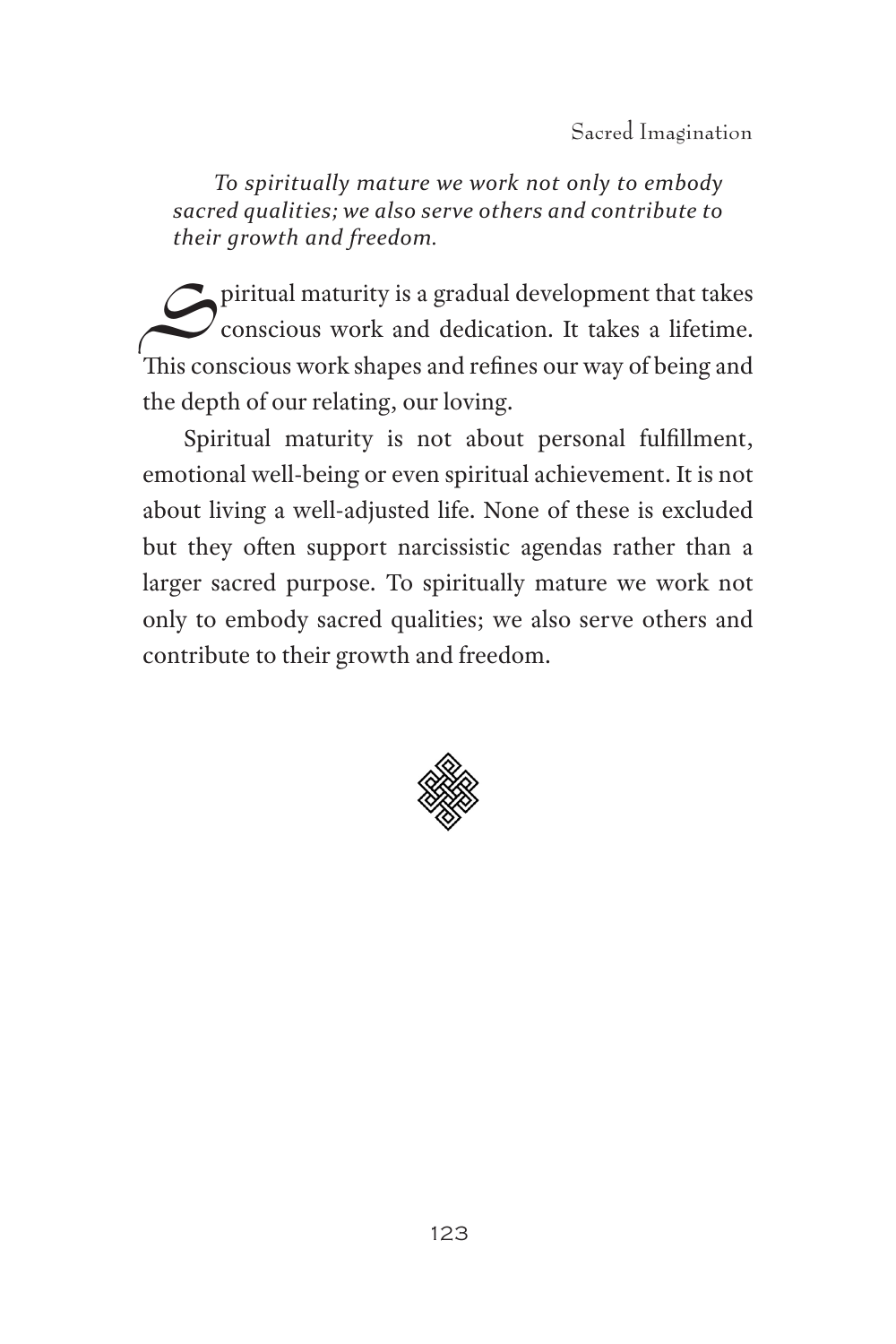*To spiritually mature we work not only to embody sacred qualities; we also serve others and contribute to their growth and freedom.*

Spiritual maturity is a gradual development that takes conscious work and dedication. It takes a lifetime. This conscious work shapes and refines our way of being and the depth of our relating, our loving.

Spiritual maturity is not about personal fulfillment, emotional well-being or even spiritual achievement. It is not about living a well-adjusted life. None of these is excluded but they often support narcissistic agendas rather than a larger sacred purpose. To spiritually mature we work not only to embody sacred qualities; we also serve others and contribute to their growth and freedom.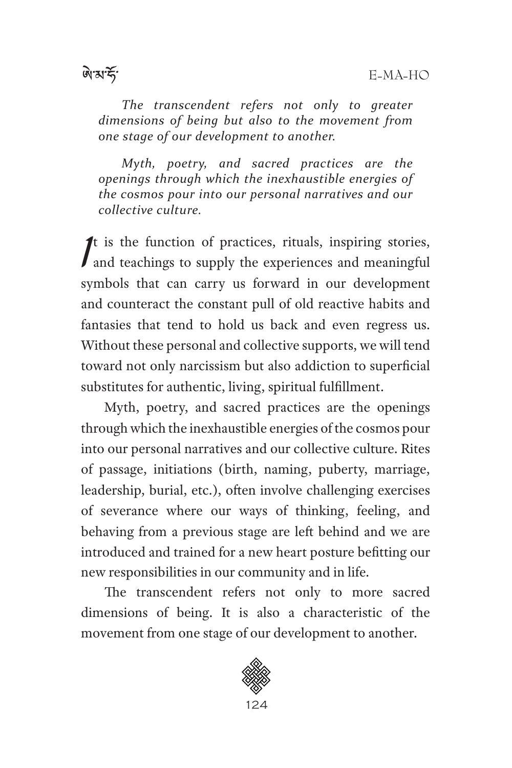*The transcendent refers not only to greater dimensions of being but also to the movement from one stage of our development to another.*

*Myth, poetry, and sacred practices are the openings through which the inexhaustible energies of the cosmos pour into our personal narratives and our collective culture.*

It is the function of practices, rituals, inspiring stories, and teachings to supply the experiences and meaningful symbols that can carry us forward in our development and counteract the constant pull of old reactive habits and fantasies that tend to hold us back and even regress us. Without these personal and collective supports, we will tend toward not only narcissism but also addiction to superficial substitutes for authentic, living, spiritual fulfillment.

Myth, poetry, and sacred practices are the openings through which the inexhaustible energies of the cosmos pour into our personal narratives and our collective culture. Rites of passage, initiations (birth, naming, puberty, marriage, leadership, burial, etc.), often involve challenging exercises of severance where our ways of thinking, feeling, and behaving from a previous stage are left behind and we are introduced and trained for a new heart posture befitting our new responsibilities in our community and in life.

The transcendent refers not only to more sacred dimensions of being. It is also a characteristic of the movement from one stage of our development to another.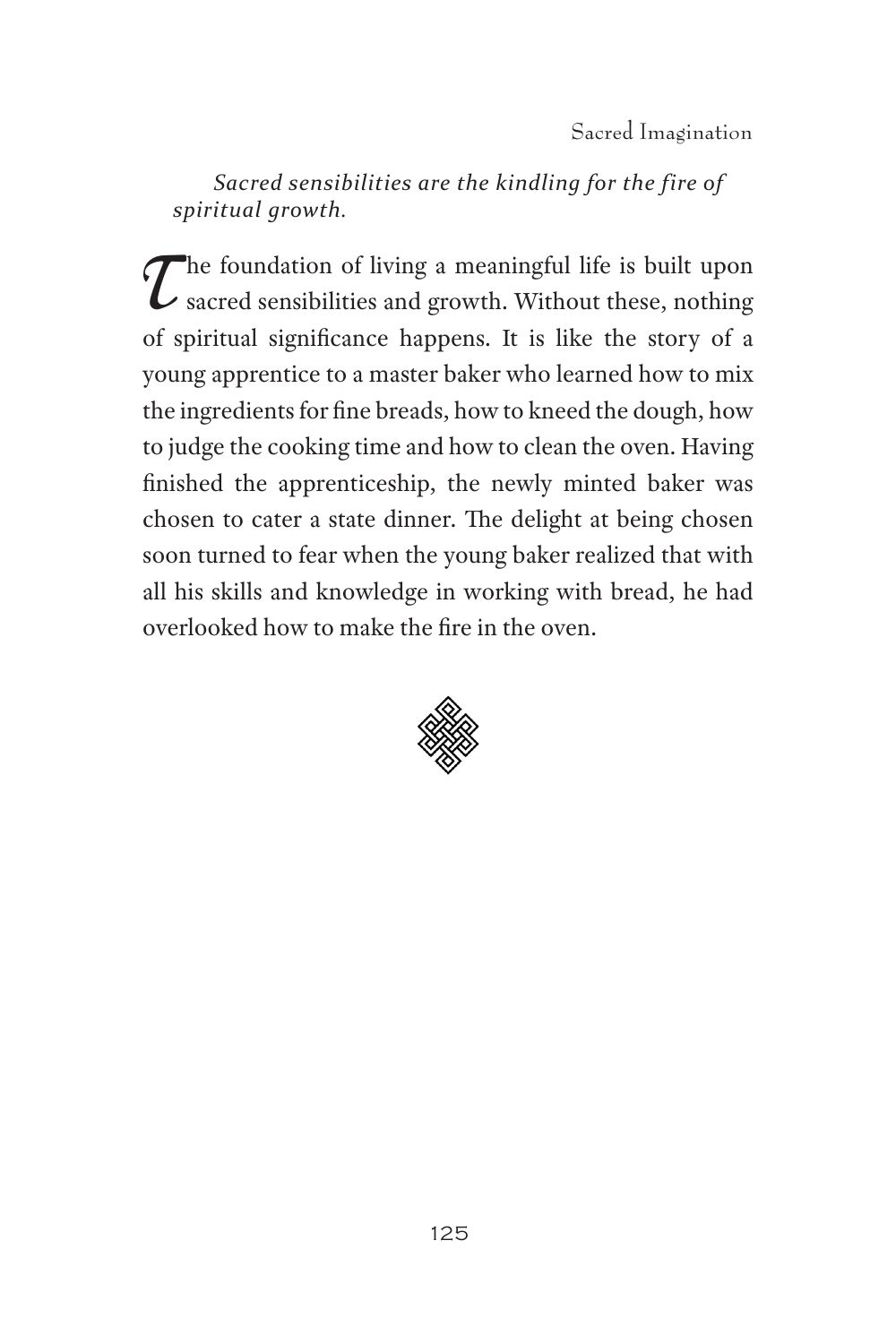*Sacred sensibilities are the kindling for the fire of spiritual growth.*

The foundation of living a meaningful life is built upon sacred sensibilities and growth. Without these, nothing of spiritual significance happens. It is like the story of a young apprentice to a master baker who learned how to mix the ingredients for fine breads, how to kneed the dough, how to judge the cooking time and how to clean the oven. Having finished the apprenticeship, the newly minted baker was chosen to cater a state dinner. The delight at being chosen soon turned to fear when the young baker realized that with all his skills and knowledge in working with bread, he had overlooked how to make the fire in the oven.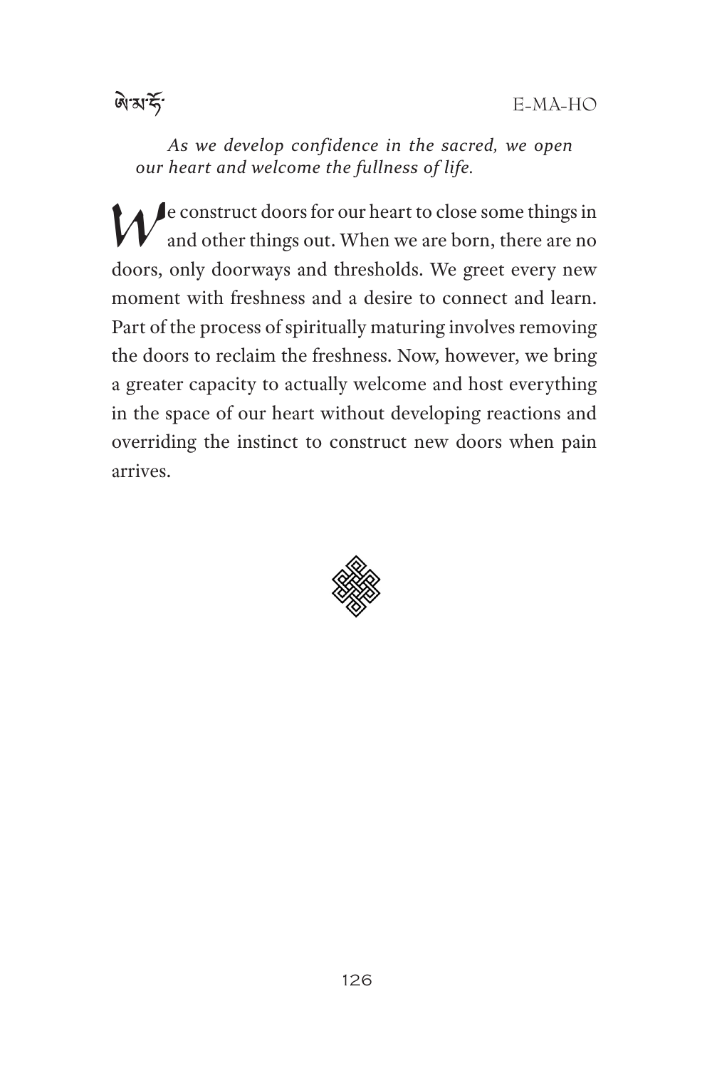*As we develop confidence in the sacred, we open our heart and welcome the fullness of life.*

We construct doors for our heart to close some things in and other things out. When we are born, there are no doors, only doorways and thresholds. We greet every new moment with freshness and a desire to connect and learn. Part of the process of spiritually maturing involves removing the doors to reclaim the freshness. Now, however, we bring a greater capacity to actually welcome and host everything in the space of our heart without developing reactions and overriding the instinct to construct new doors when pain arrives.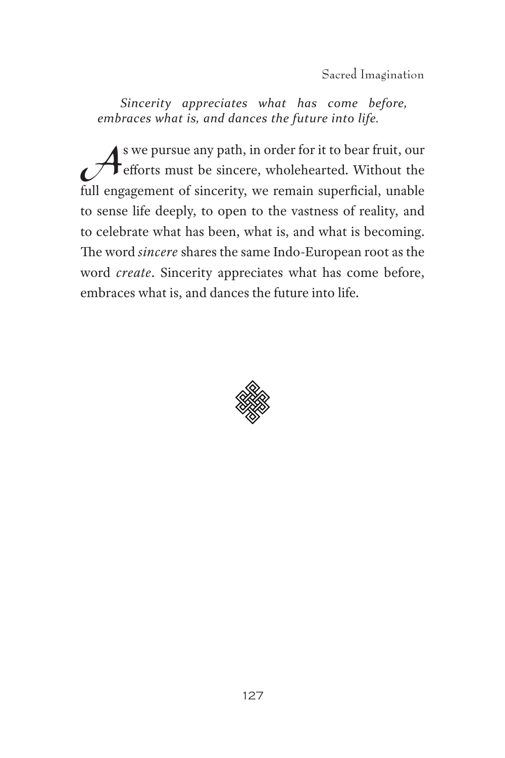*Sincerity appreciates what has come before, embraces what is, and dances the future into life.*

As we pursue any path, in order for it to bear fruit, our efforts must be sincere, wholehearted. Without the full engagement of sincerity, we remain superficial, unable to sense life deeply, to open to the vastness of reality, and to celebrate what has been, what is, and what is becoming. The word *sincere* shares the same Indo-European root as the word *create*. Sincerity appreciates what has come before, embraces what is, and dances the future into life.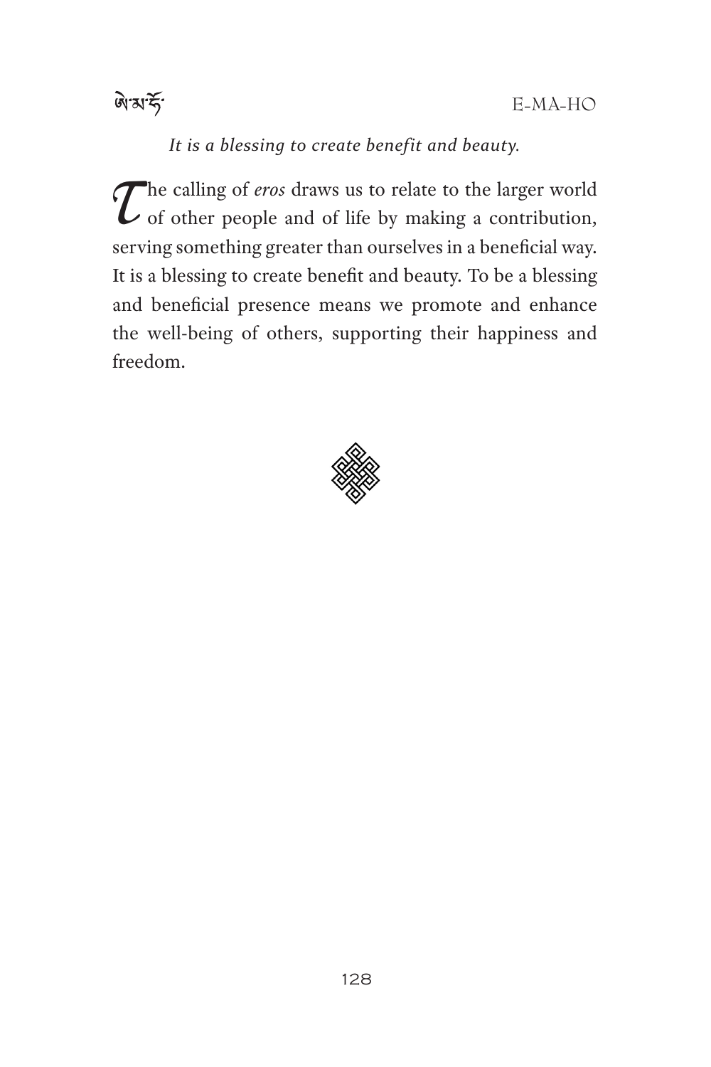*It is a blessing to create benefit and beauty.*

The calling of *eros* draws us to relate to the larger world of other people and of life by making a contribution, serving something greater than ourselves in a beneficial way. It is a blessing to create benefit and beauty. To be a blessing and beneficial presence means we promote and enhance the well-being of others, supporting their happiness and freedom.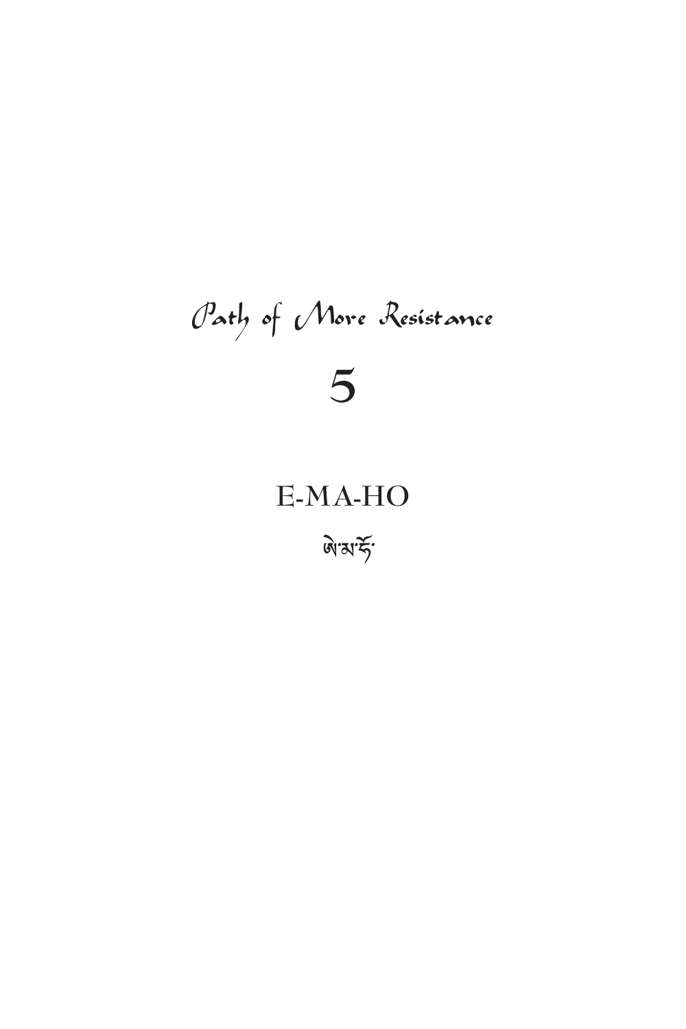Path of More Resistance

# 5

## E-MA-HO

ཨེ་མ་ཧོ་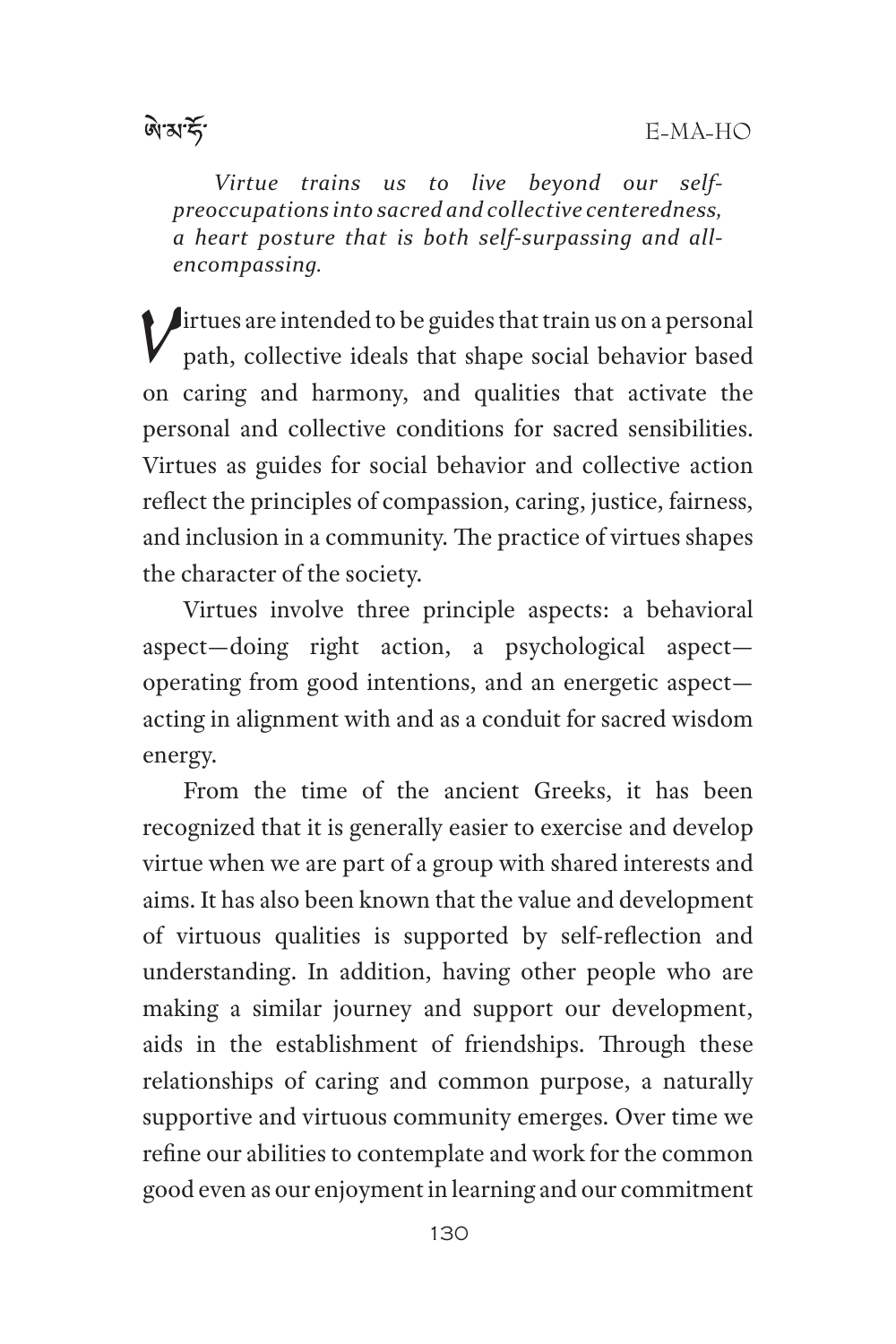*Virtue trains us to live beyond our self-preoccupations into sacred and collective centeredness, a heart posture that is both self-surpassing and all-encompassing.*

Virtues are intended to be guides that train us on a personal path, collective ideals that shape social behavior based on caring and harmony, and qualities that activate the personal and collective conditions for sacred sensibilities. Virtues as guides for social behavior and collective action reflect the principles of compassion, caring, justice, fairness, and inclusion in a community. The practice of virtues shapes the character of the society.

Virtues involve three principle aspects: a behavioral aspect—doing right action, a psychological aspect—operating from good intentions, and an energetic aspect—acting in alignment with and as a conduit for sacred wisdom energy.

From the time of the ancient Greeks, it has been recognized that it is generally easier to exercise and develop virtue when we are part of a group with shared interests and aims. It has also been known that the value and development of virtuous qualities is supported by self-reflection and understanding. In addition, having other people who are making a similar journey and support our development, aids in the establishment of friendships. Through these relationships of caring and common purpose, a naturally supportive and virtuous community emerges. Over time we refine our abilities to contemplate and work for the common good even as our enjoyment in learning and our commitment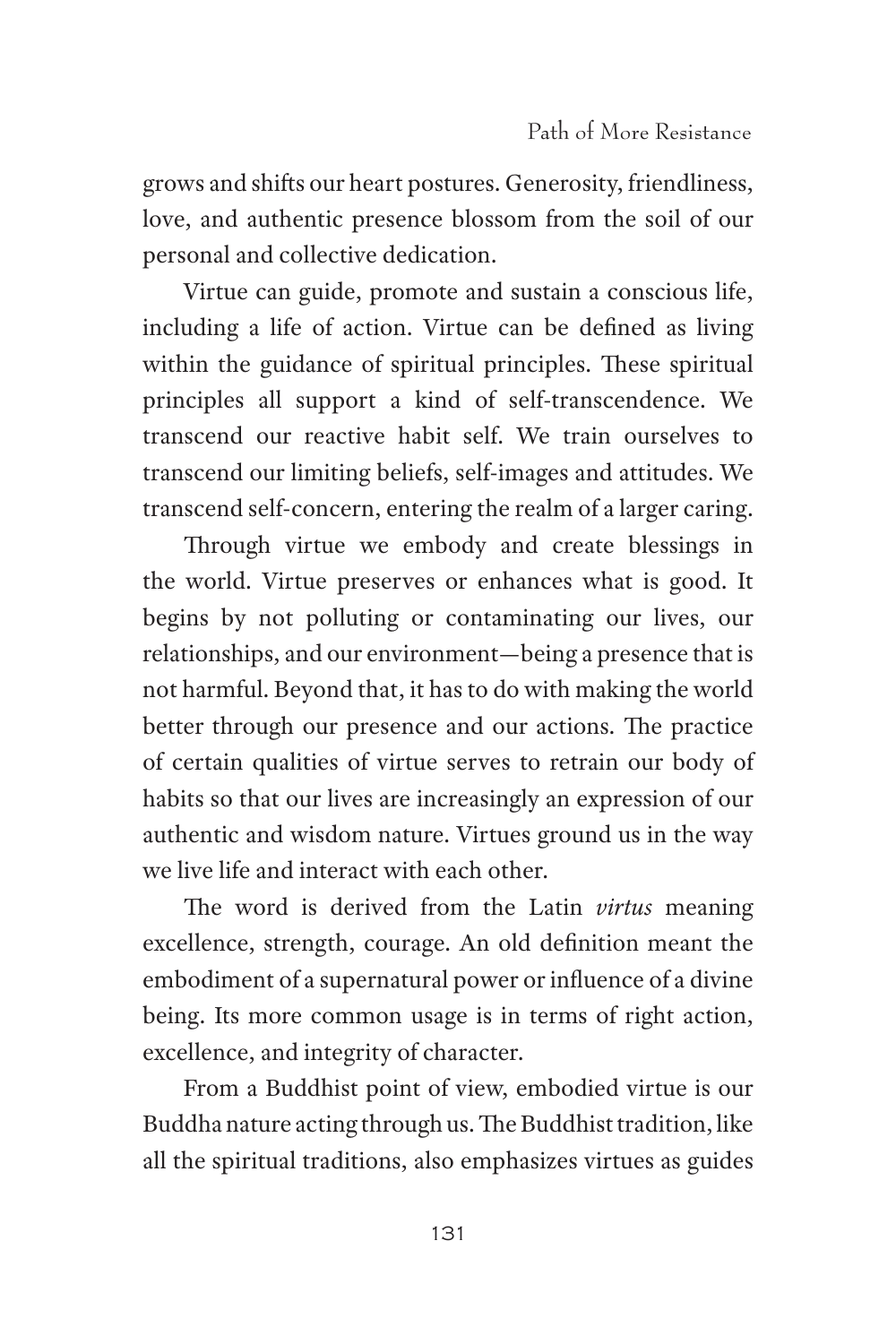grows and shifts our heart postures. Generosity, friendliness, love, and authentic presence blossom from the soil of our personal and collective dedication.

Virtue can guide, promote and sustain a conscious life, including a life of action. Virtue can be defined as living within the guidance of spiritual principles. These spiritual principles all support a kind of self-transcendence. We transcend our reactive habit self. We train ourselves to transcend our limiting beliefs, self-images and attitudes. We transcend self-concern, entering the realm of a larger caring.

Through virtue we embody and create blessings in the world. Virtue preserves or enhances what is good. It begins by not polluting or contaminating our lives, our relationships, and our environment—being a presence that is not harmful. Beyond that, it has to do with making the world better through our presence and our actions. The practice of certain qualities of virtue serves to retrain our body of habits so that our lives are increasingly an expression of our authentic and wisdom nature. Virtues ground us in the way we live life and interact with each other.

The word is derived from the Latin *virtus* meaning excellence, strength, courage. An old definition meant the embodiment of a supernatural power or influence of a divine being. Its more common usage is in terms of right action, excellence, and integrity of character.

From a Buddhist point of view, embodied virtue is our Buddha nature acting through us. The Buddhist tradition, like all the spiritual traditions, also emphasizes virtues as guides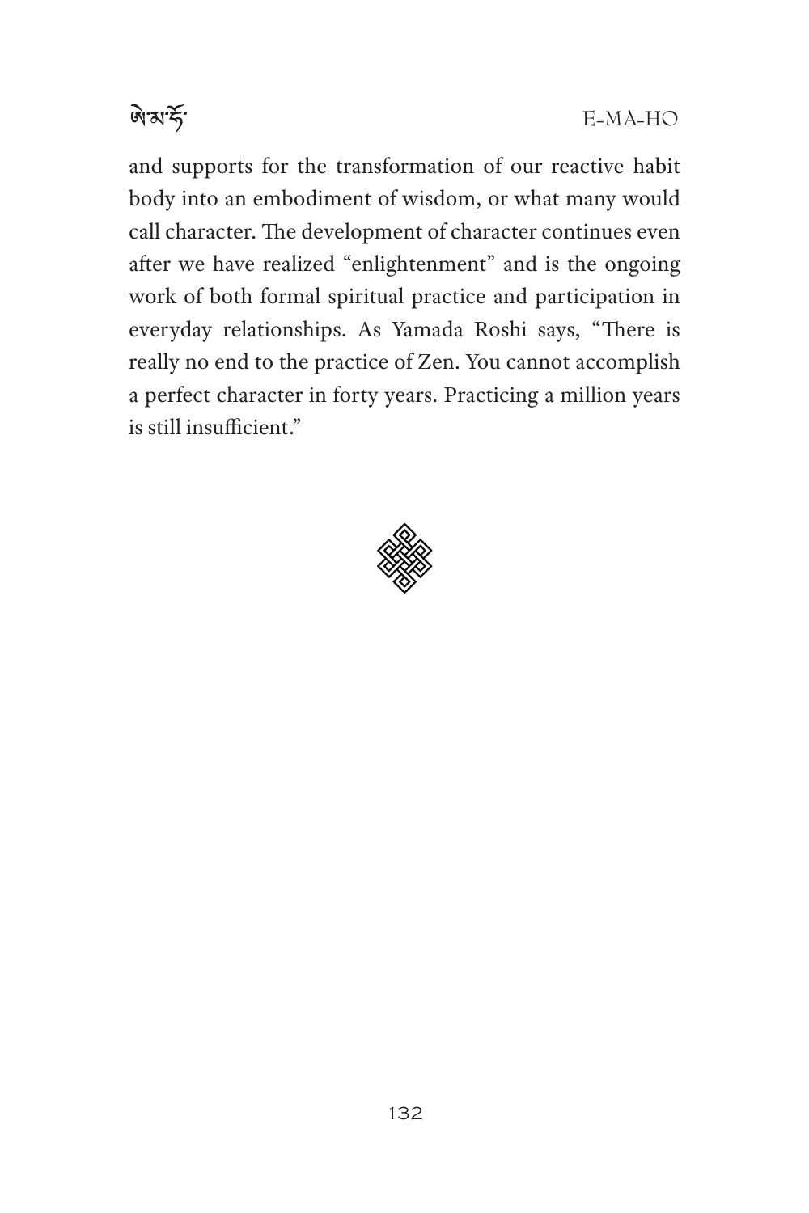and supports for the transformation of our reactive habit body into an embodiment of wisdom, or what many would call character. The development of character continues even after we have realized "enlightenment" and is the ongoing work of both formal spiritual practice and participation in everyday relationships. As Yamada Roshi says, "There is really no end to the practice of Zen. You cannot accomplish a perfect character in forty years. Practicing a million years is still insufficient."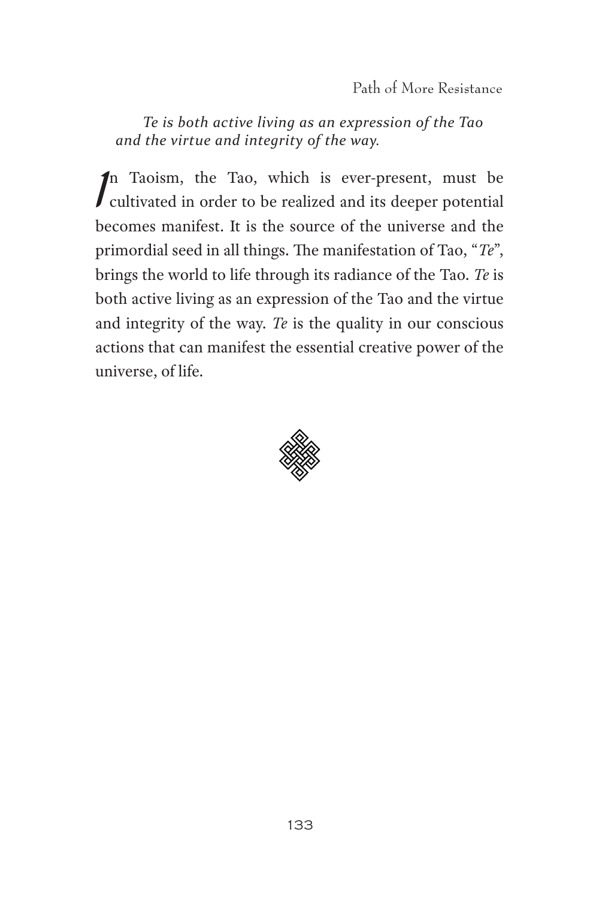*Te is both active living as an expression of the Tao and the virtue and integrity of the way.*

In Taoism, the Tao, which is ever-present, must be cultivated in order to be realized and its deeper potential becomes manifest. It is the source of the universe and the primordial seed in all things. The manifestation of Tao, "*Te*", brings the world to life through its radiance of the Tao. *Te* is both active living as an expression of the Tao and the virtue and integrity of the way. *Te* is the quality in our conscious actions that can manifest the essential creative power of the universe, of life.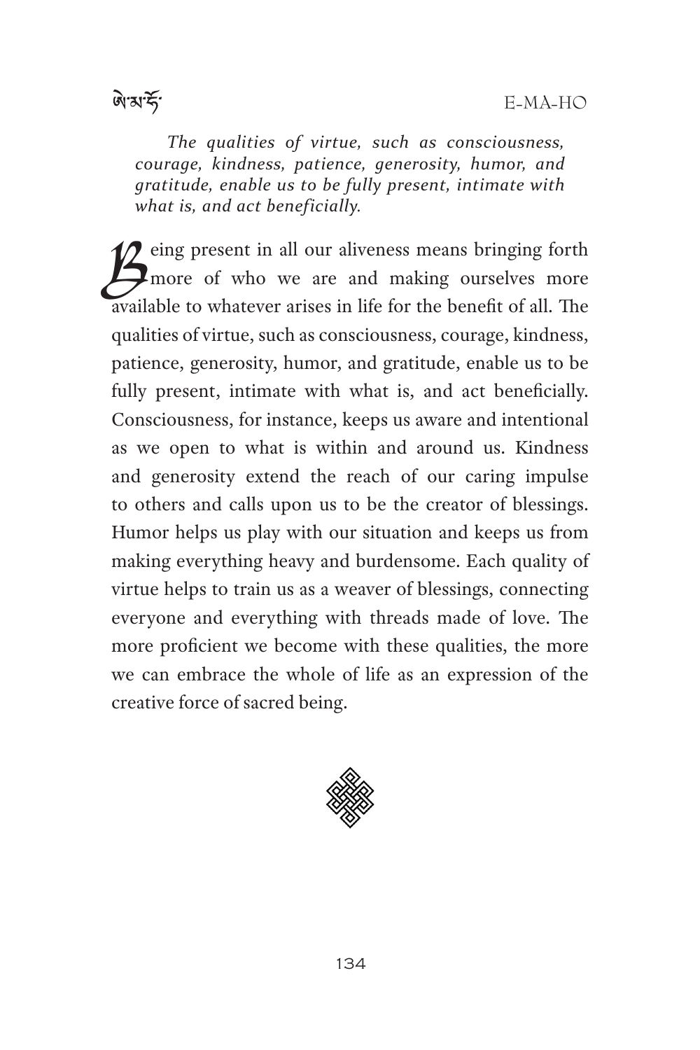*The qualities of virtue, such as consciousness, courage, kindness, patience, generosity, humor, and gratitude, enable us to be fully present, intimate with what is, and act beneficially.*

Being present in all our aliveness means bringing forth more of who we are and making ourselves more available to whatever arises in life for the benefit of all. The qualities of virtue, such as consciousness, courage, kindness, patience, generosity, humor, and gratitude, enable us to be fully present, intimate with what is, and act beneficially. Consciousness, for instance, keeps us aware and intentional as we open to what is within and around us. Kindness and generosity extend the reach of our caring impulse to others and calls upon us to be the creator of blessings. Humor helps us play with our situation and keeps us from making everything heavy and burdensome. Each quality of virtue helps to train us as a weaver of blessings, connecting everyone and everything with threads made of love. The more proficient we become with these qualities, the more we can embrace the whole of life as an expression of the creative force of sacred being.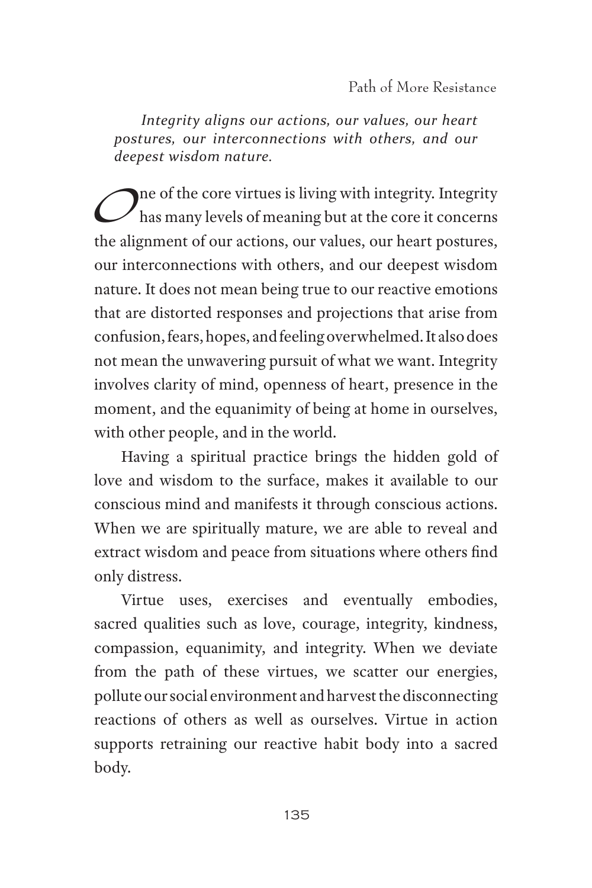*Integrity aligns our actions, our values, our heart postures, our interconnections with others, and our deepest wisdom nature.*

One of the core virtues is living with integrity. Integrity has many levels of meaning but at the core it concerns the alignment of our actions, our values, our heart postures, our interconnections with others, and our deepest wisdom nature. It does not mean being true to our reactive emotions that are distorted responses and projections that arise from confusion, fears, hopes, and feeling overwhelmed. It also does not mean the unwavering pursuit of what we want. Integrity involves clarity of mind, openness of heart, presence in the moment, and the equanimity of being at home in ourselves, with other people, and in the world.

Having a spiritual practice brings the hidden gold of love and wisdom to the surface, makes it available to our conscious mind and manifests it through conscious actions. When we are spiritually mature, we are able to reveal and extract wisdom and peace from situations where others find only distress.

Virtue uses, exercises and eventually embodies, sacred qualities such as love, courage, integrity, kindness, compassion, equanimity, and integrity. When we deviate from the path of these virtues, we scatter our energies, pollute our social environment and harvest the disconnecting reactions of others as well as ourselves. Virtue in action supports retraining our reactive habit body into a sacred body.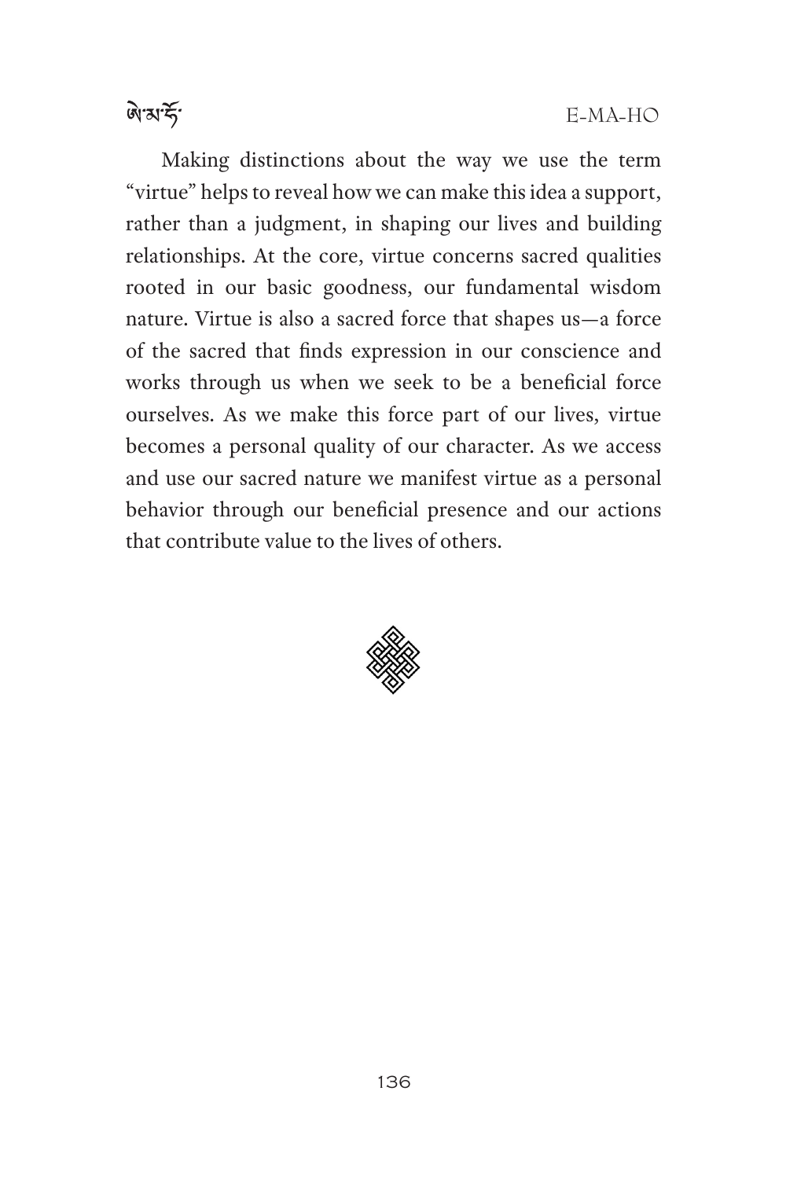Making distinctions about the way we use the term "virtue" helps to reveal how we can make this idea a support, rather than a judgment, in shaping our lives and building relationships. At the core, virtue concerns sacred qualities rooted in our basic goodness, our fundamental wisdom nature. Virtue is also a sacred force that shapes us—a force of the sacred that finds expression in our conscience and works through us when we seek to be a beneficial force ourselves. As we make this force part of our lives, virtue becomes a personal quality of our character. As we access and use our sacred nature we manifest virtue as a personal behavior through our beneficial presence and our actions that contribute value to the lives of others.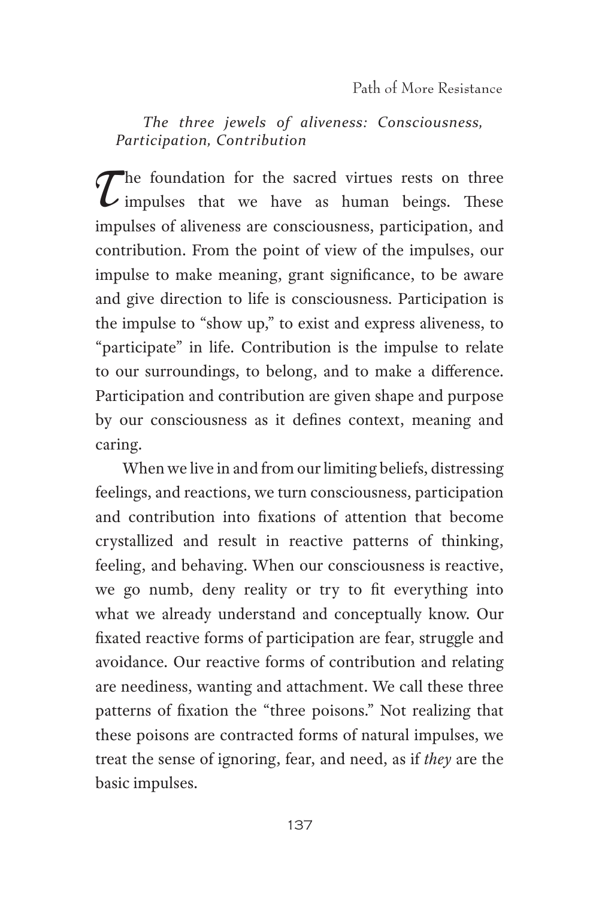*The three jewels of aliveness: Consciousness, Participation, Contribution*

The foundation for the sacred virtues rests on three impulses that we have as human beings. These impulses of aliveness are consciousness, participation, and contribution. From the point of view of the impulses, our impulse to make meaning, grant significance, to be aware and give direction to life is consciousness. Participation is the impulse to "show up," to exist and express aliveness, to "participate" in life. Contribution is the impulse to relate to our surroundings, to belong, and to make a difference. Participation and contribution are given shape and purpose by our consciousness as it defines context, meaning and caring.

When we live in and from our limiting beliefs, distressing feelings, and reactions, we turn consciousness, participation and contribution into fixations of attention that become crystallized and result in reactive patterns of thinking, feeling, and behaving. When our consciousness is reactive, we go numb, deny reality or try to fit everything into what we already understand and conceptually know. Our fixated reactive forms of participation are fear, struggle and avoidance. Our reactive forms of contribution and relating are neediness, wanting and attachment. We call these three patterns of fixation the "three poisons." Not realizing that these poisons are contracted forms of natural impulses, we treat the sense of ignoring, fear, and need, as if *they* are the basic impulses.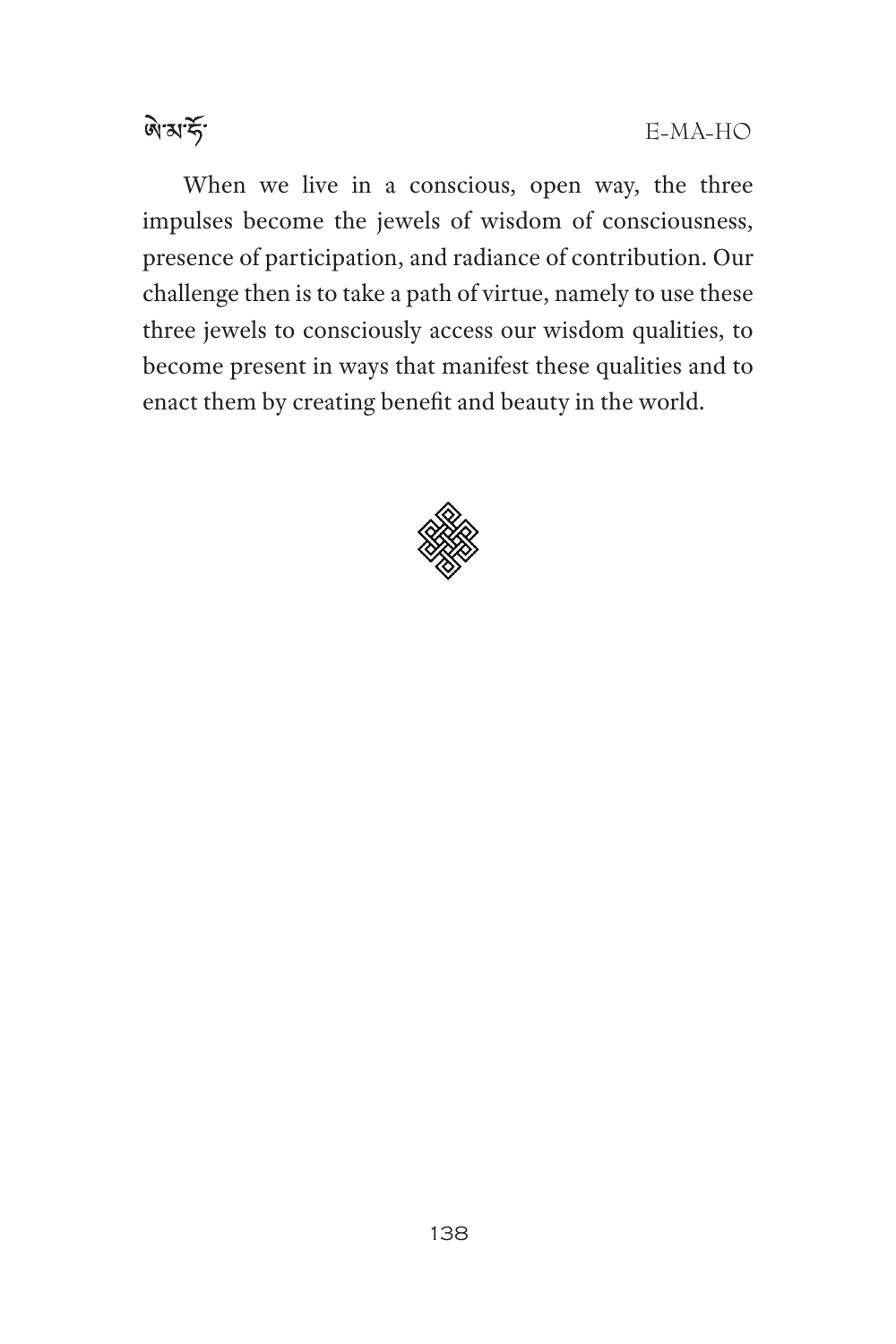When we live in a conscious, open way, the three impulses become the jewels of wisdom of consciousness, presence of participation, and radiance of contribution. Our challenge then is to take a path of virtue, namely to use these three jewels to consciously access our wisdom qualities, to become present in ways that manifest these qualities and to enact them by creating benefit and beauty in the world.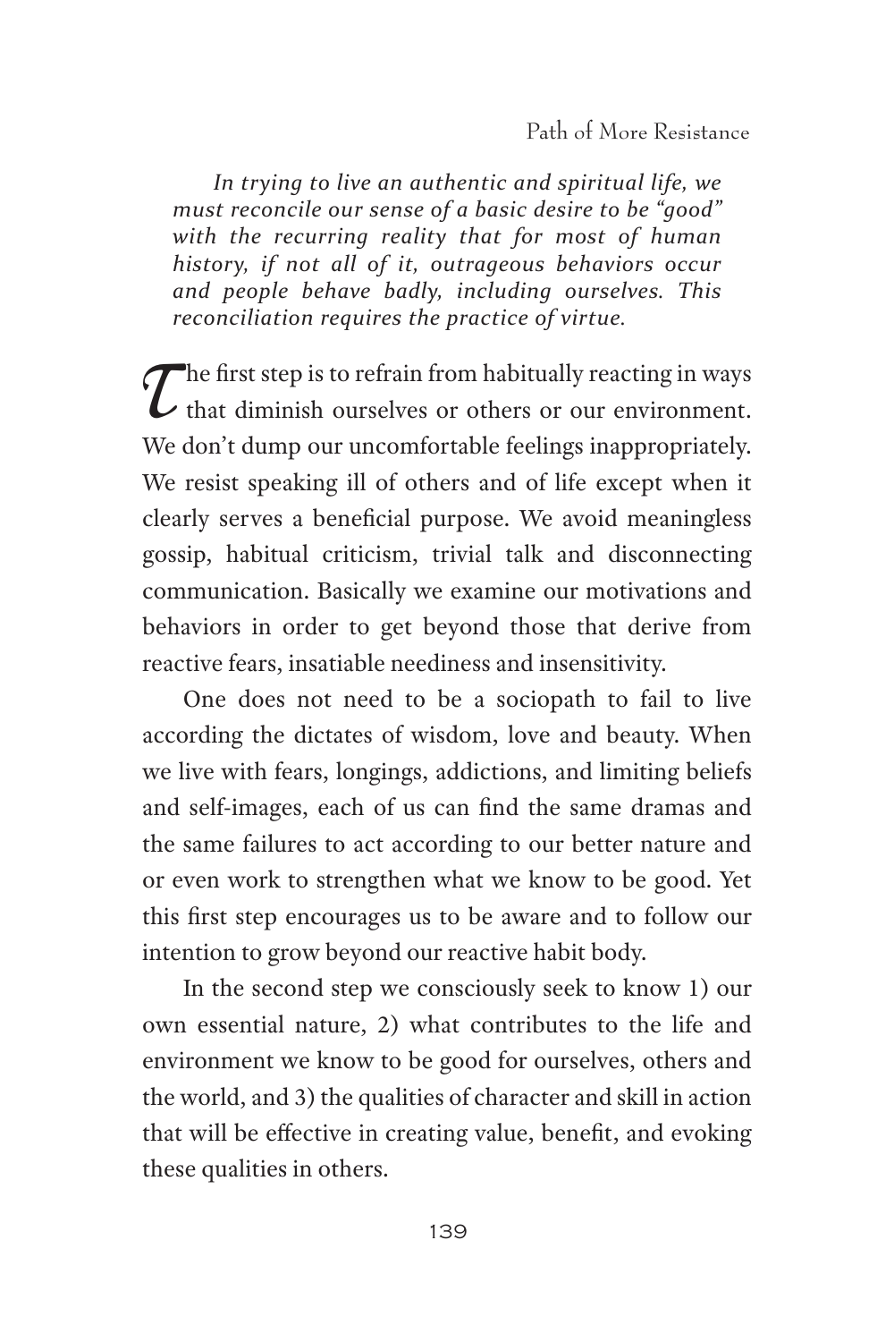*In trying to live an authentic and spiritual life, we must reconcile our sense of a basic desire to be "good" with the recurring reality that for most of human history, if not all of it, outrageous behaviors occur and people behave badly, including ourselves. This reconciliation requires the practice of virtue.*

The first step is to refrain from habitually reacting in ways that diminish ourselves or others or our environment. We don't dump our uncomfortable feelings inappropriately. We resist speaking ill of others and of life except when it clearly serves a beneficial purpose. We avoid meaningless gossip, habitual criticism, trivial talk and disconnecting communication. Basically we examine our motivations and behaviors in order to get beyond those that derive from reactive fears, insatiable neediness and insensitivity.

One does not need to be a sociopath to fail to live according the dictates of wisdom, love and beauty. When we live with fears, longings, addictions, and limiting beliefs and self-images, each of us can find the same dramas and the same failures to act according to our better nature and or even work to strengthen what we know to be good. Yet this first step encourages us to be aware and to follow our intention to grow beyond our reactive habit body.

In the second step we consciously seek to know 1) our own essential nature, 2) what contributes to the life and environment we know to be good for ourselves, others and the world, and 3) the qualities of character and skill in action that will be effective in creating value, benefit, and evoking these qualities in others.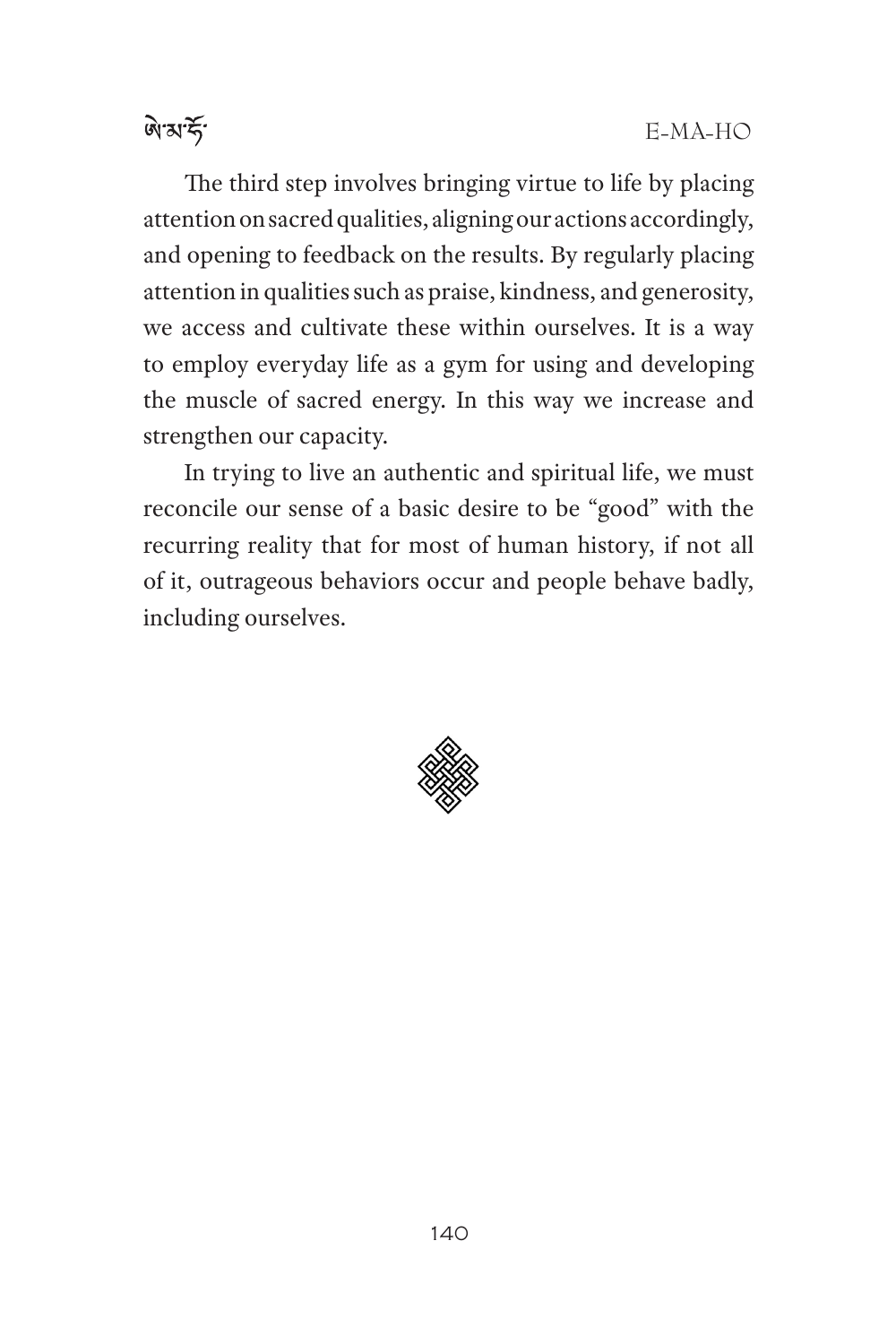The third step involves bringing virtue to life by placing attention on sacred qualities, aligning our actions accordingly, and opening to feedback on the results. By regularly placing attention in qualities such as praise, kindness, and generosity, we access and cultivate these within ourselves. It is a way to employ everyday life as a gym for using and developing the muscle of sacred energy. In this way we increase and strengthen our capacity.

In trying to live an authentic and spiritual life, we must reconcile our sense of a basic desire to be "good" with the recurring reality that for most of human history, if not all of it, outrageous behaviors occur and people behave badly, including ourselves.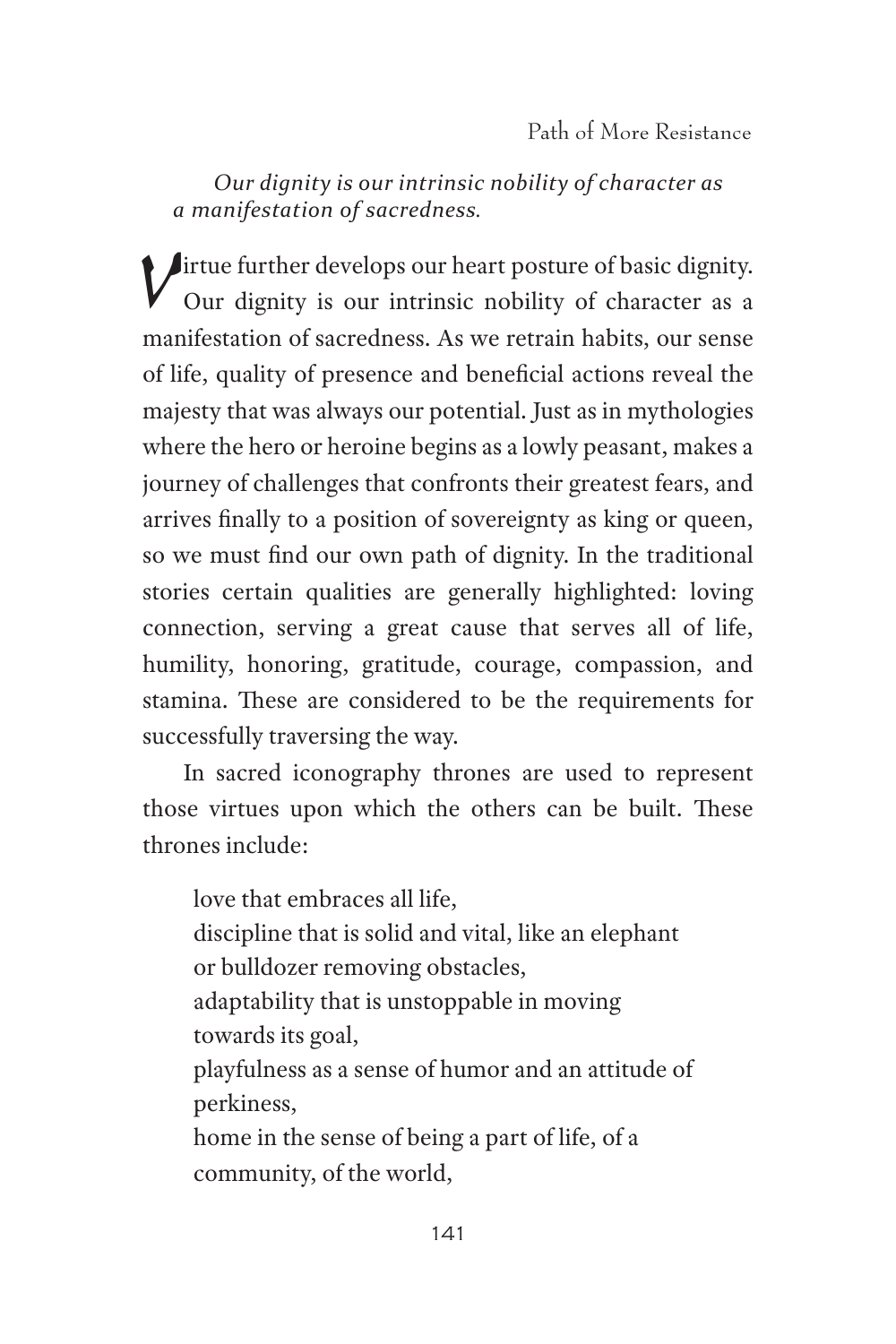*Our dignity is our intrinsic nobility of character as a manifestation of sacredness.*

Virtue further develops our heart posture of basic dignity. Our dignity is our intrinsic nobility of character as a manifestation of sacredness. As we retrain habits, our sense of life, quality of presence and beneficial actions reveal the majesty that was always our potential. Just as in mythologies where the hero or heroine begins as a lowly peasant, makes a journey of challenges that confronts their greatest fears, and arrives finally to a position of sovereignty as king or queen, so we must find our own path of dignity. In the traditional stories certain qualities are generally highlighted: loving connection, serving a great cause that serves all of life, humility, honoring, gratitude, courage, compassion, and stamina. These are considered to be the requirements for successfully traversing the way.

In sacred iconography thrones are used to represent those virtues upon which the others can be built. These thrones include:

> love that embraces all life,
> discipline that is solid and vital, like an elephant or bulldozer removing obstacles,
> adaptability that is unstoppable in moving towards its goal,
> playfulness as a sense of humor and an attitude of perkiness,
> home in the sense of being a part of life, of a community, of the world,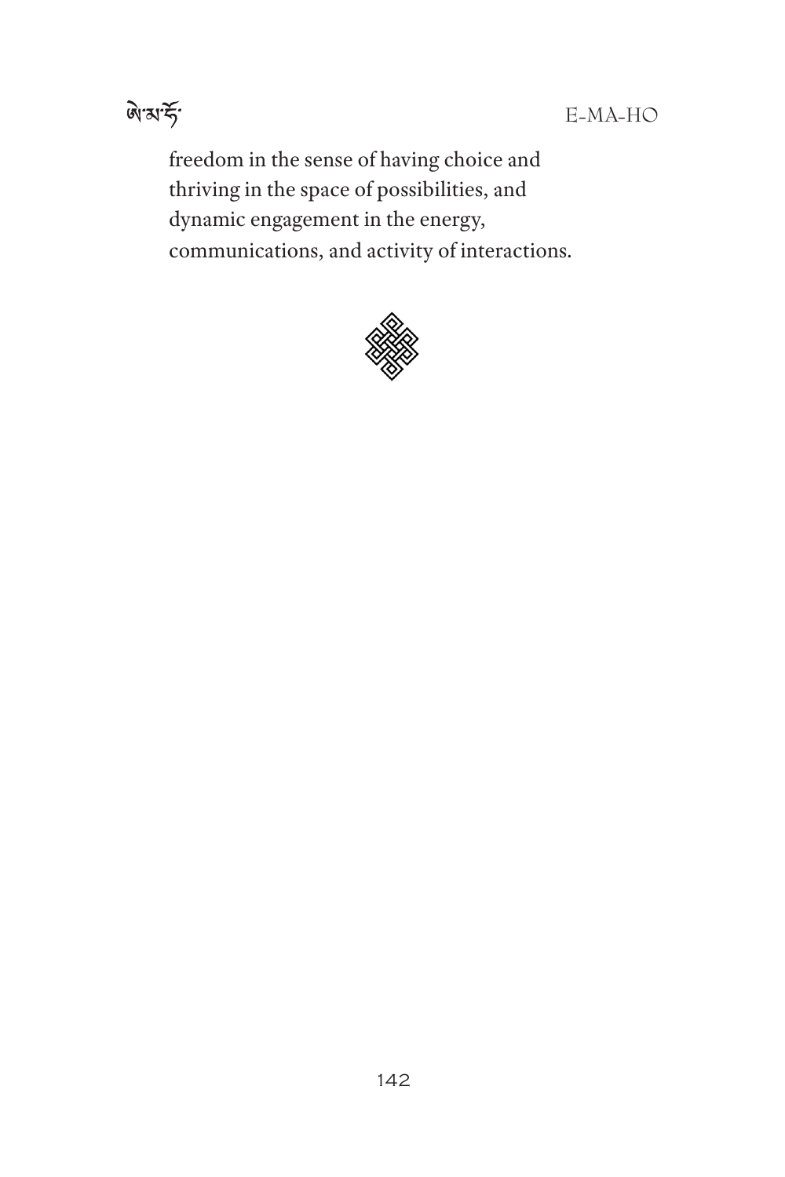freedom in the sense of having choice and thriving in the space of possibilities, and dynamic engagement in the energy, communications, and activity of interactions.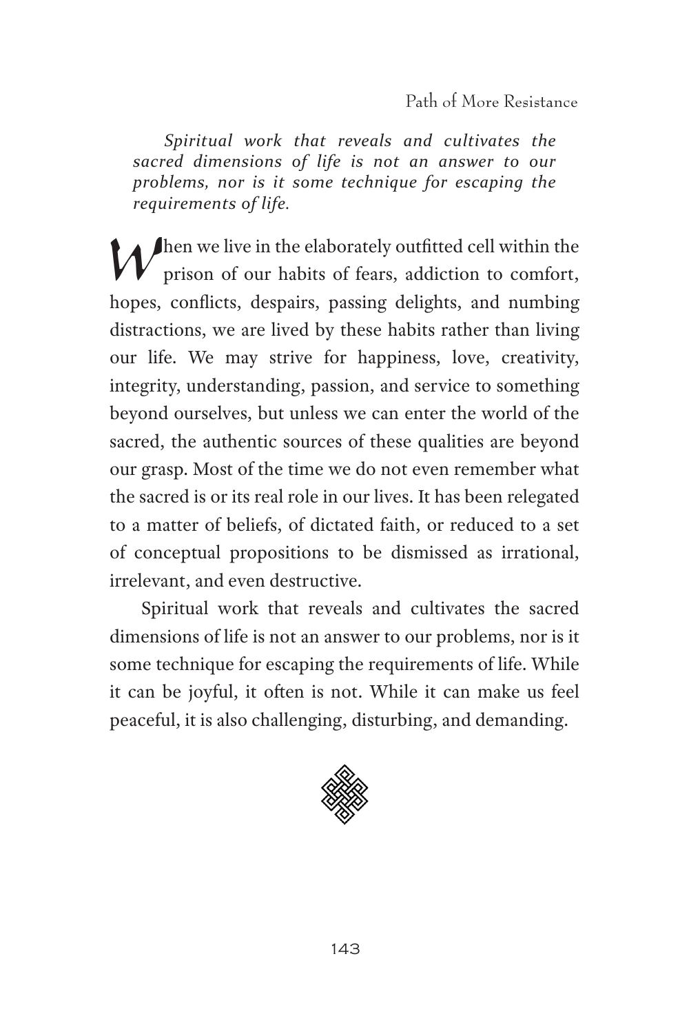*Spiritual work that reveals and cultivates the sacred dimensions of life is not an answer to our problems, nor is it some technique for escaping the requirements of life.*

When we live in the elaborately outfitted cell within the prison of our habits of fears, addiction to comfort, hopes, conflicts, despairs, passing delights, and numbing distractions, we are lived by these habits rather than living our life. We may strive for happiness, love, creativity, integrity, understanding, passion, and service to something beyond ourselves, but unless we can enter the world of the sacred, the authentic sources of these qualities are beyond our grasp. Most of the time we do not even remember what the sacred is or its real role in our lives. It has been relegated to a matter of beliefs, of dictated faith, or reduced to a set of conceptual propositions to be dismissed as irrational, irrelevant, and even destructive.

Spiritual work that reveals and cultivates the sacred dimensions of life is not an answer to our problems, nor is it some technique for escaping the requirements of life. While it can be joyful, it often is not. While it can make us feel peaceful, it is also challenging, disturbing, and demanding.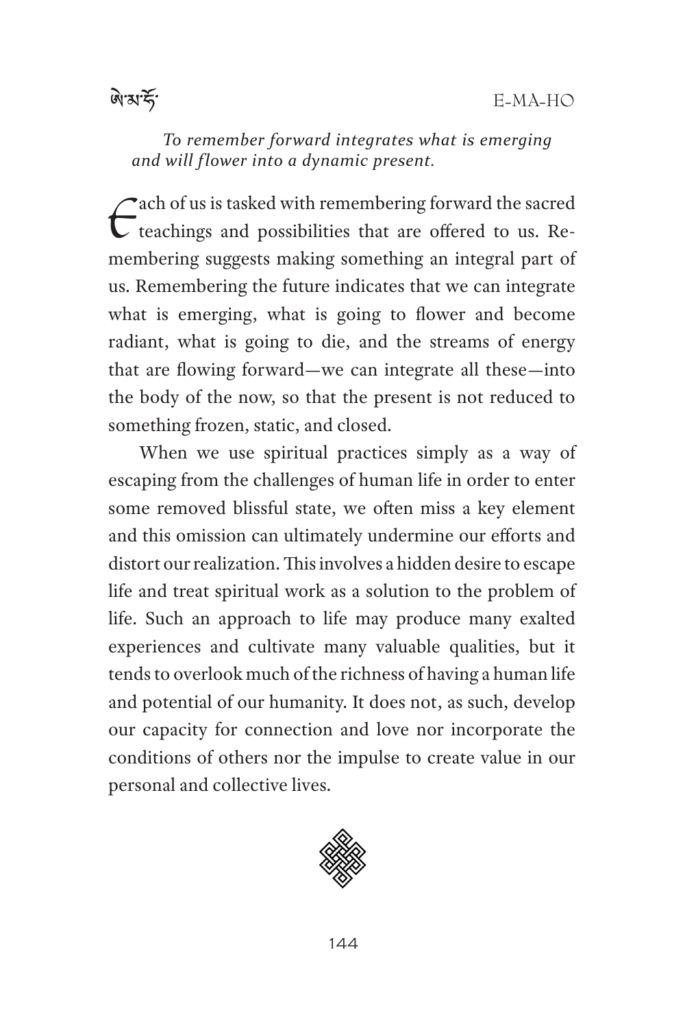*To remember forward integrates what is emerging and will flower into a dynamic present.*

Each of us is tasked with remembering forward the sacred teachings and possibilities that are offered to us. Remembering suggests making something an integral part of us. Remembering the future indicates that we can integrate what is emerging, what is going to flower and become radiant, what is going to die, and the streams of energy that are flowing forward—we can integrate all these—into the body of the now, so that the present is not reduced to something frozen, static, and closed.

When we use spiritual practices simply as a way of escaping from the challenges of human life in order to enter some removed blissful state, we often miss a key element and this omission can ultimately undermine our efforts and distort our realization. This involves a hidden desire to escape life and treat spiritual work as a solution to the problem of life. Such an approach to life may produce many exalted experiences and cultivate many valuable qualities, but it tends to overlook much of the richness of having a human life and potential of our humanity. It does not, as such, develop our capacity for connection and love nor incorporate the conditions of others nor the impulse to create value in our personal and collective lives.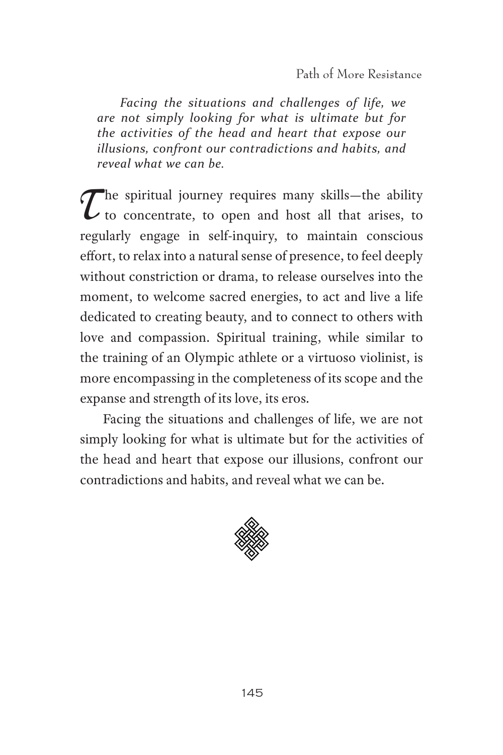*Facing the situations and challenges of life, we are not simply looking for what is ultimate but for the activities of the head and heart that expose our illusions, confront our contradictions and habits, and reveal what we can be.*

The spiritual journey requires many skills—the ability to concentrate, to open and host all that arises, to regularly engage in self-inquiry, to maintain conscious effort, to relax into a natural sense of presence, to feel deeply without constriction or drama, to release ourselves into the moment, to welcome sacred energies, to act and live a life dedicated to creating beauty, and to connect to others with love and compassion. Spiritual training, while similar to the training of an Olympic athlete or a virtuoso violinist, is more encompassing in the completeness of its scope and the expanse and strength of its love, its eros.

Facing the situations and challenges of life, we are not simply looking for what is ultimate but for the activities of the head and heart that expose our illusions, confront our contradictions and habits, and reveal what we can be.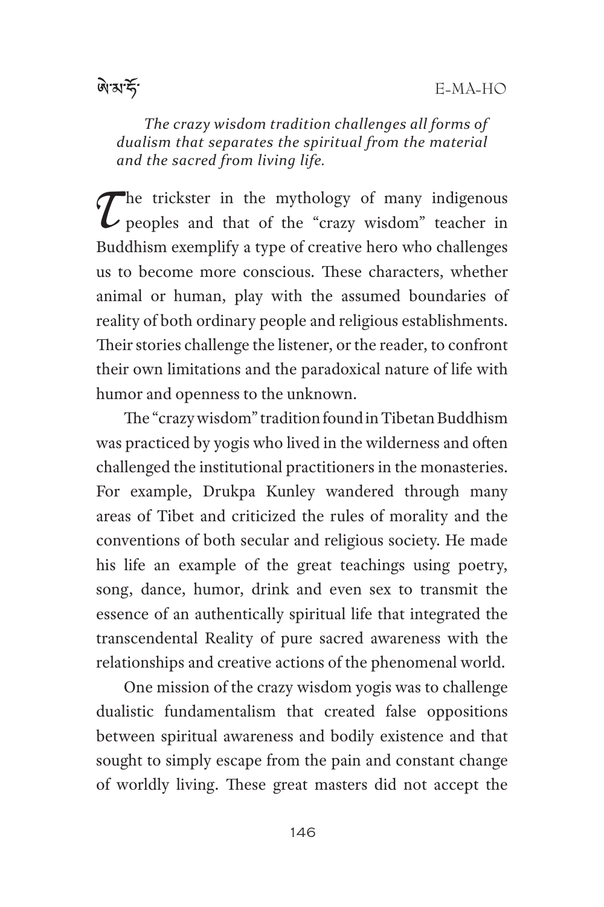*The crazy wisdom tradition challenges all forms of dualism that separates the spiritual from the material and the sacred from living life.*

The trickster in the mythology of many indigenous peoples and that of the "crazy wisdom" teacher in Buddhism exemplify a type of creative hero who challenges us to become more conscious. These characters, whether animal or human, play with the assumed boundaries of reality of both ordinary people and religious establishments. Their stories challenge the listener, or the reader, to confront their own limitations and the paradoxical nature of life with humor and openness to the unknown.

The "crazy wisdom" tradition found in Tibetan Buddhism was practiced by yogis who lived in the wilderness and often challenged the institutional practitioners in the monasteries. For example, Drukpa Kunley wandered through many areas of Tibet and criticized the rules of morality and the conventions of both secular and religious society. He made his life an example of the great teachings using poetry, song, dance, humor, drink and even sex to transmit the essence of an authentically spiritual life that integrated the transcendental Reality of pure sacred awareness with the relationships and creative actions of the phenomenal world.

One mission of the crazy wisdom yogis was to challenge dualistic fundamentalism that created false oppositions between spiritual awareness and bodily existence and that sought to simply escape from the pain and constant change of worldly living. These great masters did not accept the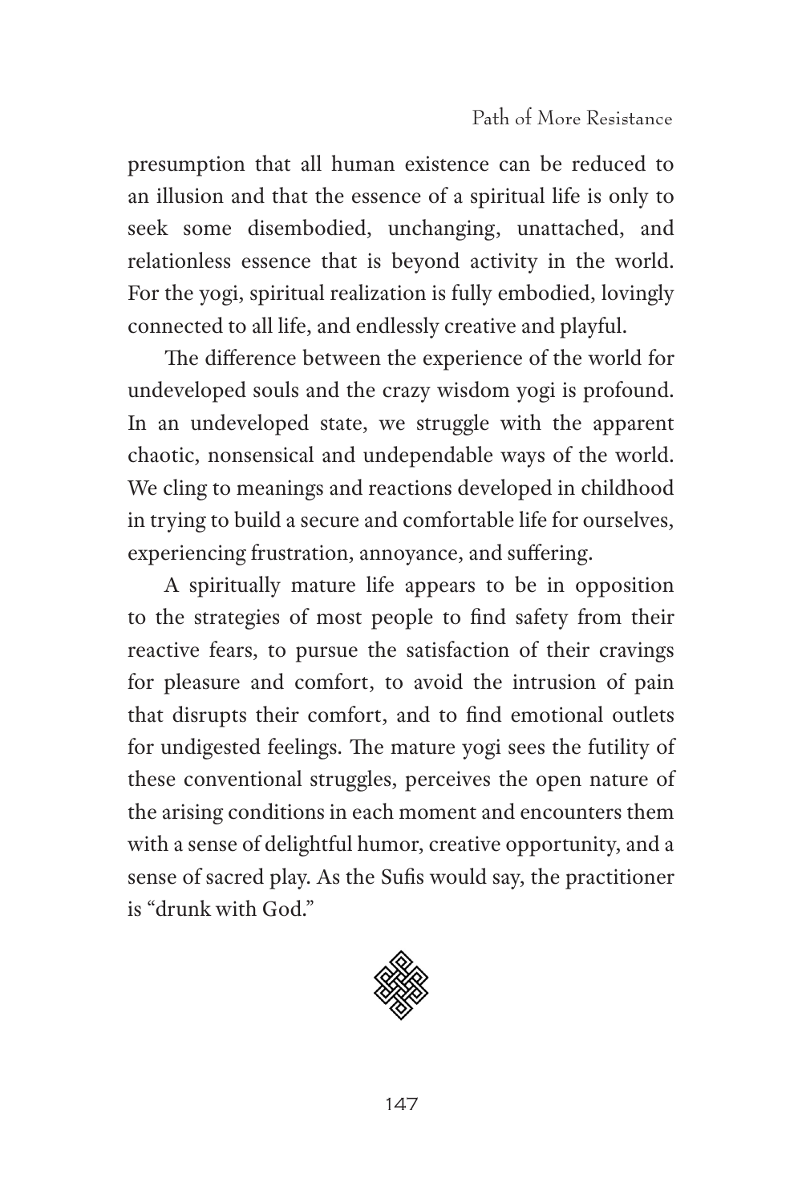presumption that all human existence can be reduced to an illusion and that the essence of a spiritual life is only to seek some disembodied, unchanging, unattached, and relationless essence that is beyond activity in the world. For the yogi, spiritual realization is fully embodied, lovingly connected to all life, and endlessly creative and playful.

The difference between the experience of the world for undeveloped souls and the crazy wisdom yogi is profound. In an undeveloped state, we struggle with the apparent chaotic, nonsensical and undependable ways of the world. We cling to meanings and reactions developed in childhood in trying to build a secure and comfortable life for ourselves, experiencing frustration, annoyance, and suffering.

A spiritually mature life appears to be in opposition to the strategies of most people to find safety from their reactive fears, to pursue the satisfaction of their cravings for pleasure and comfort, to avoid the intrusion of pain that disrupts their comfort, and to find emotional outlets for undigested feelings. The mature yogi sees the futility of these conventional struggles, perceives the open nature of the arising conditions in each moment and encounters them with a sense of delightful humor, creative opportunity, and a sense of sacred play. As the Sufis would say, the practitioner is "drunk with God."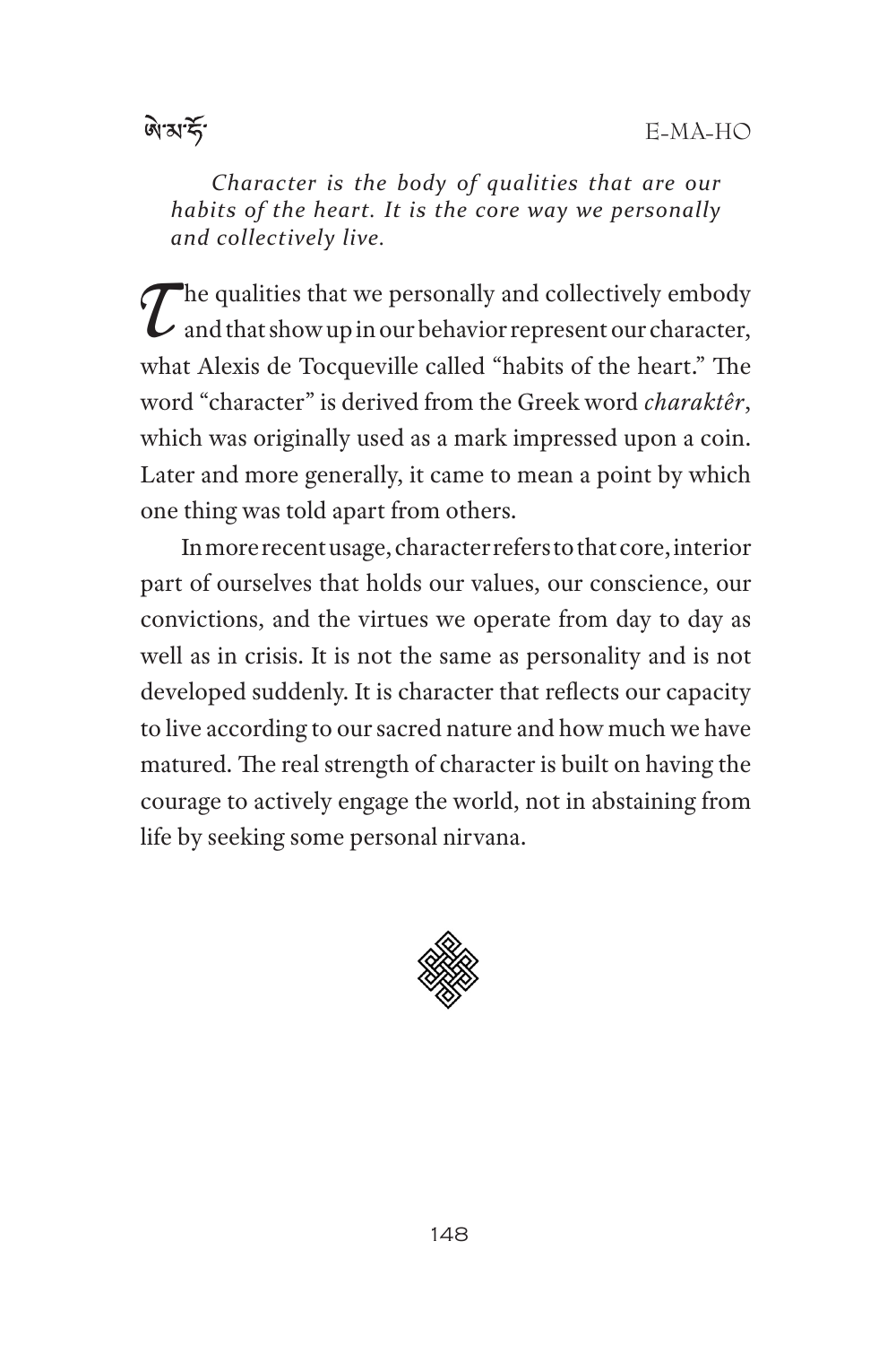*Character is the body of qualities that are our habits of the heart. It is the core way we personally and collectively live.*

The qualities that we personally and collectively embody and that show up in our behavior represent our character, what Alexis de Tocqueville called "habits of the heart." The word "character" is derived from the Greek word *charaktêr*, which was originally used as a mark impressed upon a coin. Later and more generally, it came to mean a point by which one thing was told apart from others.

In more recent usage, character refers to that core, interior part of ourselves that holds our values, our conscience, our convictions, and the virtues we operate from day to day as well as in crisis. It is not the same as personality and is not developed suddenly. It is character that reflects our capacity to live according to our sacred nature and how much we have matured. The real strength of character is built on having the courage to actively engage the world, not in abstaining from life by seeking some personal nirvana.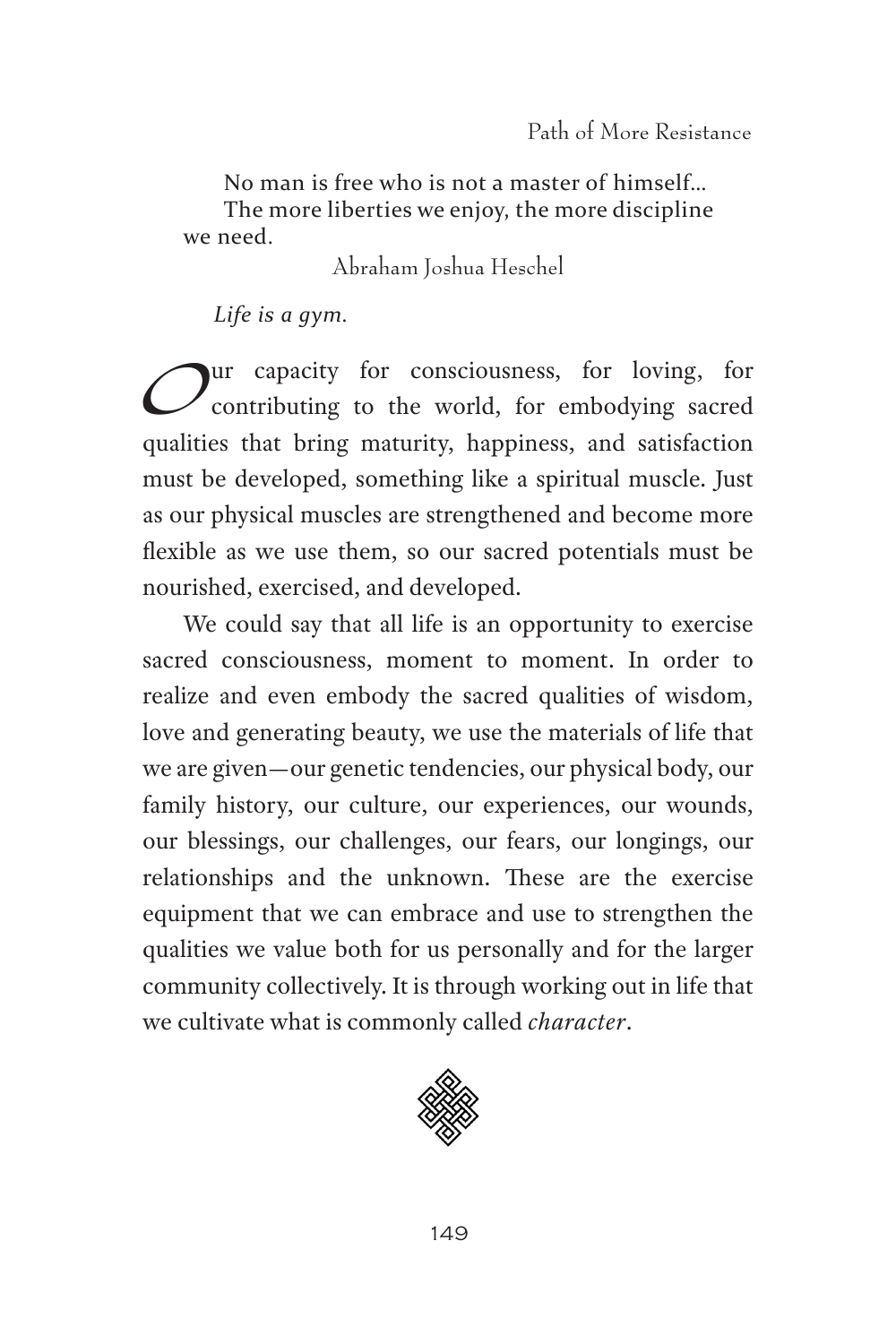No man is free who is not a master of himself...
The more liberties we enjoy, the more discipline we need.

Abraham Joshua Heschel

*Life is a gym.*

Our capacity for consciousness, for loving, for contributing to the world, for embodying sacred qualities that bring maturity, happiness, and satisfaction must be developed, something like a spiritual muscle. Just as our physical muscles are strengthened and become more flexible as we use them, so our sacred potentials must be nourished, exercised, and developed.

We could say that all life is an opportunity to exercise sacred consciousness, moment to moment. In order to realize and even embody the sacred qualities of wisdom, love and generating beauty, we use the materials of life that we are given—our genetic tendencies, our physical body, our family history, our culture, our experiences, our wounds, our blessings, our challenges, our fears, our longings, our relationships and the unknown. These are the exercise equipment that we can embrace and use to strengthen the qualities we value both for us personally and for the larger community collectively. It is through working out in life that we cultivate what is commonly called *character*.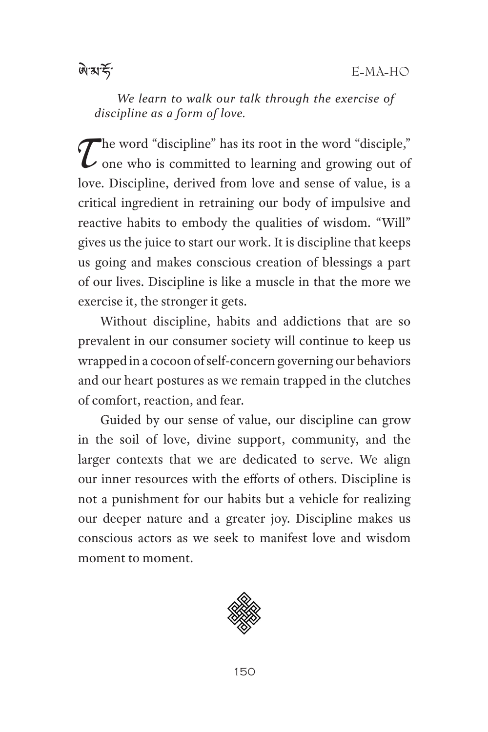*We learn to walk our talk through the exercise of discipline as a form of love.*

The word "discipline" has its root in the word "disciple," one who is committed to learning and growing out of love. Discipline, derived from love and sense of value, is a critical ingredient in retraining our body of impulsive and reactive habits to embody the qualities of wisdom. "Will" gives us the juice to start our work. It is discipline that keeps us going and makes conscious creation of blessings a part of our lives. Discipline is like a muscle in that the more we exercise it, the stronger it gets.

Without discipline, habits and addictions that are so prevalent in our consumer society will continue to keep us wrapped in a cocoon of self-concern governing our behaviors and our heart postures as we remain trapped in the clutches of comfort, reaction, and fear.

Guided by our sense of value, our discipline can grow in the soil of love, divine support, community, and the larger contexts that we are dedicated to serve. We align our inner resources with the efforts of others. Discipline is not a punishment for our habits but a vehicle for realizing our deeper nature and a greater joy. Discipline makes us conscious actors as we seek to manifest love and wisdom moment to moment.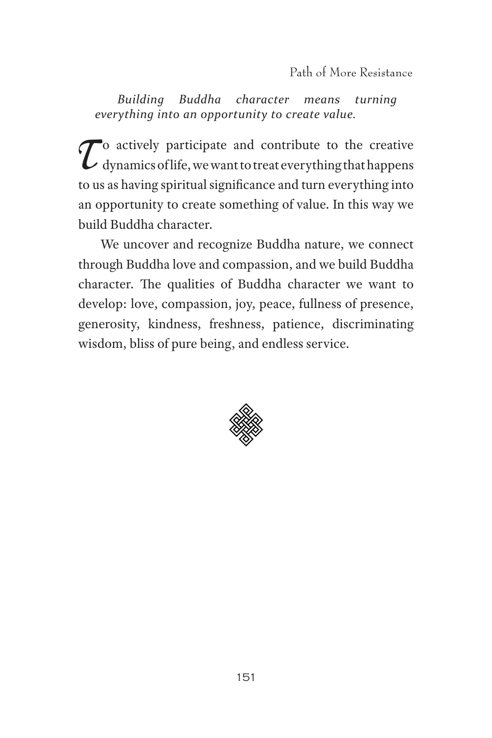*Building Buddha character means turning everything into an opportunity to create value.*

To actively participate and contribute to the creative dynamics of life, we want to treat everything that happens to us as having spiritual significance and turn everything into an opportunity to create something of value. In this way we build Buddha character.

We uncover and recognize Buddha nature, we connect through Buddha love and compassion, and we build Buddha character. The qualities of Buddha character we want to develop: love, compassion, joy, peace, fullness of presence, generosity, kindness, freshness, patience, discriminating wisdom, bliss of pure being, and endless service.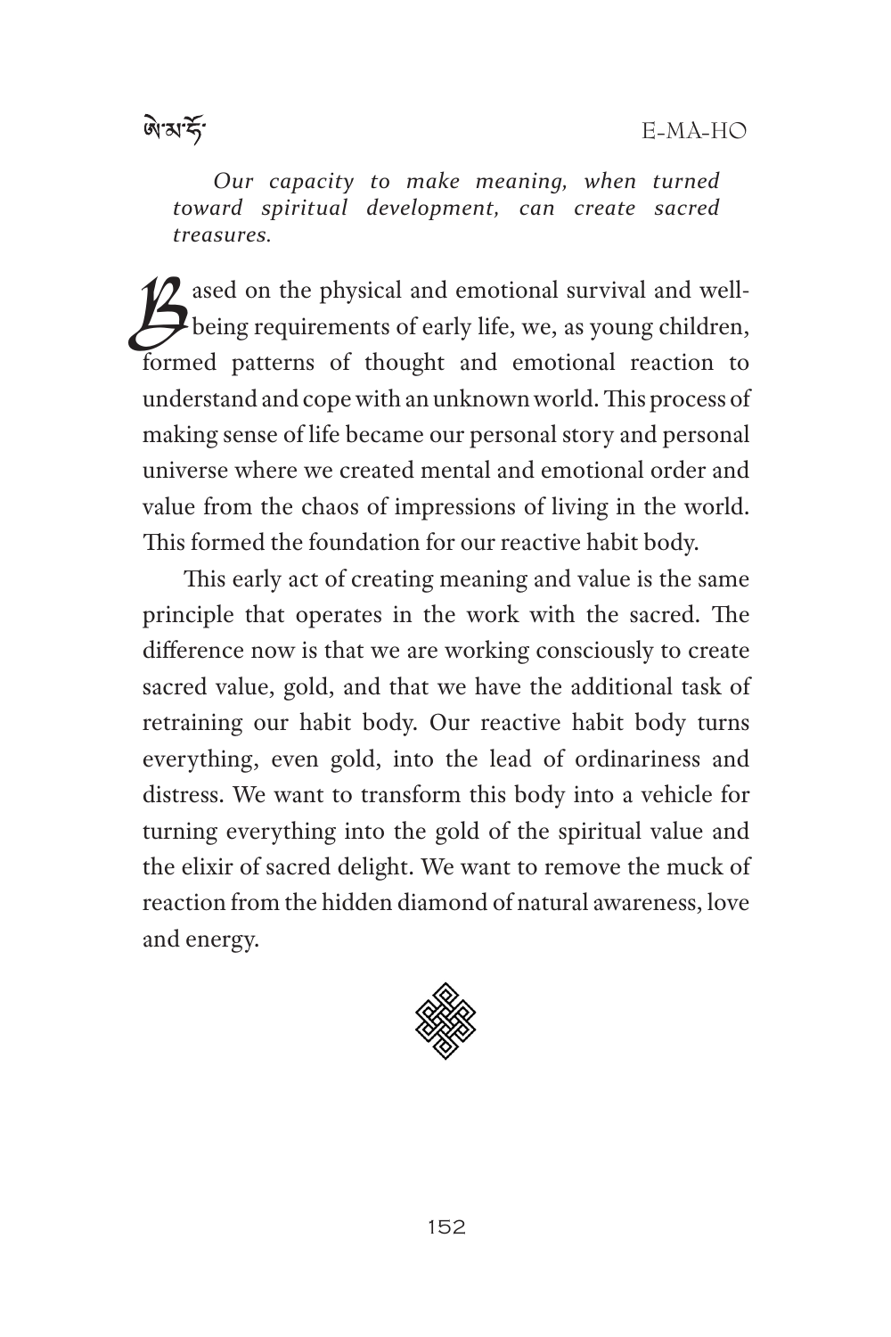*Our capacity to make meaning, when turned toward spiritual development, can create sacred treasures.*

Based on the physical and emotional survival and well-being requirements of early life, we, as young children, formed patterns of thought and emotional reaction to understand and cope with an unknown world. This process of making sense of life became our personal story and personal universe where we created mental and emotional order and value from the chaos of impressions of living in the world. This formed the foundation for our reactive habit body.

This early act of creating meaning and value is the same principle that operates in the work with the sacred. The difference now is that we are working consciously to create sacred value, gold, and that we have the additional task of retraining our habit body. Our reactive habit body turns everything, even gold, into the lead of ordinariness and distress. We want to transform this body into a vehicle for turning everything into the gold of the spiritual value and the elixir of sacred delight. We want to remove the muck of reaction from the hidden diamond of natural awareness, love and energy.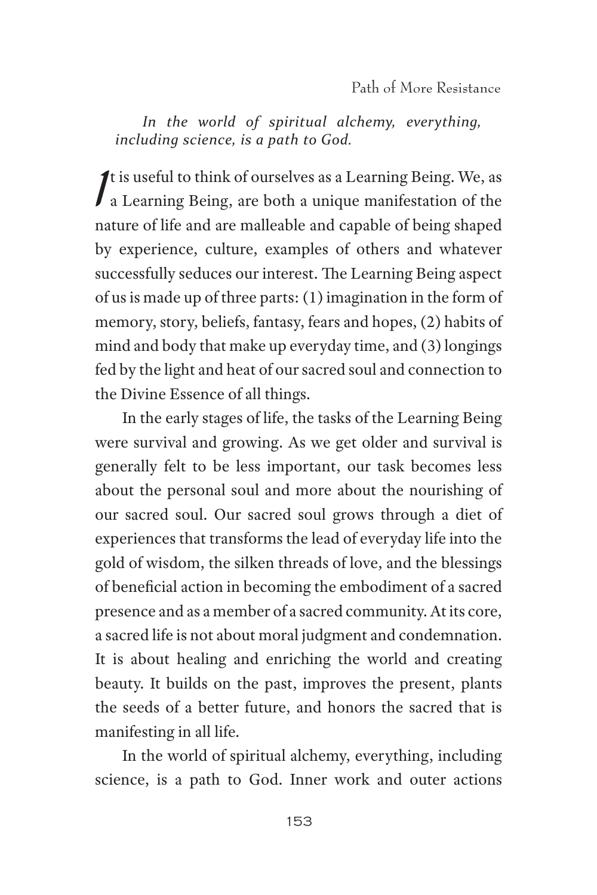*In the world of spiritual alchemy, everything, including science, is a path to God.*

It is useful to think of ourselves as a Learning Being. We, as a Learning Being, are both a unique manifestation of the nature of life and are malleable and capable of being shaped by experience, culture, examples of others and whatever successfully seduces our interest. The Learning Being aspect of us is made up of three parts: (1) imagination in the form of memory, story, beliefs, fantasy, fears and hopes, (2) habits of mind and body that make up everyday time, and (3) longings fed by the light and heat of our sacred soul and connection to the Divine Essence of all things.

In the early stages of life, the tasks of the Learning Being were survival and growing. As we get older and survival is generally felt to be less important, our task becomes less about the personal soul and more about the nourishing of our sacred soul. Our sacred soul grows through a diet of experiences that transforms the lead of everyday life into the gold of wisdom, the silken threads of love, and the blessings of beneficial action in becoming the embodiment of a sacred presence and as a member of a sacred community. At its core, a sacred life is not about moral judgment and condemnation. It is about healing and enriching the world and creating beauty. It builds on the past, improves the present, plants the seeds of a better future, and honors the sacred that is manifesting in all life.

In the world of spiritual alchemy, everything, including science, is a path to God. Inner work and outer actions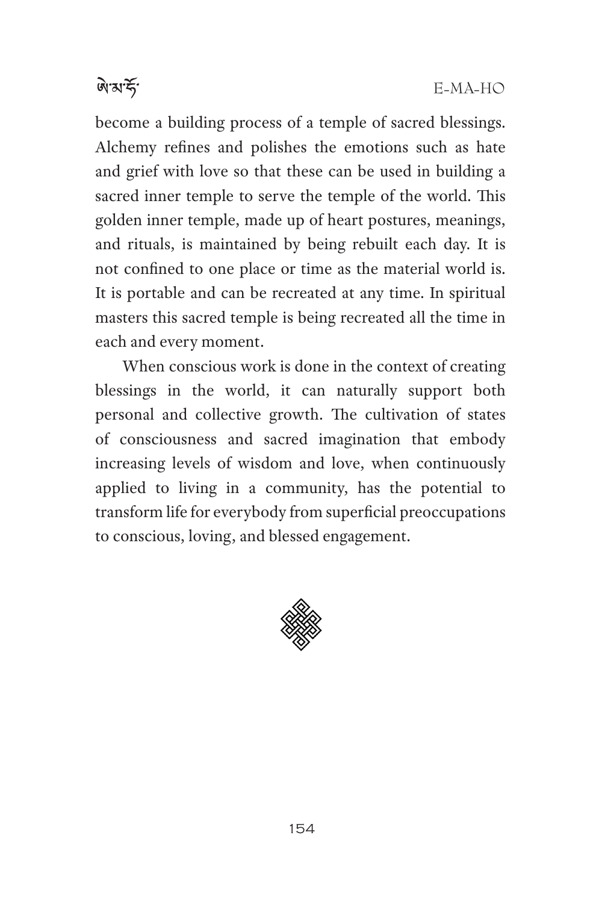become a building process of a temple of sacred blessings. Alchemy refines and polishes the emotions such as hate and grief with love so that these can be used in building a sacred inner temple to serve the temple of the world. This golden inner temple, made up of heart postures, meanings, and rituals, is maintained by being rebuilt each day. It is not confined to one place or time as the material world is. It is portable and can be recreated at any time. In spiritual masters this sacred temple is being recreated all the time in each and every moment.

When conscious work is done in the context of creating blessings in the world, it can naturally support both personal and collective growth. The cultivation of states of consciousness and sacred imagination that embody increasing levels of wisdom and love, when continuously applied to living in a community, has the potential to transform life for everybody from superficial preoccupations to conscious, loving, and blessed engagement.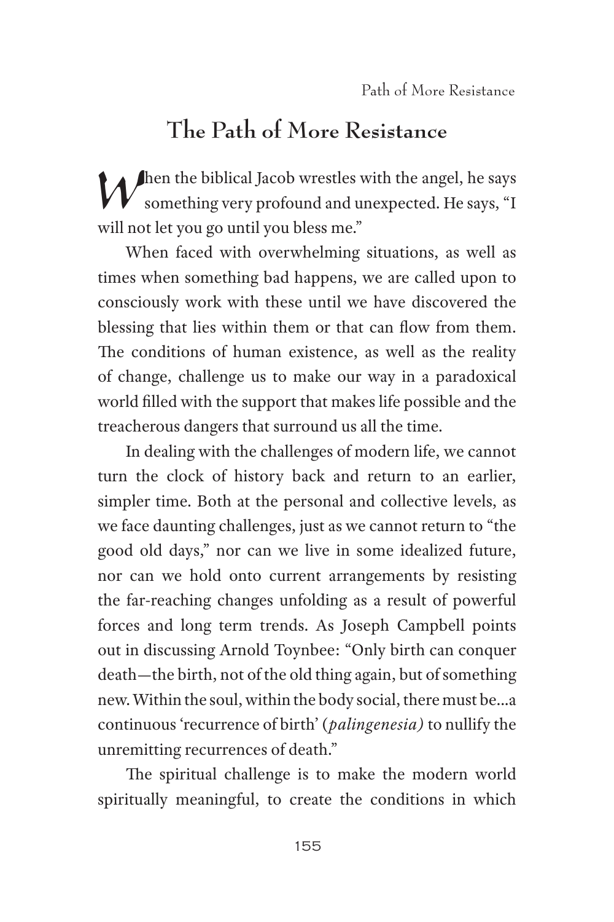## The Path of More Resistance

When the biblical Jacob wrestles with the angel, he says something very profound and unexpected. He says, "I will not let you go until you bless me."

When faced with overwhelming situations, as well as times when something bad happens, we are called upon to consciously work with these until we have discovered the blessing that lies within them or that can flow from them. The conditions of human existence, as well as the reality of change, challenge us to make our way in a paradoxical world filled with the support that makes life possible and the treacherous dangers that surround us all the time.

In dealing with the challenges of modern life, we cannot turn the clock of history back and return to an earlier, simpler time. Both at the personal and collective levels, as we face daunting challenges, just as we cannot return to "the good old days," nor can we live in some idealized future, nor can we hold onto current arrangements by resisting the far-reaching changes unfolding as a result of powerful forces and long term trends. As Joseph Campbell points out in discussing Arnold Toynbee: "Only birth can conquer death—the birth, not of the old thing again, but of something new. Within the soul, within the body social, there must be...a continuous 'recurrence of birth' (*palingenesia)* to nullify the unremitting recurrences of death."

The spiritual challenge is to make the modern world spiritually meaningful, to create the conditions in which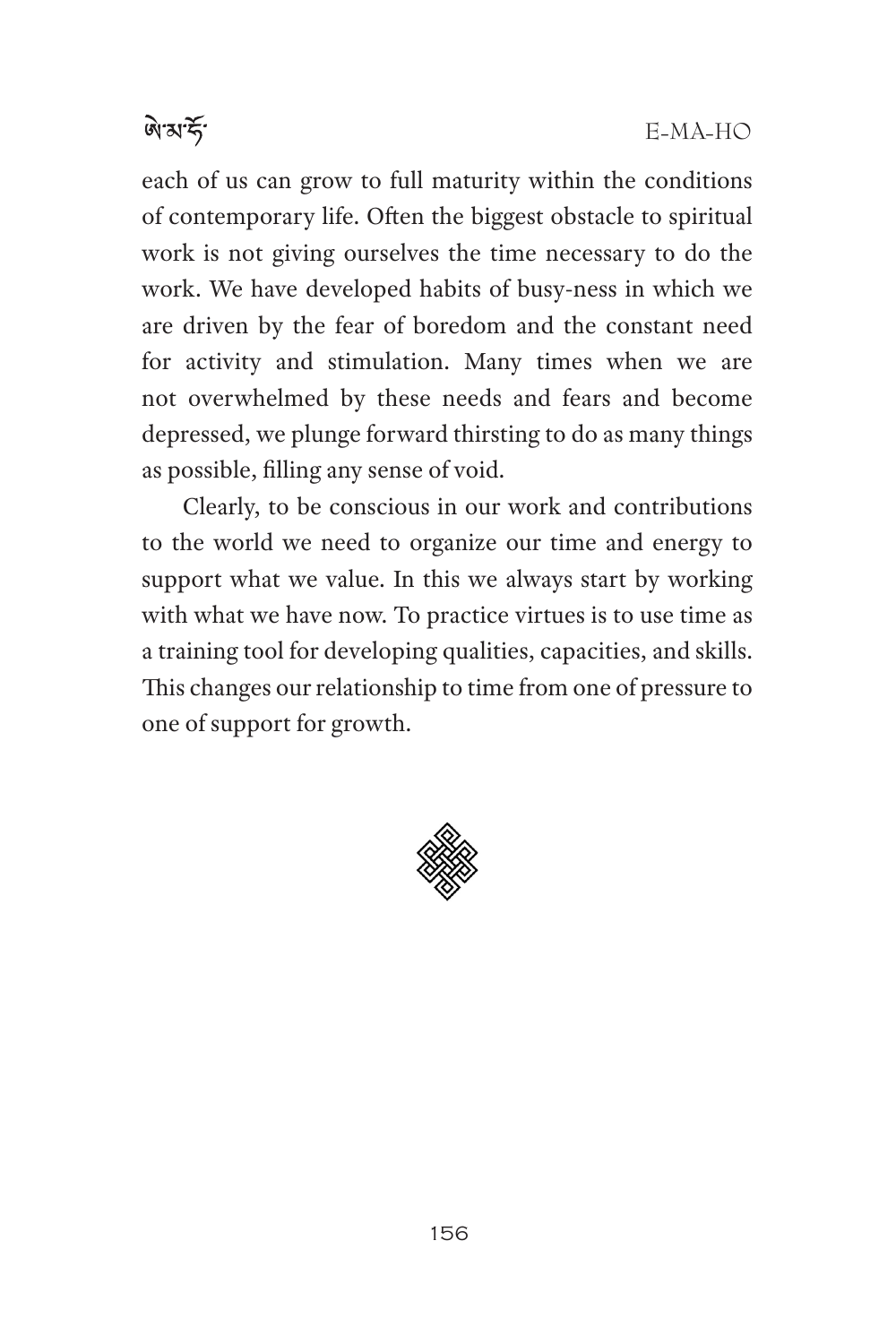each of us can grow to full maturity within the conditions of contemporary life. Often the biggest obstacle to spiritual work is not giving ourselves the time necessary to do the work. We have developed habits of busy-ness in which we are driven by the fear of boredom and the constant need for activity and stimulation. Many times when we are not overwhelmed by these needs and fears and become depressed, we plunge forward thirsting to do as many things as possible, filling any sense of void.

Clearly, to be conscious in our work and contributions to the world we need to organize our time and energy to support what we value. In this we always start by working with what we have now. To practice virtues is to use time as a training tool for developing qualities, capacities, and skills. This changes our relationship to time from one of pressure to one of support for growth.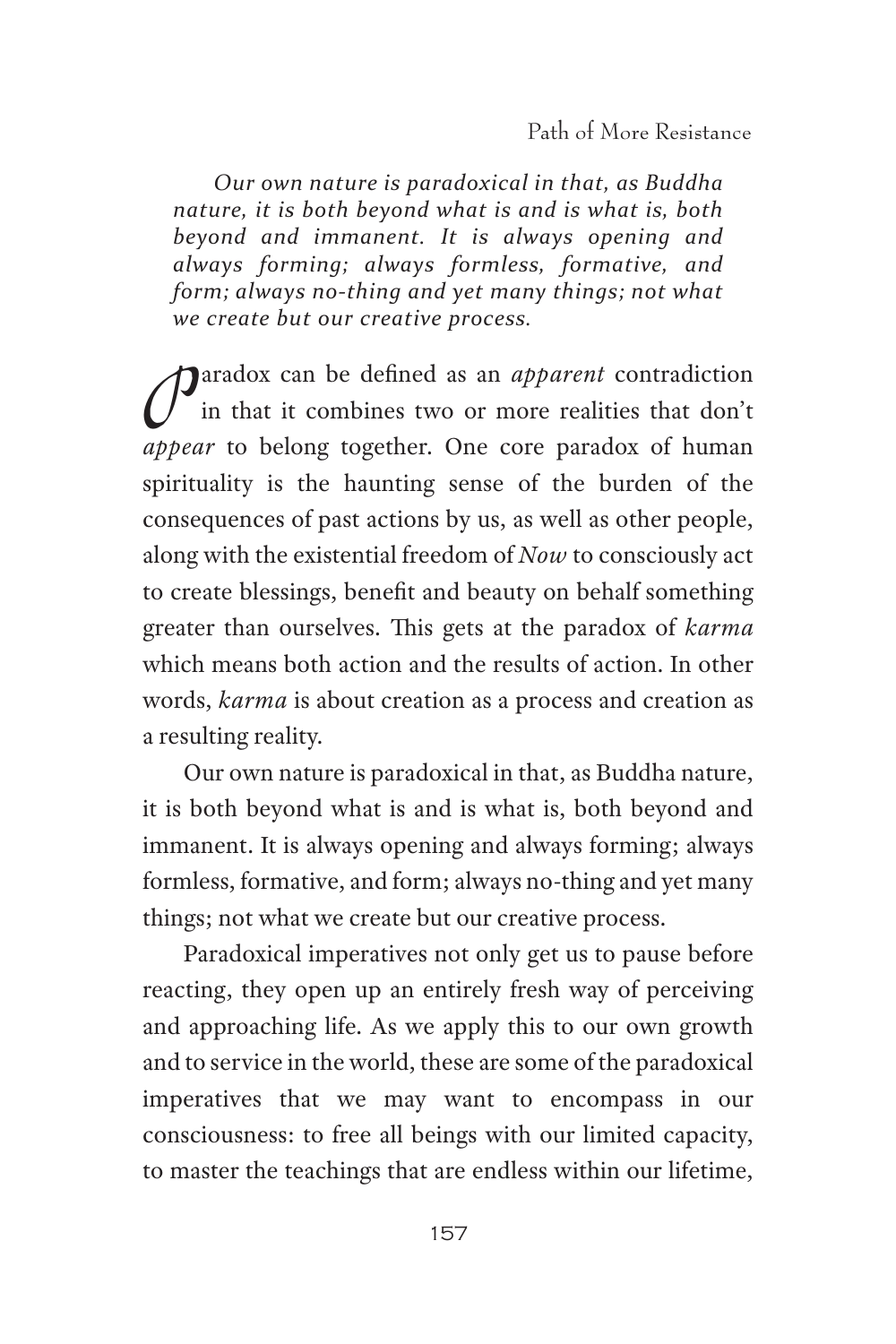*Our own nature is paradoxical in that, as Buddha nature, it is both beyond what is and is what is, both beyond and immanent. It is always opening and always forming; always formless, formative, and form; always no-thing and yet many things; not what we create but our creative process.*

Paradox can be defined as an *apparent* contradiction in that it combines two or more realities that don't *appear* to belong together. One core paradox of human spirituality is the haunting sense of the burden of the consequences of past actions by us, as well as other people, along with the existential freedom of *Now* to consciously act to create blessings, benefit and beauty on behalf something greater than ourselves. This gets at the paradox of *karma* which means both action and the results of action. In other words, *karma* is about creation as a process and creation as a resulting reality.

Our own nature is paradoxical in that, as Buddha nature, it is both beyond what is and is what is, both beyond and immanent. It is always opening and always forming; always formless, formative, and form; always no-thing and yet many things; not what we create but our creative process.

Paradoxical imperatives not only get us to pause before reacting, they open up an entirely fresh way of perceiving and approaching life. As we apply this to our own growth and to service in the world, these are some of the paradoxical imperatives that we may want to encompass in our consciousness: to free all beings with our limited capacity, to master the teachings that are endless within our lifetime,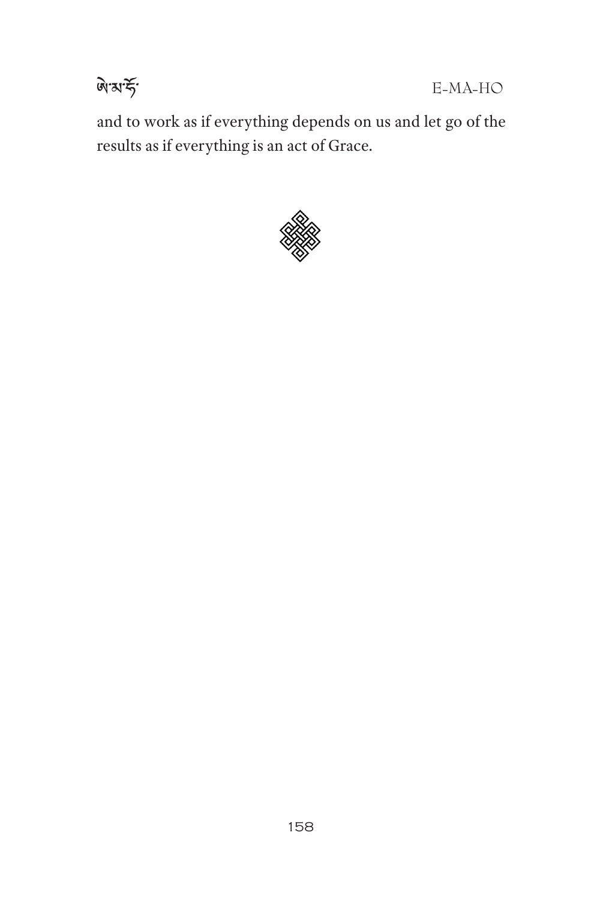and to work as if everything depends on us and let go of the results as if everything is an act of Grace.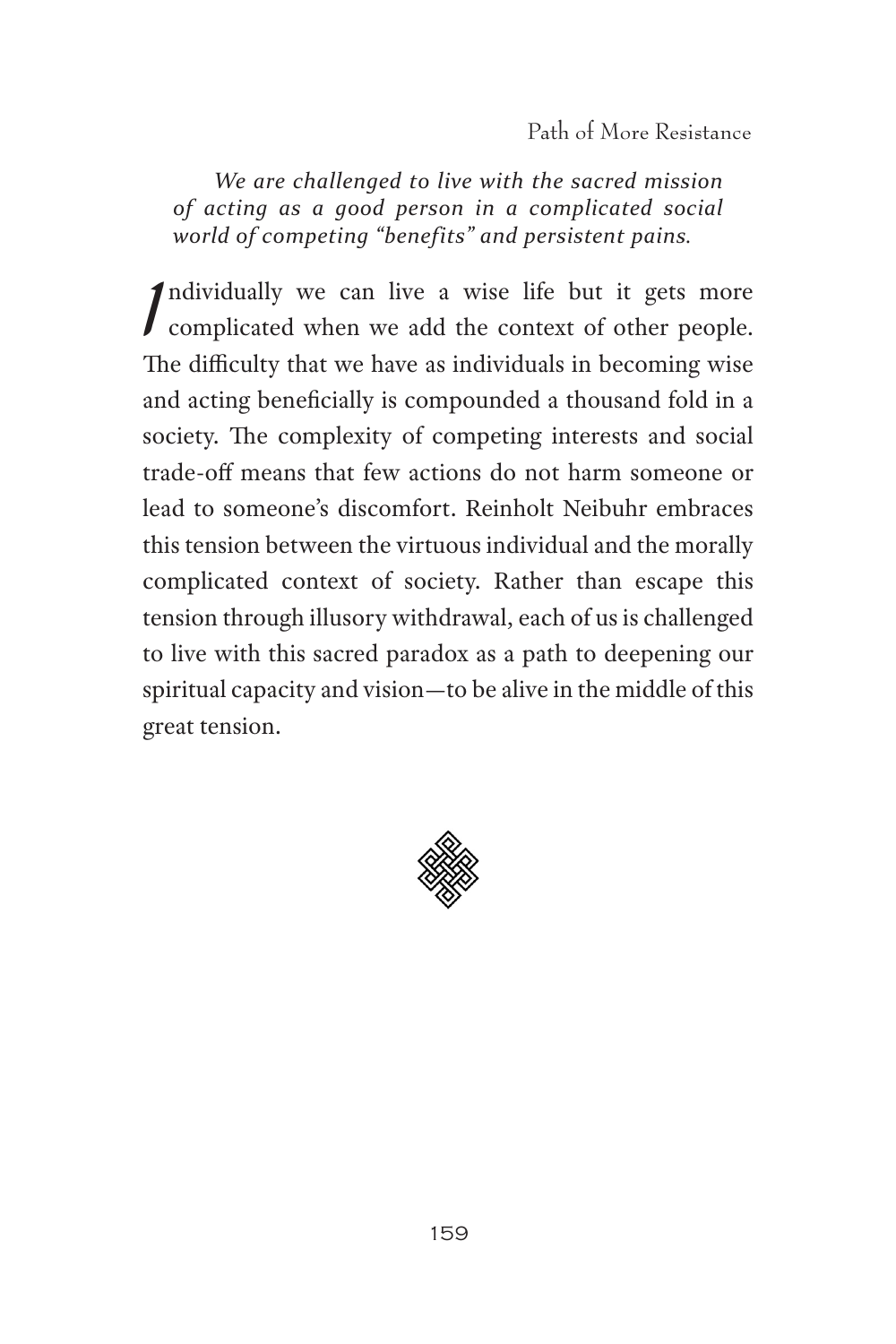*We are challenged to live with the sacred mission of acting as a good person in a complicated social world of competing "benefits" and persistent pains.*

Individually we can live a wise life but it gets more complicated when we add the context of other people. The difficulty that we have as individuals in becoming wise and acting beneficially is compounded a thousand fold in a society. The complexity of competing interests and social trade-off means that few actions do not harm someone or lead to someone's discomfort. Reinholt Neibuhr embraces this tension between the virtuous individual and the morally complicated context of society. Rather than escape this tension through illusory withdrawal, each of us is challenged to live with this sacred paradox as a path to deepening our spiritual capacity and vision—to be alive in the middle of this great tension.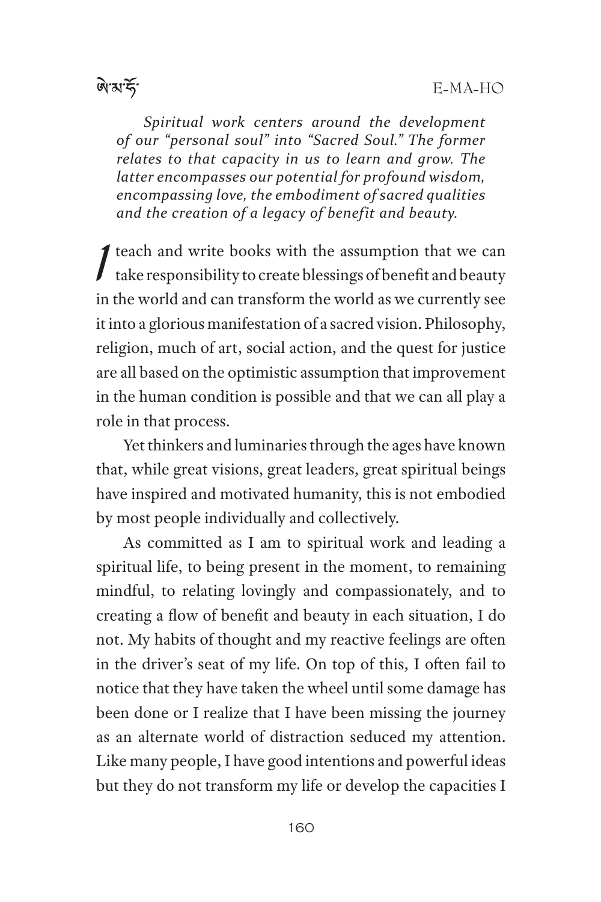*Spiritual work centers around the development of our "personal soul" into "Sacred Soul." The former relates to that capacity in us to learn and grow. The latter encompasses our potential for profound wisdom, encompassing love, the embodiment of sacred qualities and the creation of a legacy of benefit and beauty.*

I teach and write books with the assumption that we can take responsibility to create blessings of benefit and beauty in the world and can transform the world as we currently see it into a glorious manifestation of a sacred vision. Philosophy, religion, much of art, social action, and the quest for justice are all based on the optimistic assumption that improvement in the human condition is possible and that we can all play a role in that process.

Yet thinkers and luminaries through the ages have known that, while great visions, great leaders, great spiritual beings have inspired and motivated humanity, this is not embodied by most people individually and collectively.

As committed as I am to spiritual work and leading a spiritual life, to being present in the moment, to remaining mindful, to relating lovingly and compassionately, and to creating a flow of benefit and beauty in each situation, I do not. My habits of thought and my reactive feelings are often in the driver's seat of my life. On top of this, I often fail to notice that they have taken the wheel until some damage has been done or I realize that I have been missing the journey as an alternate world of distraction seduced my attention. Like many people, I have good intentions and powerful ideas but they do not transform my life or develop the capacities I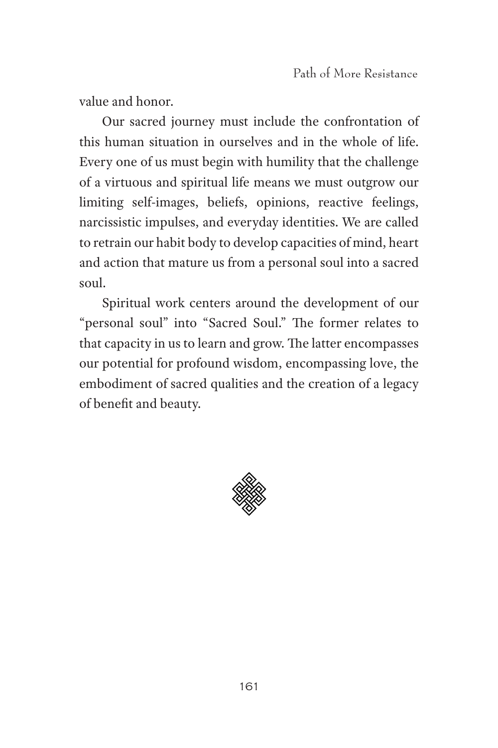value and honor.

Our sacred journey must include the confrontation of this human situation in ourselves and in the whole of life. Every one of us must begin with humility that the challenge of a virtuous and spiritual life means we must outgrow our limiting self-images, beliefs, opinions, reactive feelings, narcissistic impulses, and everyday identities. We are called to retrain our habit body to develop capacities of mind, heart and action that mature us from a personal soul into a sacred soul.

Spiritual work centers around the development of our "personal soul" into "Sacred Soul." The former relates to that capacity in us to learn and grow. The latter encompasses our potential for profound wisdom, encompassing love, the embodiment of sacred qualities and the creation of a legacy of benefit and beauty.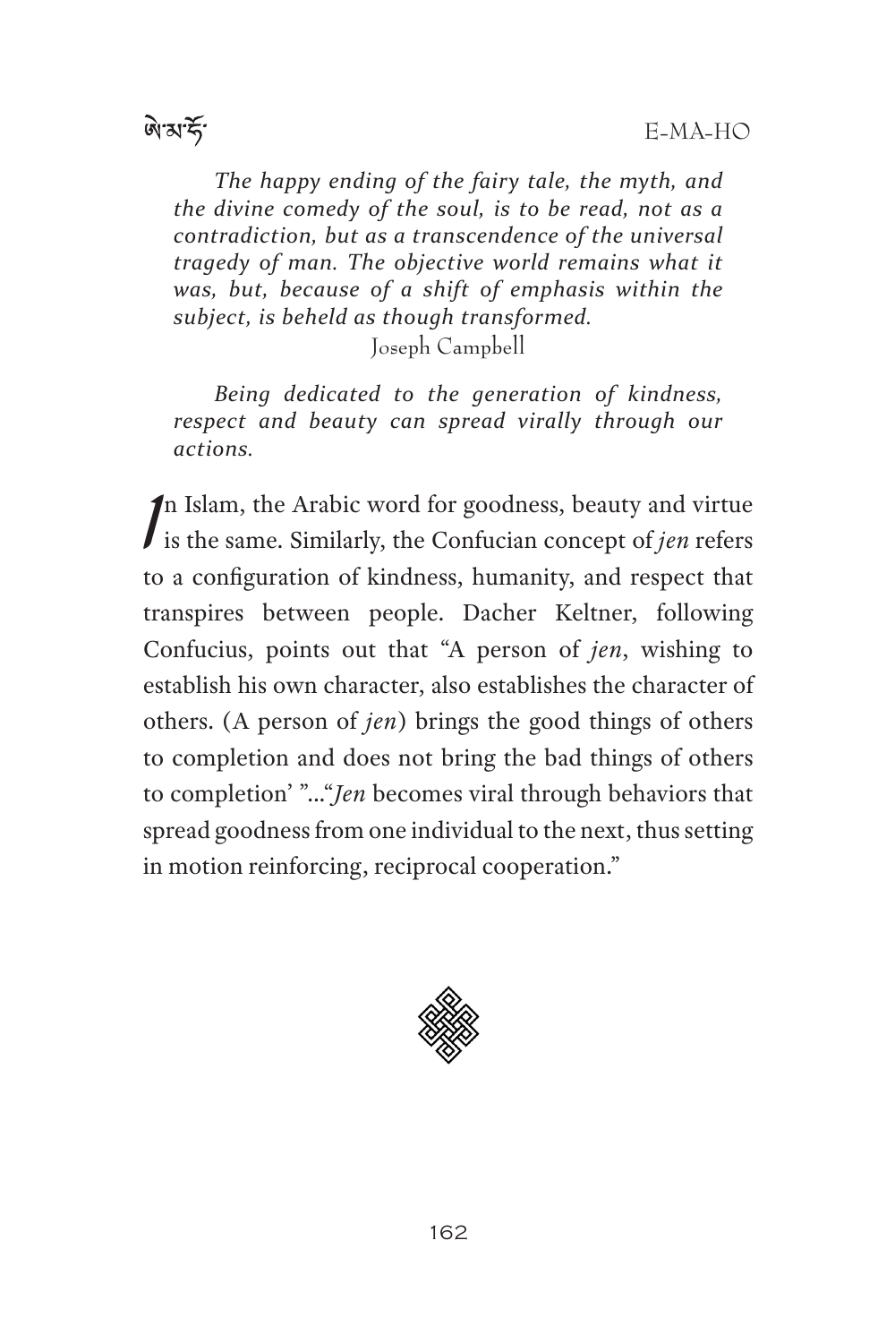*The happy ending of the fairy tale, the myth, and the divine comedy of the soul, is to be read, not as a contradiction, but as a transcendence of the universal tragedy of man. The objective world remains what it was, but, because of a shift of emphasis within the subject, is beheld as though transformed.*

Joseph Campbell

*Being dedicated to the generation of kindness, respect and beauty can spread virally through our actions.*

In Islam, the Arabic word for goodness, beauty and virtue is the same. Similarly, the Confucian concept of *jen* refers to a configuration of kindness, humanity, and respect that transpires between people. Dacher Keltner, following Confucius, points out that "A person of *jen*, wishing to establish his own character, also establishes the character of others. (A person of *jen*) brings the good things of others to completion and does not bring the bad things of others to completion' "..."*Jen* becomes viral through behaviors that spread goodness from one individual to the next, thus setting in motion reinforcing, reciprocal cooperation."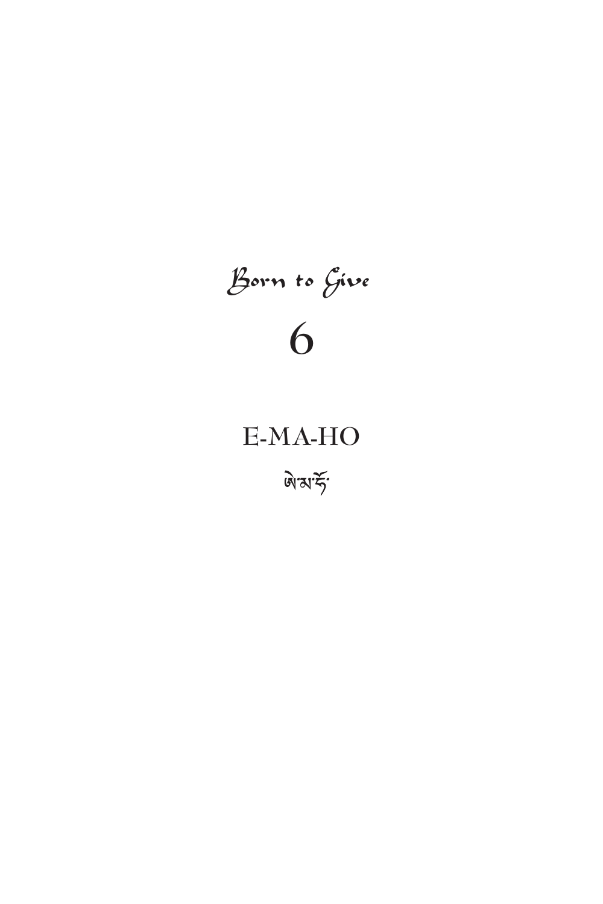*Born to Give*

# 6

## E-MA-HO

ཨེ་མ་ཧོ་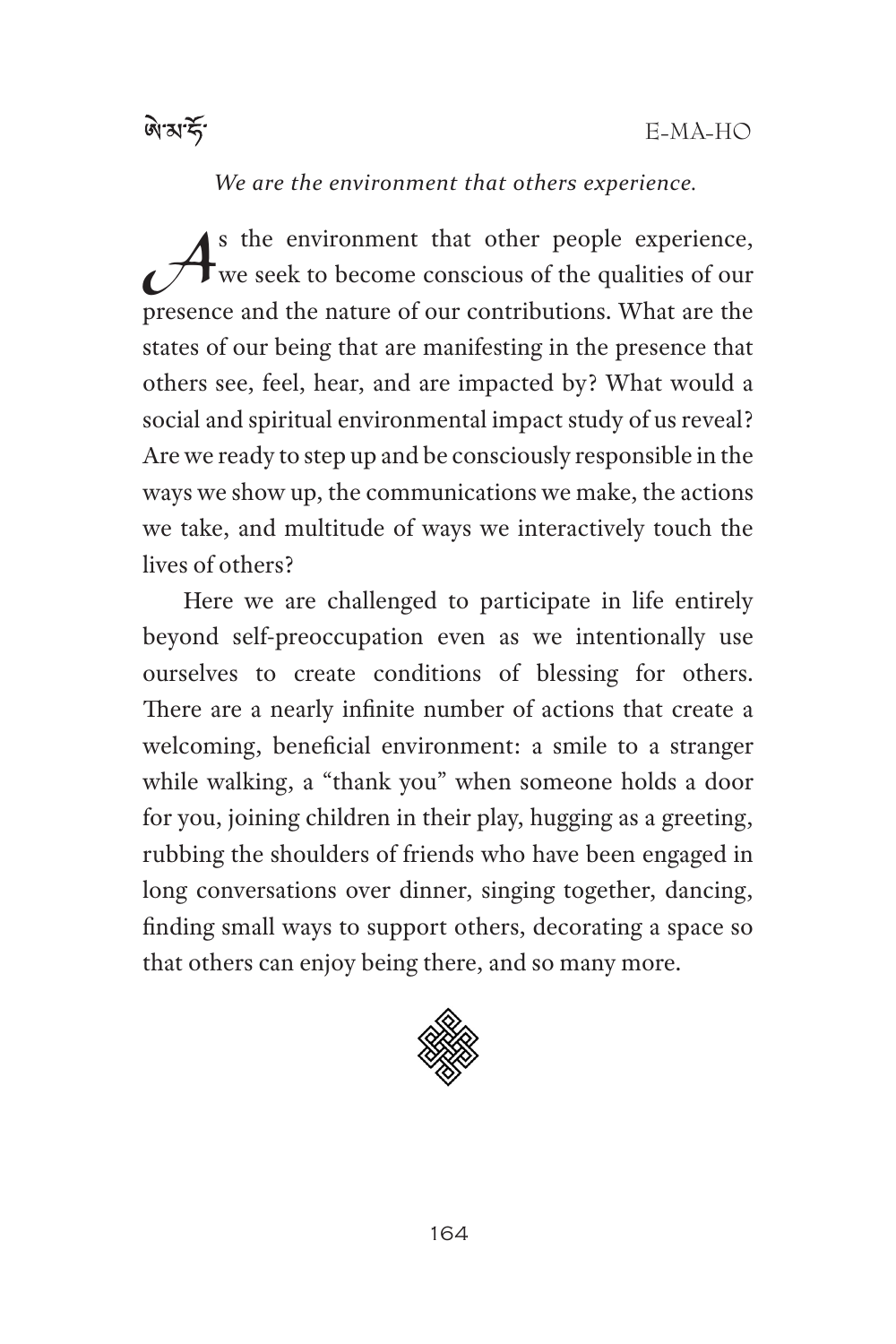*We are the environment that others experience.*

As the environment that other people experience, we seek to become conscious of the qualities of our presence and the nature of our contributions. What are the states of our being that are manifesting in the presence that others see, feel, hear, and are impacted by? What would a social and spiritual environmental impact study of us reveal? Are we ready to step up and be consciously responsible in the ways we show up, the communications we make, the actions we take, and multitude of ways we interactively touch the lives of others?

Here we are challenged to participate in life entirely beyond self-preoccupation even as we intentionally use ourselves to create conditions of blessing for others. There are a nearly infinite number of actions that create a welcoming, beneficial environment: a smile to a stranger while walking, a "thank you" when someone holds a door for you, joining children in their play, hugging as a greeting, rubbing the shoulders of friends who have been engaged in long conversations over dinner, singing together, dancing, finding small ways to support others, decorating a space so that others can enjoy being there, and so many more.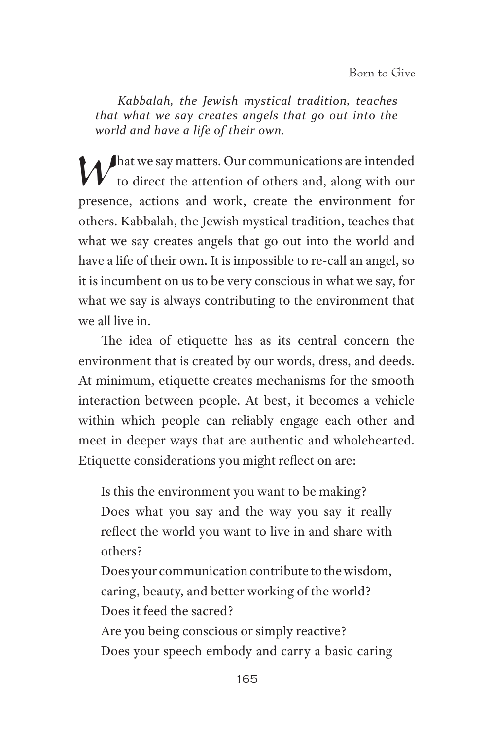*Kabbalah, the Jewish mystical tradition, teaches that what we say creates angels that go out into the world and have a life of their own.*

What we say matters. Our communications are intended to direct the attention of others and, along with our presence, actions and work, create the environment for others. Kabbalah, the Jewish mystical tradition, teaches that what we say creates angels that go out into the world and have a life of their own. It is impossible to re-call an angel, so it is incumbent on us to be very conscious in what we say, for what we say is always contributing to the environment that we all live in.

The idea of etiquette has as its central concern the environment that is created by our words, dress, and deeds. At minimum, etiquette creates mechanisms for the smooth interaction between people. At best, it becomes a vehicle within which people can reliably engage each other and meet in deeper ways that are authentic and wholehearted. Etiquette considerations you might reflect on are:

Is this the environment you want to be making?
Does what you say and the way you say it really reflect the world you want to live in and share with others?
Does your communication contribute to the wisdom, caring, beauty, and better working of the world?
Does it feed the sacred?
Are you being conscious or simply reactive?
Does your speech embody and carry a basic caring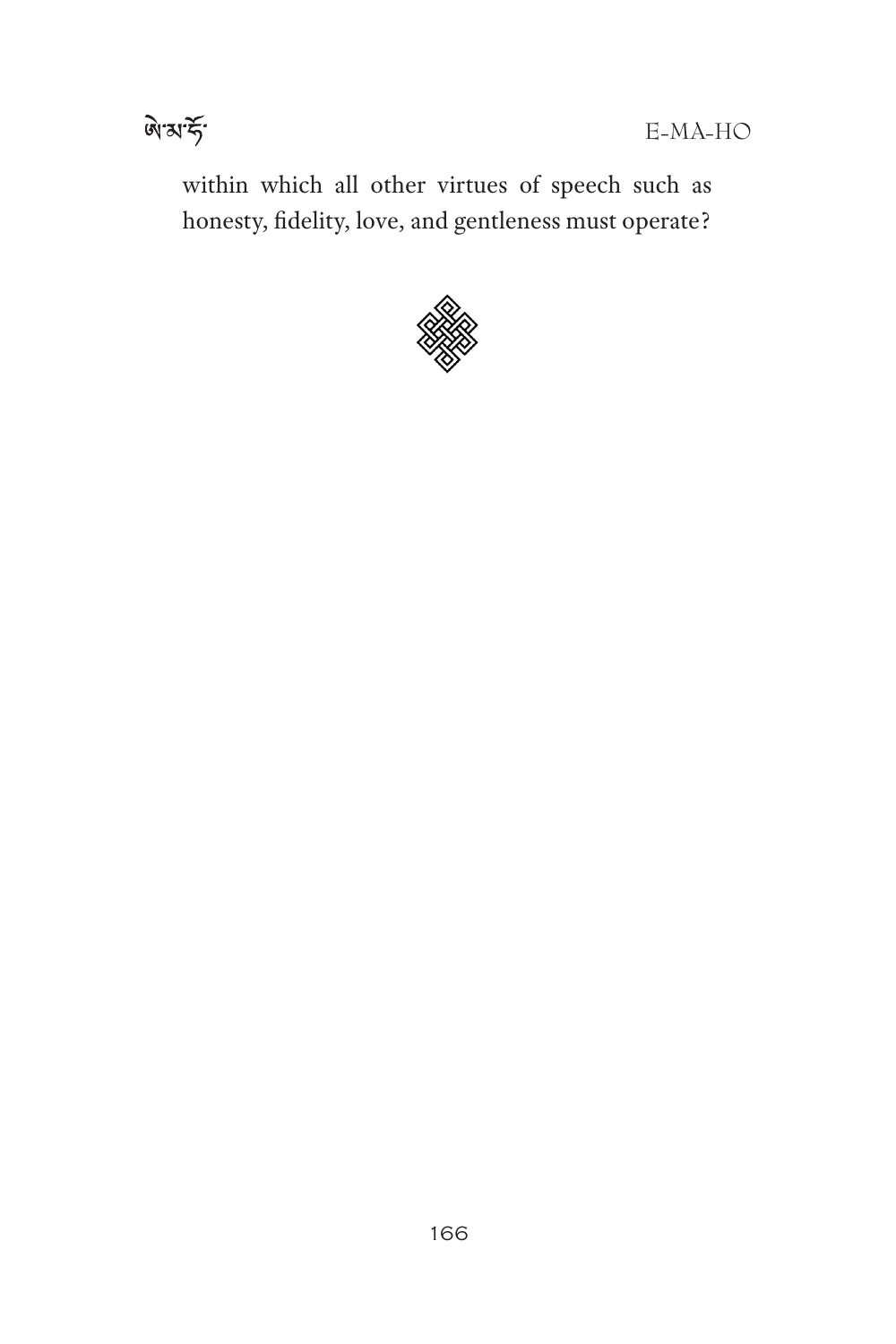within which all other virtues of speech such as honesty, fidelity, love, and gentleness must operate?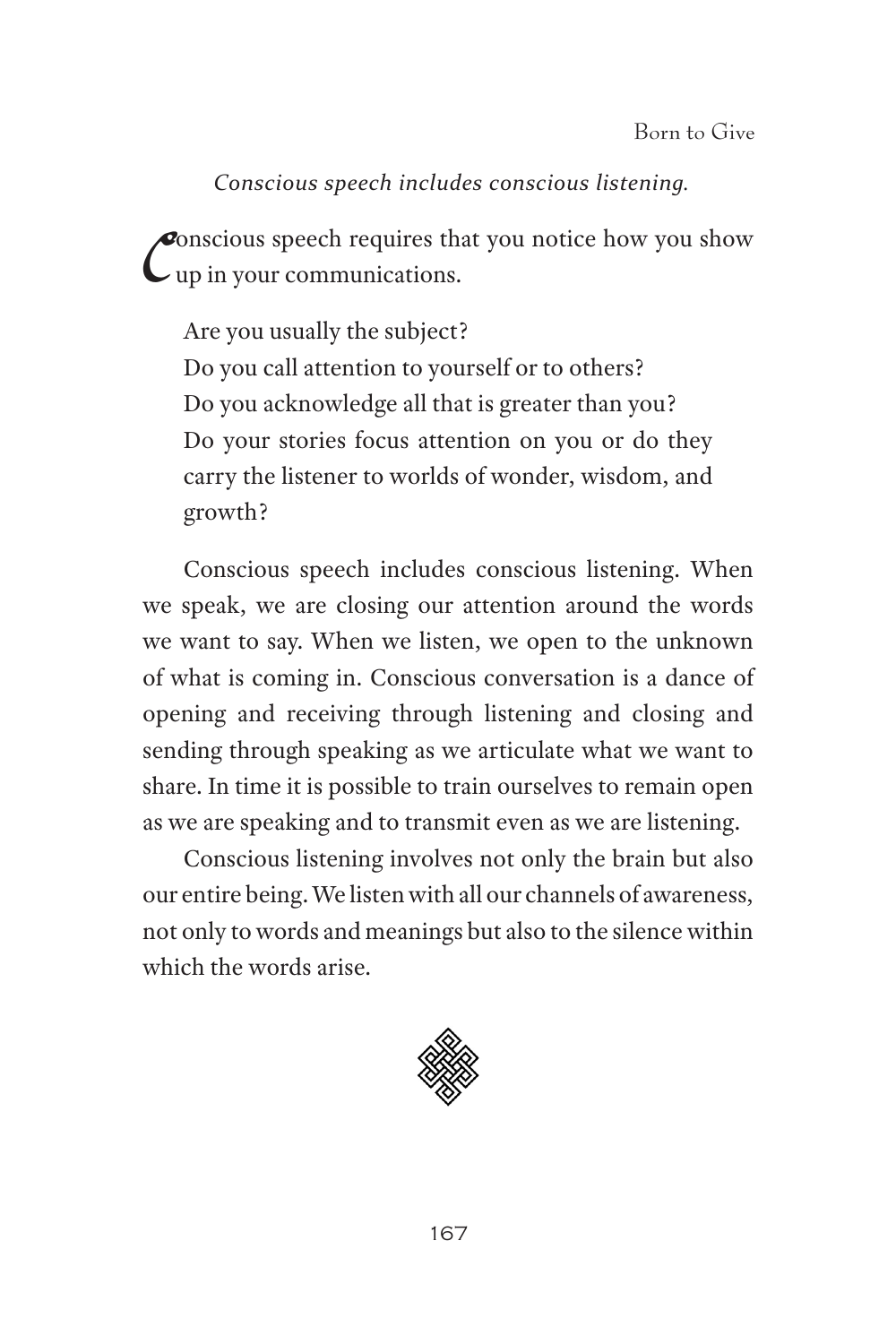*Conscious speech includes conscious listening.*

Conscious speech requires that you notice how you show up in your communications.

> Are you usually the subject?
> Do you call attention to yourself or to others?
> Do you acknowledge all that is greater than you?
> Do your stories focus attention on you or do they carry the listener to worlds of wonder, wisdom, and growth?

Conscious speech includes conscious listening. When we speak, we are closing our attention around the words we want to say. When we listen, we open to the unknown of what is coming in. Conscious conversation is a dance of opening and receiving through listening and closing and sending through speaking as we articulate what we want to share. In time it is possible to train ourselves to remain open as we are speaking and to transmit even as we are listening.

Conscious listening involves not only the brain but also our entire being. We listen with all our channels of awareness, not only to words and meanings but also to the silence within which the words arise.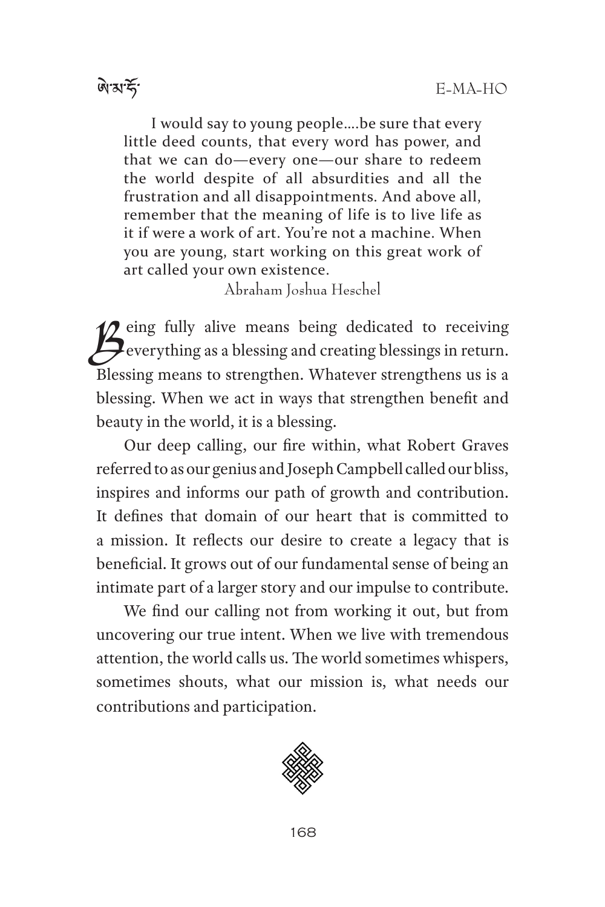> I would say to young people....be sure that every little deed counts, that every word has power, and that we can do—every one—our share to redeem the world despite of all absurdities and all the frustration and all disappointments. And above all, remember that the meaning of life is to live life as it if were a work of art. You're not a machine. When you are young, start working on this great work of art called your own existence.
>
> Abraham Joshua Heschel

Being fully alive means being dedicated to receiving everything as a blessing and creating blessings in return. Blessing means to strengthen. Whatever strengthens us is a blessing. When we act in ways that strengthen benefit and beauty in the world, it is a blessing.

Our deep calling, our fire within, what Robert Graves referred to as our genius and Joseph Campbell called our bliss, inspires and informs our path of growth and contribution. It defines that domain of our heart that is committed to a mission. It reflects our desire to create a legacy that is beneficial. It grows out of our fundamental sense of being an intimate part of a larger story and our impulse to contribute.

We find our calling not from working it out, but from uncovering our true intent. When we live with tremendous attention, the world calls us. The world sometimes whispers, sometimes shouts, what our mission is, what needs our contributions and participation.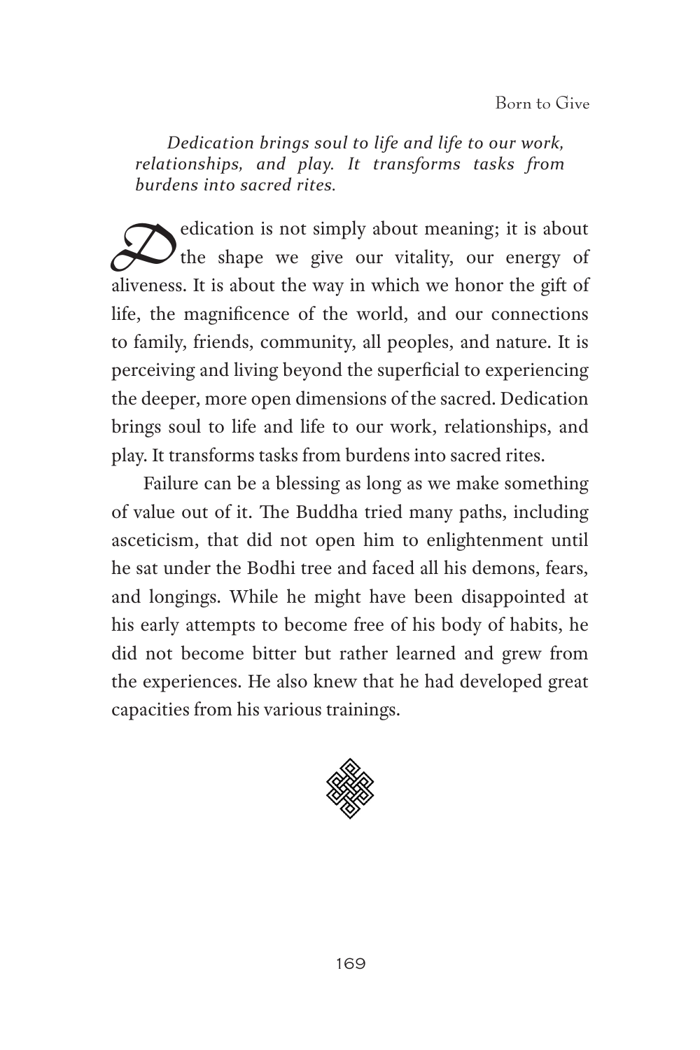*Dedication brings soul to life and life to our work, relationships, and play. It transforms tasks from burdens into sacred rites.*

Dedication is not simply about meaning; it is about the shape we give our vitality, our energy of aliveness. It is about the way in which we honor the gift of life, the magnificence of the world, and our connections to family, friends, community, all peoples, and nature. It is perceiving and living beyond the superficial to experiencing the deeper, more open dimensions of the sacred. Dedication brings soul to life and life to our work, relationships, and play. It transforms tasks from burdens into sacred rites.

Failure can be a blessing as long as we make something of value out of it. The Buddha tried many paths, including asceticism, that did not open him to enlightenment until he sat under the Bodhi tree and faced all his demons, fears, and longings. While he might have been disappointed at his early attempts to become free of his body of habits, he did not become bitter but rather learned and grew from the experiences. He also knew that he had developed great capacities from his various trainings.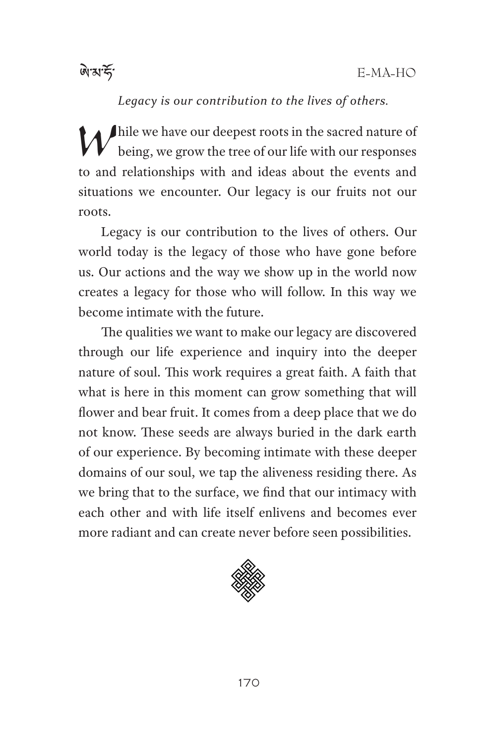*Legacy is our contribution to the lives of others.*

While we have our deepest roots in the sacred nature of being, we grow the tree of our life with our responses to and relationships with and ideas about the events and situations we encounter. Our legacy is our fruits not our roots.

Legacy is our contribution to the lives of others. Our world today is the legacy of those who have gone before us. Our actions and the way we show up in the world now creates a legacy for those who will follow. In this way we become intimate with the future.

The qualities we want to make our legacy are discovered through our life experience and inquiry into the deeper nature of soul. This work requires a great faith. A faith that what is here in this moment can grow something that will flower and bear fruit. It comes from a deep place that we do not know. These seeds are always buried in the dark earth of our experience. By becoming intimate with these deeper domains of our soul, we tap the aliveness residing there. As we bring that to the surface, we find that our intimacy with each other and with life itself enlivens and becomes ever more radiant and can create never before seen possibilities.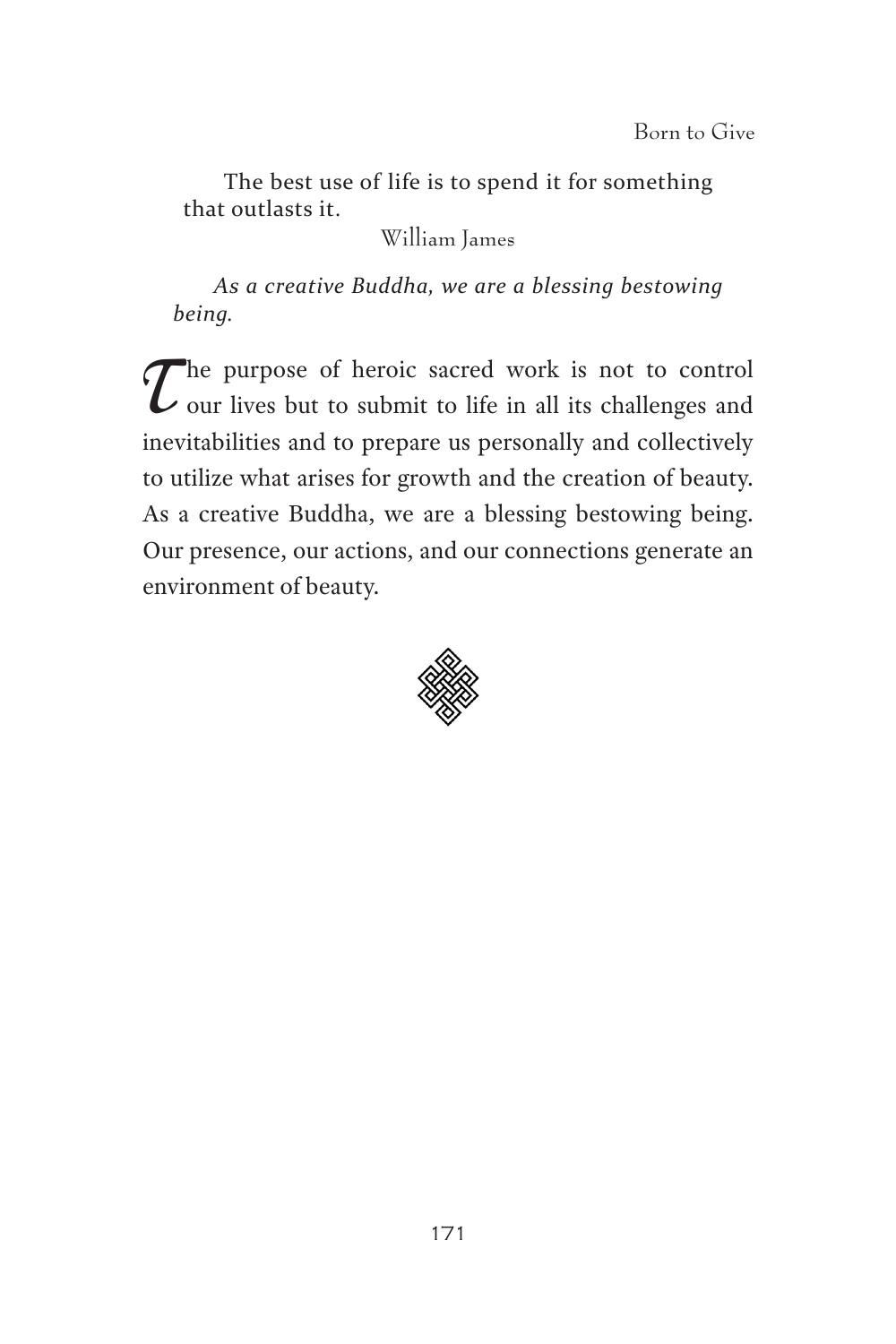> The best use of life is to spend it for something that outlasts it.
>
> William James

*As a creative Buddha, we are a blessing bestowing being.*

The purpose of heroic sacred work is not to control our lives but to submit to life in all its challenges and inevitabilities and to prepare us personally and collectively to utilize what arises for growth and the creation of beauty. As a creative Buddha, we are a blessing bestowing being. Our presence, our actions, and our connections generate an environment of beauty.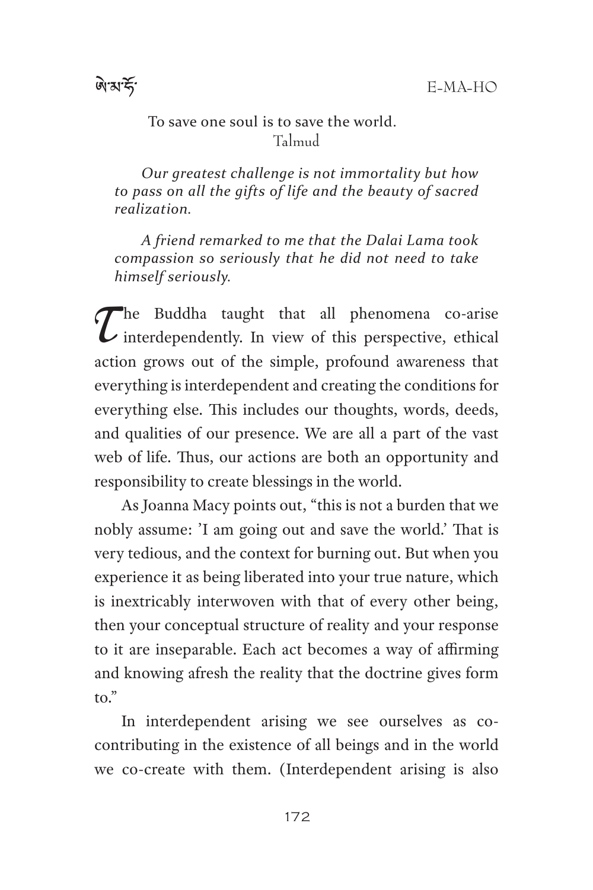To save one soul is to save the world.
Talmud

*Our greatest challenge is not immortality but how to pass on all the gifts of life and the beauty of sacred realization.*

*A friend remarked to me that the Dalai Lama took compassion so seriously that he did not need to take himself seriously.*

The Buddha taught that all phenomena co-arise interdependently. In view of this perspective, ethical action grows out of the simple, profound awareness that everything is interdependent and creating the conditions for everything else. This includes our thoughts, words, deeds, and qualities of our presence. We are all a part of the vast web of life. Thus, our actions are both an opportunity and responsibility to create blessings in the world.

As Joanna Macy points out, "this is not a burden that we nobly assume: 'I am going out and save the world.' That is very tedious, and the context for burning out. But when you experience it as being liberated into your true nature, which is inextricably interwoven with that of every other being, then your conceptual structure of reality and your response to it are inseparable. Each act becomes a way of affirming and knowing afresh the reality that the doctrine gives form to."

In interdependent arising we see ourselves as co-contributing in the existence of all beings and in the world we co-create with them. (Interdependent arising is also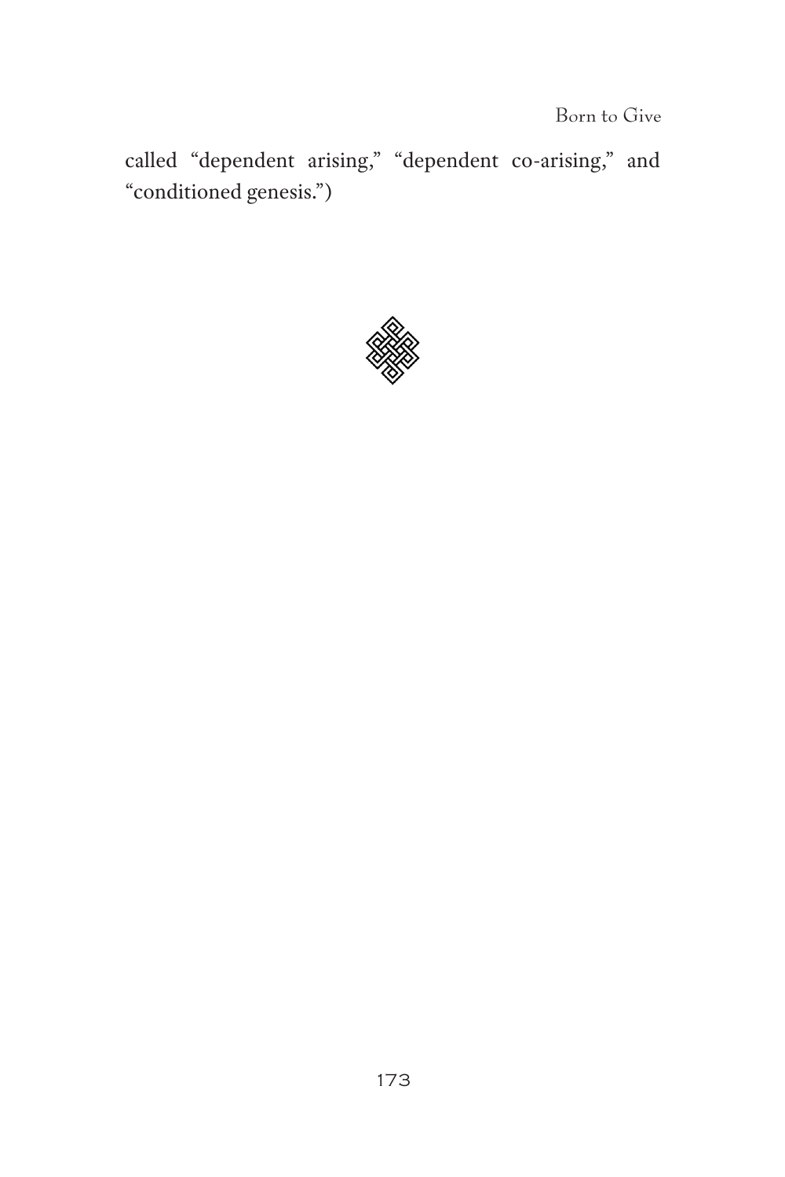called “dependent arising,” “dependent co-arising,” and “conditioned genesis.”)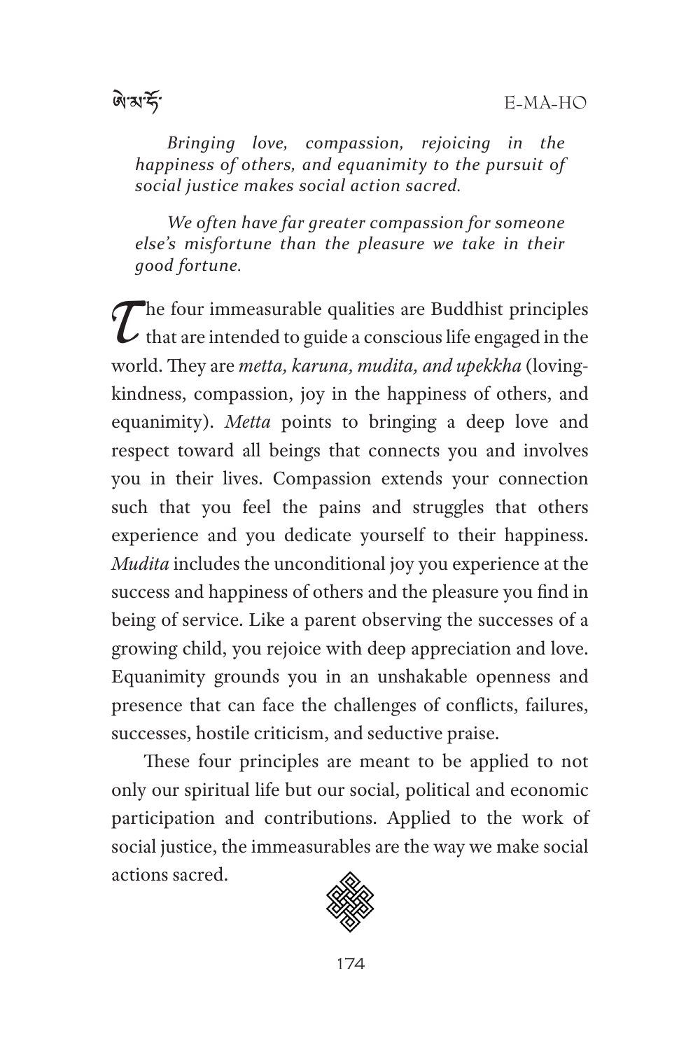*Bringing love, compassion, rejoicing in the happiness of others, and equanimity to the pursuit of social justice makes social action sacred.*

*We often have far greater compassion for someone else's misfortune than the pleasure we take in their good fortune.*

The four immeasurable qualities are Buddhist principles that are intended to guide a conscious life engaged in the world. They are *metta, karuna, mudita, and upekkha* (loving-kindness, compassion, joy in the happiness of others, and equanimity). *Metta* points to bringing a deep love and respect toward all beings that connects you and involves you in their lives. Compassion extends your connection such that you feel the pains and struggles that others experience and you dedicate yourself to their happiness. *Mudita* includes the unconditional joy you experience at the success and happiness of others and the pleasure you find in being of service. Like a parent observing the successes of a growing child, you rejoice with deep appreciation and love. Equanimity grounds you in an unshakable openness and presence that can face the challenges of conflicts, failures, successes, hostile criticism, and seductive praise.

These four principles are meant to be applied to not only our spiritual life but our social, political and economic participation and contributions. Applied to the work of social justice, the immeasurables are the way we make social actions sacred.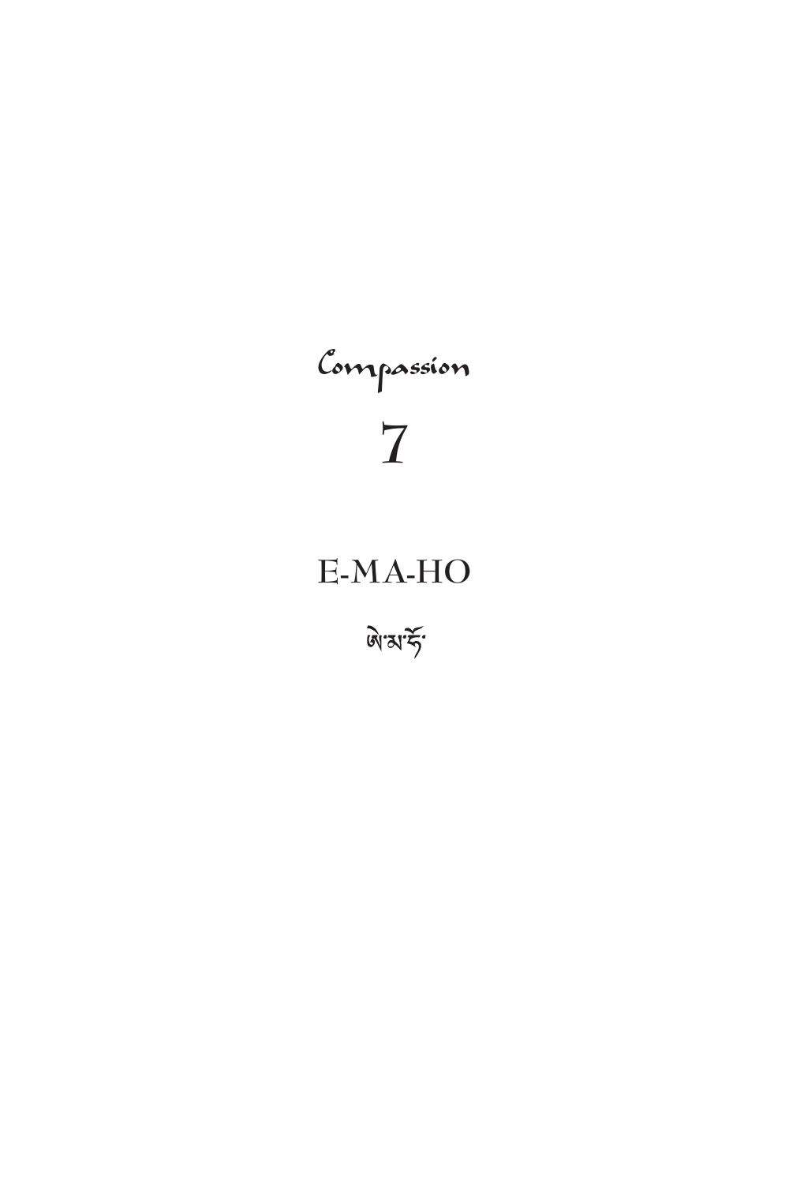# Compassion

# 7

## E-MA-HO

ཨེ་མ་ཧོ་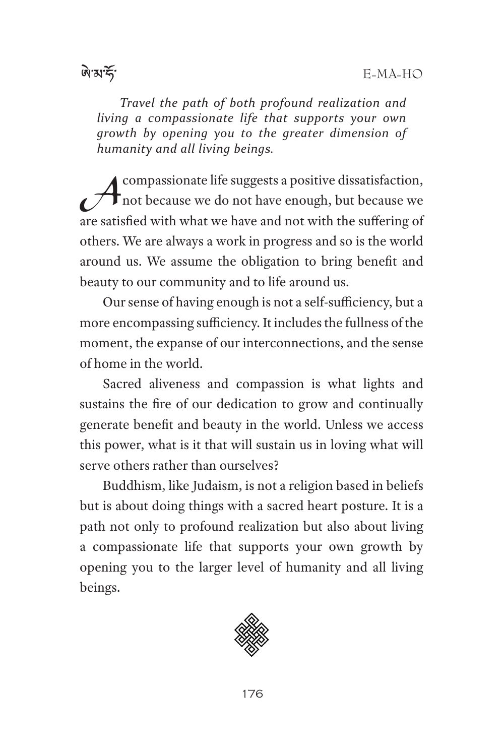*Travel the path of both profound realization and living a compassionate life that supports your own growth by opening you to the greater dimension of humanity and all living beings.*

A compassionate life suggests a positive dissatisfaction, not because we do not have enough, but because we are satisfied with what we have and not with the suffering of others. We are always a work in progress and so is the world around us. We assume the obligation to bring benefit and beauty to our community and to life around us.

Our sense of having enough is not a self-sufficiency, but a more encompassing sufficiency. It includes the fullness of the moment, the expanse of our interconnections, and the sense of home in the world.

Sacred aliveness and compassion is what lights and sustains the fire of our dedication to grow and continually generate benefit and beauty in the world. Unless we access this power, what is it that will sustain us in loving what will serve others rather than ourselves?

Buddhism, like Judaism, is not a religion based in beliefs but is about doing things with a sacred heart posture. It is a path not only to profound realization but also about living a compassionate life that supports your own growth by opening you to the larger level of humanity and all living beings.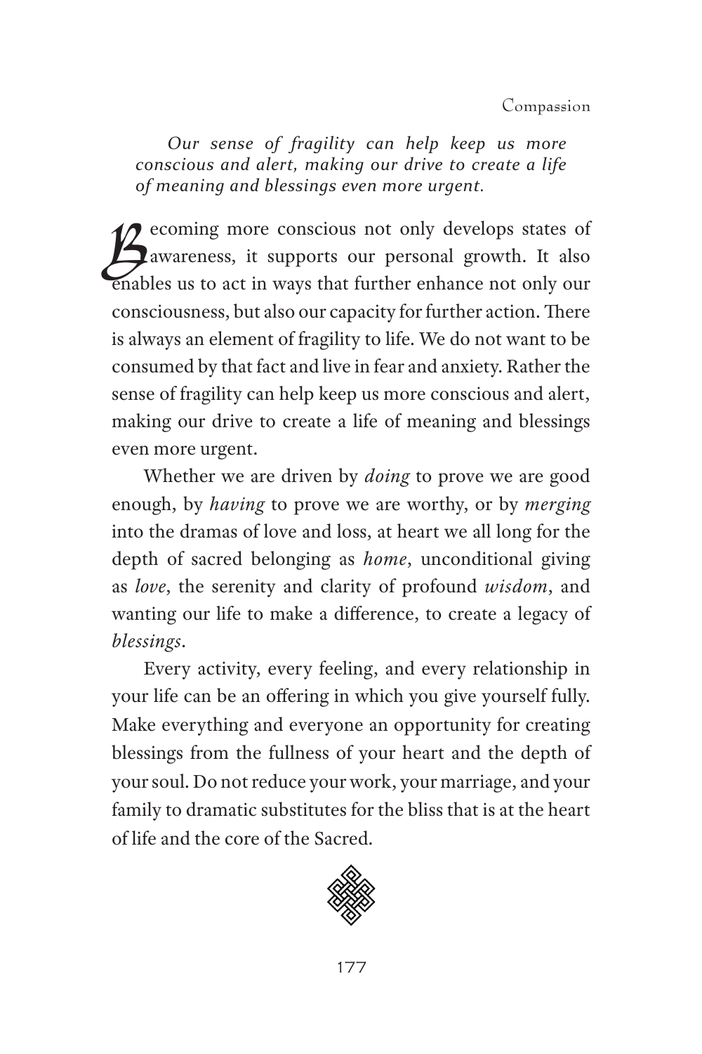*Our sense of fragility can help keep us more conscious and alert, making our drive to create a life of meaning and blessings even more urgent.*

Becoming more conscious not only develops states of awareness, it supports our personal growth. It also enables us to act in ways that further enhance not only our consciousness, but also our capacity for further action. There is always an element of fragility to life. We do not want to be consumed by that fact and live in fear and anxiety. Rather the sense of fragility can help keep us more conscious and alert, making our drive to create a life of meaning and blessings even more urgent.

Whether we are driven by *doing* to prove we are good enough, by *having* to prove we are worthy, or by *merging* into the dramas of love and loss, at heart we all long for the depth of sacred belonging as *home*, unconditional giving as *love*, the serenity and clarity of profound *wisdom*, and wanting our life to make a difference, to create a legacy of *blessings*.

Every activity, every feeling, and every relationship in your life can be an offering in which you give yourself fully. Make everything and everyone an opportunity for creating blessings from the fullness of your heart and the depth of your soul. Do not reduce your work, your marriage, and your family to dramatic substitutes for the bliss that is at the heart of life and the core of the Sacred.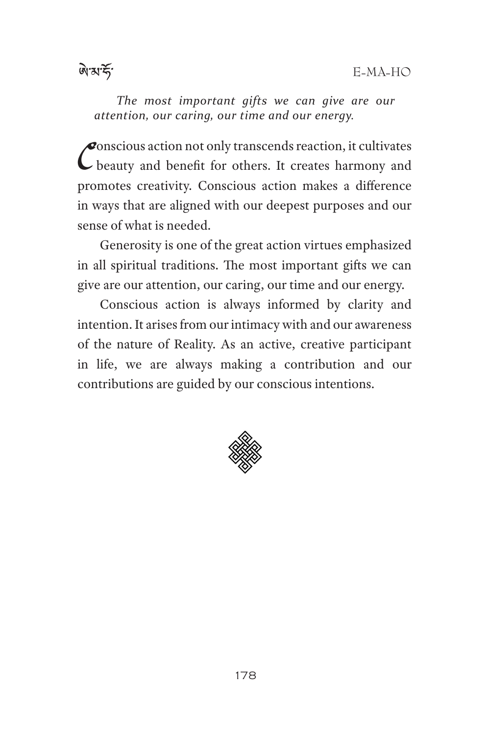*The most important gifts we can give are our attention, our caring, our time and our energy.*

Conscious action not only transcends reaction, it cultivates beauty and benefit for others. It creates harmony and promotes creativity. Conscious action makes a difference in ways that are aligned with our deepest purposes and our sense of what is needed.

Generosity is one of the great action virtues emphasized in all spiritual traditions. The most important gifts we can give are our attention, our caring, our time and our energy.

Conscious action is always informed by clarity and intention. It arises from our intimacy with and our awareness of the nature of Reality. As an active, creative participant in life, we are always making a contribution and our contributions are guided by our conscious intentions.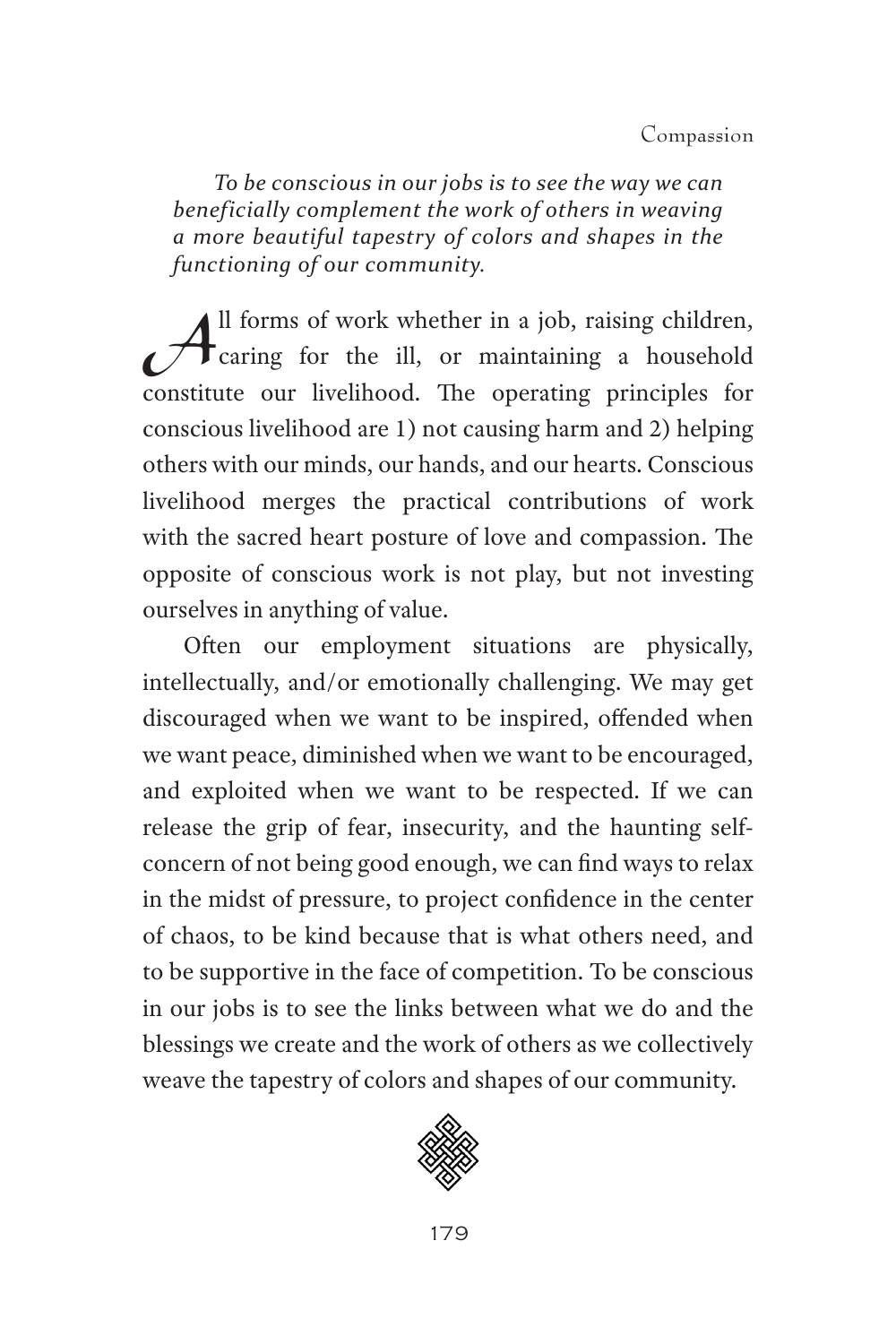*To be conscious in our jobs is to see the way we can beneficially complement the work of others in weaving a more beautiful tapestry of colors and shapes in the functioning of our community.*

All forms of work whether in a job, raising children, caring for the ill, or maintaining a household constitute our livelihood. The operating principles for conscious livelihood are 1) not causing harm and 2) helping others with our minds, our hands, and our hearts. Conscious livelihood merges the practical contributions of work with the sacred heart posture of love and compassion. The opposite of conscious work is not play, but not investing ourselves in anything of value.

Often our employment situations are physically, intellectually, and/or emotionally challenging. We may get discouraged when we want to be inspired, offended when we want peace, diminished when we want to be encouraged, and exploited when we want to be respected. If we can release the grip of fear, insecurity, and the haunting self-concern of not being good enough, we can find ways to relax in the midst of pressure, to project confidence in the center of chaos, to be kind because that is what others need, and to be supportive in the face of competition. To be conscious in our jobs is to see the links between what we do and the blessings we create and the work of others as we collectively weave the tapestry of colors and shapes of our community.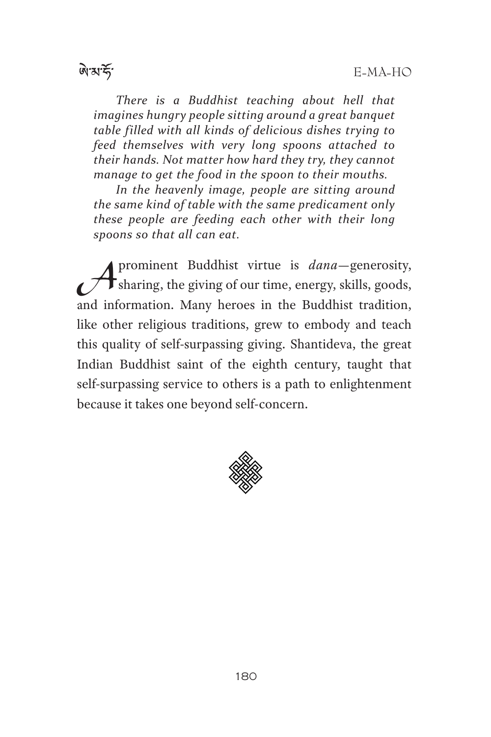*There is a Buddhist teaching about hell that imagines hungry people sitting around a great banquet table filled with all kinds of delicious dishes trying to feed themselves with very long spoons attached to their hands. Not matter how hard they try, they cannot manage to get the food in the spoon to their mouths.*

*In the heavenly image, people are sitting around the same kind of table with the same predicament only these people are feeding each other with their long spoons so that all can eat.*

A prominent Buddhist virtue is *dana*—generosity, sharing, the giving of our time, energy, skills, goods, and information. Many heroes in the Buddhist tradition, like other religious traditions, grew to embody and teach this quality of self-surpassing giving. Shantideva, the great Indian Buddhist saint of the eighth century, taught that self-surpassing service to others is a path to enlightenment because it takes one beyond self-concern.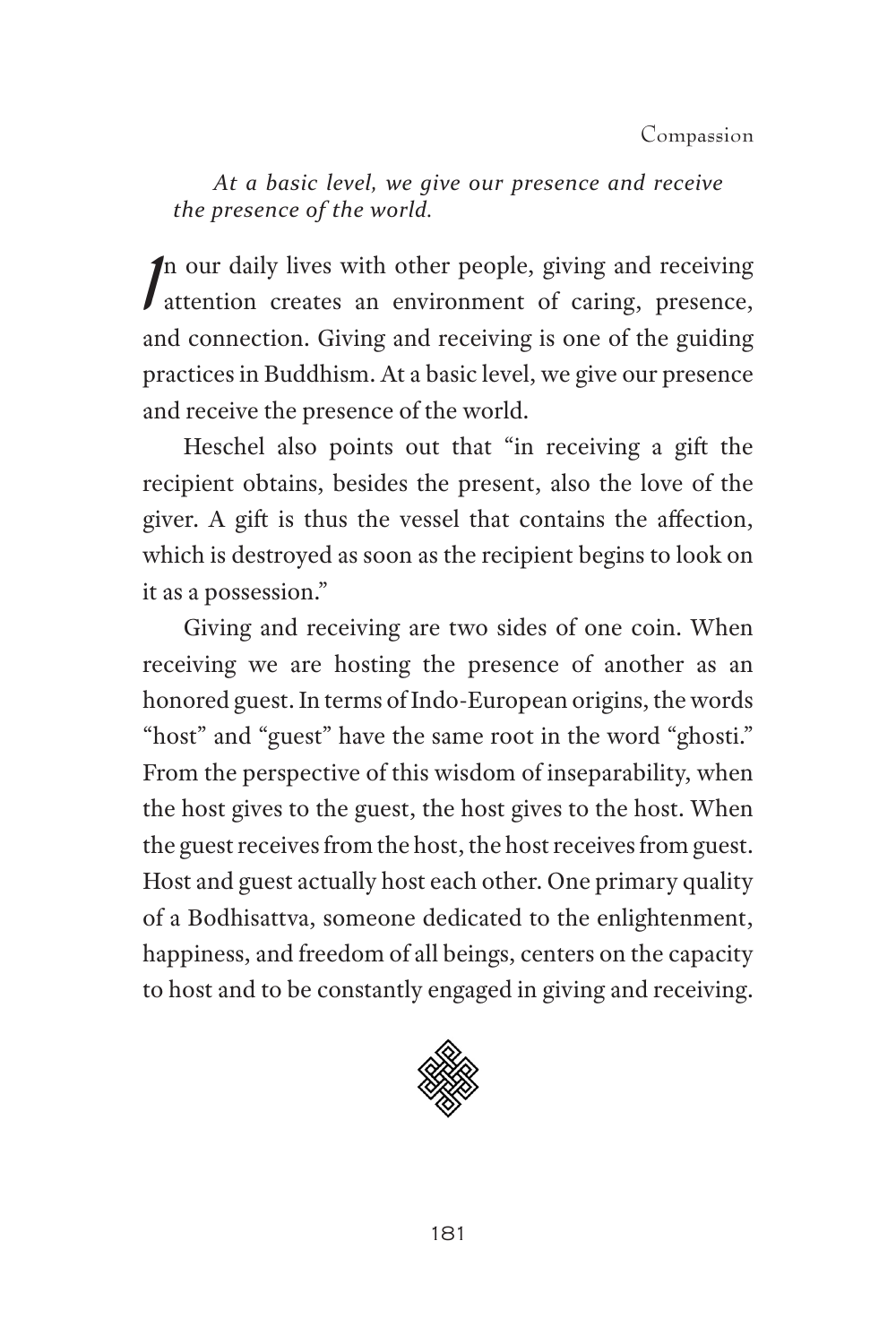*At a basic level, we give our presence and receive the presence of the world.*

In our daily lives with other people, giving and receiving attention creates an environment of caring, presence, and connection. Giving and receiving is one of the guiding practices in Buddhism. At a basic level, we give our presence and receive the presence of the world.

Heschel also points out that "in receiving a gift the recipient obtains, besides the present, also the love of the giver. A gift is thus the vessel that contains the affection, which is destroyed as soon as the recipient begins to look on it as a possession."

Giving and receiving are two sides of one coin. When receiving we are hosting the presence of another as an honored guest. In terms of Indo-European origins, the words "host" and "guest" have the same root in the word "ghosti." From the perspective of this wisdom of inseparability, when the host gives to the guest, the host gives to the host. When the guest receives from the host, the host receives from guest. Host and guest actually host each other. One primary quality of a Bodhisattva, someone dedicated to the enlightenment, happiness, and freedom of all beings, centers on the capacity to host and to be constantly engaged in giving and receiving.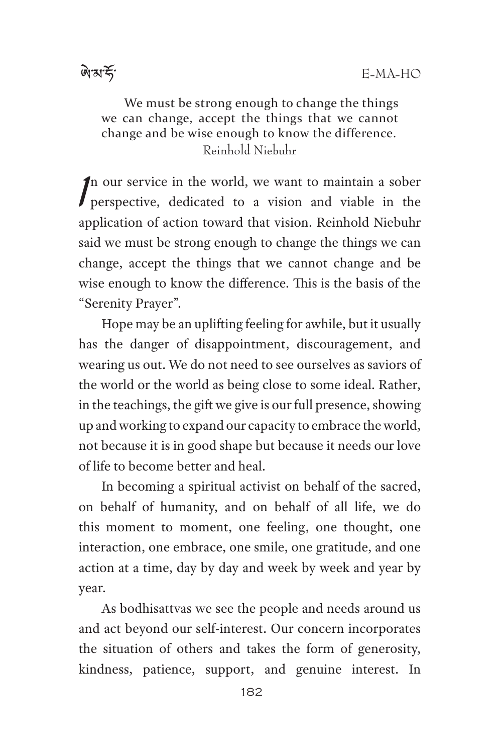We must be strong enough to change the things we can change, accept the things that we cannot change and be wise enough to know the difference.
Reinhold Niebuhr

In our service in the world, we want to maintain a sober perspective, dedicated to a vision and viable in the application of action toward that vision. Reinhold Niebuhr said we must be strong enough to change the things we can change, accept the things that we cannot change and be wise enough to know the difference. This is the basis of the "Serenity Prayer".

Hope may be an uplifting feeling for awhile, but it usually has the danger of disappointment, discouragement, and wearing us out. We do not need to see ourselves as saviors of the world or the world as being close to some ideal. Rather, in the teachings, the gift we give is our full presence, showing up and working to expand our capacity to embrace the world, not because it is in good shape but because it needs our love of life to become better and heal.

In becoming a spiritual activist on behalf of the sacred, on behalf of humanity, and on behalf of all life, we do this moment to moment, one feeling, one thought, one interaction, one embrace, one smile, one gratitude, and one action at a time, day by day and week by week and year by year.

As bodhisattvas we see the people and needs around us and act beyond our self-interest. Our concern incorporates the situation of others and takes the form of generosity, kindness, patience, support, and genuine interest. In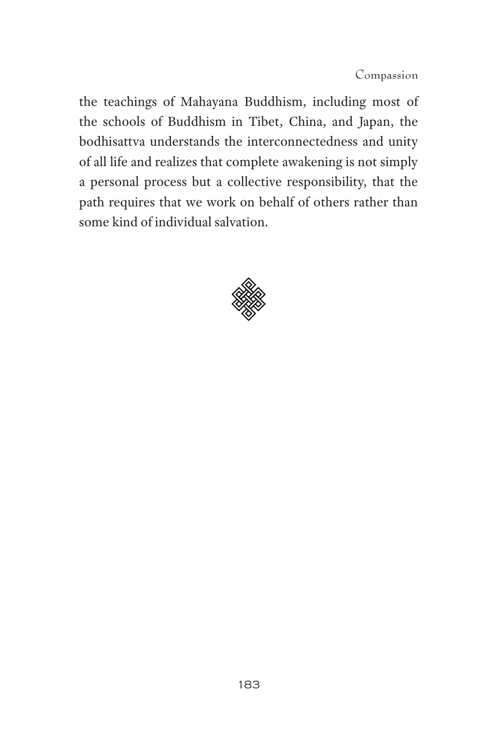the teachings of Mahayana Buddhism, including most of the schools of Buddhism in Tibet, China, and Japan, the bodhisattva understands the interconnectedness and unity of all life and realizes that complete awakening is not simply a personal process but a collective responsibility, that the path requires that we work on behalf of others rather than some kind of individual salvation.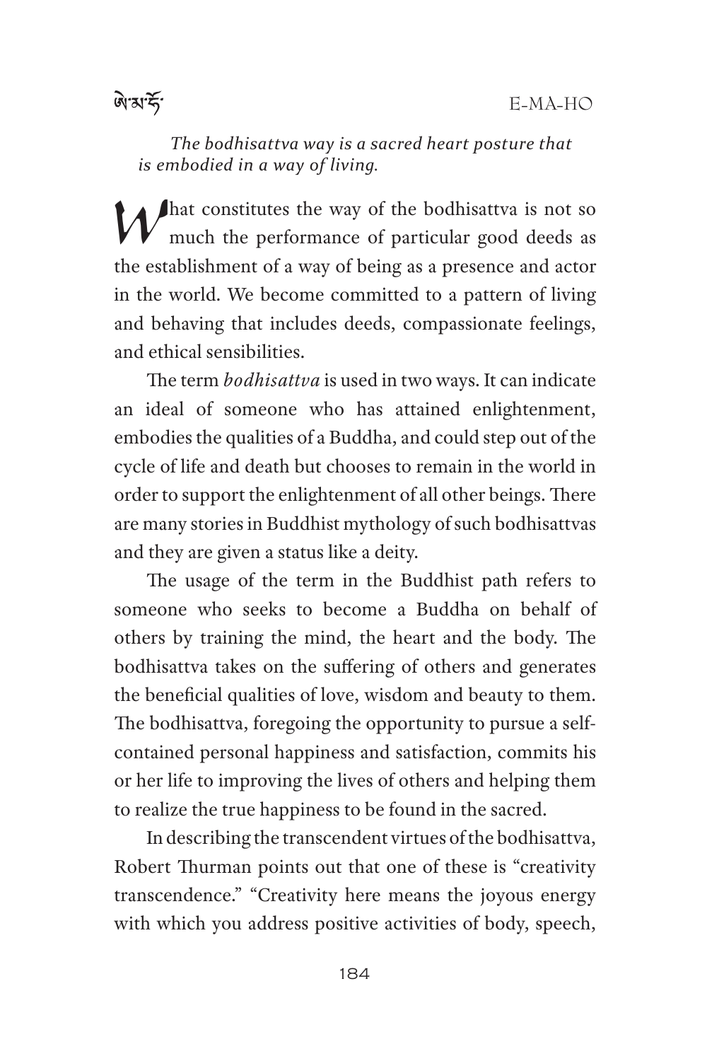*The bodhisattva way is a sacred heart posture that is embodied in a way of living.*

What constitutes the way of the bodhisattva is not so much the performance of particular good deeds as the establishment of a way of being as a presence and actor in the world. We become committed to a pattern of living and behaving that includes deeds, compassionate feelings, and ethical sensibilities.

The term *bodhisattva* is used in two ways. It can indicate an ideal of someone who has attained enlightenment, embodies the qualities of a Buddha, and could step out of the cycle of life and death but chooses to remain in the world in order to support the enlightenment of all other beings. There are many stories in Buddhist mythology of such bodhisattvas and they are given a status like a deity.

The usage of the term in the Buddhist path refers to someone who seeks to become a Buddha on behalf of others by training the mind, the heart and the body. The bodhisattva takes on the suffering of others and generates the beneficial qualities of love, wisdom and beauty to them. The bodhisattva, foregoing the opportunity to pursue a self-contained personal happiness and satisfaction, commits his or her life to improving the lives of others and helping them to realize the true happiness to be found in the sacred.

In describing the transcendent virtues of the bodhisattva, Robert Thurman points out that one of these is "creativity transcendence." "Creativity here means the joyous energy with which you address positive activities of body, speech,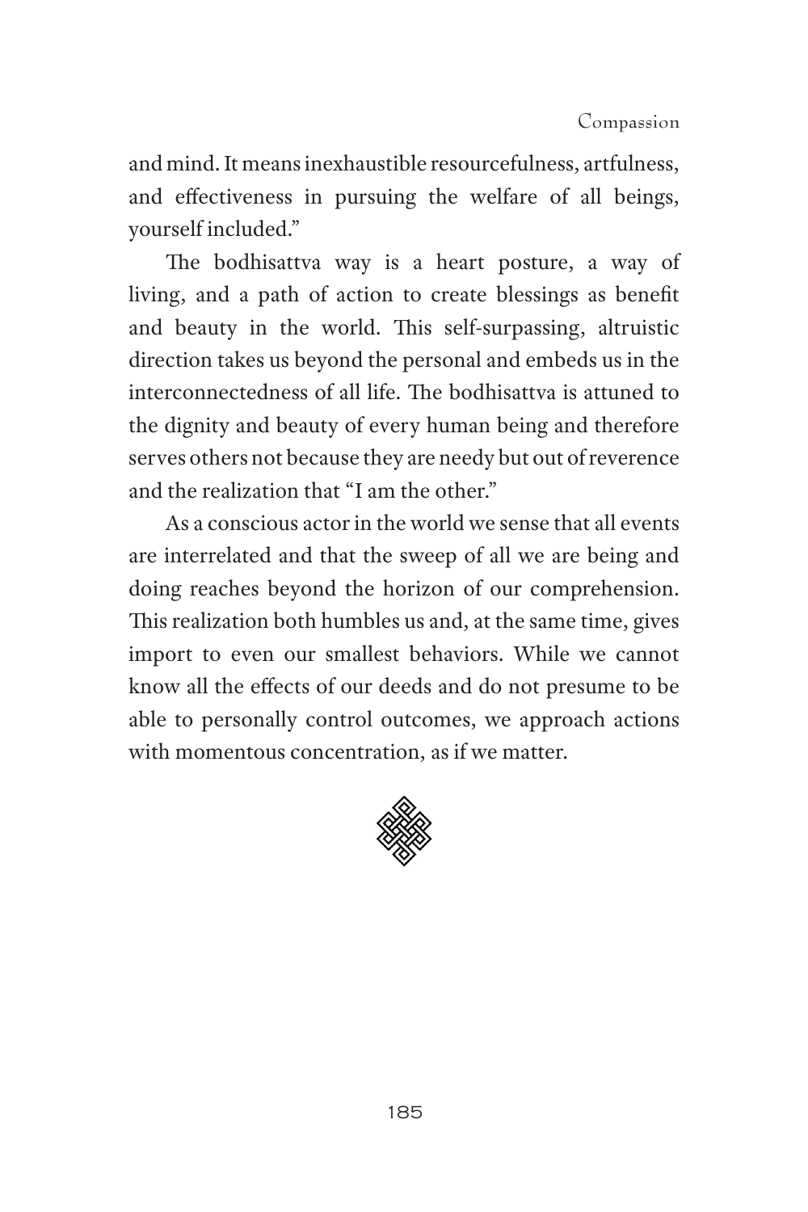and mind. It means inexhaustible resourcefulness, artfulness, and effectiveness in pursuing the welfare of all beings, yourself included."

The bodhisattva way is a heart posture, a way of living, and a path of action to create blessings as benefit and beauty in the world. This self-surpassing, altruistic direction takes us beyond the personal and embeds us in the interconnectedness of all life. The bodhisattva is attuned to the dignity and beauty of every human being and therefore serves others not because they are needy but out of reverence and the realization that "I am the other."

As a conscious actor in the world we sense that all events are interrelated and that the sweep of all we are being and doing reaches beyond the horizon of our comprehension. This realization both humbles us and, at the same time, gives import to even our smallest behaviors. While we cannot know all the effects of our deeds and do not presume to be able to personally control outcomes, we approach actions with momentous concentration, as if we matter.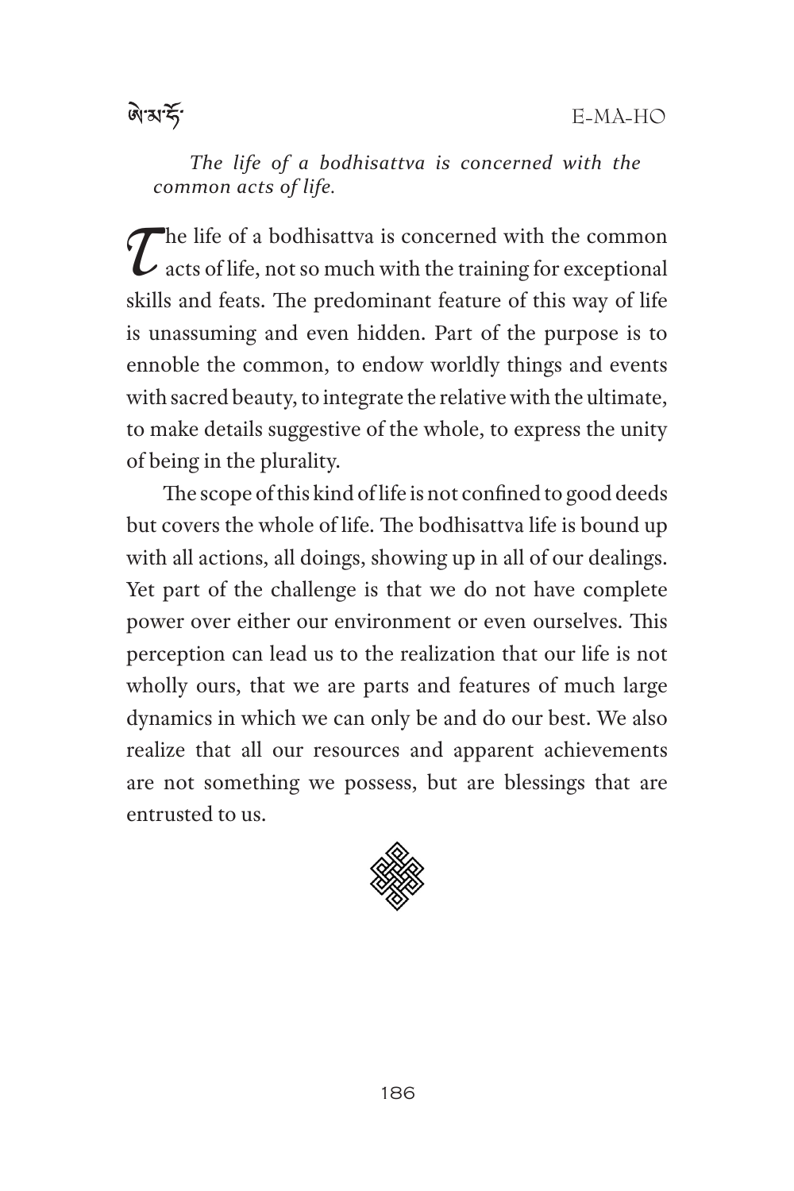*The life of a bodhisattva is concerned with the common acts of life.*

The life of a bodhisattva is concerned with the common acts of life, not so much with the training for exceptional skills and feats. The predominant feature of this way of life is unassuming and even hidden. Part of the purpose is to ennoble the common, to endow worldly things and events with sacred beauty, to integrate the relative with the ultimate, to make details suggestive of the whole, to express the unity of being in the plurality.

The scope of this kind of life is not confined to good deeds but covers the whole of life. The bodhisattva life is bound up with all actions, all doings, showing up in all of our dealings. Yet part of the challenge is that we do not have complete power over either our environment or even ourselves. This perception can lead us to the realization that our life is not wholly ours, that we are parts and features of much large dynamics in which we can only be and do our best. We also realize that all our resources and apparent achievements are not something we possess, but are blessings that are entrusted to us.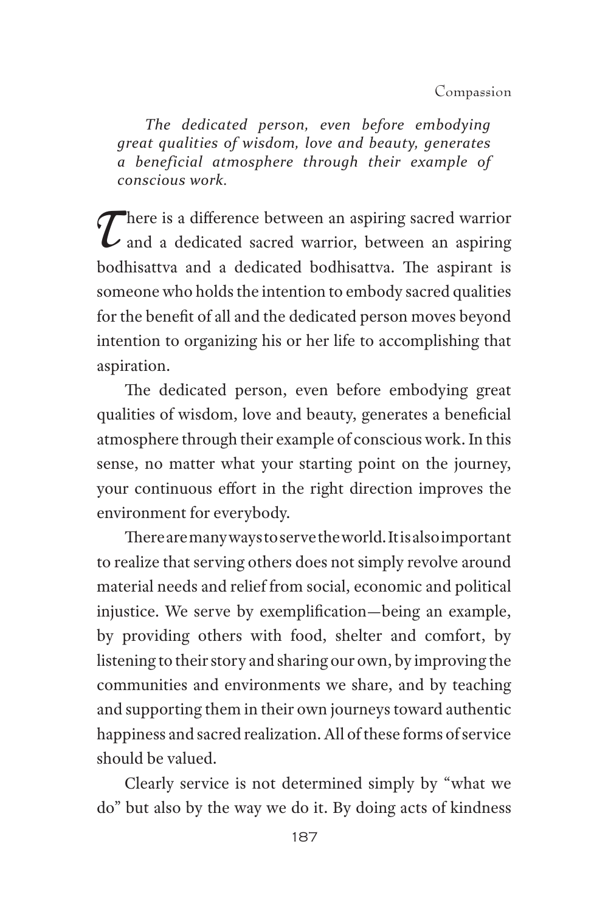*The dedicated person, even before embodying great qualities of wisdom, love and beauty, generates a beneficial atmosphere through their example of conscious work.*

There is a difference between an aspiring sacred warrior and a dedicated sacred warrior, between an aspiring bodhisattva and a dedicated bodhisattva. The aspirant is someone who holds the intention to embody sacred qualities for the benefit of all and the dedicated person moves beyond intention to organizing his or her life to accomplishing that aspiration.

The dedicated person, even before embodying great qualities of wisdom, love and beauty, generates a beneficial atmosphere through their example of conscious work. In this sense, no matter what your starting point on the journey, your continuous effort in the right direction improves the environment for everybody.

There are many ways to serve the world. It is also important to realize that serving others does not simply revolve around material needs and relief from social, economic and political injustice. We serve by exemplification—being an example, by providing others with food, shelter and comfort, by listening to their story and sharing our own, by improving the communities and environments we share, and by teaching and supporting them in their own journeys toward authentic happiness and sacred realization. All of these forms of service should be valued.

Clearly service is not determined simply by "what we do" but also by the way we do it. By doing acts of kindness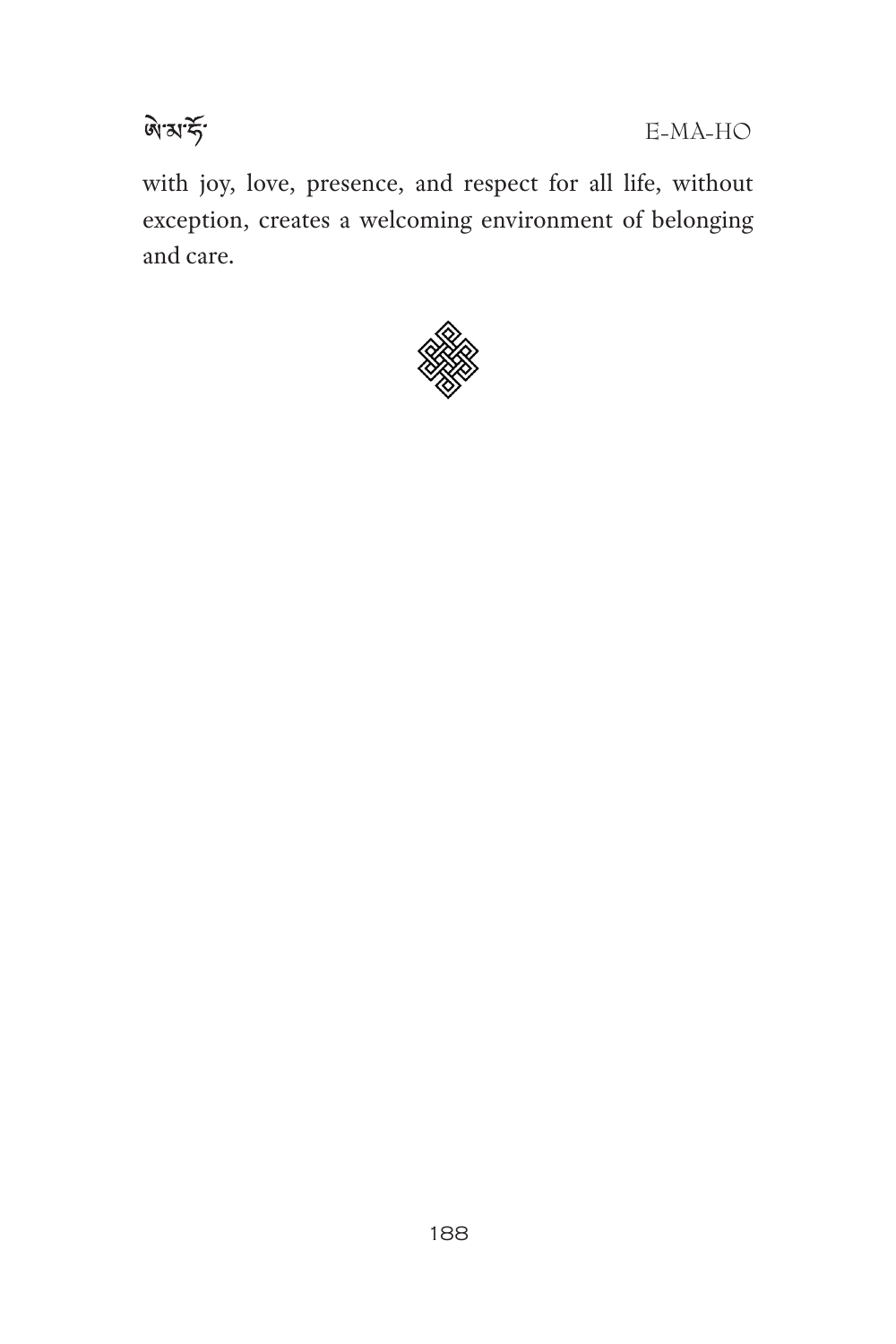with joy, love, presence, and respect for all life, without exception, creates a welcoming environment of belonging and care.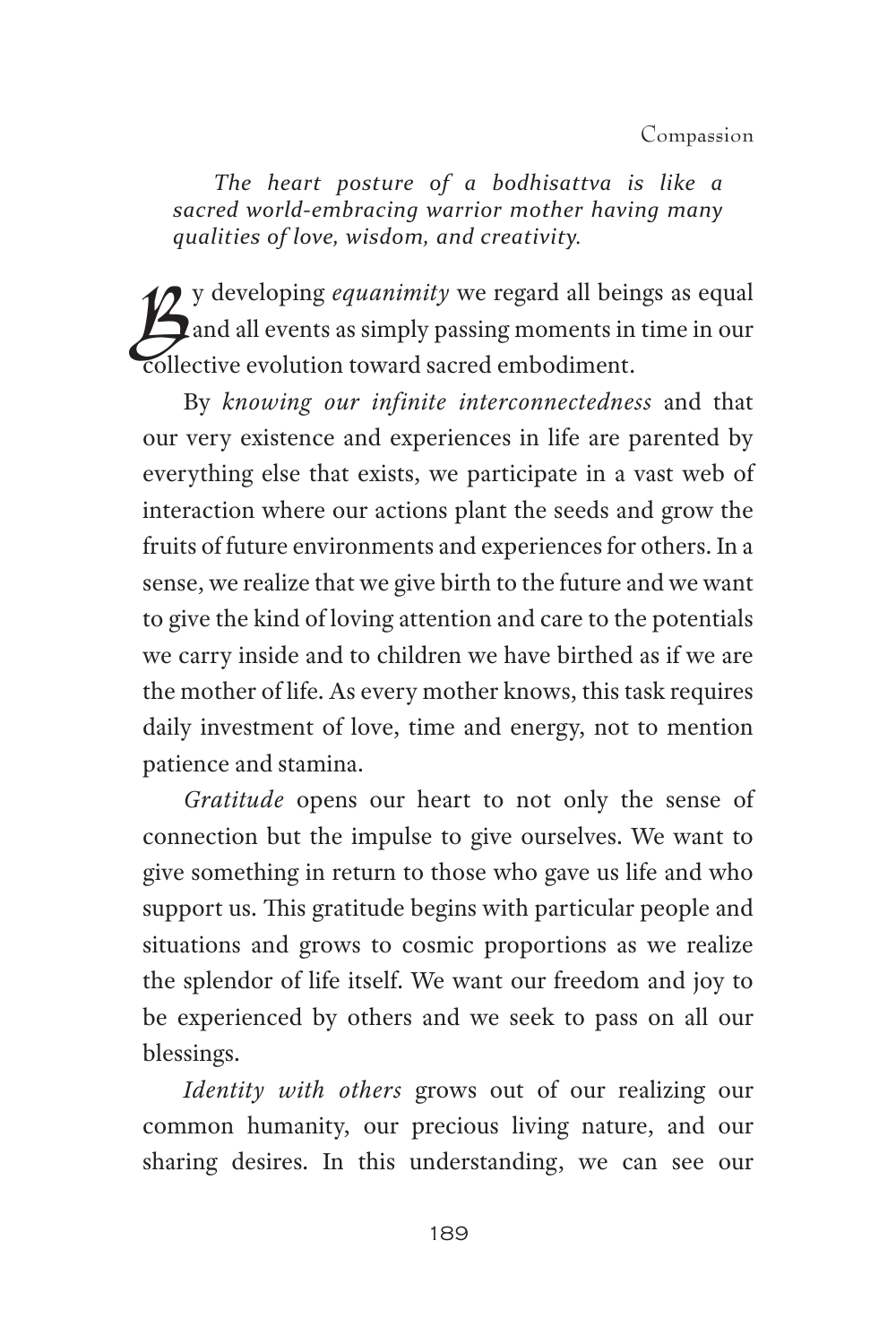*The heart posture of a bodhisattva is like a sacred world-embracing warrior mother having many qualities of love, wisdom, and creativity.*

By developing *equanimity* we regard all beings as equal and all events as simply passing moments in time in our collective evolution toward sacred embodiment.

By *knowing our infinite interconnectedness* and that our very existence and experiences in life are parented by everything else that exists, we participate in a vast web of interaction where our actions plant the seeds and grow the fruits of future environments and experiences for others. In a sense, we realize that we give birth to the future and we want to give the kind of loving attention and care to the potentials we carry inside and to children we have birthed as if we are the mother of life. As every mother knows, this task requires daily investment of love, time and energy, not to mention patience and stamina.

*Gratitude* opens our heart to not only the sense of connection but the impulse to give ourselves. We want to give something in return to those who gave us life and who support us. This gratitude begins with particular people and situations and grows to cosmic proportions as we realize the splendor of life itself. We want our freedom and joy to be experienced by others and we seek to pass on all our blessings.

*Identity with others* grows out of our realizing our common humanity, our precious living nature, and our sharing desires. In this understanding, we can see our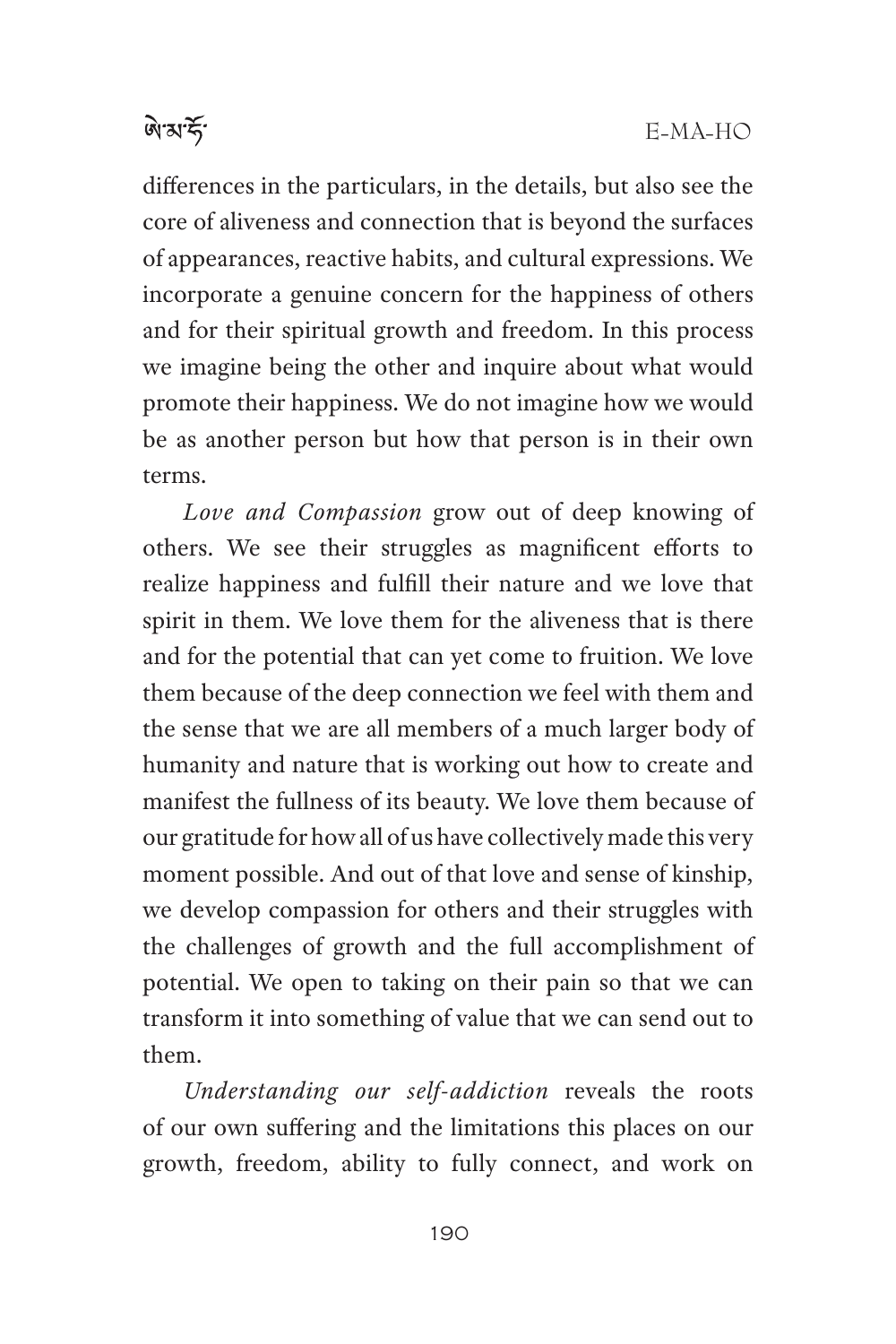differences in the particulars, in the details, but also see the core of aliveness and connection that is beyond the surfaces of appearances, reactive habits, and cultural expressions. We incorporate a genuine concern for the happiness of others and for their spiritual growth and freedom. In this process we imagine being the other and inquire about what would promote their happiness. We do not imagine how we would be as another person but how that person is in their own terms.

*Love and Compassion* grow out of deep knowing of others. We see their struggles as magnificent efforts to realize happiness and fulfill their nature and we love that spirit in them. We love them for the aliveness that is there and for the potential that can yet come to fruition. We love them because of the deep connection we feel with them and the sense that we are all members of a much larger body of humanity and nature that is working out how to create and manifest the fullness of its beauty. We love them because of our gratitude for how all of us have collectively made this very moment possible. And out of that love and sense of kinship, we develop compassion for others and their struggles with the challenges of growth and the full accomplishment of potential. We open to taking on their pain so that we can transform it into something of value that we can send out to them.

*Understanding our self-addiction* reveals the roots of our own suffering and the limitations this places on our growth, freedom, ability to fully connect, and work on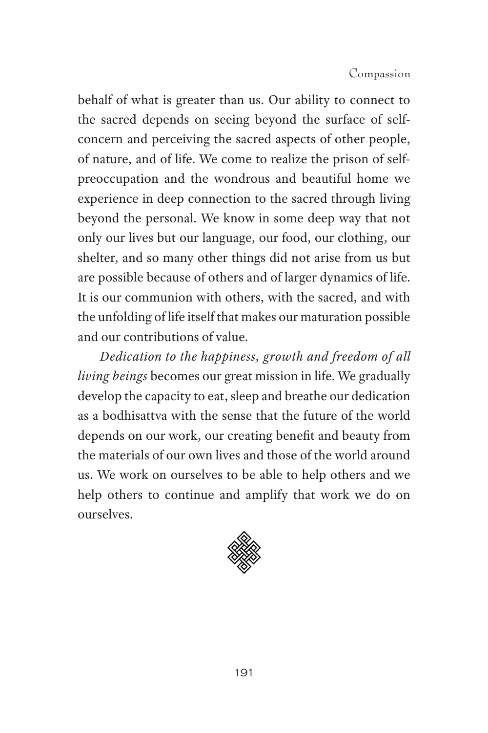behalf of what is greater than us. Our ability to connect to the sacred depends on seeing beyond the surface of self-concern and perceiving the sacred aspects of other people, of nature, and of life. We come to realize the prison of self-preoccupation and the wondrous and beautiful home we experience in deep connection to the sacred through living beyond the personal. We know in some deep way that not only our lives but our language, our food, our clothing, our shelter, and so many other things did not arise from us but are possible because of others and of larger dynamics of life. It is our communion with others, with the sacred, and with the unfolding of life itself that makes our maturation possible and our contributions of value.

*Dedication to the happiness, growth and freedom of all living beings* becomes our great mission in life. We gradually develop the capacity to eat, sleep and breathe our dedication as a bodhisattva with the sense that the future of the world depends on our work, our creating benefit and beauty from the materials of our own lives and those of the world around us. We work on ourselves to be able to help others and we help others to continue and amplify that work we do on ourselves.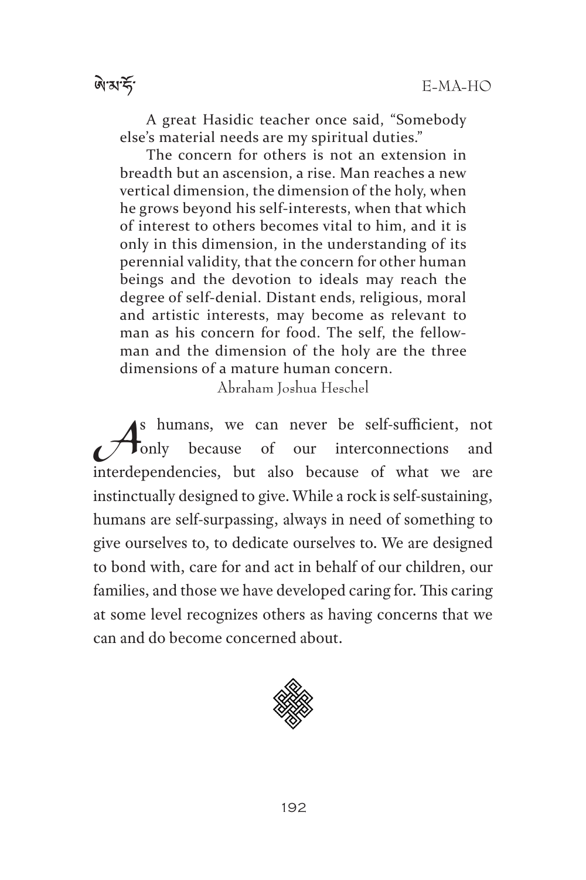A great Hasidic teacher once said, "Somebody else's material needs are my spiritual duties."

The concern for others is not an extension in breadth but an ascension, a rise. Man reaches a new vertical dimension, the dimension of the holy, when he grows beyond his self-interests, when that which of interest to others becomes vital to him, and it is only in this dimension, in the understanding of its perennial validity, that the concern for other human beings and the devotion to ideals may reach the degree of self-denial. Distant ends, religious, moral and artistic interests, may become as relevant to man as his concern for food. The self, the fellow-man and the dimension of the holy are the three dimensions of a mature human concern.

Abraham Joshua Heschel

As humans, we can never be self-sufficient, not only because of our interconnections and interdependencies, but also because of what we are instinctually designed to give. While a rock is self-sustaining, humans are self-surpassing, always in need of something to give ourselves to, to dedicate ourselves to. We are designed to bond with, care for and act in behalf of our children, our families, and those we have developed caring for. This caring at some level recognizes others as having concerns that we can and do become concerned about.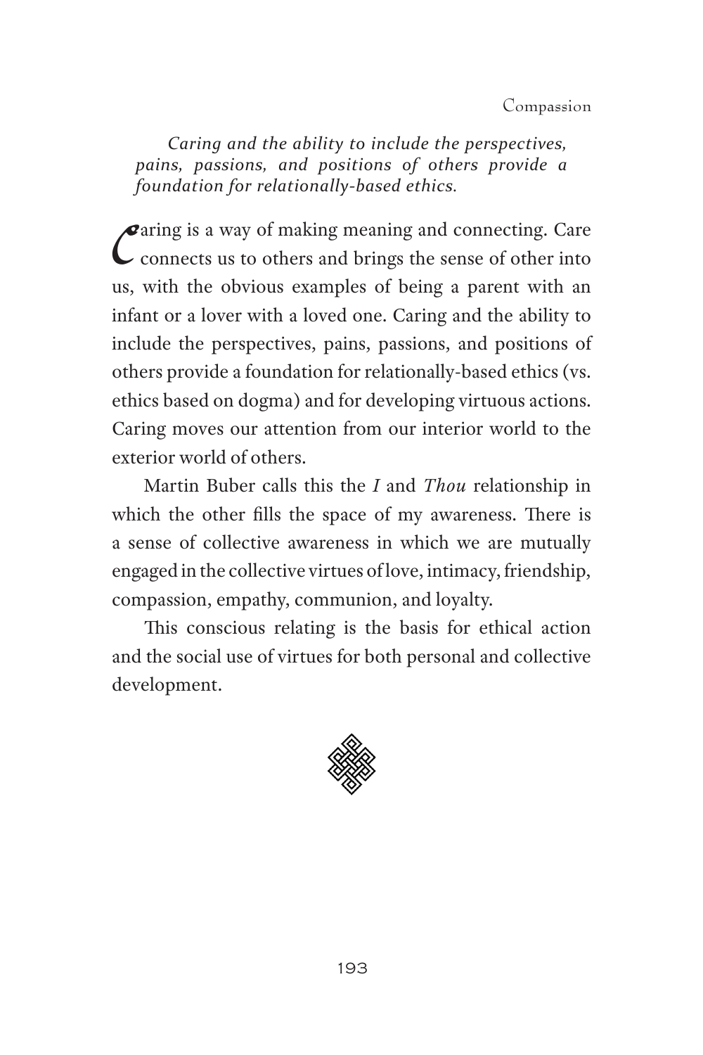*Caring and the ability to include the perspectives, pains, passions, and positions of others provide a foundation for relationally-based ethics.*

Caring is a way of making meaning and connecting. Care connects us to others and brings the sense of other into us, with the obvious examples of being a parent with an infant or a lover with a loved one. Caring and the ability to include the perspectives, pains, passions, and positions of others provide a foundation for relationally-based ethics (vs. ethics based on dogma) and for developing virtuous actions. Caring moves our attention from our interior world to the exterior world of others.

Martin Buber calls this the *I* and *Thou* relationship in which the other fills the space of my awareness. There is a sense of collective awareness in which we are mutually engaged in the collective virtues of love, intimacy, friendship, compassion, empathy, communion, and loyalty.

This conscious relating is the basis for ethical action and the social use of virtues for both personal and collective development.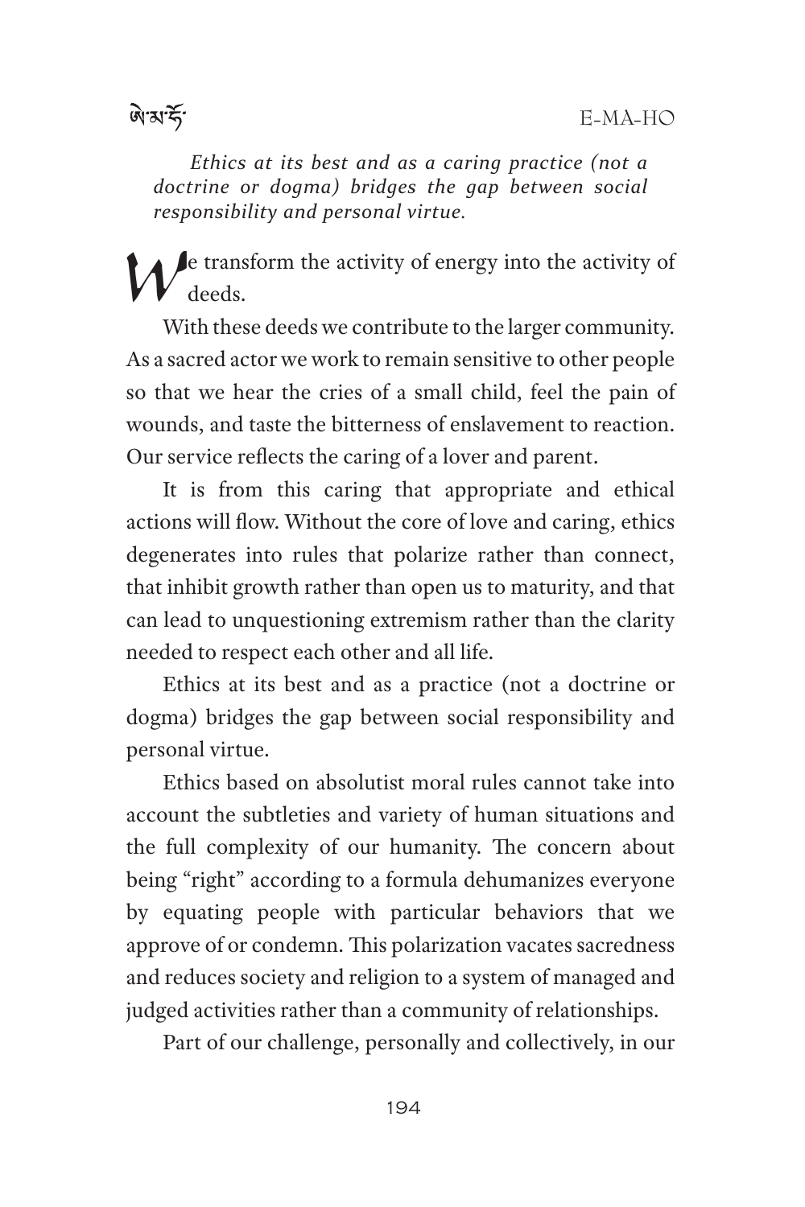*Ethics at its best and as a caring practice (not a doctrine or dogma) bridges the gap between social responsibility and personal virtue.*

We transform the activity of energy into the activity of deeds.

With these deeds we contribute to the larger community. As a sacred actor we work to remain sensitive to other people so that we hear the cries of a small child, feel the pain of wounds, and taste the bitterness of enslavement to reaction. Our service reflects the caring of a lover and parent.

It is from this caring that appropriate and ethical actions will flow. Without the core of love and caring, ethics degenerates into rules that polarize rather than connect, that inhibit growth rather than open us to maturity, and that can lead to unquestioning extremism rather than the clarity needed to respect each other and all life.

Ethics at its best and as a practice (not a doctrine or dogma) bridges the gap between social responsibility and personal virtue.

Ethics based on absolutist moral rules cannot take into account the subtleties and variety of human situations and the full complexity of our humanity. The concern about being "right" according to a formula dehumanizes everyone by equating people with particular behaviors that we approve of or condemn. This polarization vacates sacredness and reduces society and religion to a system of managed and judged activities rather than a community of relationships.

Part of our challenge, personally and collectively, in our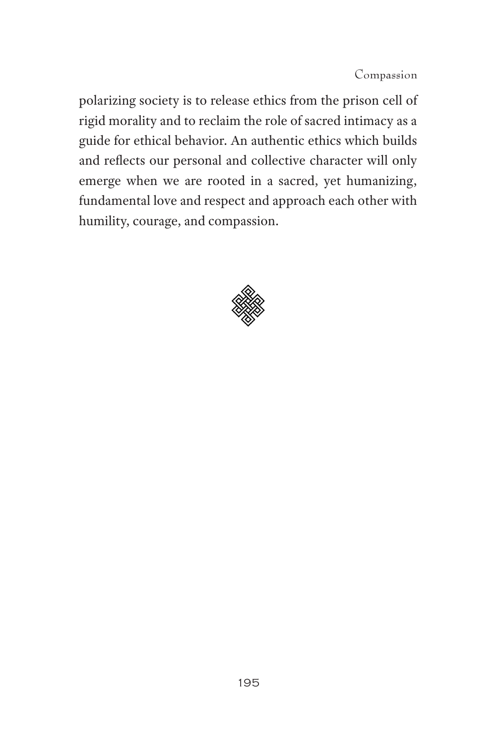polarizing society is to release ethics from the prison cell of rigid morality and to reclaim the role of sacred intimacy as a guide for ethical behavior. An authentic ethics which builds and reflects our personal and collective character will only emerge when we are rooted in a sacred, yet humanizing, fundamental love and respect and approach each other with humility, courage, and compassion.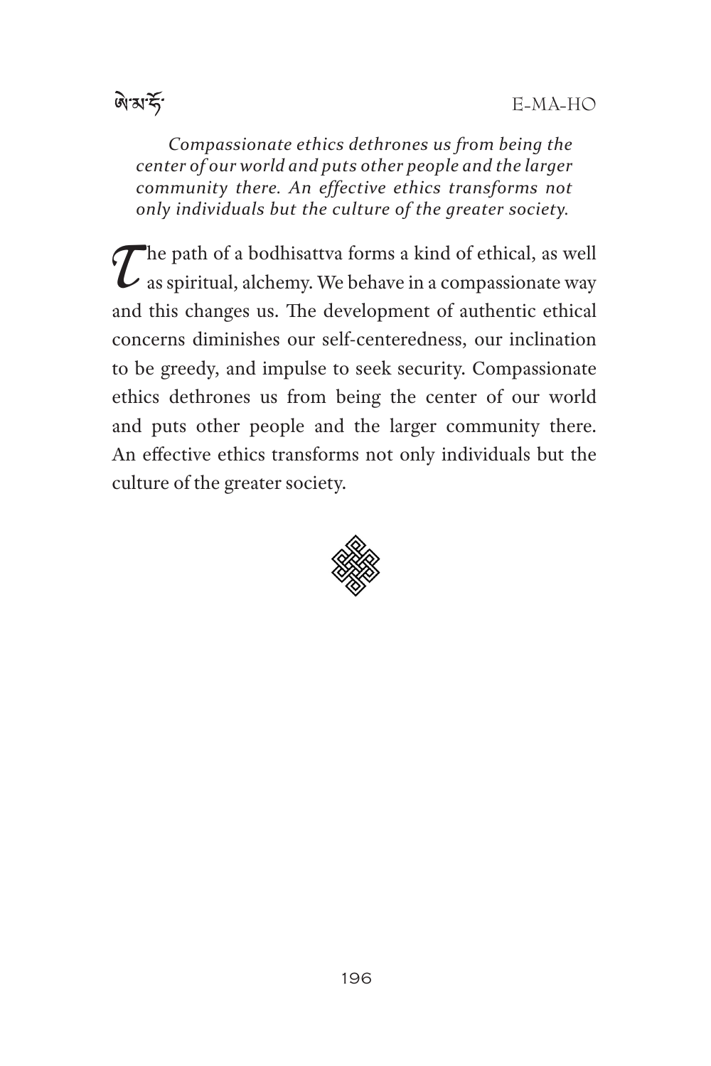*Compassionate ethics dethrones us from being the center of our world and puts other people and the larger community there. An effective ethics transforms not only individuals but the culture of the greater society.*

The path of a bodhisattva forms a kind of ethical, as well as spiritual, alchemy. We behave in a compassionate way and this changes us. The development of authentic ethical concerns diminishes our self-centeredness, our inclination to be greedy, and impulse to seek security. Compassionate ethics dethrones us from being the center of our world and puts other people and the larger community there. An effective ethics transforms not only individuals but the culture of the greater society.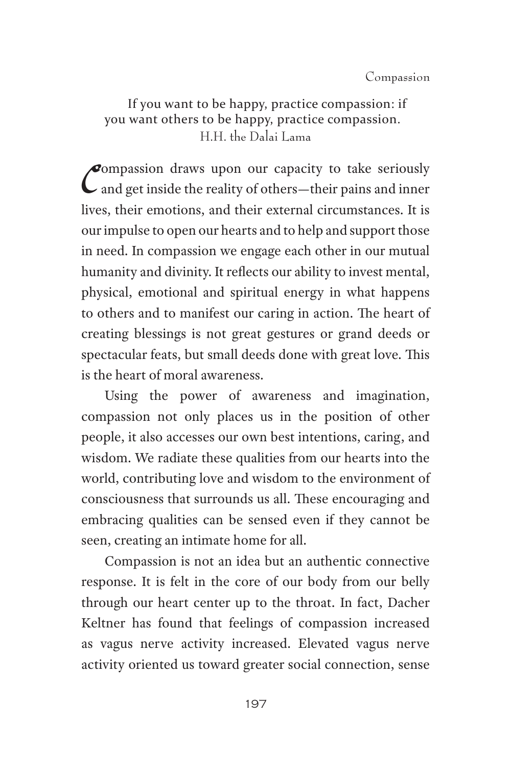If you want to be happy, practice compassion: if you want others to be happy, practice compassion.
H.H. the Dalai Lama

Compassion draws upon our capacity to take seriously and get inside the reality of others—their pains and inner lives, their emotions, and their external circumstances. It is our impulse to open our hearts and to help and support those in need. In compassion we engage each other in our mutual humanity and divinity. It reflects our ability to invest mental, physical, emotional and spiritual energy in what happens to others and to manifest our caring in action. The heart of creating blessings is not great gestures or grand deeds or spectacular feats, but small deeds done with great love. This is the heart of moral awareness.

Using the power of awareness and imagination, compassion not only places us in the position of other people, it also accesses our own best intentions, caring, and wisdom. We radiate these qualities from our hearts into the world, contributing love and wisdom to the environment of consciousness that surrounds us all. These encouraging and embracing qualities can be sensed even if they cannot be seen, creating an intimate home for all.

Compassion is not an idea but an authentic connective response. It is felt in the core of our body from our belly through our heart center up to the throat. In fact, Dacher Keltner has found that feelings of compassion increased as vagus nerve activity increased. Elevated vagus nerve activity oriented us toward greater social connection, sense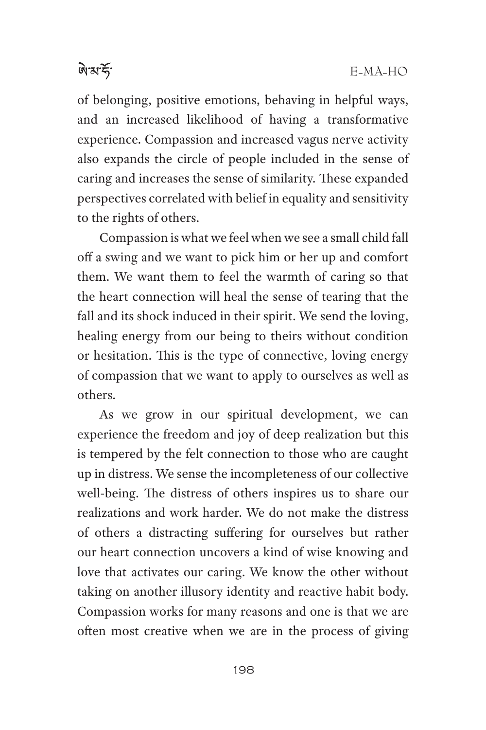of belonging, positive emotions, behaving in helpful ways, and an increased likelihood of having a transformative experience. Compassion and increased vagus nerve activity also expands the circle of people included in the sense of caring and increases the sense of similarity. These expanded perspectives correlated with belief in equality and sensitivity to the rights of others.

Compassion is what we feel when we see a small child fall off a swing and we want to pick him or her up and comfort them. We want them to feel the warmth of caring so that the heart connection will heal the sense of tearing that the fall and its shock induced in their spirit. We send the loving, healing energy from our being to theirs without condition or hesitation. This is the type of connective, loving energy of compassion that we want to apply to ourselves as well as others.

As we grow in our spiritual development, we can experience the freedom and joy of deep realization but this is tempered by the felt connection to those who are caught up in distress. We sense the incompleteness of our collective well-being. The distress of others inspires us to share our realizations and work harder. We do not make the distress of others a distracting suffering for ourselves but rather our heart connection uncovers a kind of wise knowing and love that activates our caring. We know the other without taking on another illusory identity and reactive habit body. Compassion works for many reasons and one is that we are often most creative when we are in the process of giving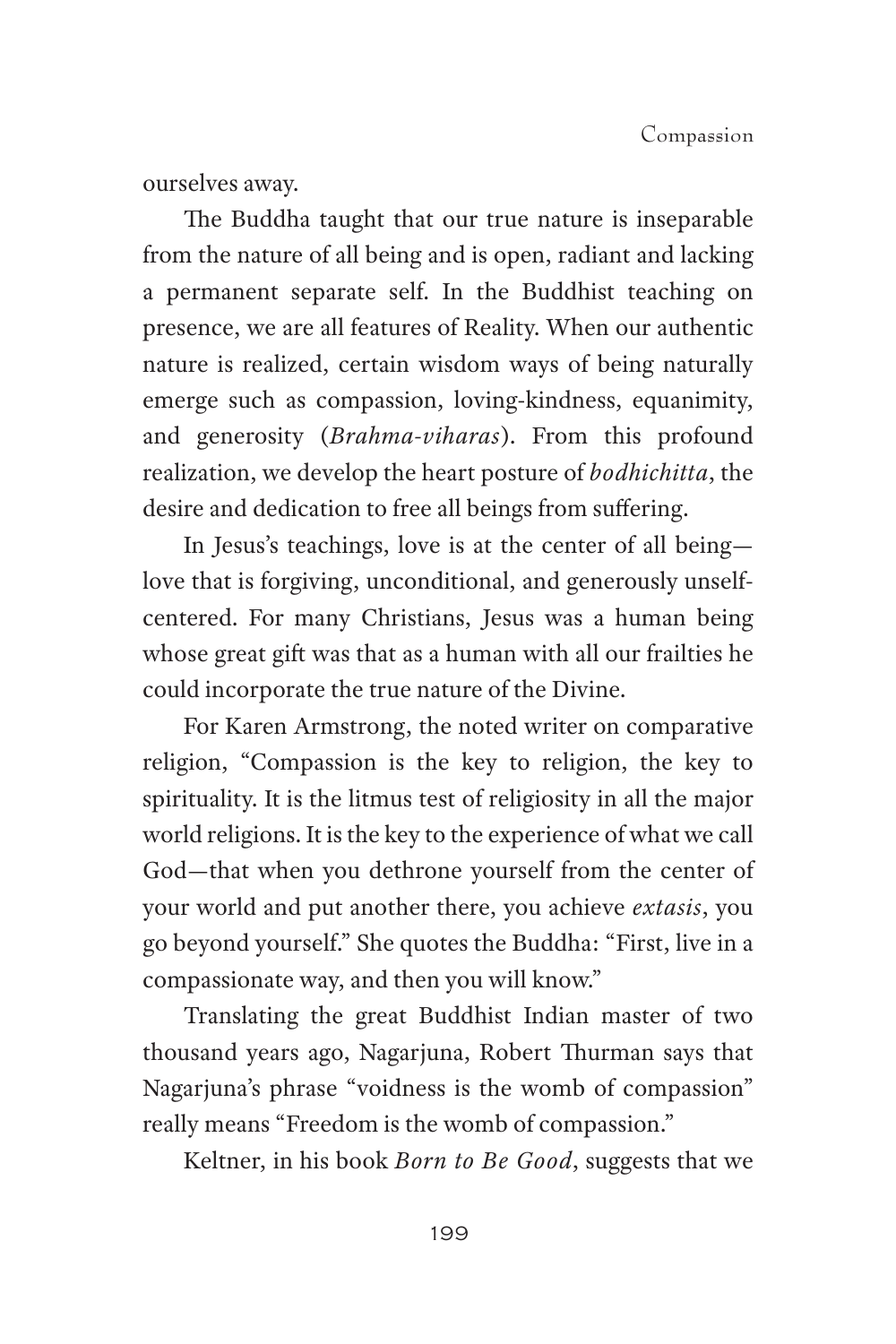ourselves away.

The Buddha taught that our true nature is inseparable from the nature of all being and is open, radiant and lacking a permanent separate self. In the Buddhist teaching on presence, we are all features of Reality. When our authentic nature is realized, certain wisdom ways of being naturally emerge such as compassion, loving-kindness, equanimity, and generosity (*Brahma-viharas*). From this profound realization, we develop the heart posture of *bodhichitta*, the desire and dedication to free all beings from suffering.

In Jesus's teachings, love is at the center of all being—love that is forgiving, unconditional, and generously unself-centered. For many Christians, Jesus was a human being whose great gift was that as a human with all our frailties he could incorporate the true nature of the Divine.

For Karen Armstrong, the noted writer on comparative religion, "Compassion is the key to religion, the key to spirituality. It is the litmus test of religiosity in all the major world religions. It is the key to the experience of what we call God—that when you dethrone yourself from the center of your world and put another there, you achieve *extasis*, you go beyond yourself." She quotes the Buddha: "First, live in a compassionate way, and then you will know."

Translating the great Buddhist Indian master of two thousand years ago, Nagarjuna, Robert Thurman says that Nagarjuna's phrase "voidness is the womb of compassion" really means "Freedom is the womb of compassion."

Keltner, in his book *Born to Be Good*, suggests that we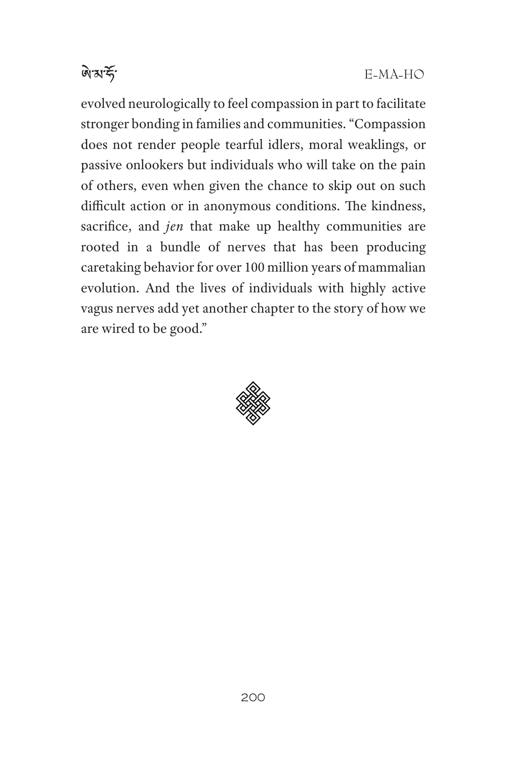evolved neurologically to feel compassion in part to facilitate stronger bonding in families and communities. "Compassion does not render people tearful idlers, moral weaklings, or passive onlookers but individuals who will take on the pain of others, even when given the chance to skip out on such difficult action or in anonymous conditions. The kindness, sacrifice, and *jen* that make up healthy communities are rooted in a bundle of nerves that has been producing caretaking behavior for over 100 million years of mammalian evolution. And the lives of individuals with highly active vagus nerves add yet another chapter to the story of how we are wired to be good."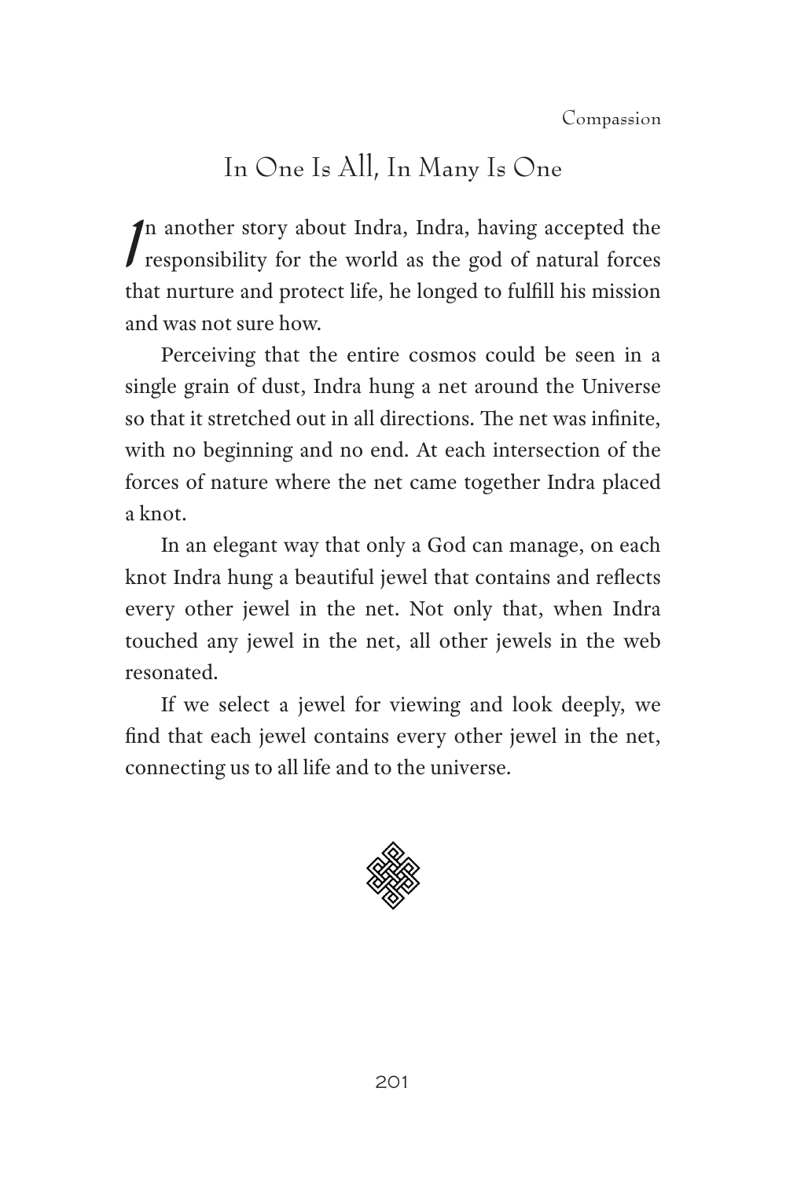## In One Is All, In Many Is One

In another story about Indra, Indra, having accepted the responsibility for the world as the god of natural forces that nurture and protect life, he longed to fulfill his mission and was not sure how.

Perceiving that the entire cosmos could be seen in a single grain of dust, Indra hung a net around the Universe so that it stretched out in all directions. The net was infinite, with no beginning and no end. At each intersection of the forces of nature where the net came together Indra placed a knot.

In an elegant way that only a God can manage, on each knot Indra hung a beautiful jewel that contains and reflects every other jewel in the net. Not only that, when Indra touched any jewel in the net, all other jewels in the web resonated.

If we select a jewel for viewing and look deeply, we find that each jewel contains every other jewel in the net, connecting us to all life and to the universe.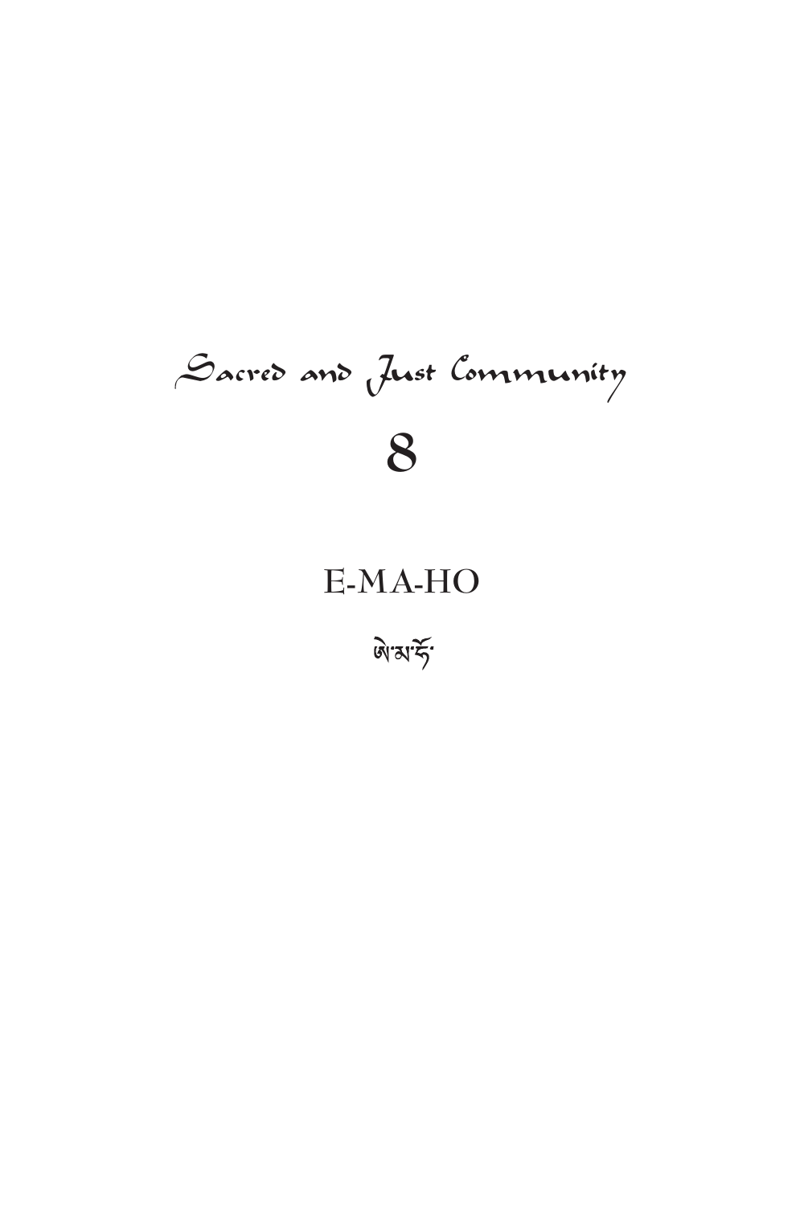# Sacred and Just Community

# 8

## E-MA-HO

ཨེ་མ་ཧོ་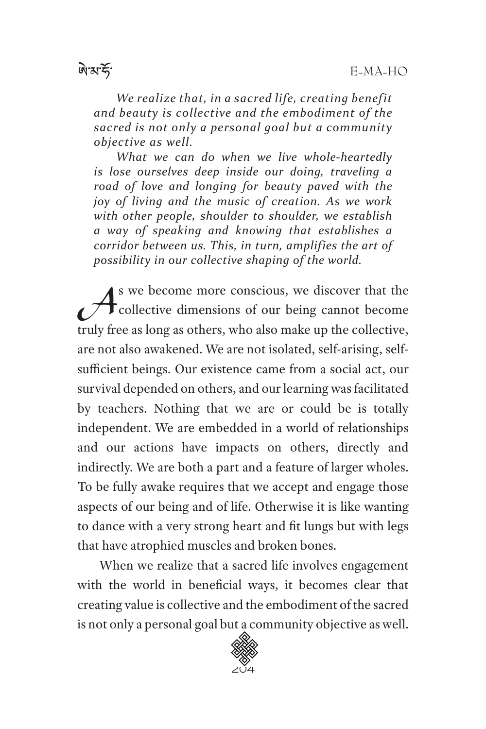*We realize that, in a sacred life, creating benefit and beauty is collective and the embodiment of the sacred is not only a personal goal but a community objective as well.*

*What we can do when we live whole-heartedly is lose ourselves deep inside our doing, traveling a road of love and longing for beauty paved with the joy of living and the music of creation. As we work with other people, shoulder to shoulder, we establish a way of speaking and knowing that establishes a corridor between us. This, in turn, amplifies the art of possibility in our collective shaping of the world.*

As we become more conscious, we discover that the collective dimensions of our being cannot become truly free as long as others, who also make up the collective, are not also awakened. We are not isolated, self-arising, self-sufficient beings. Our existence came from a social act, our survival depended on others, and our learning was facilitated by teachers. Nothing that we are or could be is totally independent. We are embedded in a world of relationships and our actions have impacts on others, directly and indirectly. We are both a part and a feature of larger wholes. To be fully awake requires that we accept and engage those aspects of our being and of life. Otherwise it is like wanting to dance with a very strong heart and fit lungs but with legs that have atrophied muscles and broken bones.

When we realize that a sacred life involves engagement with the world in beneficial ways, it becomes clear that creating value is collective and the embodiment of the sacred is not only a personal goal but a community objective as well.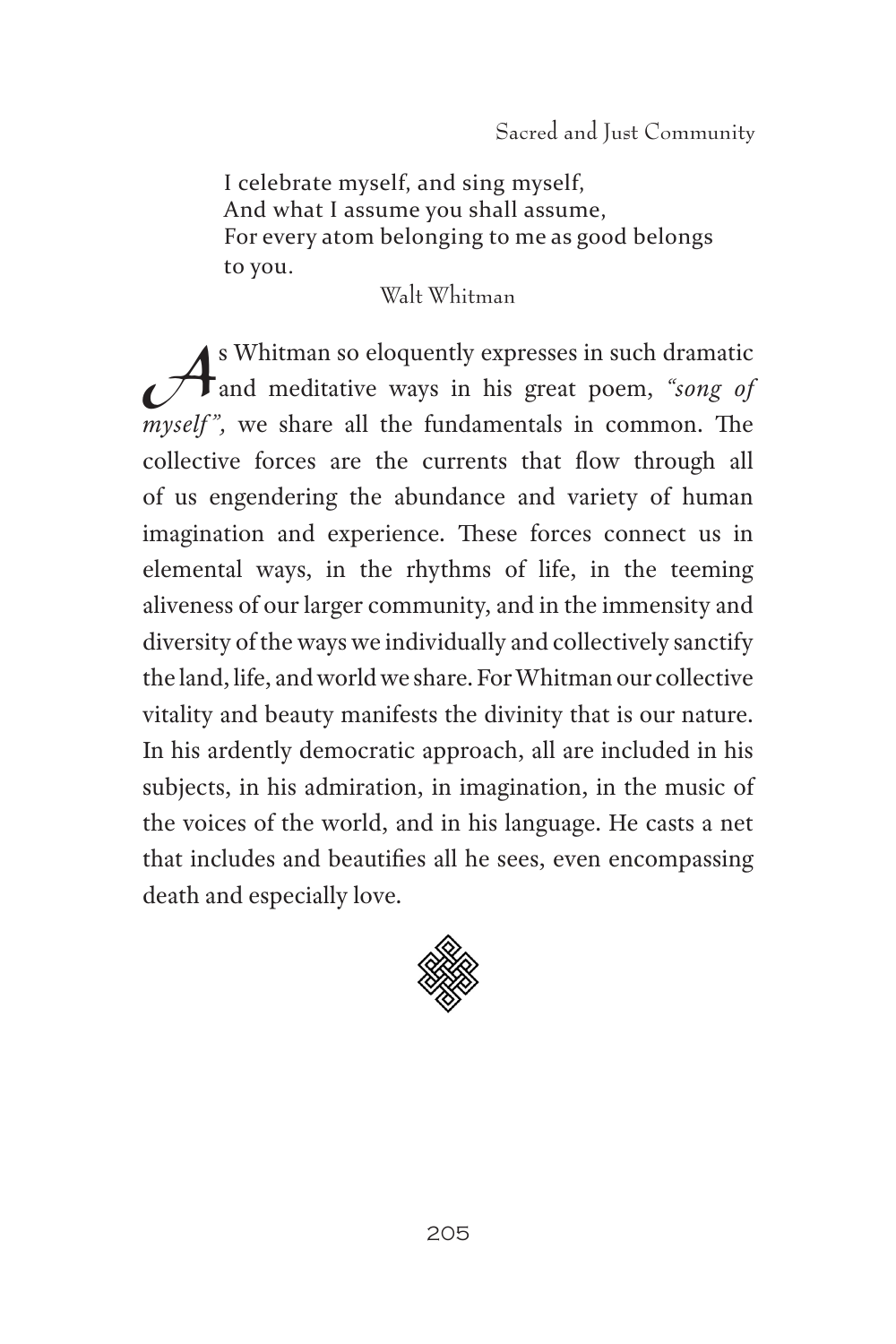I celebrate myself, and sing myself,  
And what I assume you shall assume,  
For every atom belonging to me as good belongs to you.

Walt Whitman

As Whitman so eloquently expresses in such dramatic and meditative ways in his great poem, *"song of myself",* we share all the fundamentals in common. The collective forces are the currents that flow through all of us engendering the abundance and variety of human imagination and experience. These forces connect us in elemental ways, in the rhythms of life, in the teeming aliveness of our larger community, and in the immensity and diversity of the ways we individually and collectively sanctify the land, life, and world we share. For Whitman our collective vitality and beauty manifests the divinity that is our nature. In his ardently democratic approach, all are included in his subjects, in his admiration, in imagination, in the music of the voices of the world, and in his language. He casts a net that includes and beautifies all he sees, even encompassing death and especially love.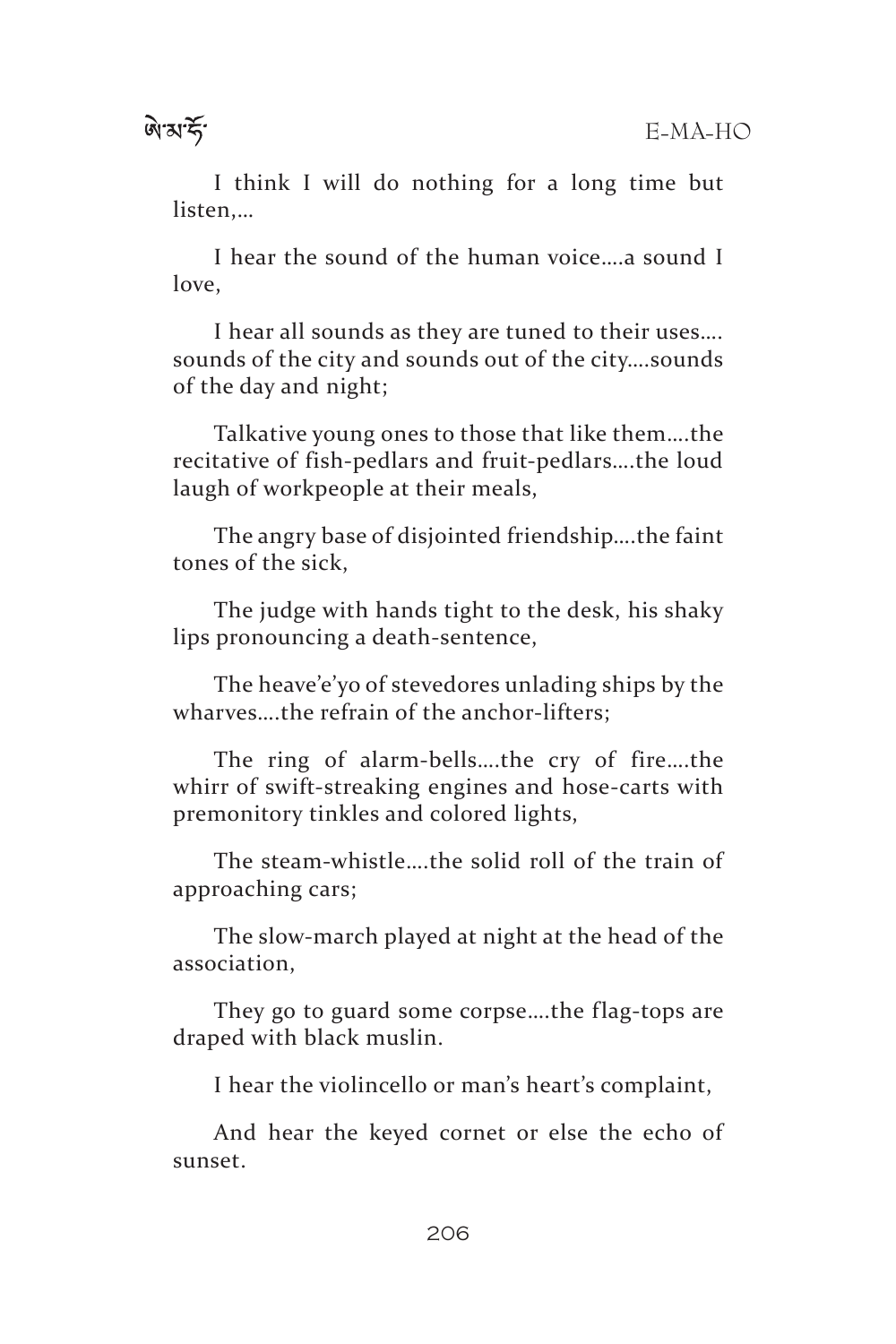I think I will do nothing for a long time but listen,…

I hear the sound of the human voice….a sound I love,

I hear all sounds as they are tuned to their uses…. sounds of the city and sounds out of the city….sounds of the day and night;

Talkative young ones to those that like them….the recitative of fish-pedlars and fruit-pedlars….the loud laugh of workpeople at their meals,

The angry base of disjointed friendship….the faint tones of the sick,

The judge with hands tight to the desk, his shaky lips pronouncing a death-sentence,

The heave'e'yo of stevedores unlading ships by the wharves….the refrain of the anchor-lifters;

The ring of alarm-bells….the cry of fire….the whirr of swift-streaking engines and hose-carts with premonitory tinkles and colored lights,

The steam-whistle….the solid roll of the train of approaching cars;

The slow-march played at night at the head of the association,

They go to guard some corpse….the flag-tops are draped with black muslin.

I hear the violincello or man's heart's complaint,

And hear the keyed cornet or else the echo of sunset.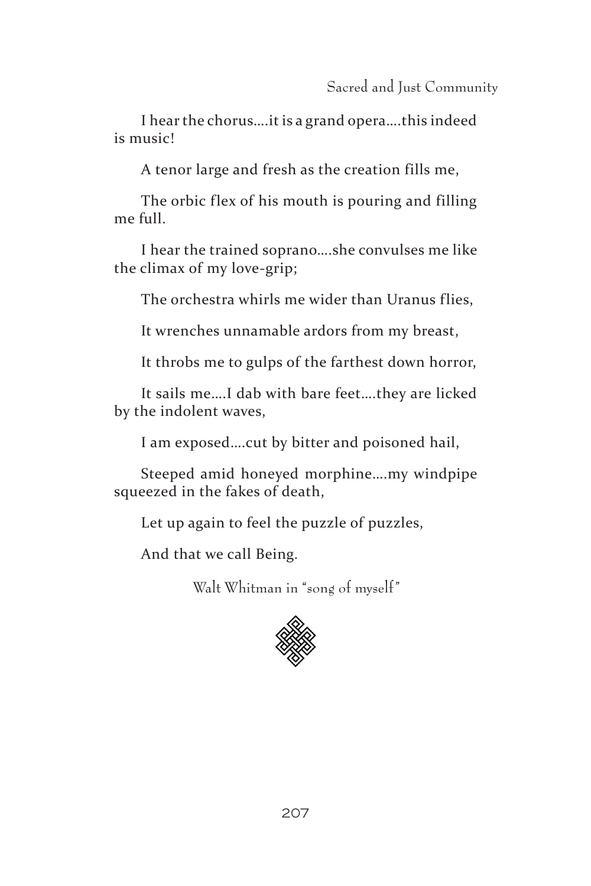I hear the chorus....it is a grand opera....this indeed is music!

A tenor large and fresh as the creation fills me,

The orbic flex of his mouth is pouring and filling me full.

I hear the trained soprano....she convulses me like the climax of my love-grip;

The orchestra whirls me wider than Uranus flies,

It wrenches unnamable ardors from my breast,

It throbs me to gulps of the farthest down horror,

It sails me....I dab with bare feet....they are licked by the indolent waves,

I am exposed....cut by bitter and poisoned hail,

Steeped amid honeyed morphine....my windpipe squeezed in the fakes of death,

Let up again to feel the puzzle of puzzles,

And that we call Being.

Walt Whitman in "song of myself"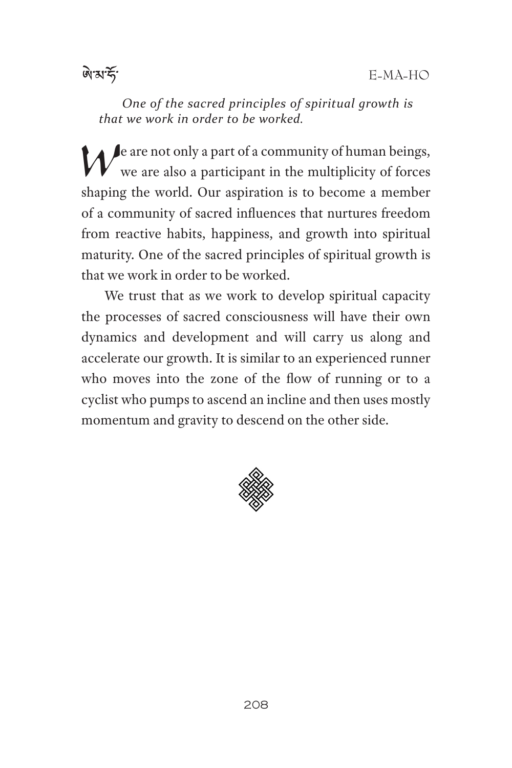*One of the sacred principles of spiritual growth is that we work in order to be worked.*

We are not only a part of a community of human beings, we are also a participant in the multiplicity of forces shaping the world. Our aspiration is to become a member of a community of sacred influences that nurtures freedom from reactive habits, happiness, and growth into spiritual maturity. One of the sacred principles of spiritual growth is that we work in order to be worked.

We trust that as we work to develop spiritual capacity the processes of sacred consciousness will have their own dynamics and development and will carry us along and accelerate our growth. It is similar to an experienced runner who moves into the zone of the flow of running or to a cyclist who pumps to ascend an incline and then uses mostly momentum and gravity to descend on the other side.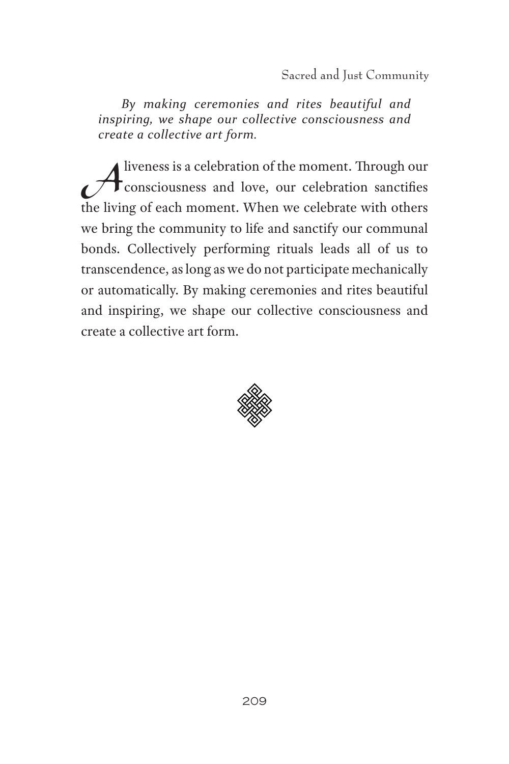*By making ceremonies and rites beautiful and inspiring, we shape our collective consciousness and create a collective art form.*

Aliveness is a celebration of the moment. Through our consciousness and love, our celebration sanctifies the living of each moment. When we celebrate with others we bring the community to life and sanctify our communal bonds. Collectively performing rituals leads all of us to transcendence, as long as we do not participate mechanically or automatically. By making ceremonies and rites beautiful and inspiring, we shape our collective consciousness and create a collective art form.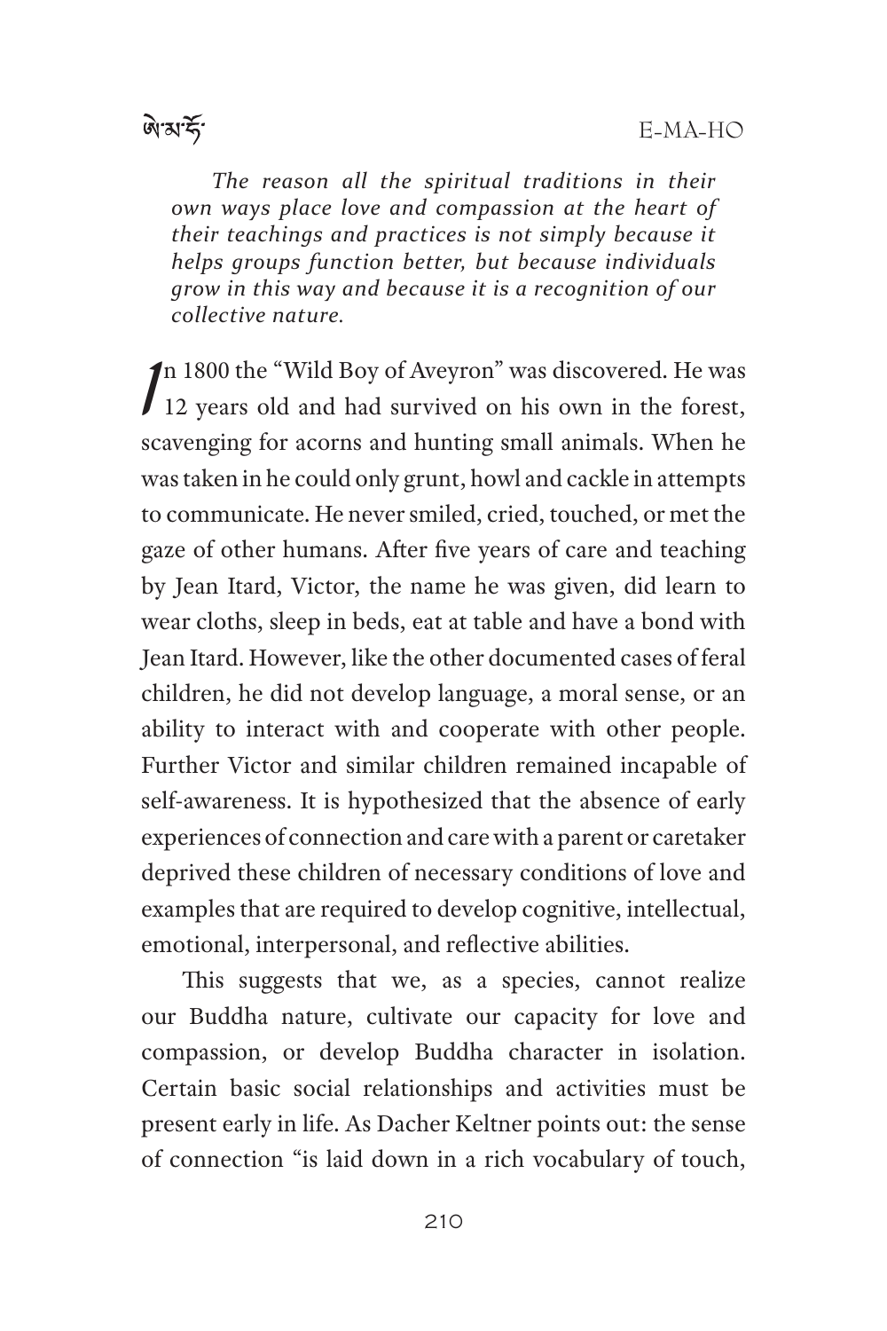*The reason all the spiritual traditions in their own ways place love and compassion at the heart of their teachings and practices is not simply because it helps groups function better, but because individuals grow in this way and because it is a recognition of our collective nature.*

In 1800 the "Wild Boy of Aveyron" was discovered. He was 12 years old and had survived on his own in the forest, scavenging for acorns and hunting small animals. When he was taken in he could only grunt, howl and cackle in attempts to communicate. He never smiled, cried, touched, or met the gaze of other humans. After five years of care and teaching by Jean Itard, Victor, the name he was given, did learn to wear cloths, sleep in beds, eat at table and have a bond with Jean Itard. However, like the other documented cases of feral children, he did not develop language, a moral sense, or an ability to interact with and cooperate with other people. Further Victor and similar children remained incapable of self-awareness. It is hypothesized that the absence of early experiences of connection and care with a parent or caretaker deprived these children of necessary conditions of love and examples that are required to develop cognitive, intellectual, emotional, interpersonal, and reflective abilities.

This suggests that we, as a species, cannot realize our Buddha nature, cultivate our capacity for love and compassion, or develop Buddha character in isolation. Certain basic social relationships and activities must be present early in life. As Dacher Keltner points out: the sense of connection "is laid down in a rich vocabulary of touch,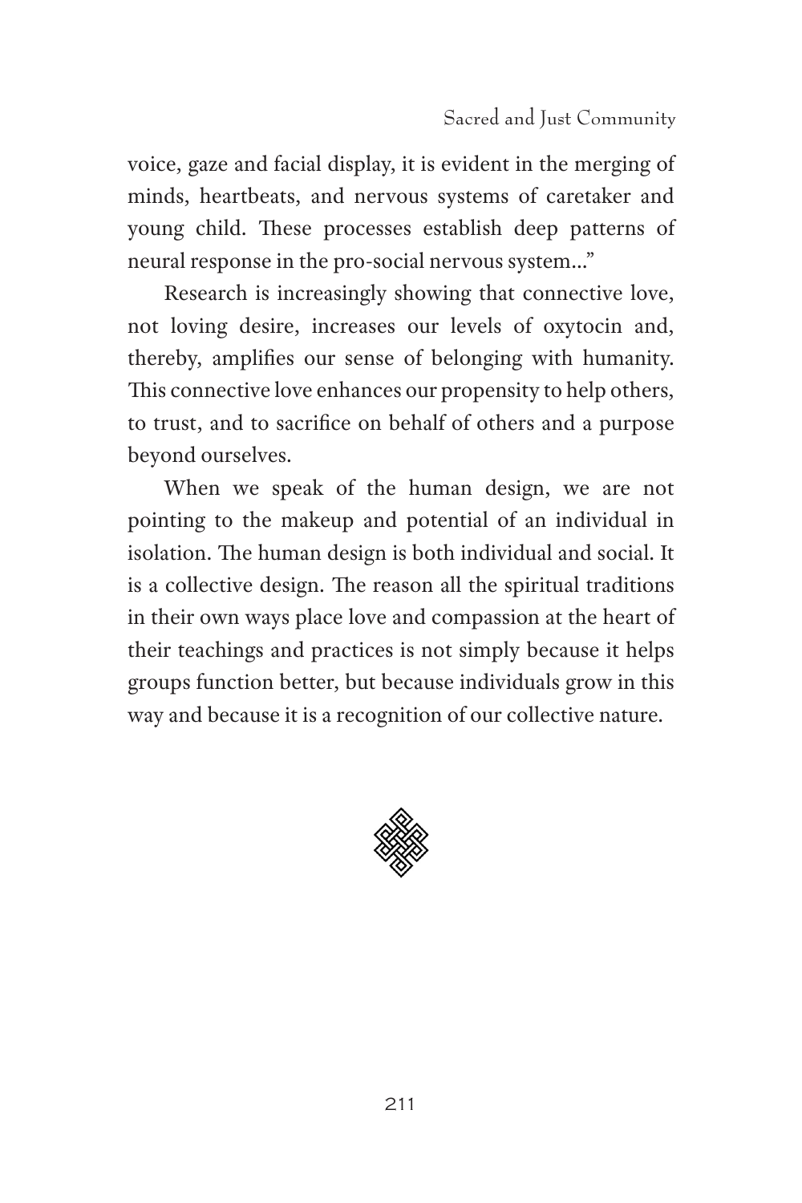voice, gaze and facial display, it is evident in the merging of minds, heartbeats, and nervous systems of caretaker and young child. These processes establish deep patterns of neural response in the pro-social nervous system…"

Research is increasingly showing that connective love, not loving desire, increases our levels of oxytocin and, thereby, amplifies our sense of belonging with humanity. This connective love enhances our propensity to help others, to trust, and to sacrifice on behalf of others and a purpose beyond ourselves.

When we speak of the human design, we are not pointing to the makeup and potential of an individual in isolation. The human design is both individual and social. It is a collective design. The reason all the spiritual traditions in their own ways place love and compassion at the heart of their teachings and practices is not simply because it helps groups function better, but because individuals grow in this way and because it is a recognition of our collective nature.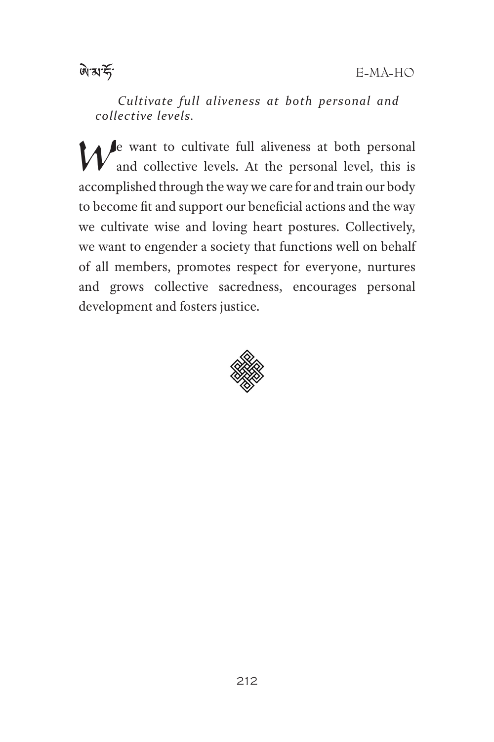*Cultivate full aliveness at both personal and collective levels.*

We want to cultivate full aliveness at both personal and collective levels. At the personal level, this is accomplished through the way we care for and train our body to become fit and support our beneficial actions and the way we cultivate wise and loving heart postures. Collectively, we want to engender a society that functions well on behalf of all members, promotes respect for everyone, nurtures and grows collective sacredness, encourages personal development and fosters justice.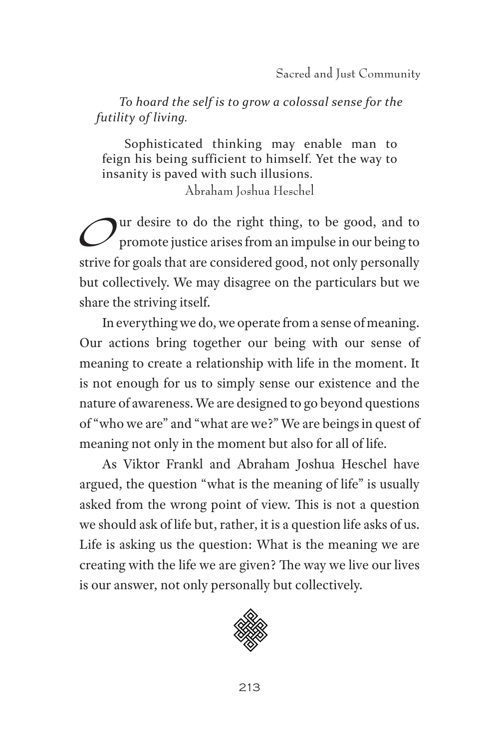*To hoard the self is to grow a colossal sense for the futility of living.*

> Sophisticated thinking may enable man to feign his being sufficient to himself. Yet the way to insanity is paved with such illusions.
>
> Abraham Joshua Heschel

Our desire to do the right thing, to be good, and to promote justice arises from an impulse in our being to strive for goals that are considered good, not only personally but collectively. We may disagree on the particulars but we share the striving itself.

In everything we do, we operate from a sense of meaning. Our actions bring together our being with our sense of meaning to create a relationship with life in the moment. It is not enough for us to simply sense our existence and the nature of awareness. We are designed to go beyond questions of "who we are" and "what are we?" We are beings in quest of meaning not only in the moment but also for all of life.

As Viktor Frankl and Abraham Joshua Heschel have argued, the question "what is the meaning of life" is usually asked from the wrong point of view. This is not a question we should ask of life but, rather, it is a question life asks of us. Life is asking us the question: What is the meaning we are creating with the life we are given? The way we live our lives is our answer, not only personally but collectively.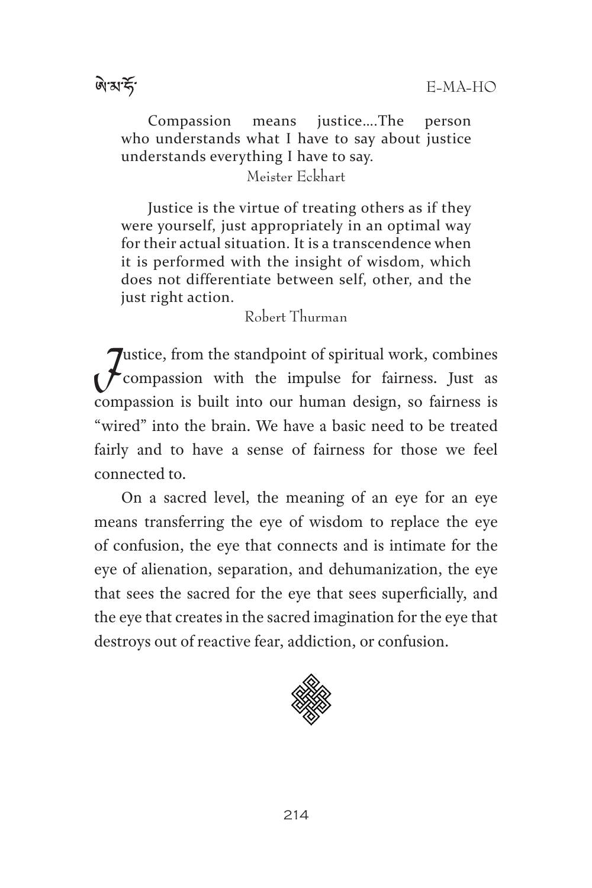Compassion means justice....The person who understands what I have to say about justice understands everything I have to say.

Meister Eckhart

Justice is the virtue of treating others as if they were yourself, just appropriately in an optimal way for their actual situation. It is a transcendence when it is performed with the insight of wisdom, which does not differentiate between self, other, and the just right action.

Robert Thurman

Justice, from the standpoint of spiritual work, combines compassion with the impulse for fairness. Just as compassion is built into our human design, so fairness is "wired" into the brain. We have a basic need to be treated fairly and to have a sense of fairness for those we feel connected to.

On a sacred level, the meaning of an eye for an eye means transferring the eye of wisdom to replace the eye of confusion, the eye that connects and is intimate for the eye of alienation, separation, and dehumanization, the eye that sees the sacred for the eye that sees superficially, and the eye that creates in the sacred imagination for the eye that destroys out of reactive fear, addiction, or confusion.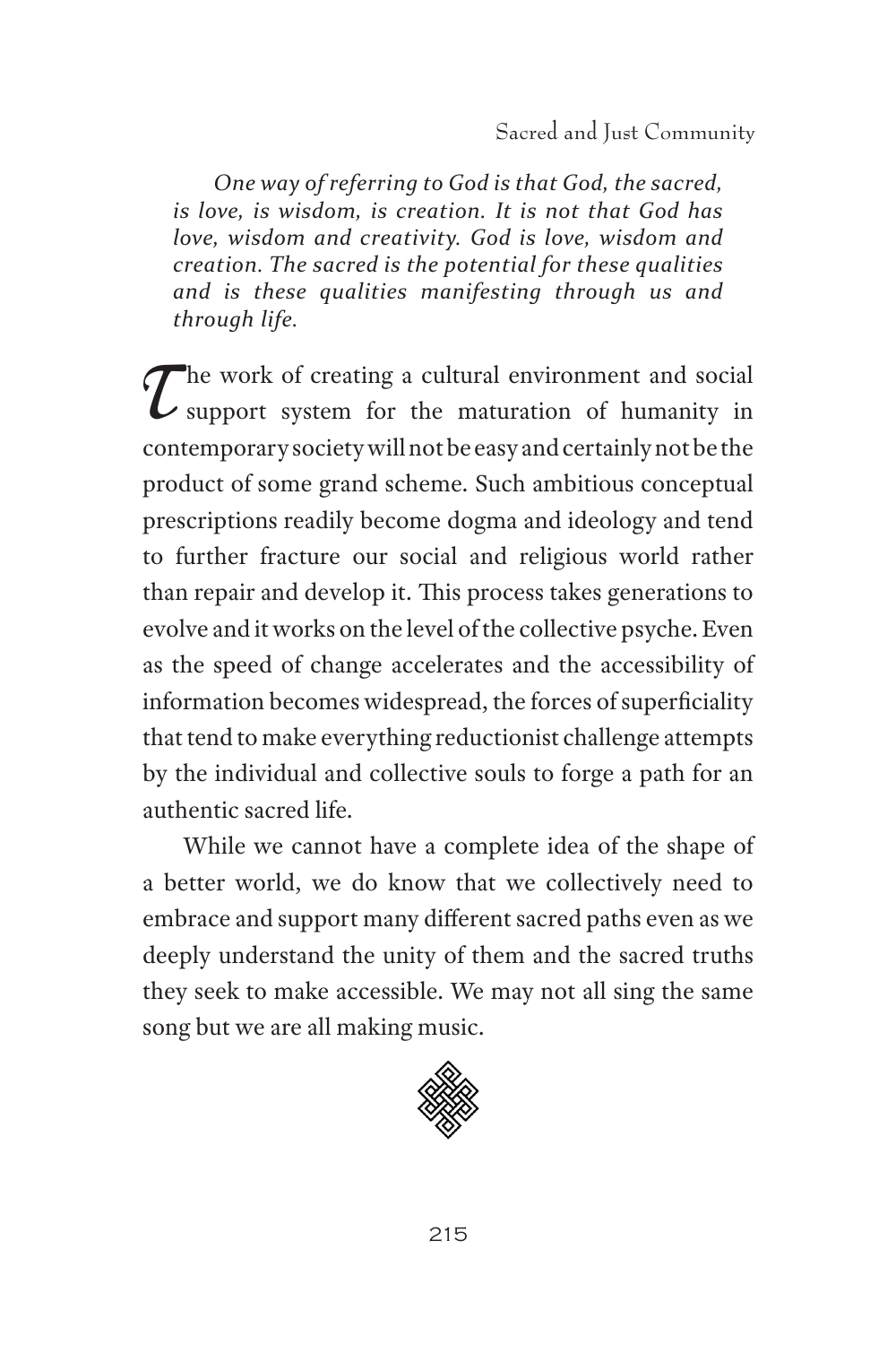*One way of referring to God is that God, the sacred, is love, is wisdom, is creation. It is not that God has love, wisdom and creativity. God is love, wisdom and creation. The sacred is the potential for these qualities and is these qualities manifesting through us and through life.*

The work of creating a cultural environment and social support system for the maturation of humanity in contemporary society will not be easy and certainly not be the product of some grand scheme. Such ambitious conceptual prescriptions readily become dogma and ideology and tend to further fracture our social and religious world rather than repair and develop it. This process takes generations to evolve and it works on the level of the collective psyche. Even as the speed of change accelerates and the accessibility of information becomes widespread, the forces of superficiality that tend to make everything reductionist challenge attempts by the individual and collective souls to forge a path for an authentic sacred life.

While we cannot have a complete idea of the shape of a better world, we do know that we collectively need to embrace and support many different sacred paths even as we deeply understand the unity of them and the sacred truths they seek to make accessible. We may not all sing the same song but we are all making music.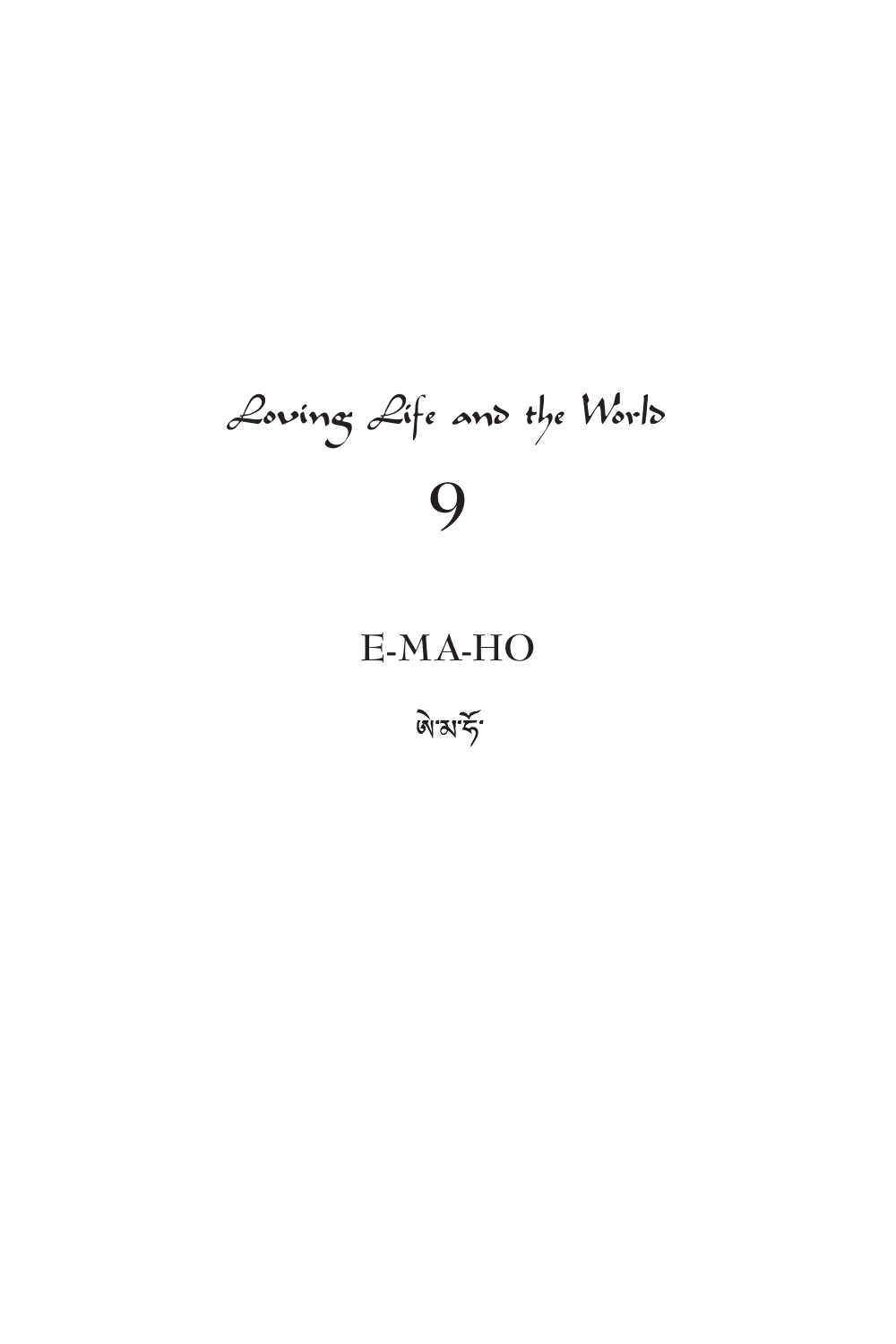# Loving Life and the World

# 9

## E-MA-HO

ཨེ་མ་ཧོ་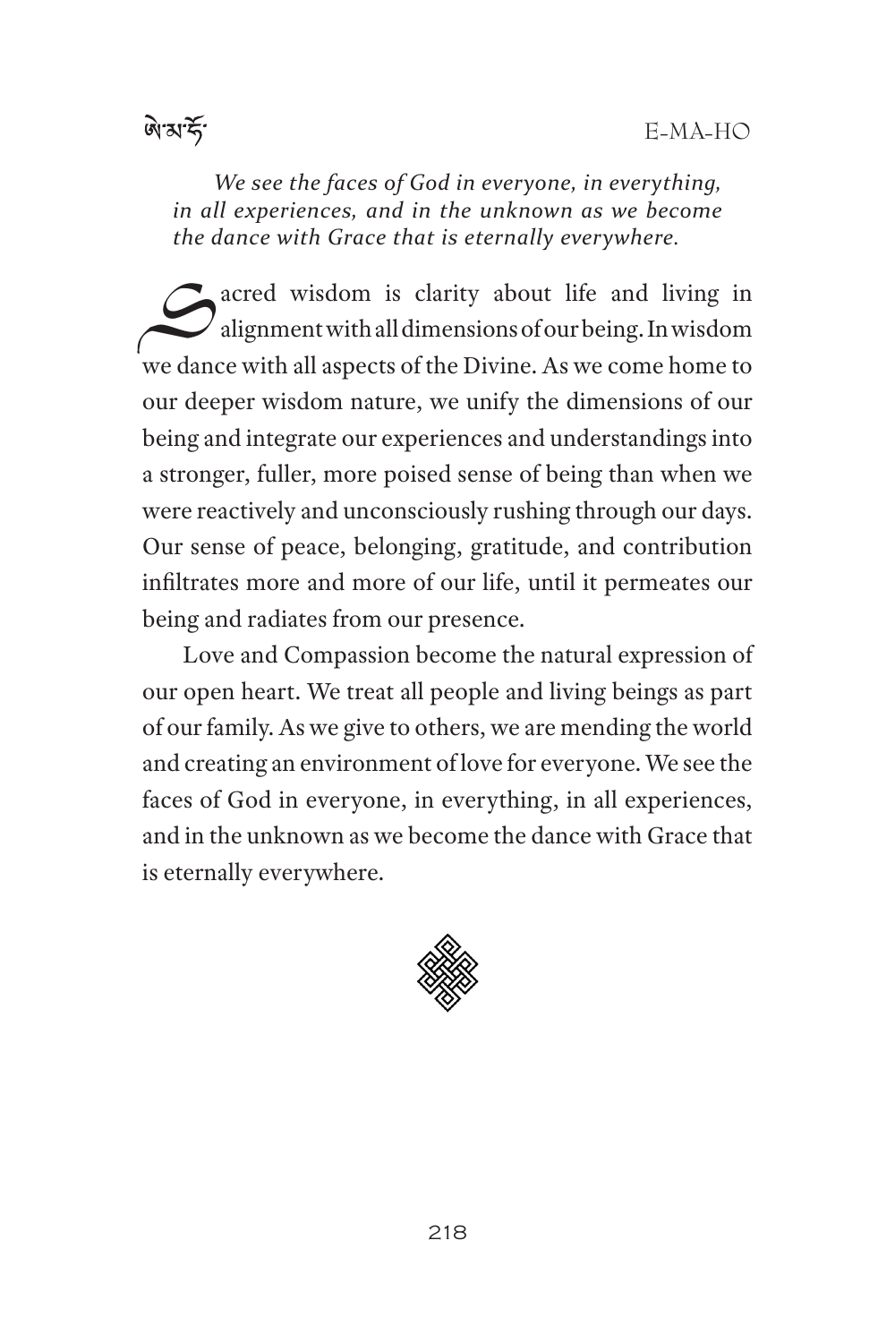*We see the faces of God in everyone, in everything, in all experiences, and in the unknown as we become the dance with Grace that is eternally everywhere.*

Sacred wisdom is clarity about life and living in alignment with all dimensions of our being. In wisdom we dance with all aspects of the Divine. As we come home to our deeper wisdom nature, we unify the dimensions of our being and integrate our experiences and understandings into a stronger, fuller, more poised sense of being than when we were reactively and unconsciously rushing through our days. Our sense of peace, belonging, gratitude, and contribution infiltrates more and more of our life, until it permeates our being and radiates from our presence.

Love and Compassion become the natural expression of our open heart. We treat all people and living beings as part of our family. As we give to others, we are mending the world and creating an environment of love for everyone. We see the faces of God in everyone, in everything, in all experiences, and in the unknown as we become the dance with Grace that is eternally everywhere.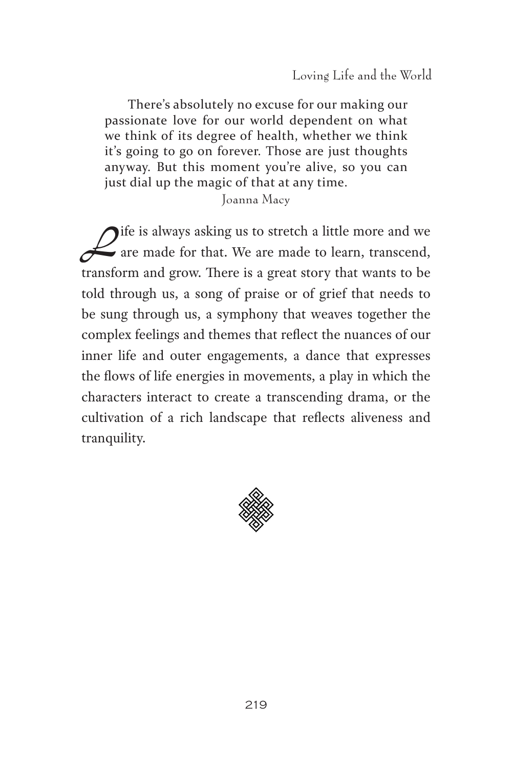> There's absolutely no excuse for our making our passionate love for our world dependent on what we think of its degree of health, whether we think it's going to go on forever. Those are just thoughts anyway. But this moment you're alive, so you can just dial up the magic of that at any time.
>
> Joanna Macy

Life is always asking us to stretch a little more and we are made for that. We are made to learn, transcend, transform and grow. There is a great story that wants to be told through us, a song of praise or of grief that needs to be sung through us, a symphony that weaves together the complex feelings and themes that reflect the nuances of our inner life and outer engagements, a dance that expresses the flows of life energies in movements, a play in which the characters interact to create a transcending drama, or the cultivation of a rich landscape that reflects aliveness and tranquility.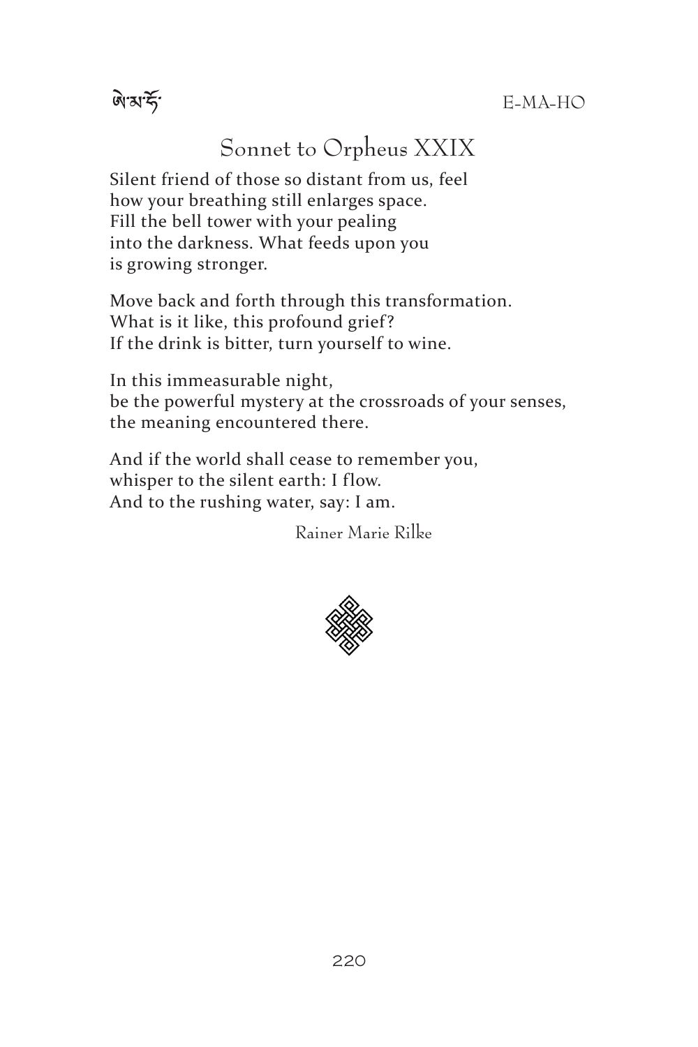## Sonnet to Orpheus XXIX

Silent friend of those so distant from us, feel
how your breathing still enlarges space.
Fill the bell tower with your pealing
into the darkness. What feeds upon you
is growing stronger.

Move back and forth through this transformation.
What is it like, this profound grief?
If the drink is bitter, turn yourself to wine.

In this immeasurable night,
be the powerful mystery at the crossroads of your senses,
the meaning encountered there.

And if the world shall cease to remember you,
whisper to the silent earth: I flow.
And to the rushing water, say: I am.

Rainer Marie Rilke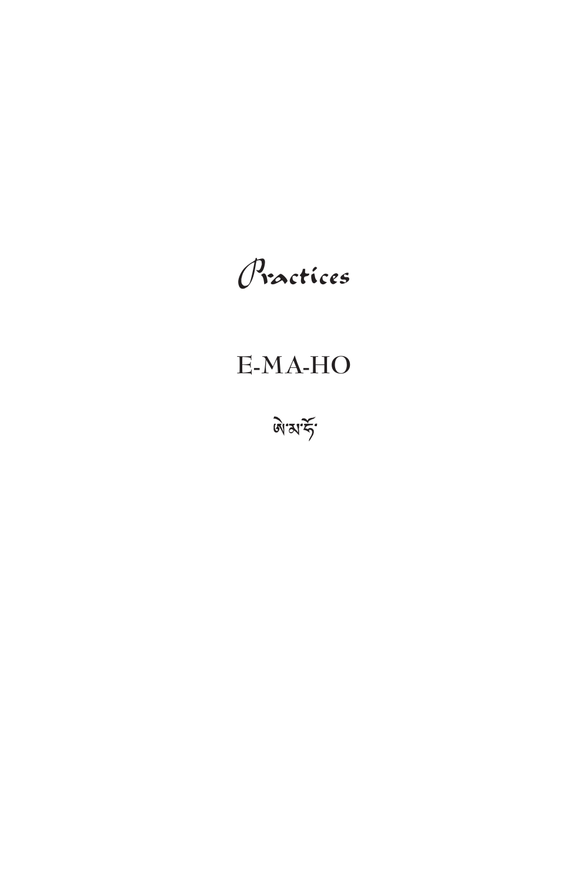# *Practices*

## E-MA-HO

ཨེ་མ་ཧོ་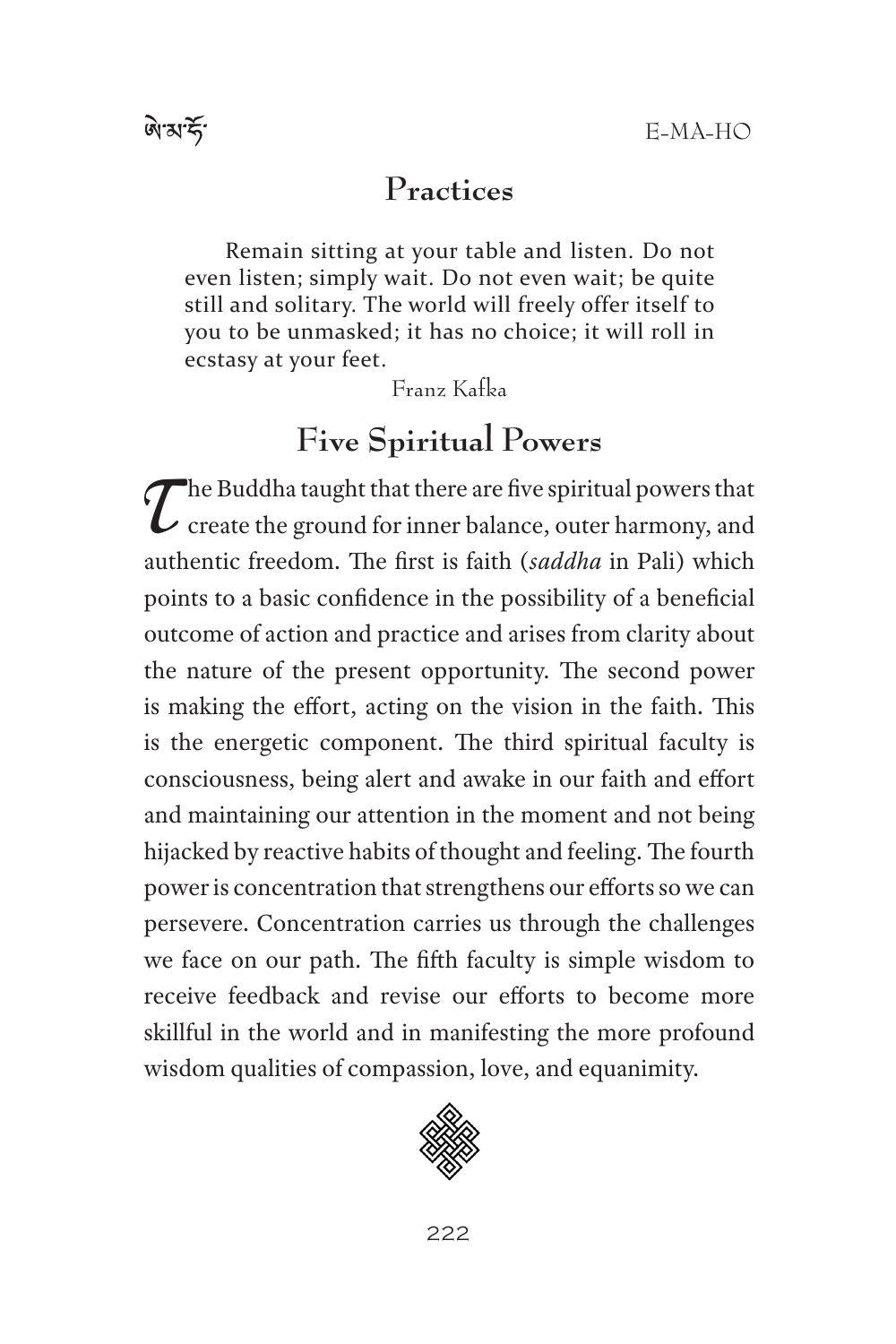## Practices

> Remain sitting at your table and listen. Do not even listen; simply wait. Do not even wait; be quite still and solitary. The world will freely offer itself to you to be unmasked; it has no choice; it will roll in ecstasy at your feet.
>
> Franz Kafka

## Five Spiritual Powers

The Buddha taught that there are five spiritual powers that create the ground for inner balance, outer harmony, and authentic freedom. The first is faith (*saddha* in Pali) which points to a basic confidence in the possibility of a beneficial outcome of action and practice and arises from clarity about the nature of the present opportunity. The second power is making the effort, acting on the vision in the faith. This is the energetic component. The third spiritual faculty is consciousness, being alert and awake in our faith and effort and maintaining our attention in the moment and not being hijacked by reactive habits of thought and feeling. The fourth power is concentration that strengthens our efforts so we can persevere. Concentration carries us through the challenges we face on our path. The fifth faculty is simple wisdom to receive feedback and revise our efforts to become more skillful in the world and in manifesting the more profound wisdom qualities of compassion, love, and equanimity.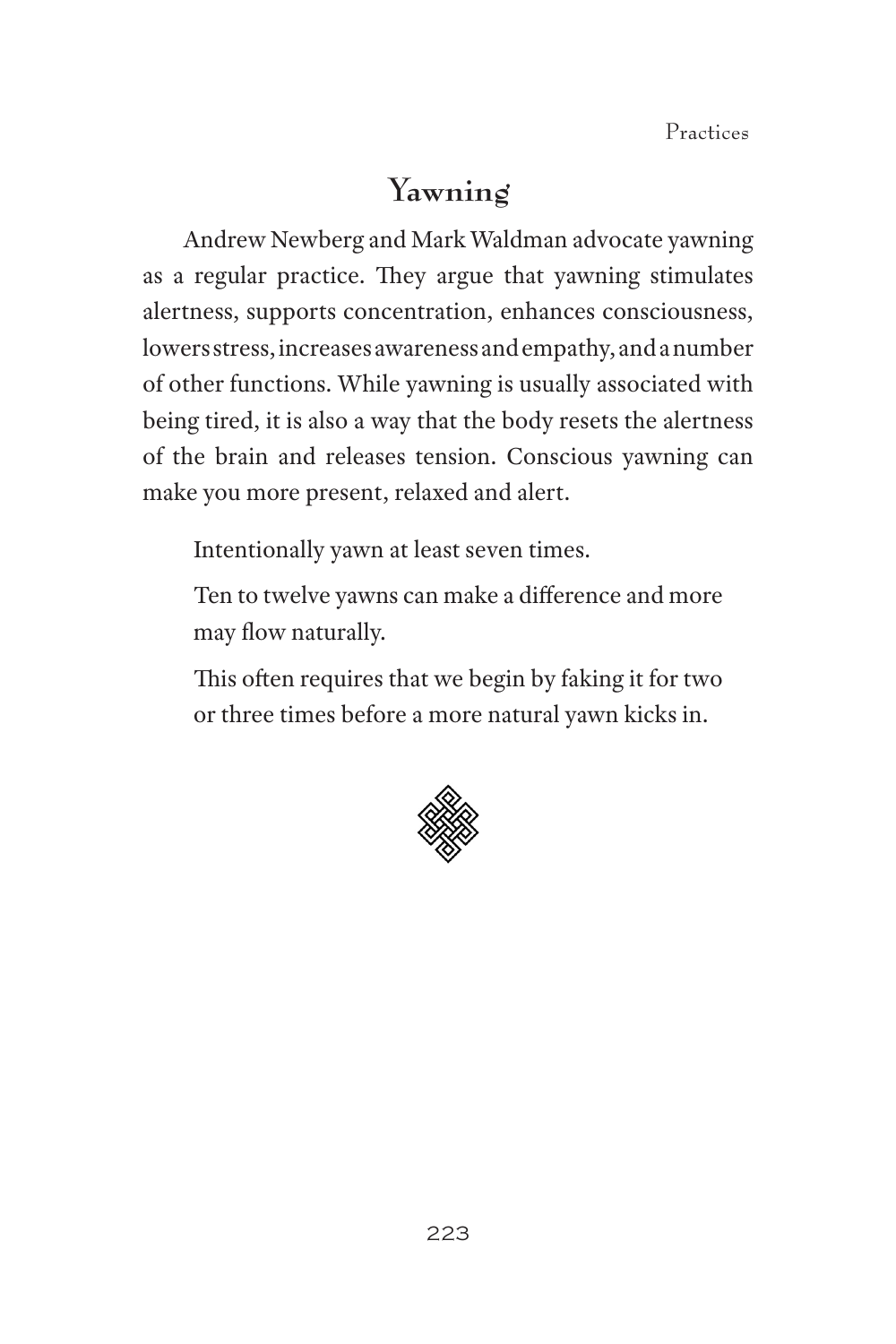## Yawning

Andrew Newberg and Mark Waldman advocate yawning as a regular practice. They argue that yawning stimulates alertness, supports concentration, enhances consciousness, lowers stress, increases awareness and empathy, and a number of other functions. While yawning is usually associated with being tired, it is also a way that the body resets the alertness of the brain and releases tension. Conscious yawning can make you more present, relaxed and alert.

> Intentionally yawn at least seven times.
>
> Ten to twelve yawns can make a difference and more may flow naturally.
>
> This often requires that we begin by faking it for two or three times before a more natural yawn kicks in.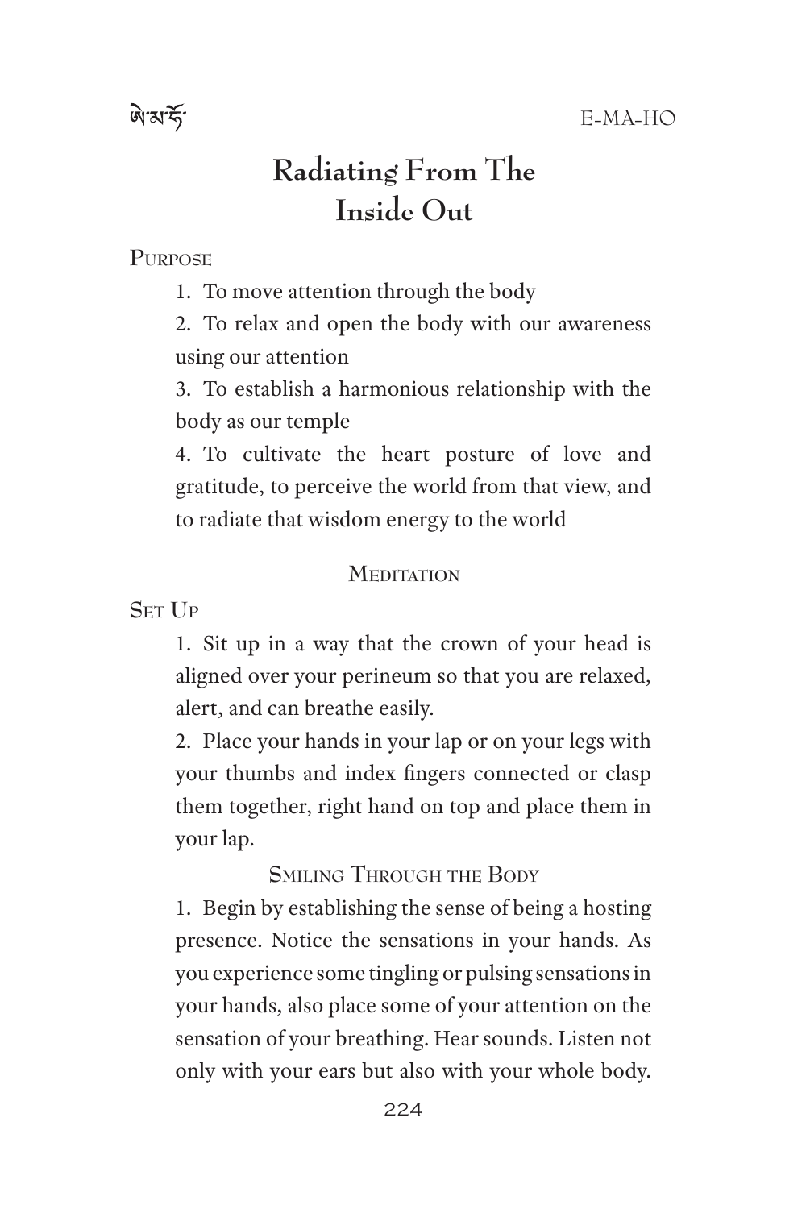# Radiating From The Inside Out

PURPOSE

1. To move attention through the body
2. To relax and open the body with our awareness using our attention
3. To establish a harmonious relationship with the body as our temple
4. To cultivate the heart posture of love and gratitude, to perceive the world from that view, and to radiate that wisdom energy to the world

## MEDITATION

SET UP

1. Sit up in a way that the crown of your head is aligned over your perineum so that you are relaxed, alert, and can breathe easily.
2. Place your hands in your lap or on your legs with your thumbs and index fingers connected or clasp them together, right hand on top and place them in your lap.

### SMILING THROUGH THE BODY

1. Begin by establishing the sense of being a hosting presence. Notice the sensations in your hands. As you experience some tingling or pulsing sensations in your hands, also place some of your attention on the sensation of your breathing. Hear sounds. Listen not only with your ears but also with your whole body.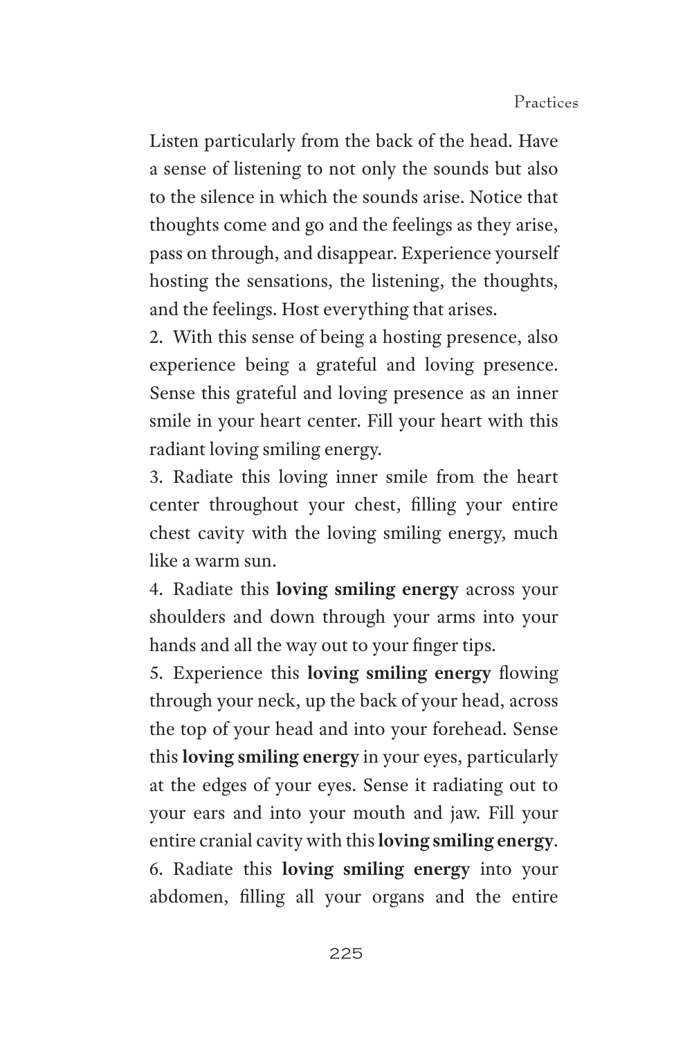Listen particularly from the back of the head. Have a sense of listening to not only the sounds but also to the silence in which the sounds arise. Notice that thoughts come and go and the feelings as they arise, pass on through, and disappear. Experience yourself hosting the sensations, the listening, the thoughts, and the feelings. Host everything that arises.

2. With this sense of being a hosting presence, also experience being a grateful and loving presence. Sense this grateful and loving presence as an inner smile in your heart center. Fill your heart with this radiant loving smiling energy.

3. Radiate this loving inner smile from the heart center throughout your chest, filling your entire chest cavity with the loving smiling energy, much like a warm sun.

4. Radiate this **loving smiling energy** across your shoulders and down through your arms into your hands and all the way out to your finger tips.

5. Experience this **loving smiling energy** flowing through your neck, up the back of your head, across the top of your head and into your forehead. Sense this **loving smiling energy** in your eyes, particularly at the edges of your eyes. Sense it radiating out to your ears and into your mouth and jaw. Fill your entire cranial cavity with this **loving smiling energy**.

6. Radiate this **loving smiling energy** into your abdomen, filling all your organs and the entire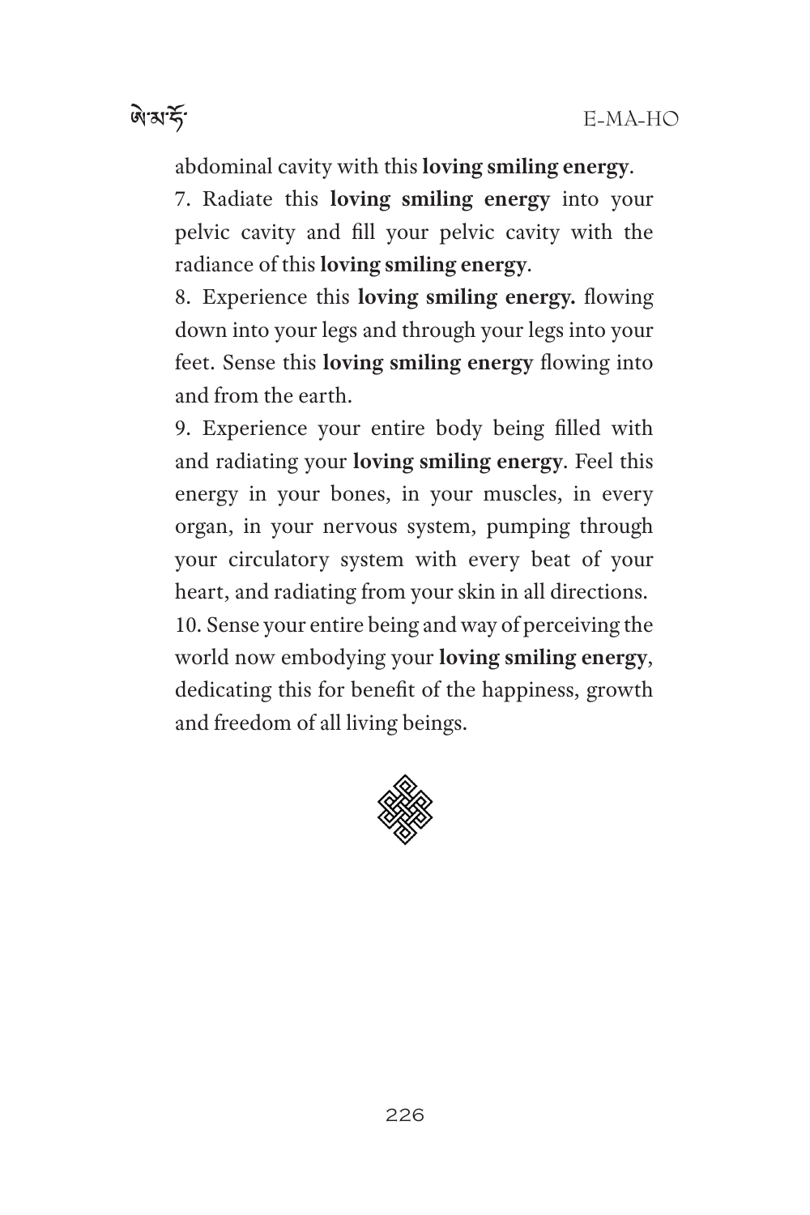abdominal cavity with this **loving smiling energy**.

7. Radiate this **loving smiling energy** into your pelvic cavity and fill your pelvic cavity with the radiance of this **loving smiling energy**.

8. Experience this **loving smiling energy.** flowing down into your legs and through your legs into your feet. Sense this **loving smiling energy** flowing into and from the earth.

9. Experience your entire body being filled with and radiating your **loving smiling energy**. Feel this energy in your bones, in your muscles, in every organ, in your nervous system, pumping through your circulatory system with every beat of your heart, and radiating from your skin in all directions.

10. Sense your entire being and way of perceiving the world now embodying your **loving smiling energy**, dedicating this for benefit of the happiness, growth and freedom of all living beings.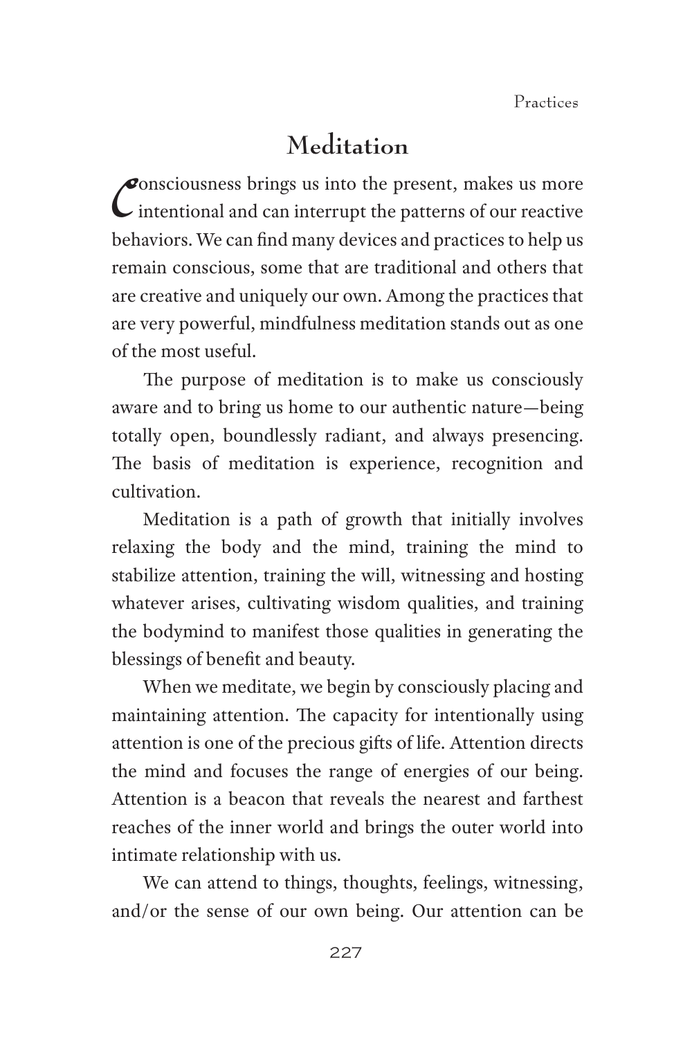## Meditation

Consciousness brings us into the present, makes us more intentional and can interrupt the patterns of our reactive behaviors. We can find many devices and practices to help us remain conscious, some that are traditional and others that are creative and uniquely our own. Among the practices that are very powerful, mindfulness meditation stands out as one of the most useful.

The purpose of meditation is to make us consciously aware and to bring us home to our authentic nature—being totally open, boundlessly radiant, and always presencing. The basis of meditation is experience, recognition and cultivation.

Meditation is a path of growth that initially involves relaxing the body and the mind, training the mind to stabilize attention, training the will, witnessing and hosting whatever arises, cultivating wisdom qualities, and training the bodymind to manifest those qualities in generating the blessings of benefit and beauty.

When we meditate, we begin by consciously placing and maintaining attention. The capacity for intentionally using attention is one of the precious gifts of life. Attention directs the mind and focuses the range of energies of our being. Attention is a beacon that reveals the nearest and farthest reaches of the inner world and brings the outer world into intimate relationship with us.

We can attend to things, thoughts, feelings, witnessing, and/or the sense of our own being. Our attention can be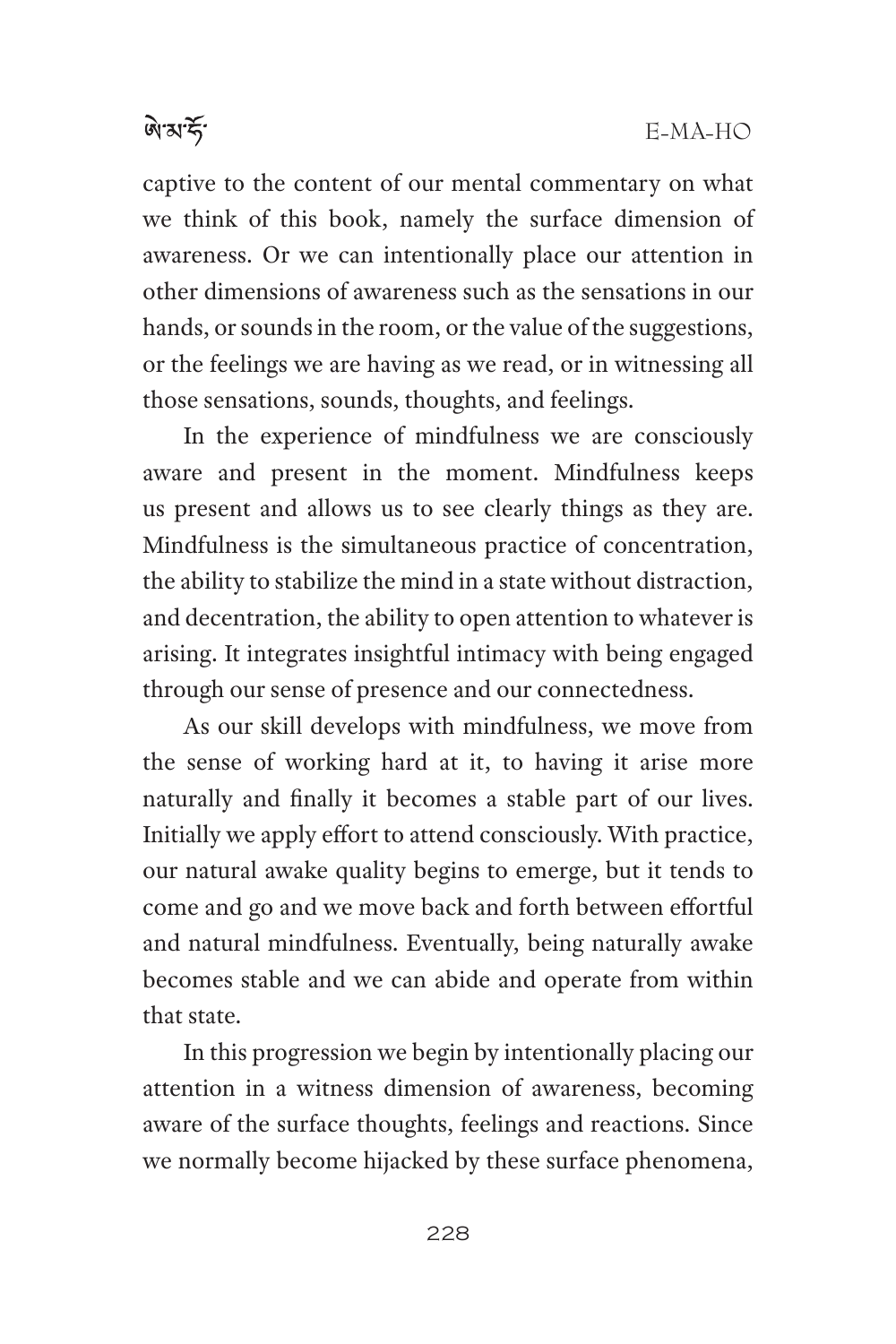captive to the content of our mental commentary on what we think of this book, namely the surface dimension of awareness. Or we can intentionally place our attention in other dimensions of awareness such as the sensations in our hands, or sounds in the room, or the value of the suggestions, or the feelings we are having as we read, or in witnessing all those sensations, sounds, thoughts, and feelings.

In the experience of mindfulness we are consciously aware and present in the moment. Mindfulness keeps us present and allows us to see clearly things as they are. Mindfulness is the simultaneous practice of concentration, the ability to stabilize the mind in a state without distraction, and decentration, the ability to open attention to whatever is arising. It integrates insightful intimacy with being engaged through our sense of presence and our connectedness.

As our skill develops with mindfulness, we move from the sense of working hard at it, to having it arise more naturally and finally it becomes a stable part of our lives. Initially we apply effort to attend consciously. With practice, our natural awake quality begins to emerge, but it tends to come and go and we move back and forth between effortful and natural mindfulness. Eventually, being naturally awake becomes stable and we can abide and operate from within that state.

In this progression we begin by intentionally placing our attention in a witness dimension of awareness, becoming aware of the surface thoughts, feelings and reactions. Since we normally become hijacked by these surface phenomena,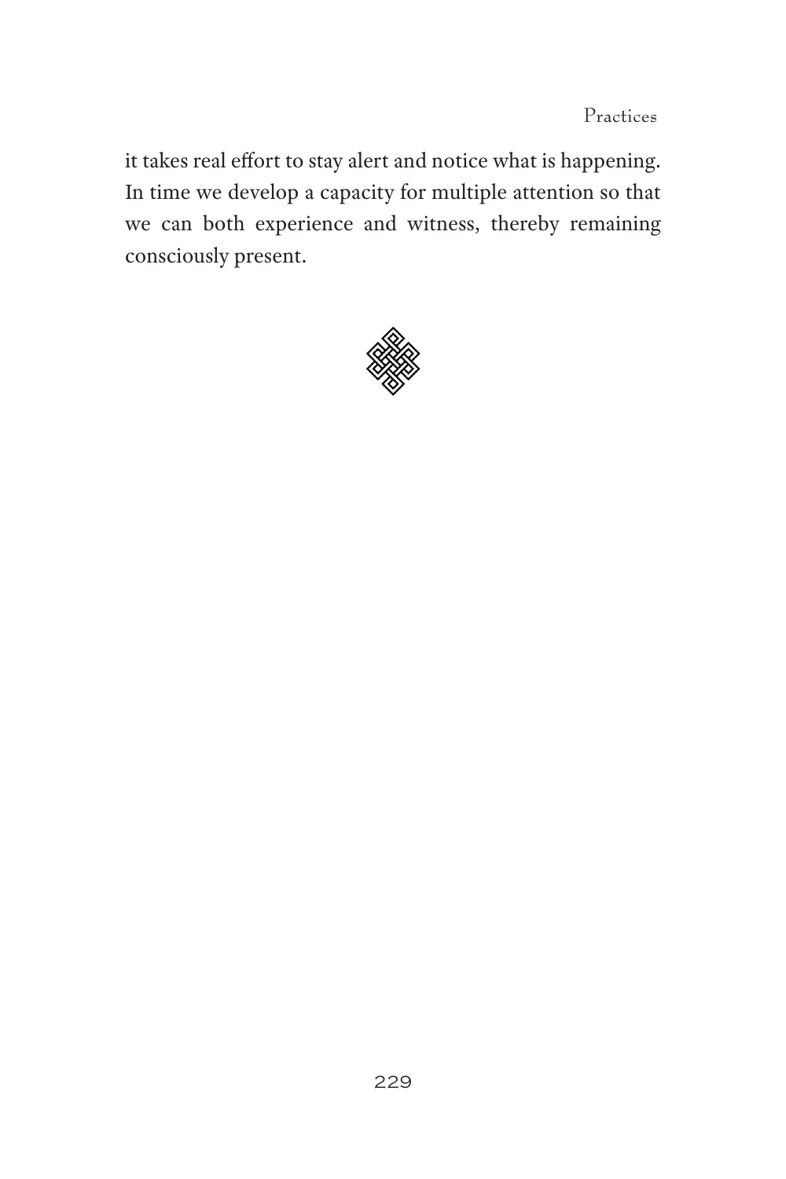it takes real effort to stay alert and notice what is happening. In time we develop a capacity for multiple attention so that we can both experience and witness, thereby remaining consciously present.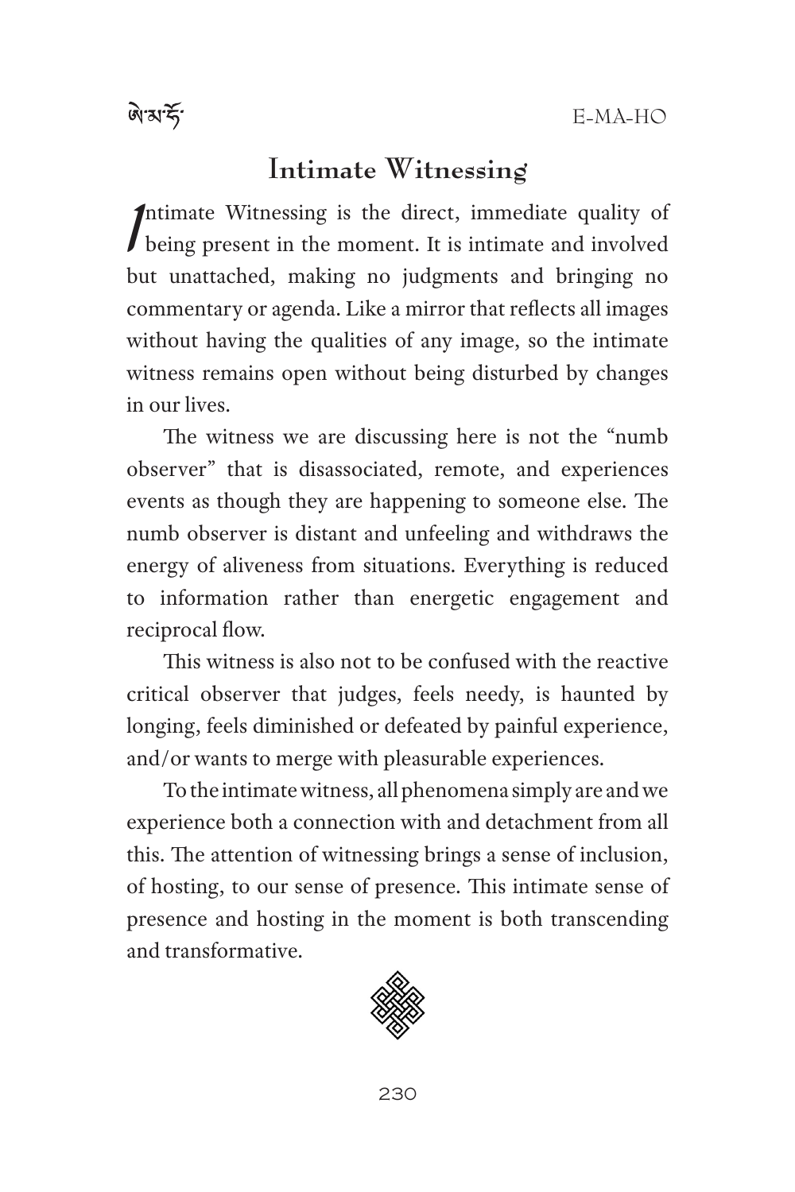## Intimate Witnessing

Intimate Witnessing is the direct, immediate quality of being present in the moment. It is intimate and involved but unattached, making no judgments and bringing no commentary or agenda. Like a mirror that reflects all images without having the qualities of any image, so the intimate witness remains open without being disturbed by changes in our lives.

The witness we are discussing here is not the "numb observer" that is disassociated, remote, and experiences events as though they are happening to someone else. The numb observer is distant and unfeeling and withdraws the energy of aliveness from situations. Everything is reduced to information rather than energetic engagement and reciprocal flow.

This witness is also not to be confused with the reactive critical observer that judges, feels needy, is haunted by longing, feels diminished or defeated by painful experience, and/or wants to merge with pleasurable experiences.

To the intimate witness, all phenomena simply are and we experience both a connection with and detachment from all this. The attention of witnessing brings a sense of inclusion, of hosting, to our sense of presence. This intimate sense of presence and hosting in the moment is both transcending and transformative.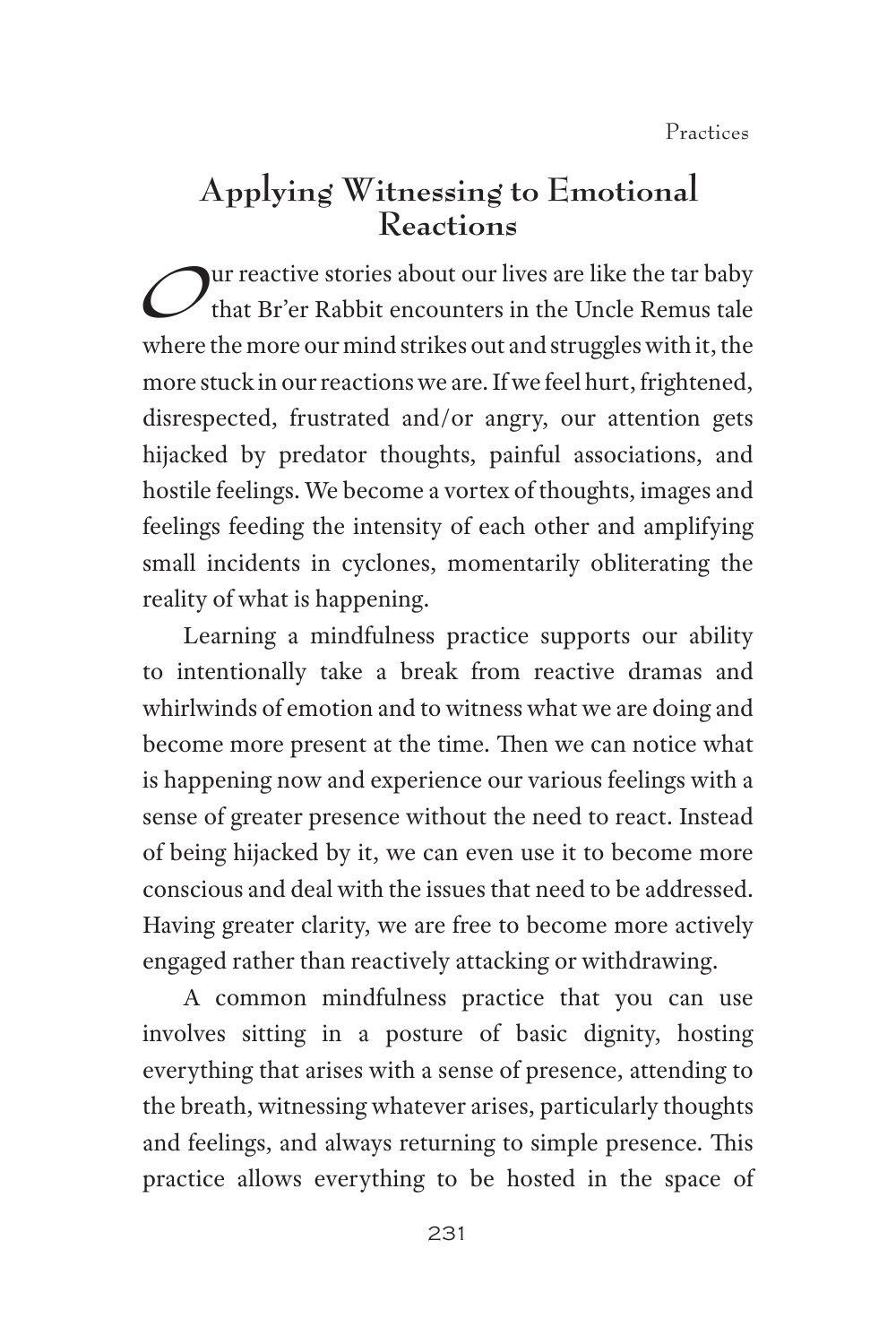## Applying Witnessing to Emotional Reactions

Our reactive stories about our lives are like the tar baby that Br'er Rabbit encounters in the Uncle Remus tale where the more our mind strikes out and struggles with it, the more stuck in our reactions we are. If we feel hurt, frightened, disrespected, frustrated and/or angry, our attention gets hijacked by predator thoughts, painful associations, and hostile feelings. We become a vortex of thoughts, images and feelings feeding the intensity of each other and amplifying small incidents in cyclones, momentarily obliterating the reality of what is happening.

Learning a mindfulness practice supports our ability to intentionally take a break from reactive dramas and whirlwinds of emotion and to witness what we are doing and become more present at the time. Then we can notice what is happening now and experience our various feelings with a sense of greater presence without the need to react. Instead of being hijacked by it, we can even use it to become more conscious and deal with the issues that need to be addressed. Having greater clarity, we are free to become more actively engaged rather than reactively attacking or withdrawing.

A common mindfulness practice that you can use involves sitting in a posture of basic dignity, hosting everything that arises with a sense of presence, attending to the breath, witnessing whatever arises, particularly thoughts and feelings, and always returning to simple presence. This practice allows everything to be hosted in the space of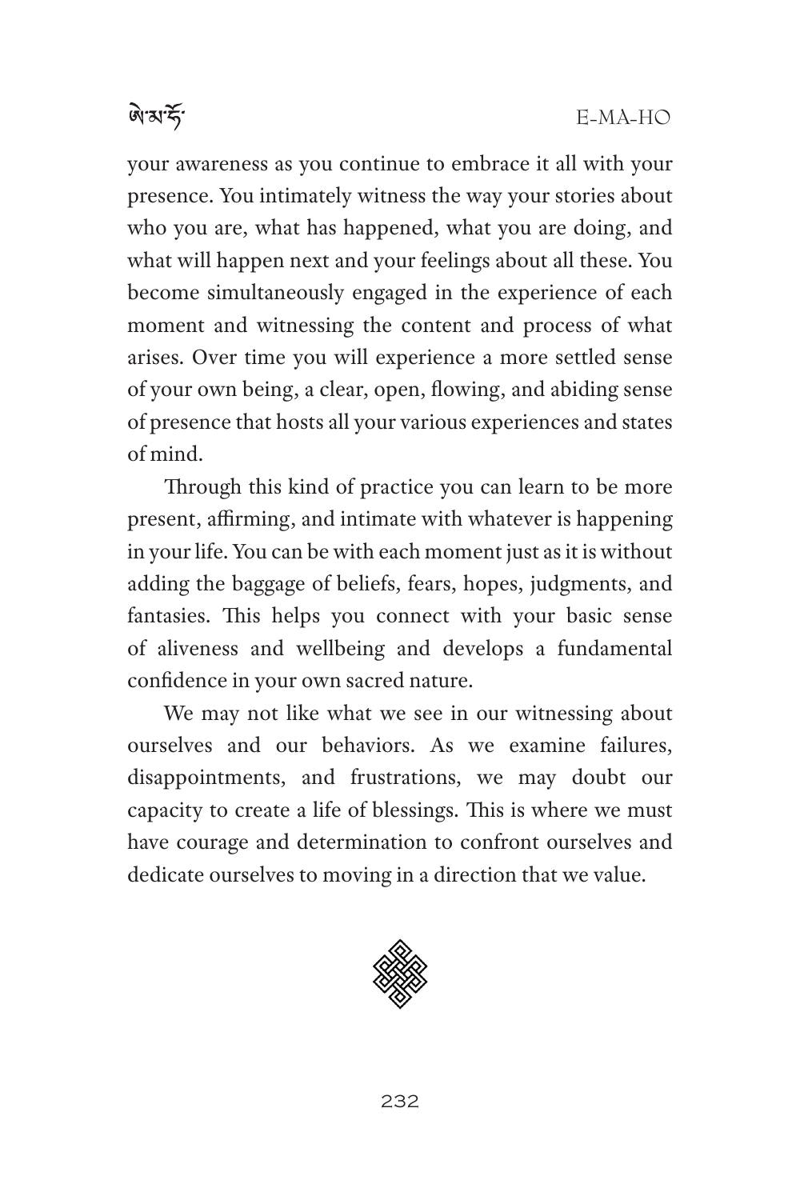your awareness as you continue to embrace it all with your presence. You intimately witness the way your stories about who you are, what has happened, what you are doing, and what will happen next and your feelings about all these. You become simultaneously engaged in the experience of each moment and witnessing the content and process of what arises. Over time you will experience a more settled sense of your own being, a clear, open, flowing, and abiding sense of presence that hosts all your various experiences and states of mind.

Through this kind of practice you can learn to be more present, affirming, and intimate with whatever is happening in your life. You can be with each moment just as it is without adding the baggage of beliefs, fears, hopes, judgments, and fantasies. This helps you connect with your basic sense of aliveness and wellbeing and develops a fundamental confidence in your own sacred nature.

We may not like what we see in our witnessing about ourselves and our behaviors. As we examine failures, disappointments, and frustrations, we may doubt our capacity to create a life of blessings. This is where we must have courage and determination to confront ourselves and dedicate ourselves to moving in a direction that we value.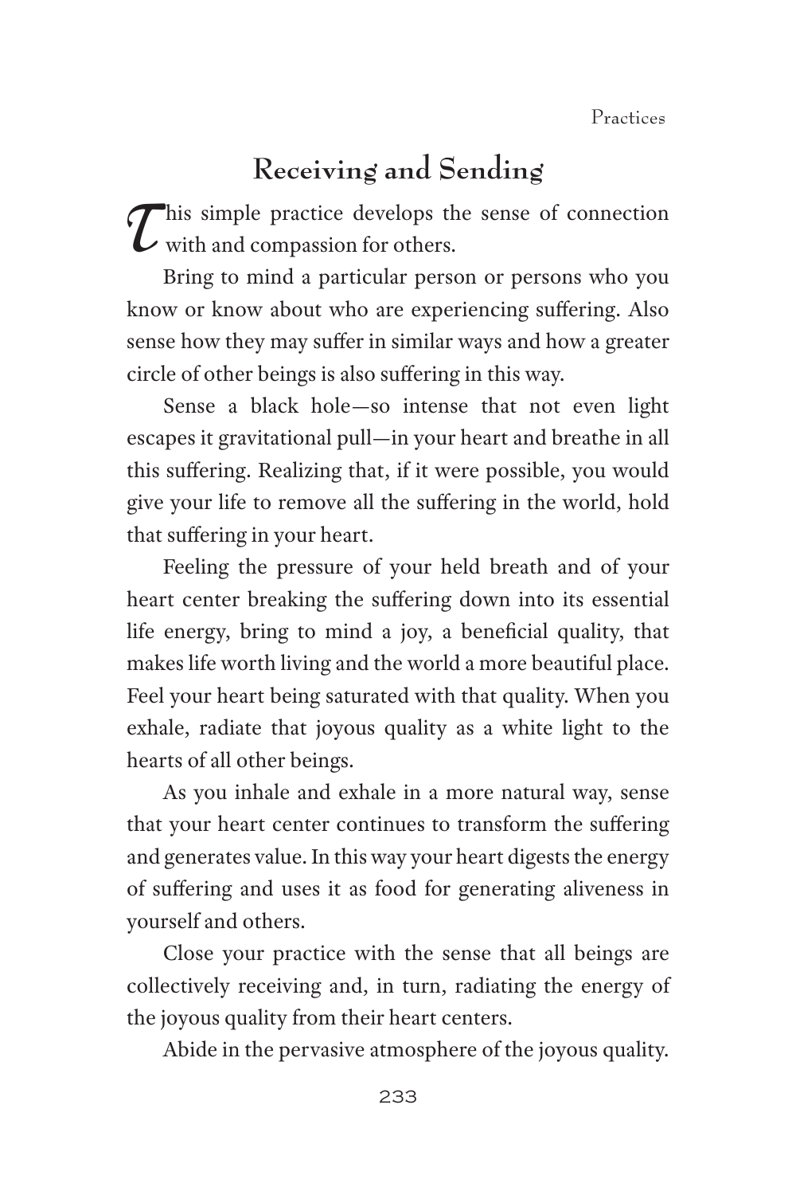## Receiving and Sending

This simple practice develops the sense of connection with and compassion for others.

Bring to mind a particular person or persons who you know or know about who are experiencing suffering. Also sense how they may suffer in similar ways and how a greater circle of other beings is also suffering in this way.

Sense a black hole—so intense that not even light escapes it gravitational pull—in your heart and breathe in all this suffering. Realizing that, if it were possible, you would give your life to remove all the suffering in the world, hold that suffering in your heart.

Feeling the pressure of your held breath and of your heart center breaking the suffering down into its essential life energy, bring to mind a joy, a beneficial quality, that makes life worth living and the world a more beautiful place. Feel your heart being saturated with that quality. When you exhale, radiate that joyous quality as a white light to the hearts of all other beings.

As you inhale and exhale in a more natural way, sense that your heart center continues to transform the suffering and generates value. In this way your heart digests the energy of suffering and uses it as food for generating aliveness in yourself and others.

Close your practice with the sense that all beings are collectively receiving and, in turn, radiating the energy of the joyous quality from their heart centers.

Abide in the pervasive atmosphere of the joyous quality.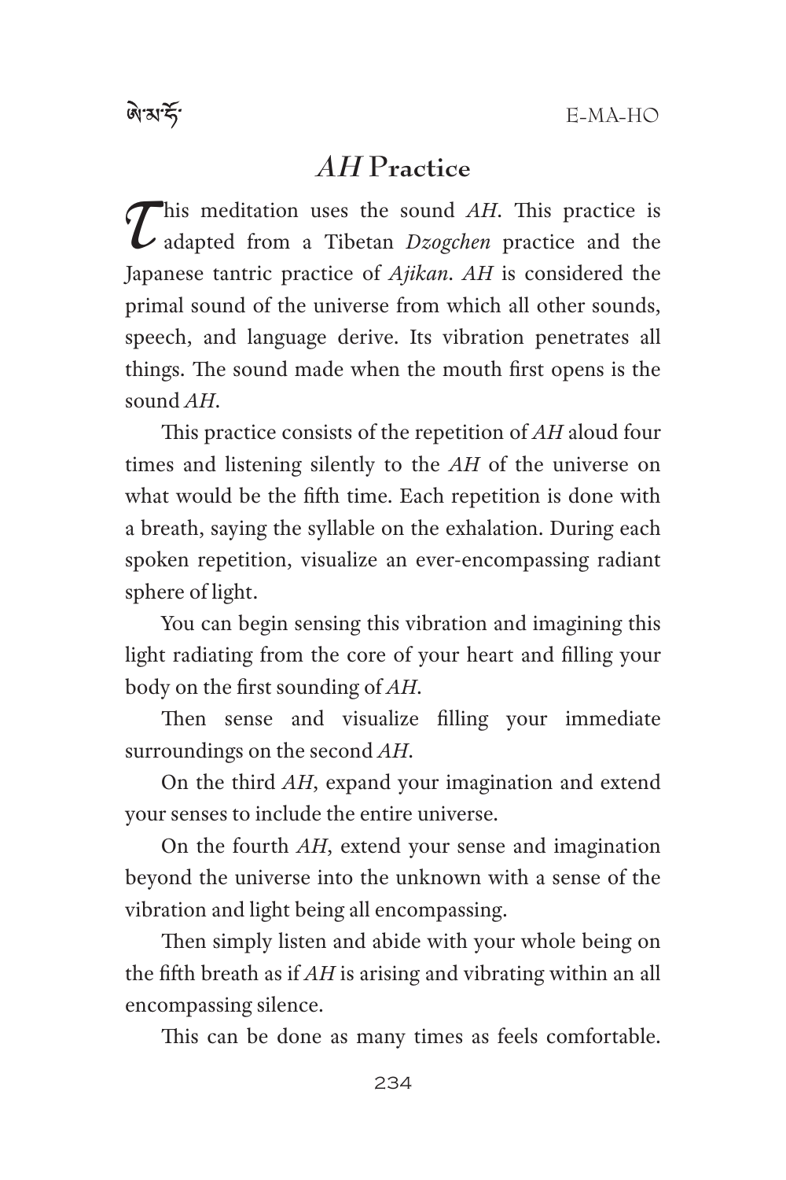## *AH* Practice

This meditation uses the sound *AH*. This practice is adapted from a Tibetan *Dzogchen* practice and the Japanese tantric practice of *Ajikan*. *AH* is considered the primal sound of the universe from which all other sounds, speech, and language derive. Its vibration penetrates all things. The sound made when the mouth first opens is the sound *AH*.

This practice consists of the repetition of *AH* aloud four times and listening silently to the *AH* of the universe on what would be the fifth time. Each repetition is done with a breath, saying the syllable on the exhalation. During each spoken repetition, visualize an ever-encompassing radiant sphere of light.

You can begin sensing this vibration and imagining this light radiating from the core of your heart and filling your body on the first sounding of *AH*.

Then sense and visualize filling your immediate surroundings on the second *AH*.

On the third *AH*, expand your imagination and extend your senses to include the entire universe.

On the fourth *AH*, extend your sense and imagination beyond the universe into the unknown with a sense of the vibration and light being all encompassing.

Then simply listen and abide with your whole being on the fifth breath as if *AH* is arising and vibrating within an all encompassing silence.

This can be done as many times as feels comfortable.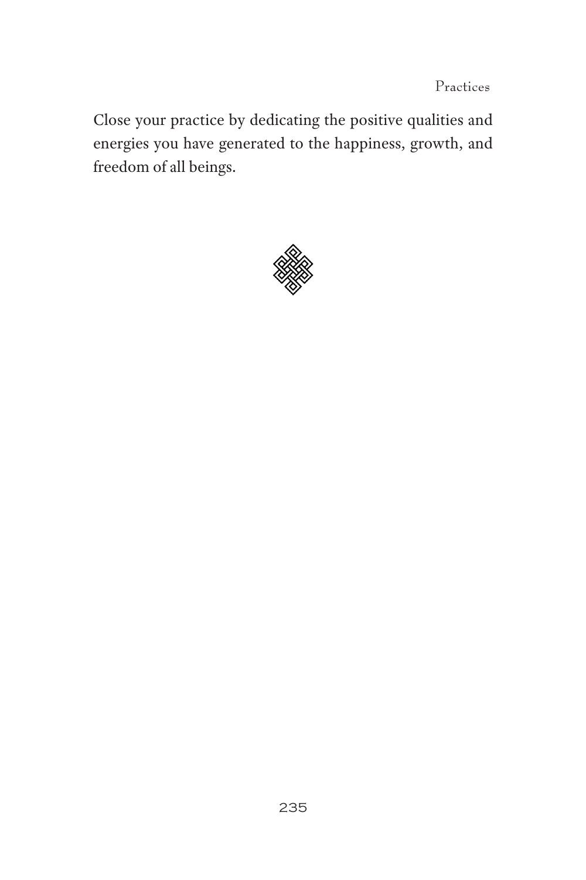Close your practice by dedicating the positive qualities and energies you have generated to the happiness, growth, and freedom of all beings.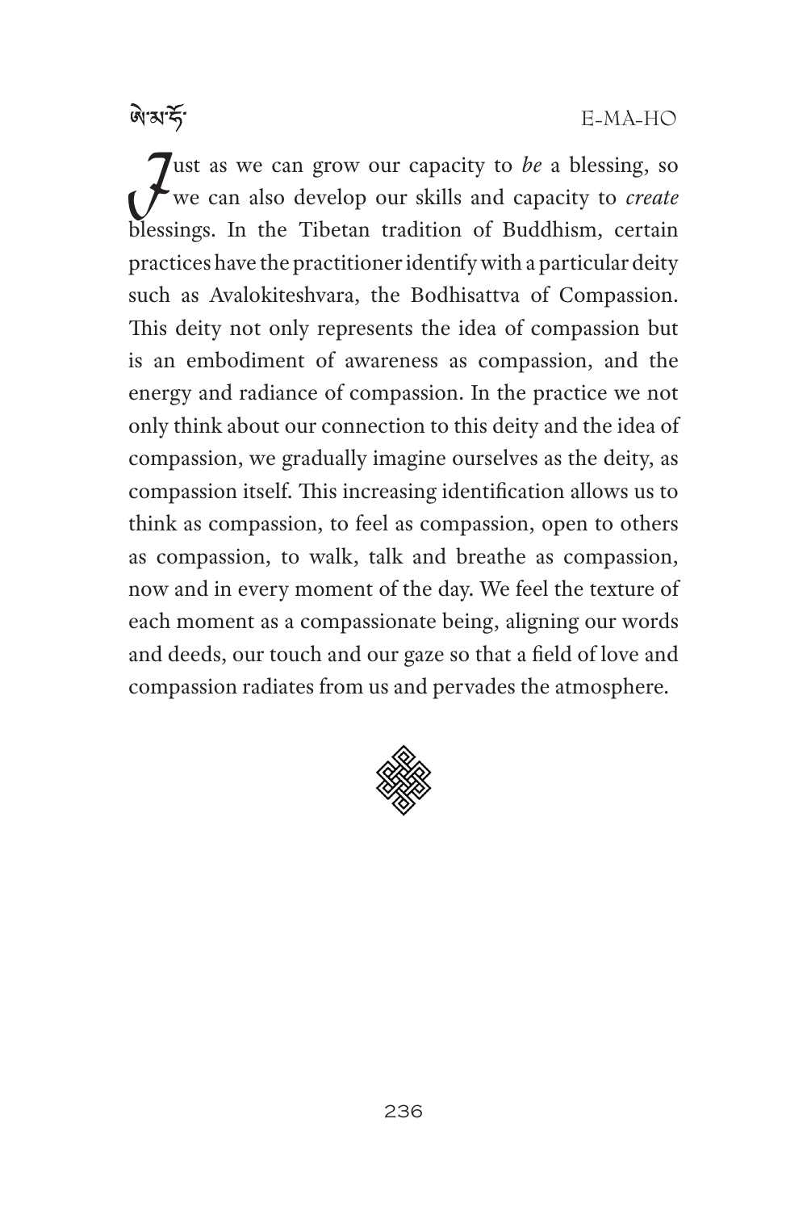Just as we can grow our capacity to *be* a blessing, so we can also develop our skills and capacity to *create* blessings. In the Tibetan tradition of Buddhism, certain practices have the practitioner identify with a particular deity such as Avalokiteshvara, the Bodhisattva of Compassion. This deity not only represents the idea of compassion but is an embodiment of awareness as compassion, and the energy and radiance of compassion. In the practice we not only think about our connection to this deity and the idea of compassion, we gradually imagine ourselves as the deity, as compassion itself. This increasing identification allows us to think as compassion, to feel as compassion, open to others as compassion, to walk, talk and breathe as compassion, now and in every moment of the day. We feel the texture of each moment as a compassionate being, aligning our words and deeds, our touch and our gaze so that a field of love and compassion radiates from us and pervades the atmosphere.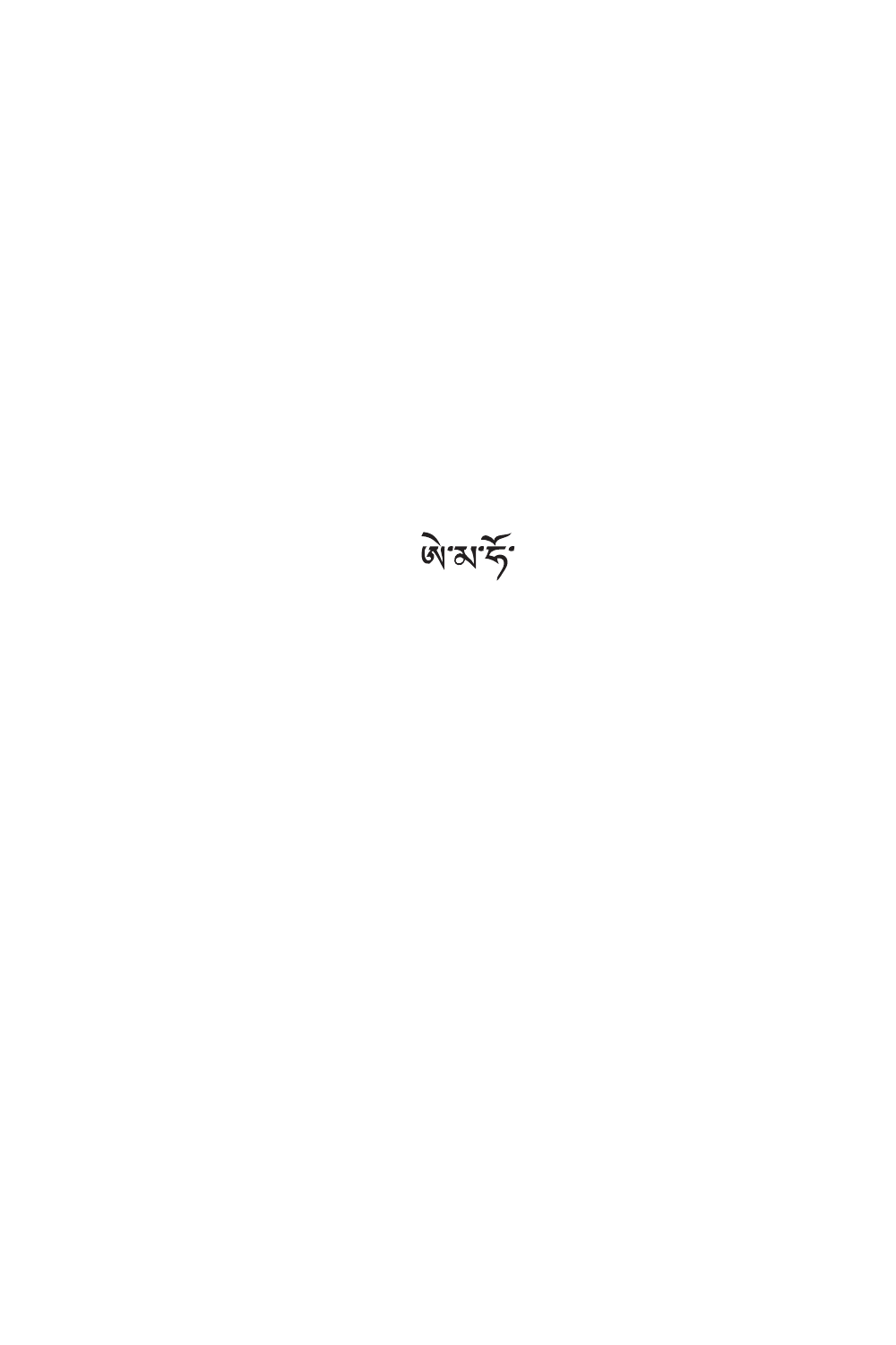ཨེ་མ་ཧོ་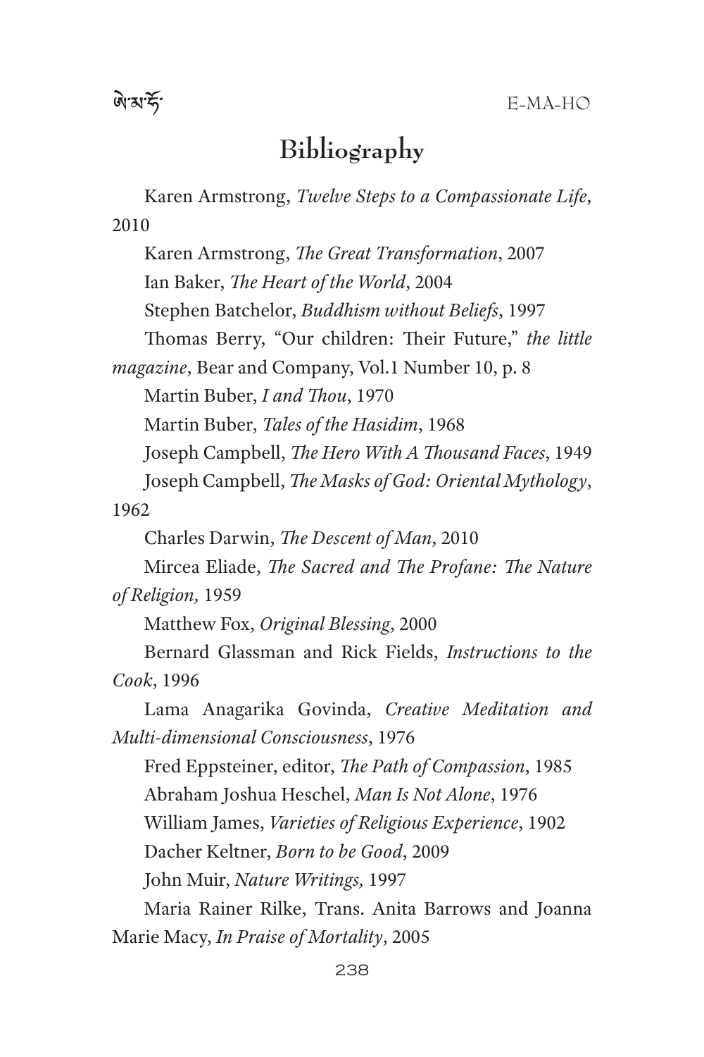# Bibliography

Karen Armstrong, *Twelve Steps to a Compassionate Life*, 2010

Karen Armstrong, *The Great Transformation*, 2007

Ian Baker, *The Heart of the World*, 2004

Stephen Batchelor, *Buddhism without Beliefs*, 1997

Thomas Berry, "Our children: Their Future," *the little magazine*, Bear and Company, Vol.1 Number 10, p. 8

Martin Buber, *I and Thou*, 1970

Martin Buber, *Tales of the Hasidim*, 1968

Joseph Campbell, *The Hero With A Thousand Faces*, 1949

Joseph Campbell, *The Masks of God: Oriental Mythology*, 1962

Charles Darwin, *The Descent of Man*, 2010

Mircea Eliade, *The Sacred and The Profane: The Nature of Religion,* 1959

Matthew Fox, *Original Blessing*, 2000

Bernard Glassman and Rick Fields, *Instructions to the Cook*, 1996

Lama Anagarika Govinda, *Creative Meditation and Multi-dimensional Consciousness*, 1976

Fred Eppsteiner, editor, *The Path of Compassion*, 1985

Abraham Joshua Heschel, *Man Is Not Alone*, 1976

William James, *Varieties of Religious Experience*, 1902

Dacher Keltner, *Born to be Good*, 2009

John Muir, *Nature Writings,* 1997

Maria Rainer Rilke, Trans. Anita Barrows and Joanna Marie Macy, *In Praise of Mortality*, 2005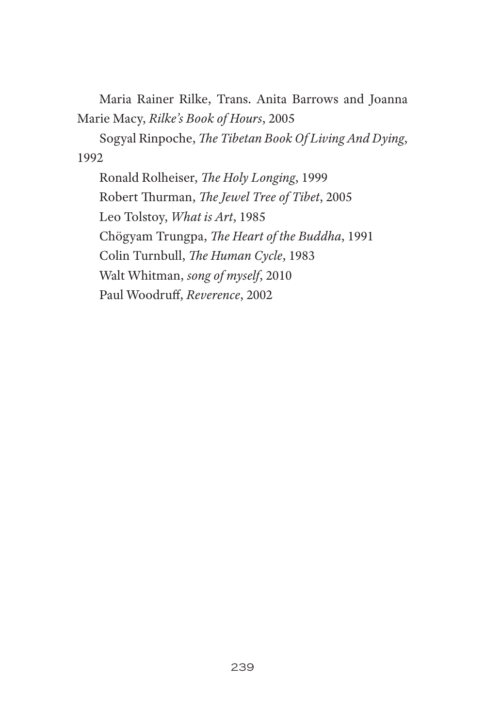Maria Rainer Rilke, Trans. Anita Barrows and Joanna Marie Macy, *Rilke's Book of Hours*, 2005

Sogyal Rinpoche, *The Tibetan Book Of Living And Dying*, 1992

Ronald Rolheiser, *The Holy Longing*, 1999

Robert Thurman, *The Jewel Tree of Tibet*, 2005

Leo Tolstoy, *What is Art*, 1985

Chögyam Trungpa, *The Heart of the Buddha*, 1991

Colin Turnbull, *The Human Cycle*, 1983

Walt Whitman, *song of myself*, 2010

Paul Woodruff, *Reverence*, 2002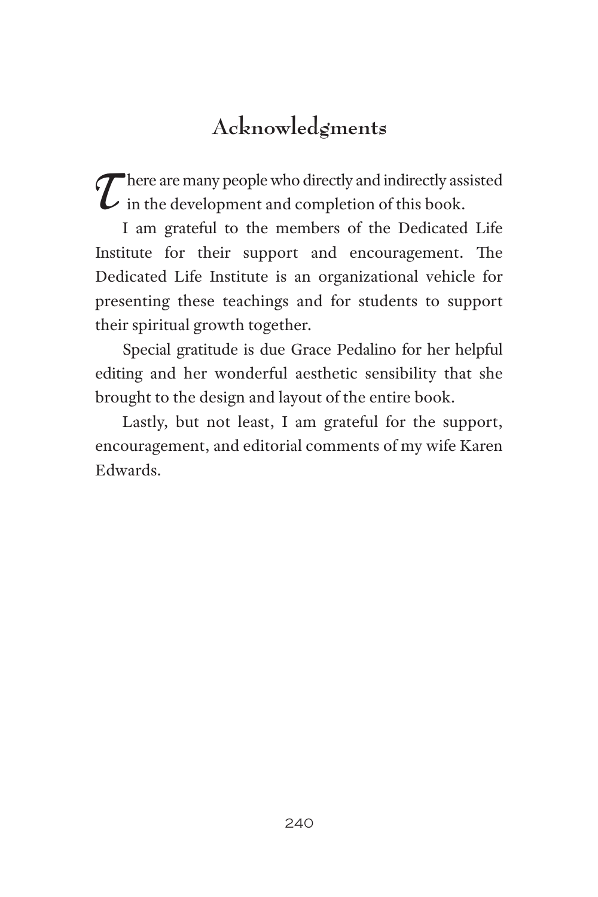# Acknowledgments

There are many people who directly and indirectly assisted in the development and completion of this book.

I am grateful to the members of the Dedicated Life Institute for their support and encouragement. The Dedicated Life Institute is an organizational vehicle for presenting these teachings and for students to support their spiritual growth together.

Special gratitude is due Grace Pedalino for her helpful editing and her wonderful aesthetic sensibility that she brought to the design and layout of the entire book.

Lastly, but not least, I am grateful for the support, encouragement, and editorial comments of my wife Karen Edwards.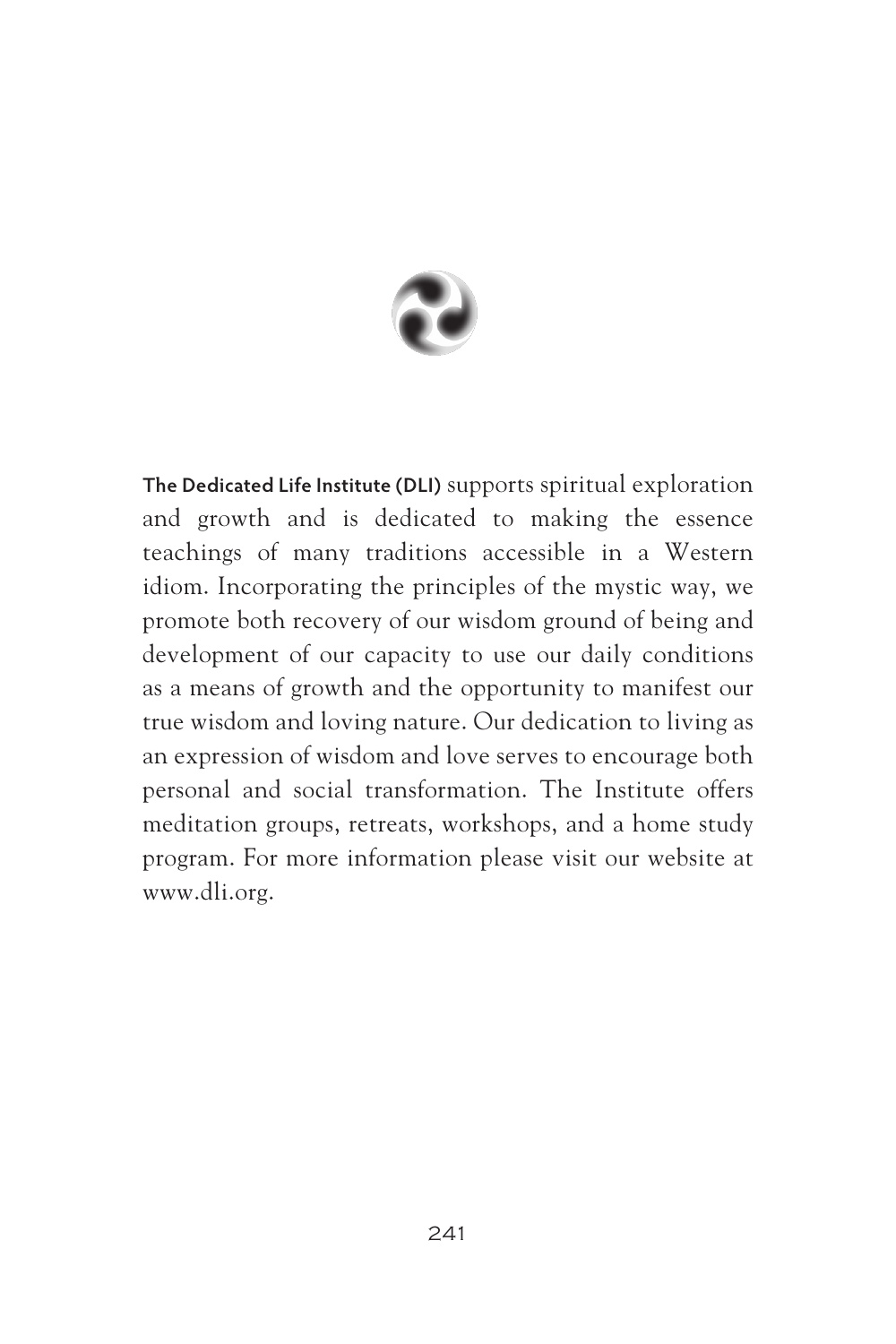**The Dedicated Life Institute (DLI)** supports spiritual exploration and growth and is dedicated to making the essence teachings of many traditions accessible in a Western idiom. Incorporating the principles of the mystic way, we promote both recovery of our wisdom ground of being and development of our capacity to use our daily conditions as a means of growth and the opportunity to manifest our true wisdom and loving nature. Our dedication to living as an expression of wisdom and love serves to encourage both personal and social transformation. The Institute offers meditation groups, retreats, workshops, and a home study program. For more information please visit our website at www.dli.org.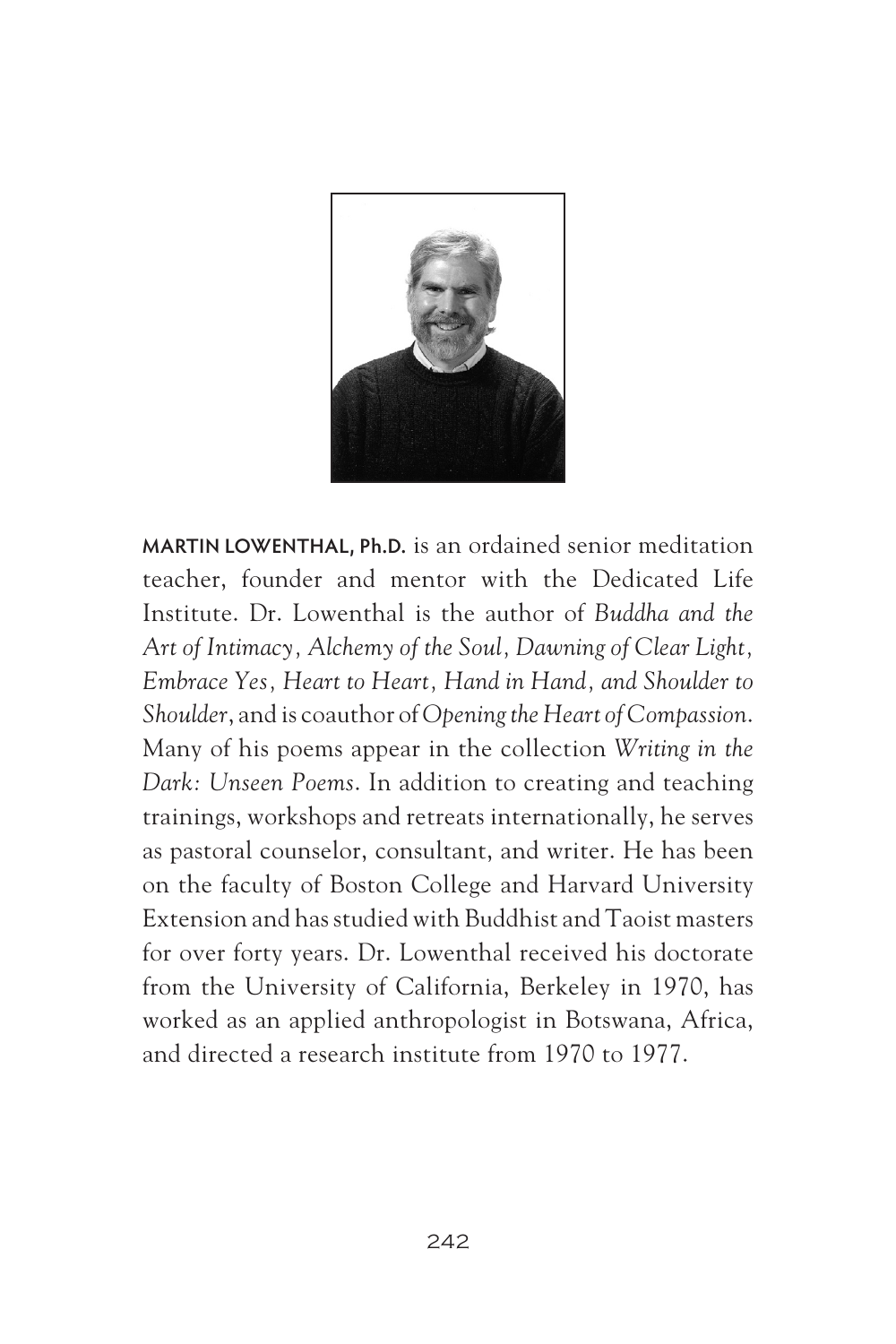**MARTIN LOWENTHAL, Ph.D.** is an ordained senior meditation teacher, founder and mentor with the Dedicated Life Institute. Dr. Lowenthal is the author of *Buddha and the Art of Intimacy*, *Alchemy of the Soul*, *Dawning of Clear Light*, *Embrace Yes*, *Heart to Heart, Hand in Hand, and Shoulder to Shoulder*, and is coauthor of *Opening the Heart of Compassion*. Many of his poems appear in the collection *Writing in the Dark: Unseen Poems*. In addition to creating and teaching trainings, workshops and retreats internationally, he serves as pastoral counselor, consultant, and writer. He has been on the faculty of Boston College and Harvard University Extension and has studied with Buddhist and Taoist masters for over forty years. Dr. Lowenthal received his doctorate from the University of California, Berkeley in 1970, has worked as an applied anthropologist in Botswana, Africa, and directed a research institute from 1970 to 1977.